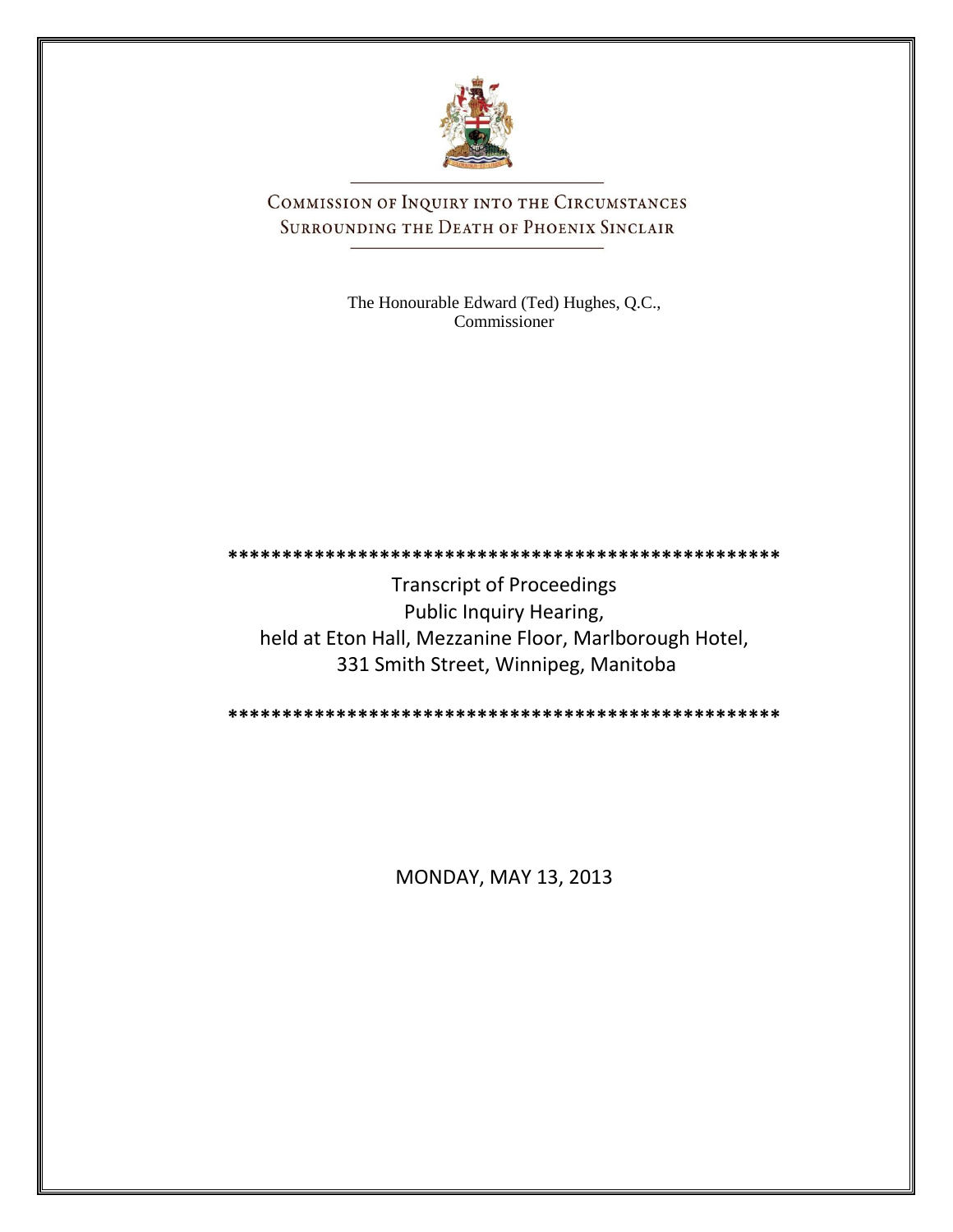# COMMISSION OF INQUIRY INTO THE CIRCUMSTANCES SURROUNDING THE DEATH OF PHOENIX SINCLAIR

The Honourable Edward (Ted) Hughes, Q.C.,
Commissioner

\*\*\*\*\*\*\*\*\*\*\*\*\*\*\*\*\*\*\*\*\*\*\*\*\*\*\*\*\*\*\*\*\*\*\*\*\*\*\*\*\*\*\*\*\*\*\*\*\*\*\*\*

Transcript of Proceedings
Public Inquiry Hearing,
held at Eton Hall, Mezzanine Floor, Marlborough Hotel,
331 Smith Street, Winnipeg, Manitoba

\*\*\*\*\*\*\*\*\*\*\*\*\*\*\*\*\*\*\*\*\*\*\*\*\*\*\*\*\*\*\*\*\*\*\*\*\*\*\*\*\*\*\*\*\*\*\*\*\*\*\*\*

MONDAY, MAY 13, 2013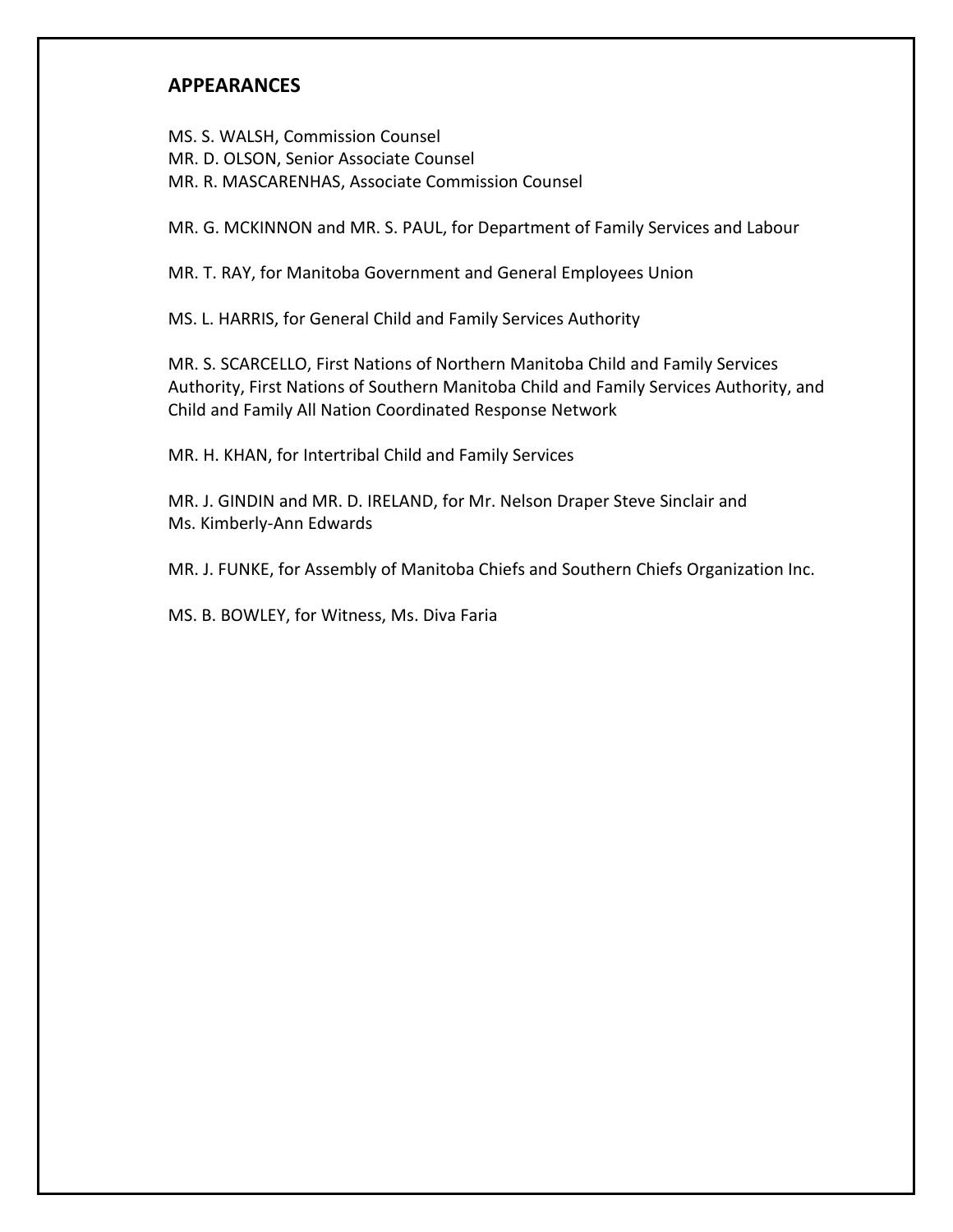## APPEARANCES

MS. S. WALSH, Commission Counsel
MR. D. OLSON, Senior Associate Counsel
MR. R. MASCARENHAS, Associate Commission Counsel

MR. G. MCKINNON and MR. S. PAUL, for Department of Family Services and Labour

MR. T. RAY, for Manitoba Government and General Employees Union

MS. L. HARRIS, for General Child and Family Services Authority

MR. S. SCARCELLO, First Nations of Northern Manitoba Child and Family Services Authority, First Nations of Southern Manitoba Child and Family Services Authority, and Child and Family All Nation Coordinated Response Network

MR. H. KHAN, for Intertribal Child and Family Services

MR. J. GINDIN and MR. D. IRELAND, for Mr. Nelson Draper Steve Sinclair and Ms. Kimberly-Ann Edwards

MR. J. FUNKE, for Assembly of Manitoba Chiefs and Southern Chiefs Organization Inc.

MS. B. BOWLEY, for Witness, Ms. Diva Faria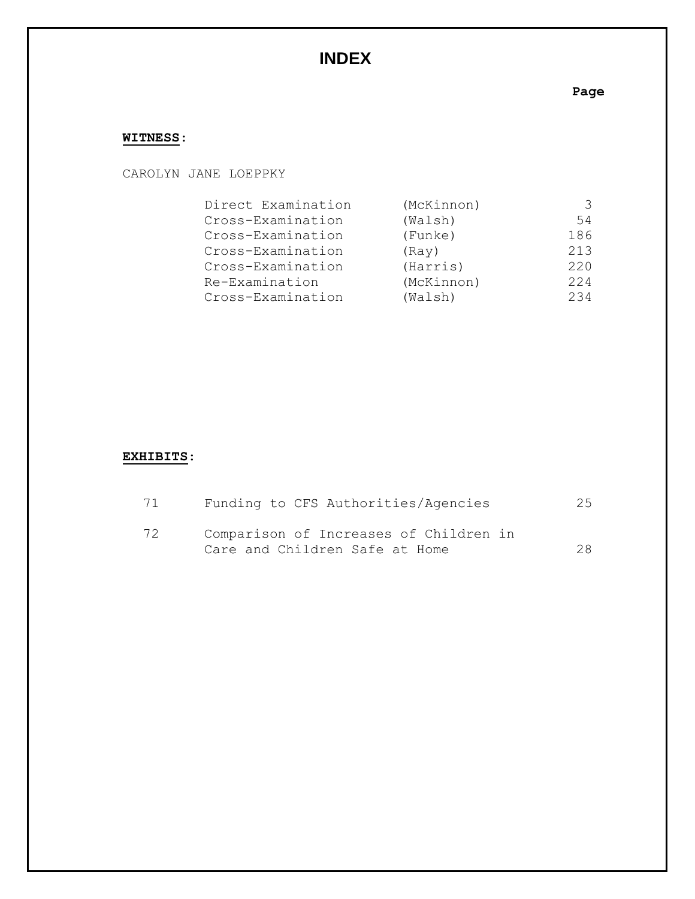# INDEX

**WITNESS:**

CAROLYN JANE LOEPPKY

| | | Page |
|---|---|---|
| Direct Examination | (McKinnon) | 3 |
| Cross-Examination | (Walsh) | 54 |
| Cross-Examination | (Funke) | 186 |
| Cross-Examination | (Ray) | 213 |
| Cross-Examination | (Harris) | 220 |
| Re-Examination | (McKinnon) | 224 |
| Cross-Examination | (Walsh) | 234 |

**EXHIBITS:**

| | | Page |
|---|---|---|
| 71 | Funding to CFS Authorities/Agencies | 25 |
| 72 | Comparison of Increases of Children in Care and Children Safe at Home | 28 |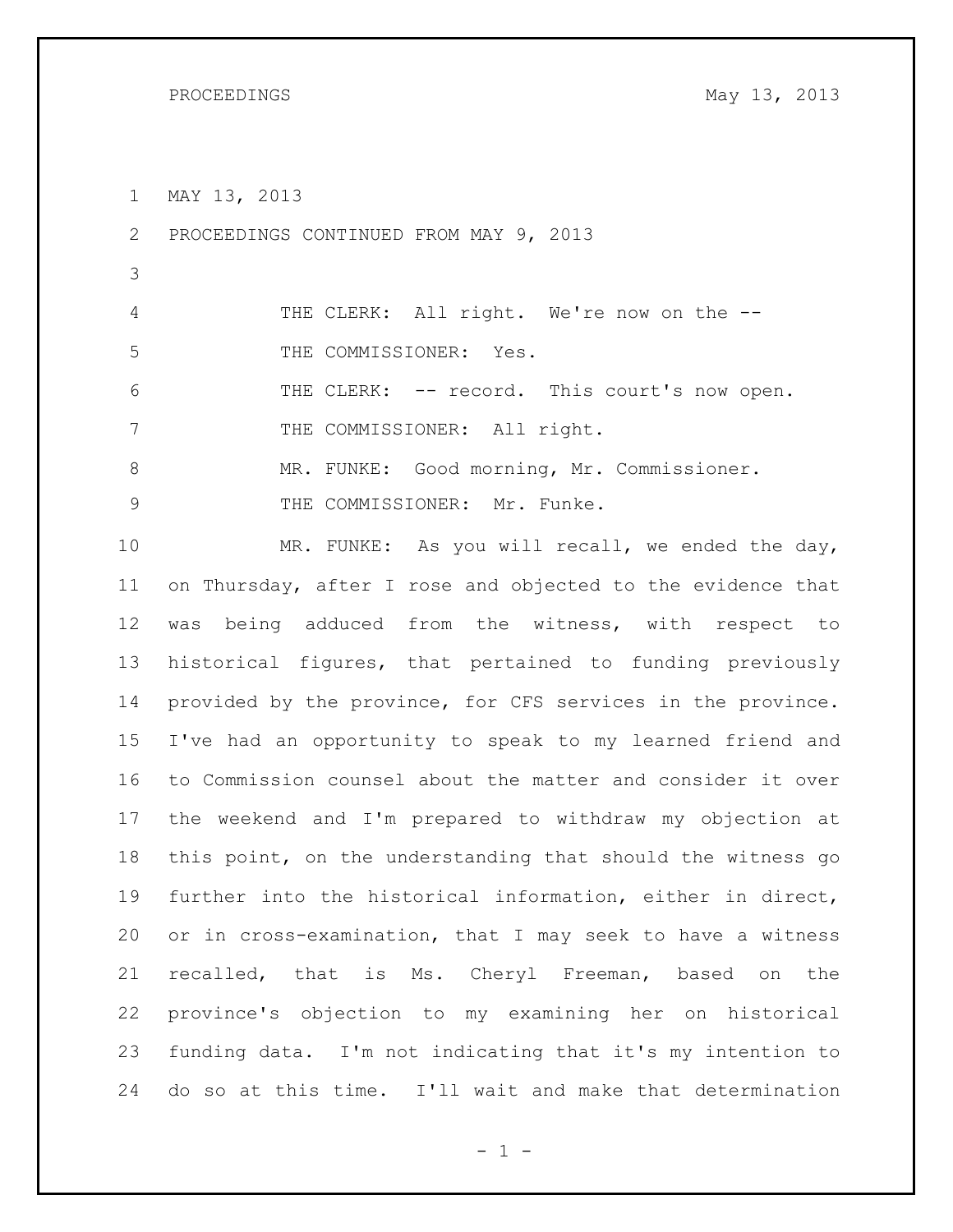MAY 13, 2013

PROCEEDINGS CONTINUED FROM MAY 9, 2013

THE CLERK: All right. We're now on the --

THE COMMISSIONER: Yes.

THE CLERK: -- record. This court's now open.

THE COMMISSIONER: All right.

MR. FUNKE: Good morning, Mr. Commissioner.

THE COMMISSIONER: Mr. Funke.

MR. FUNKE: As you will recall, we ended the day, on Thursday, after I rose and objected to the evidence that was being adduced from the witness, with respect to historical figures, that pertained to funding previously provided by the province, for CFS services in the province. I've had an opportunity to speak to my learned friend and to Commission counsel about the matter and consider it over the weekend and I'm prepared to withdraw my objection at this point, on the understanding that should the witness go further into the historical information, either in direct, or in cross-examination, that I may seek to have a witness recalled, that is Ms. Cheryl Freeman, based on the province's objection to my examining her on historical funding data. I'm not indicating that it's my intention to do so at this time. I'll wait and make that determination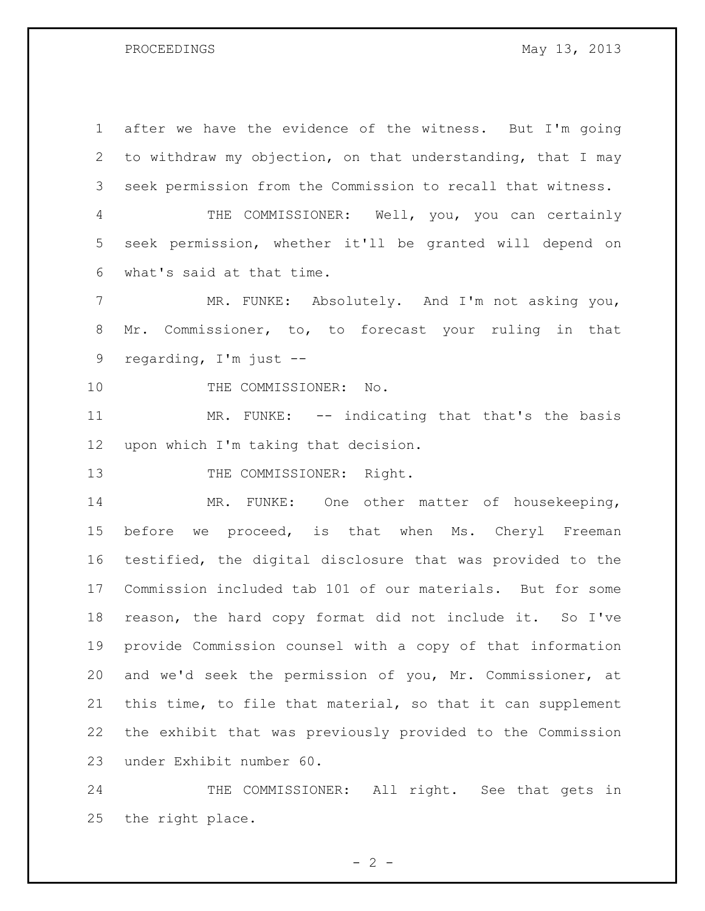after we have the evidence of the witness. But I'm going to withdraw my objection, on that understanding, that I may seek permission from the Commission to recall that witness.

THE COMMISSIONER: Well, you, you can certainly seek permission, whether it'll be granted will depend on what's said at that time.

MR. FUNKE: Absolutely. And I'm not asking you, Mr. Commissioner, to, to forecast your ruling in that regarding, I'm just --

THE COMMISSIONER: No.

MR. FUNKE: -- indicating that that's the basis upon which I'm taking that decision.

THE COMMISSIONER: Right.

MR. FUNKE: One other matter of housekeeping, before we proceed, is that when Ms. Cheryl Freeman testified, the digital disclosure that was provided to the Commission included tab 101 of our materials. But for some reason, the hard copy format did not include it. So I've provide Commission counsel with a copy of that information and we'd seek the permission of you, Mr. Commissioner, at this time, to file that material, so that it can supplement the exhibit that was previously provided to the Commission under Exhibit number 60.

THE COMMISSIONER: All right. See that gets in the right place.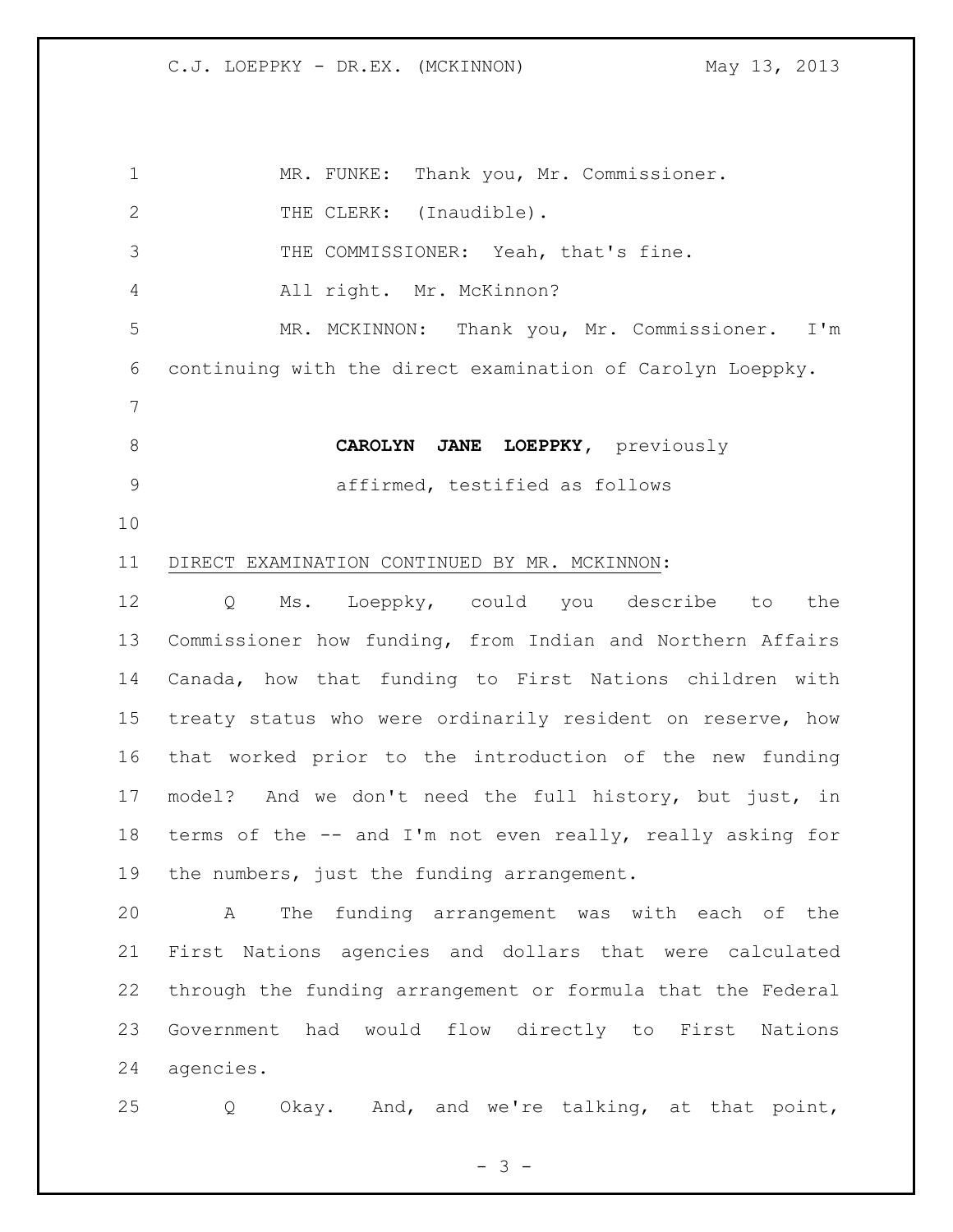MR. FUNKE: Thank you, Mr. Commissioner.

THE CLERK: (Inaudible).

THE COMMISSIONER: Yeah, that's fine.

All right. Mr. McKinnon?

MR. MCKINNON: Thank you, Mr. Commissioner. I'm continuing with the direct examination of Carolyn Loeppky.

**CAROLYN JANE LOEPPKY**, previously affirmed, testified as follows

DIRECT EXAMINATION CONTINUED BY MR. MCKINNON:

Q Ms. Loeppky, could you describe to the Commissioner how funding, from Indian and Northern Affairs Canada, how that funding to First Nations children with treaty status who were ordinarily resident on reserve, how that worked prior to the introduction of the new funding model? And we don't need the full history, but just, in terms of the -- and I'm not even really, really asking for the numbers, just the funding arrangement.

A The funding arrangement was with each of the First Nations agencies and dollars that were calculated through the funding arrangement or formula that the Federal Government had would flow directly to First Nations agencies.

Q Okay. And, and we're talking, at that point,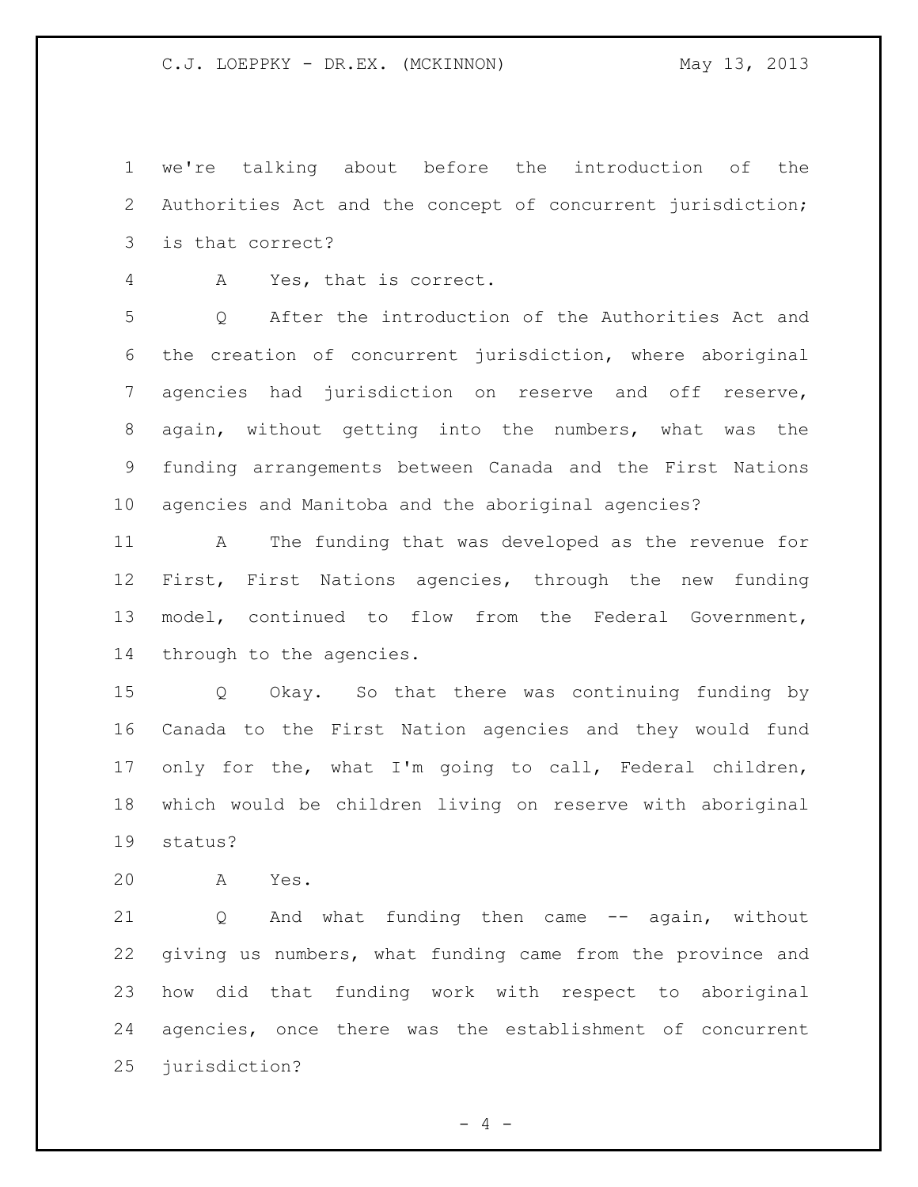we're talking about before the introduction of the Authorities Act and the concept of concurrent jurisdiction; is that correct?

A Yes, that is correct.

Q After the introduction of the Authorities Act and the creation of concurrent jurisdiction, where aboriginal agencies had jurisdiction on reserve and off reserve, again, without getting into the numbers, what was the funding arrangements between Canada and the First Nations agencies and Manitoba and the aboriginal agencies?

A The funding that was developed as the revenue for First, First Nations agencies, through the new funding model, continued to flow from the Federal Government, through to the agencies.

Q Okay. So that there was continuing funding by Canada to the First Nation agencies and they would fund only for the, what I'm going to call, Federal children, which would be children living on reserve with aboriginal status?

A Yes.

Q And what funding then came -- again, without giving us numbers, what funding came from the province and how did that funding work with respect to aboriginal agencies, once there was the establishment of concurrent jurisdiction?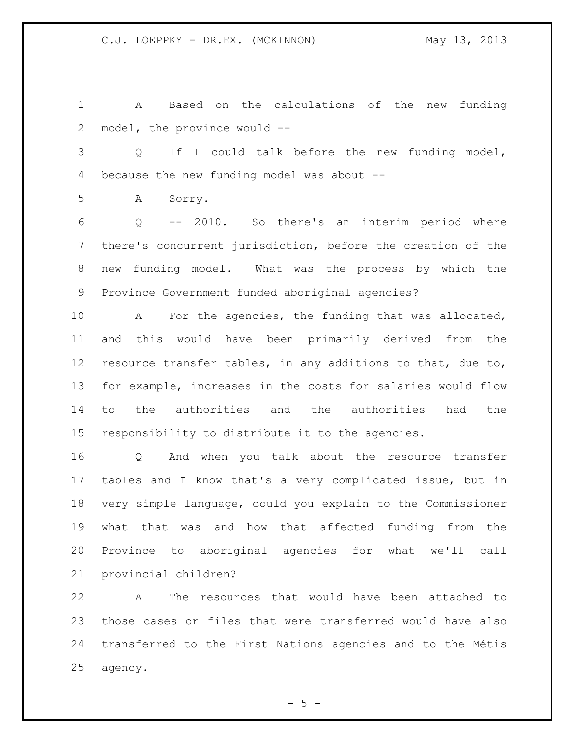A Based on the calculations of the new funding model, the province would --

Q If I could talk before the new funding model, because the new funding model was about --

A Sorry.

Q -- 2010. So there's an interim period where there's concurrent jurisdiction, before the creation of the new funding model. What was the process by which the Province Government funded aboriginal agencies?

A For the agencies, the funding that was allocated, and this would have been primarily derived from the resource transfer tables, in any additions to that, due to, for example, increases in the costs for salaries would flow to the authorities and the authorities had the responsibility to distribute it to the agencies.

Q And when you talk about the resource transfer tables and I know that's a very complicated issue, but in very simple language, could you explain to the Commissioner what that was and how that affected funding from the Province to aboriginal agencies for what we'll call provincial children?

A The resources that would have been attached to those cases or files that were transferred would have also transferred to the First Nations agencies and to the Métis agency.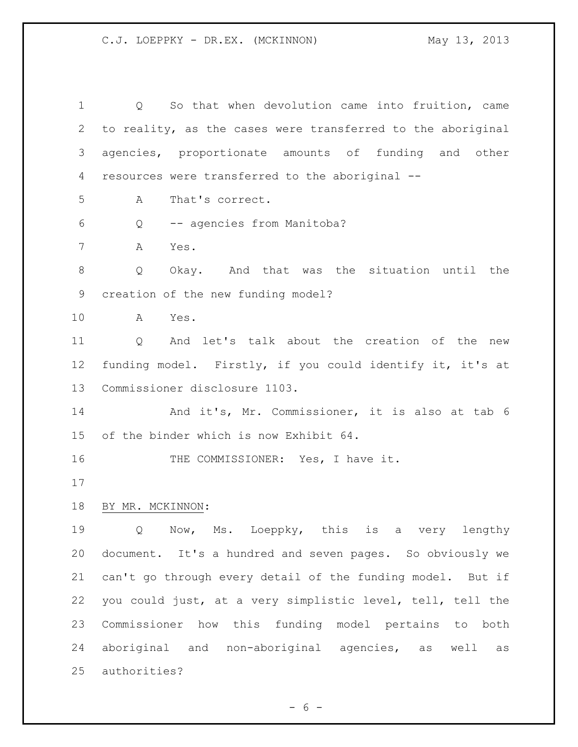Q So that when devolution came into fruition, came to reality, as the cases were transferred to the aboriginal agencies, proportionate amounts of funding and other resources were transferred to the aboriginal --

A That's correct.

Q -- agencies from Manitoba?

A Yes.

Q Okay. And that was the situation until the creation of the new funding model?

A Yes.

Q And let's talk about the creation of the new funding model. Firstly, if you could identify it, it's at Commissioner disclosure 1103.

And it's, Mr. Commissioner, it is also at tab 6 of the binder which is now Exhibit 64.

THE COMMISSIONER: Yes, I have it.

BY MR. MCKINNON:

Q Now, Ms. Loeppky, this is a very lengthy document. It's a hundred and seven pages. So obviously we can't go through every detail of the funding model. But if you could just, at a very simplistic level, tell, tell the Commissioner how this funding model pertains to both aboriginal and non-aboriginal agencies, as well as authorities?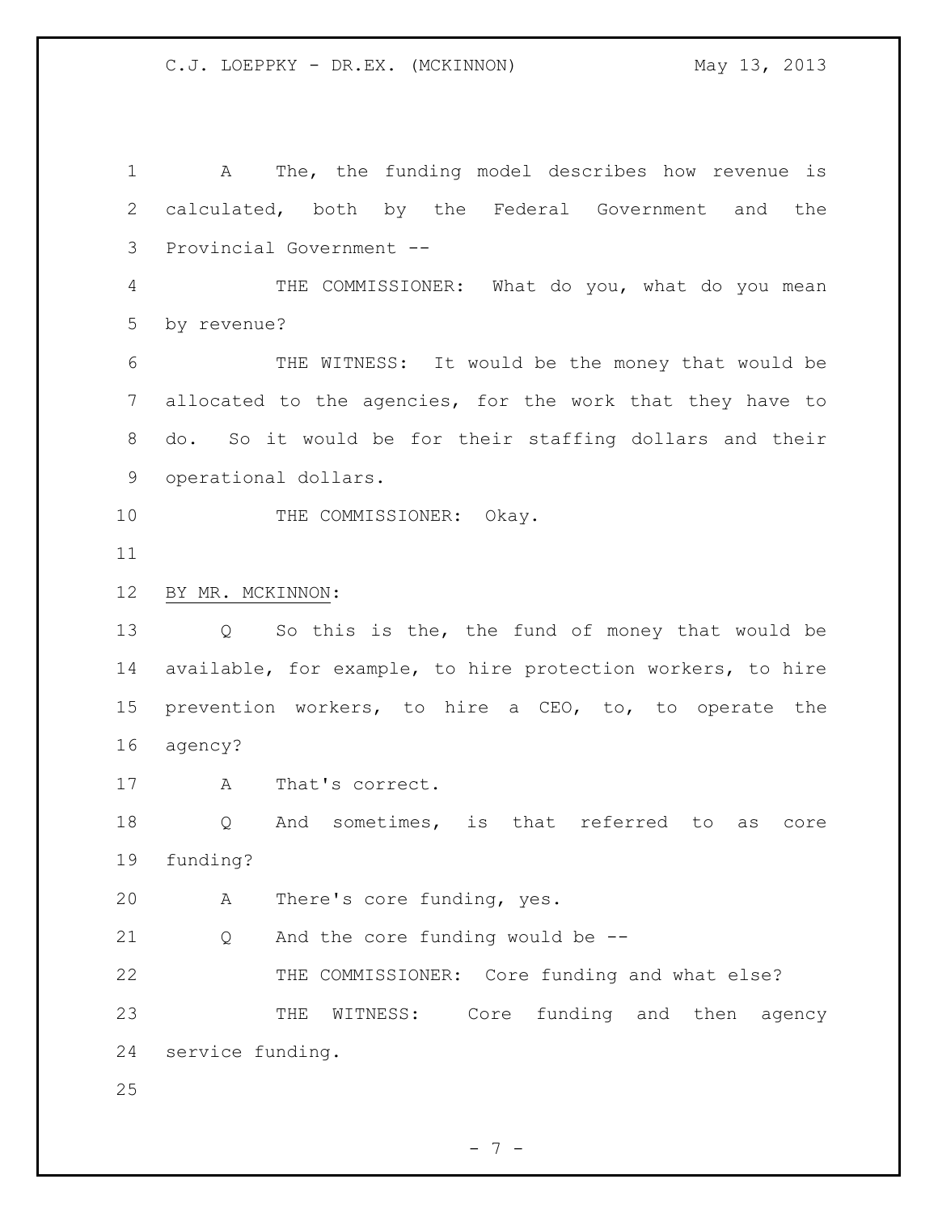A The, the funding model describes how revenue is calculated, both by the Federal Government and the Provincial Government --

THE COMMISSIONER: What do you, what do you mean by revenue?

THE WITNESS: It would be the money that would be allocated to the agencies, for the work that they have to do. So it would be for their staffing dollars and their operational dollars.

THE COMMISSIONER: Okay.

BY MR. MCKINNON:

Q So this is the, the fund of money that would be available, for example, to hire protection workers, to hire prevention workers, to hire a CEO, to, to operate the agency?

A That's correct.

Q And sometimes, is that referred to as core funding?

A There's core funding, yes.

Q And the core funding would be --

THE COMMISSIONER: Core funding and what else?

THE WITNESS: Core funding and then agency service funding.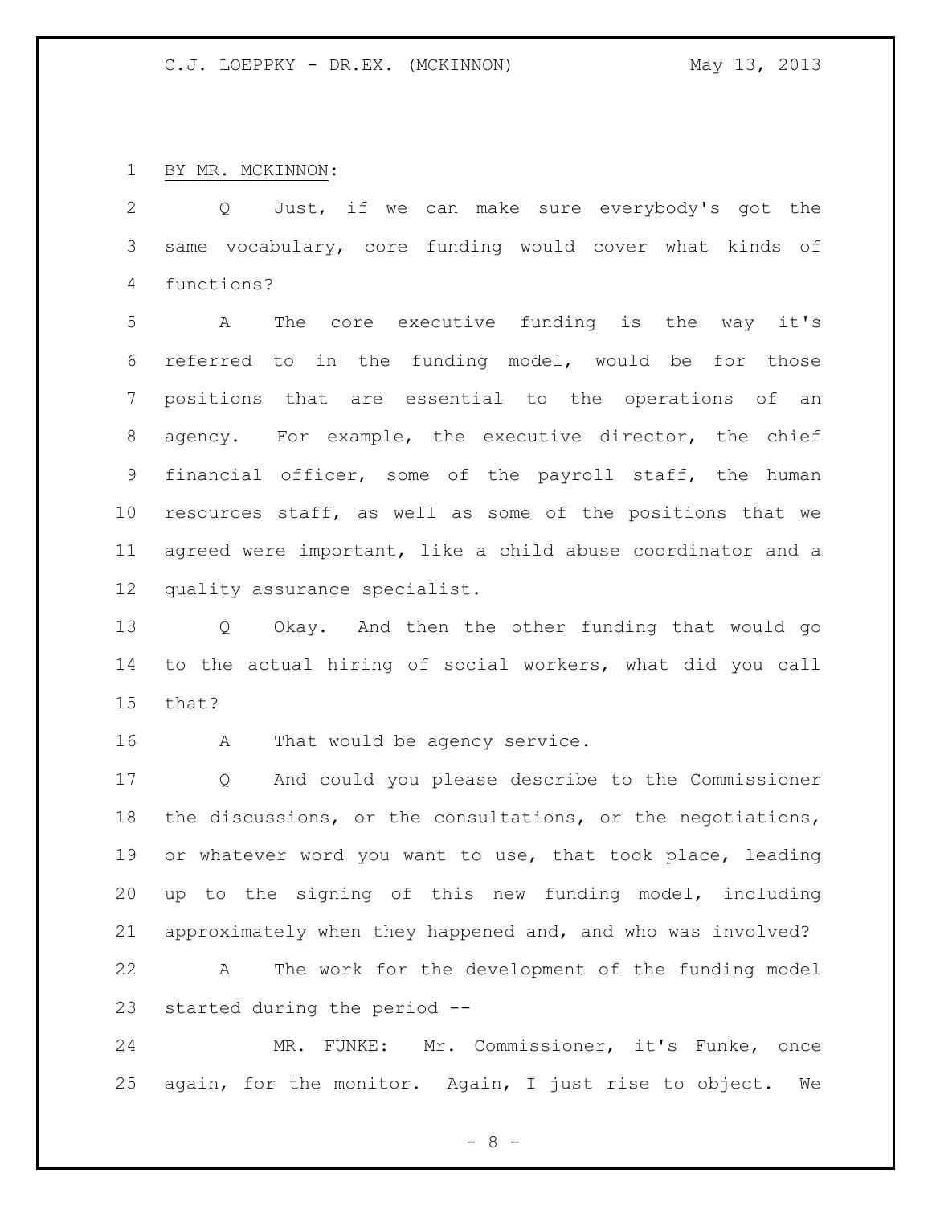BY MR. MCKINNON:

Q Just, if we can make sure everybody's got the same vocabulary, core funding would cover what kinds of functions?

A The core executive funding is the way it's referred to in the funding model, would be for those positions that are essential to the operations of an agency. For example, the executive director, the chief financial officer, some of the payroll staff, the human resources staff, as well as some of the positions that we agreed were important, like a child abuse coordinator and a quality assurance specialist.

Q Okay. And then the other funding that would go to the actual hiring of social workers, what did you call that?

A That would be agency service.

Q And could you please describe to the Commissioner the discussions, or the consultations, or the negotiations, or whatever word you want to use, that took place, leading up to the signing of this new funding model, including approximately when they happened and, and who was involved?

A The work for the development of the funding model started during the period --

MR. FUNKE: Mr. Commissioner, it's Funke, once again, for the monitor. Again, I just rise to object. We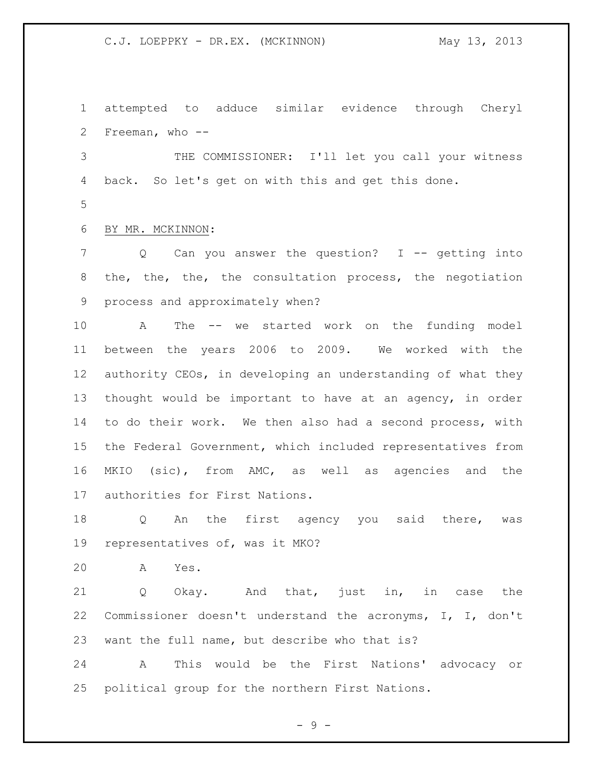1 attempted to adduce similar evidence through Cheryl
2 Freeman, who --

3 THE COMMISSIONER: I'll let you call your witness
4 back. So let's get on with this and get this done.

5

6 BY MR. MCKINNON:

7 Q Can you answer the question? I -- getting into
8 the, the, the, the consultation process, the negotiation
9 process and approximately when?

10 A The -- we started work on the funding model
11 between the years 2006 to 2009. We worked with the
12 authority CEOs, in developing an understanding of what they
13 thought would be important to have at an agency, in order
14 to do their work. We then also had a second process, with
15 the Federal Government, which included representatives from
16 MKIO (sic), from AMC, as well as agencies and the
17 authorities for First Nations.

18 Q An the first agency you said there, was
19 representatives of, was it MKO?

20 A Yes.

21 Q Okay. And that, just in, in case the
22 Commissioner doesn't understand the acronyms, I, I, don't
23 want the full name, but describe who that is?

24 A This would be the First Nations' advocacy or
25 political group for the northern First Nations.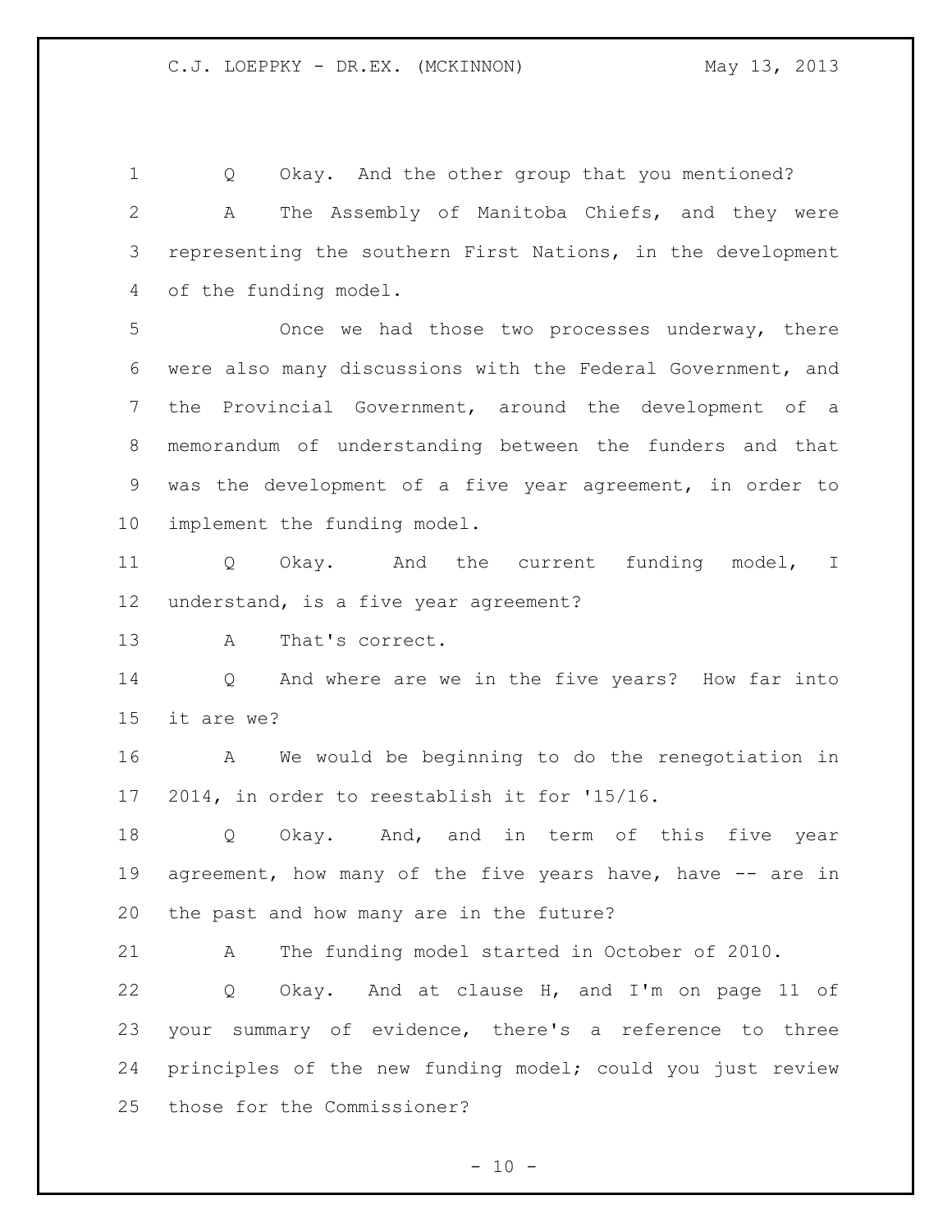Q Okay. And the other group that you mentioned?

A The Assembly of Manitoba Chiefs, and they were representing the southern First Nations, in the development of the funding model.

Once we had those two processes underway, there were also many discussions with the Federal Government, and the Provincial Government, around the development of a memorandum of understanding between the funders and that was the development of a five year agreement, in order to implement the funding model.

Q Okay. And the current funding model, I understand, is a five year agreement?

A That's correct.

Q And where are we in the five years? How far into it are we?

A We would be beginning to do the renegotiation in 2014, in order to reestablish it for '15/16.

Q Okay. And, and in term of this five year agreement, how many of the five years have, have -- are in the past and how many are in the future?

A The funding model started in October of 2010.

Q Okay. And at clause H, and I'm on page 11 of your summary of evidence, there's a reference to three principles of the new funding model; could you just review those for the Commissioner?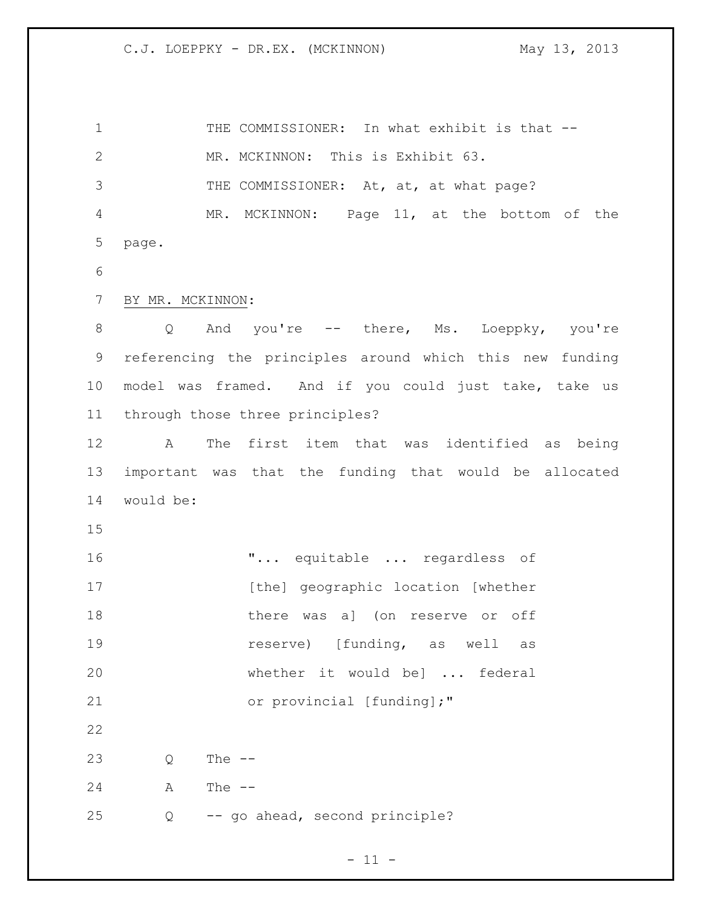THE COMMISSIONER: In what exhibit is that --

MR. MCKINNON: This is Exhibit 63.

THE COMMISSIONER: At, at, at what page?

MR. MCKINNON: Page 11, at the bottom of the page.

BY MR. MCKINNON:

Q And you're -- there, Ms. Loeppky, you're referencing the principles around which this new funding model was framed. And if you could just take, take us through those three principles?

A The first item that was identified as being important was that the funding that would be allocated would be:

> "... equitable ... regardless of [the] geographic location [whether there was a] (on reserve or off reserve) [funding, as well as whether it would be] ... federal or provincial [funding];"

Q The --

A The --

Q -- go ahead, second principle?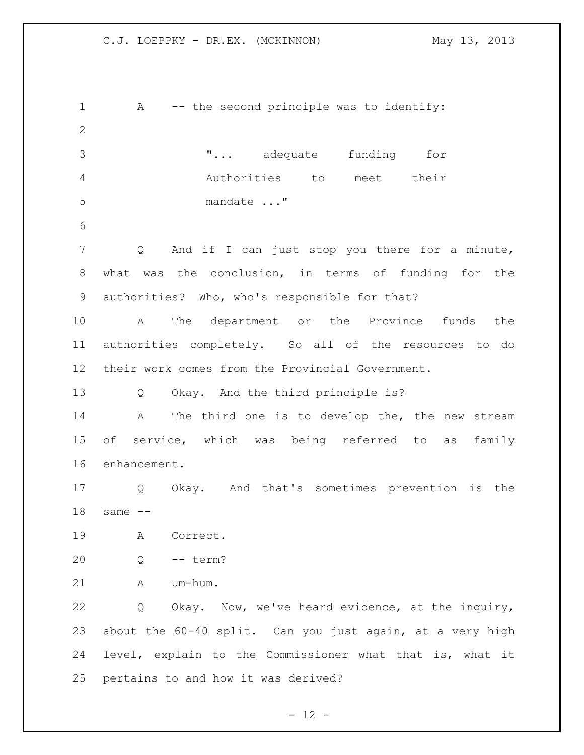A -- the second principle was to identify:

> "... adequate funding for Authorities to meet their mandate ..."

Q And if I can just stop you there for a minute, what was the conclusion, in terms of funding for the authorities? Who, who's responsible for that?

A The department or the Province funds the authorities completely. So all of the resources to do their work comes from the Provincial Government.

Q Okay. And the third principle is?

A The third one is to develop the, the new stream of service, which was being referred to as family enhancement.

Q Okay. And that's sometimes prevention is the same --

A Correct.

Q -- term?

A Um-hum.

Q Okay. Now, we've heard evidence, at the inquiry, about the 60-40 split. Can you just again, at a very high level, explain to the Commissioner what that is, what it pertains to and how it was derived?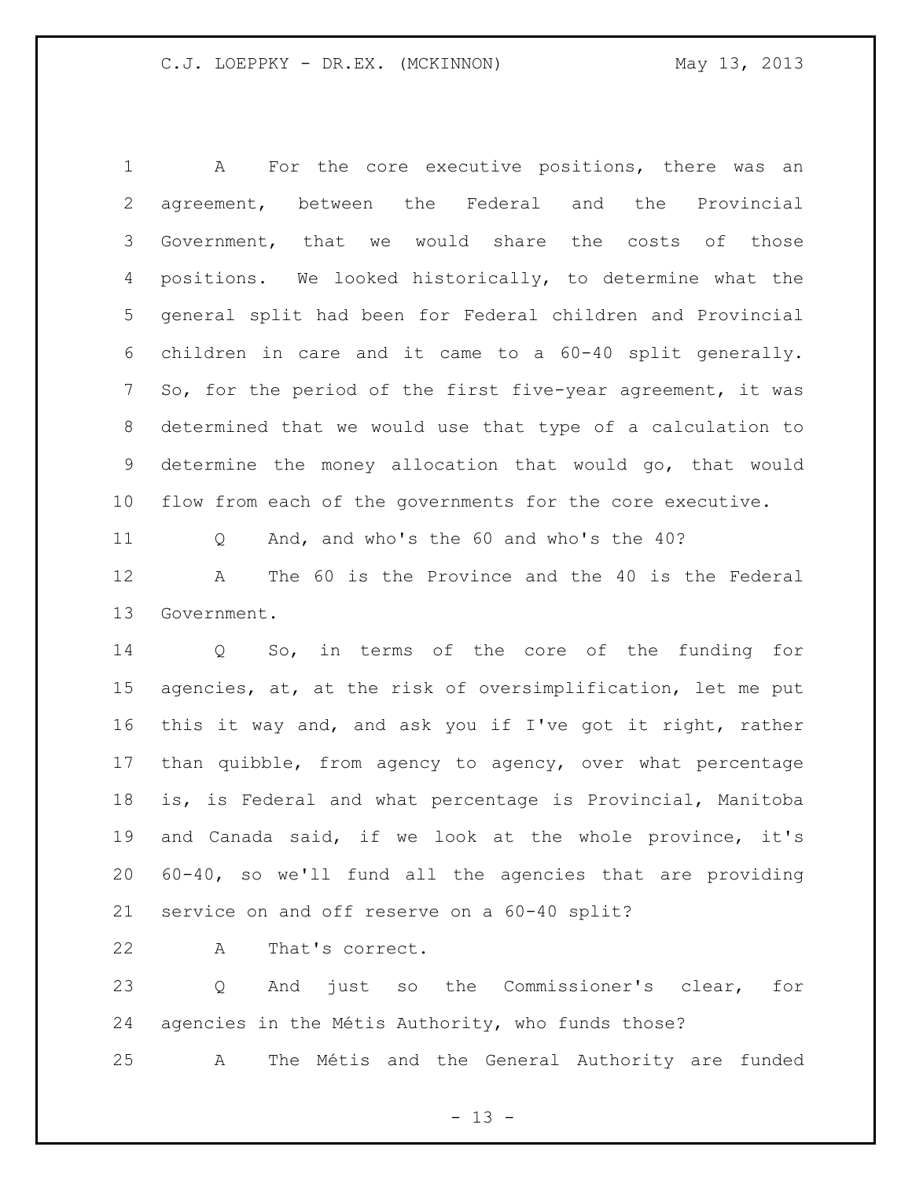A For the core executive positions, there was an agreement, between the Federal and the Provincial Government, that we would share the costs of those positions. We looked historically, to determine what the general split had been for Federal children and Provincial children in care and it came to a 60-40 split generally. So, for the period of the first five-year agreement, it was determined that we would use that type of a calculation to determine the money allocation that would go, that would flow from each of the governments for the core executive.

Q And, and who's the 60 and who's the 40?

A The 60 is the Province and the 40 is the Federal Government.

Q So, in terms of the core of the funding for agencies, at, at the risk of oversimplification, let me put this it way and, and ask you if I've got it right, rather than quibble, from agency to agency, over what percentage is, is Federal and what percentage is Provincial, Manitoba and Canada said, if we look at the whole province, it's 60-40, so we'll fund all the agencies that are providing service on and off reserve on a 60-40 split?

A That's correct.

Q And just so the Commissioner's clear, for agencies in the Métis Authority, who funds those?

A The Métis and the General Authority are funded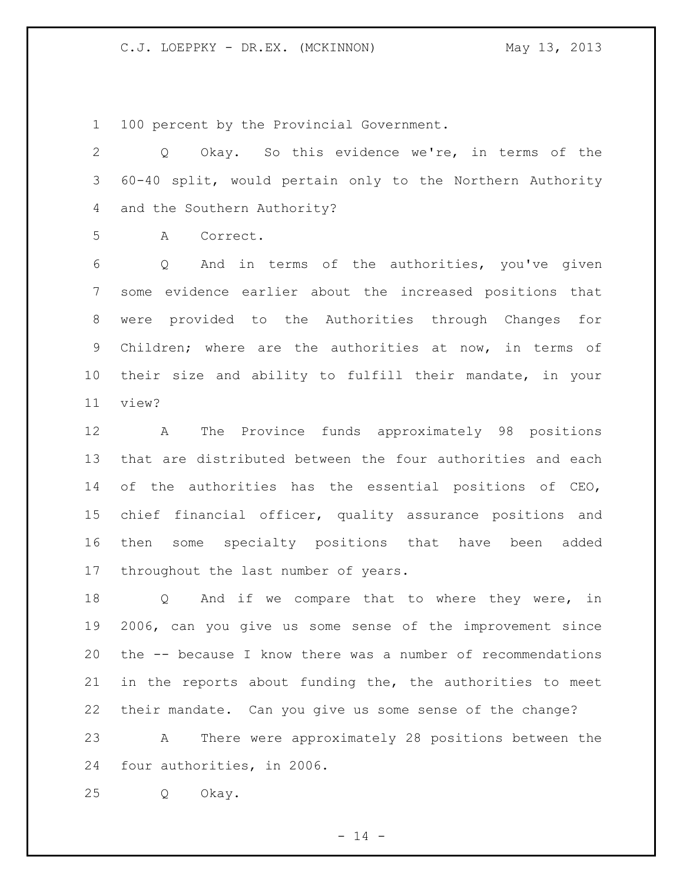100 percent by the Provincial Government.

Q Okay. So this evidence we're, in terms of the 60-40 split, would pertain only to the Northern Authority and the Southern Authority?

A Correct.

Q And in terms of the authorities, you've given some evidence earlier about the increased positions that were provided to the Authorities through Changes for Children; where are the authorities at now, in terms of their size and ability to fulfill their mandate, in your view?

A The Province funds approximately 98 positions that are distributed between the four authorities and each of the authorities has the essential positions of CEO, chief financial officer, quality assurance positions and then some specialty positions that have been added throughout the last number of years.

Q And if we compare that to where they were, in 2006, can you give us some sense of the improvement since the -- because I know there was a number of recommendations in the reports about funding the, the authorities to meet their mandate. Can you give us some sense of the change?

A There were approximately 28 positions between the four authorities, in 2006.

Q Okay.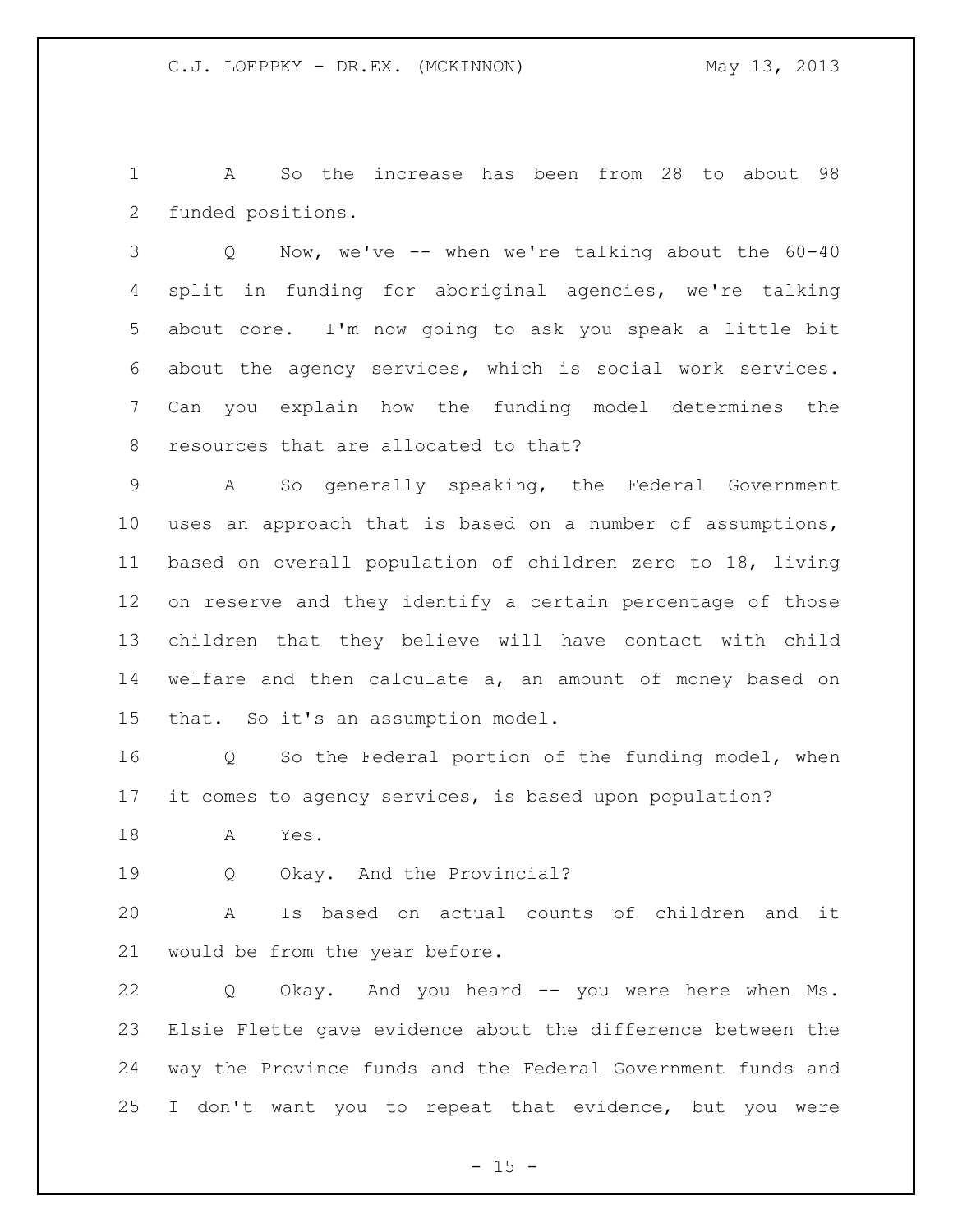A So the increase has been from 28 to about 98 funded positions.

Q Now, we've -- when we're talking about the 60-40 split in funding for aboriginal agencies, we're talking about core. I'm now going to ask you speak a little bit about the agency services, which is social work services. Can you explain how the funding model determines the resources that are allocated to that?

A So generally speaking, the Federal Government uses an approach that is based on a number of assumptions, based on overall population of children zero to 18, living on reserve and they identify a certain percentage of those children that they believe will have contact with child welfare and then calculate a, an amount of money based on that. So it's an assumption model.

Q So the Federal portion of the funding model, when it comes to agency services, is based upon population?

A Yes.

Q Okay. And the Provincial?

A Is based on actual counts of children and it would be from the year before.

Q Okay. And you heard -- you were here when Ms. Elsie Flette gave evidence about the difference between the way the Province funds and the Federal Government funds and I don't want you to repeat that evidence, but you were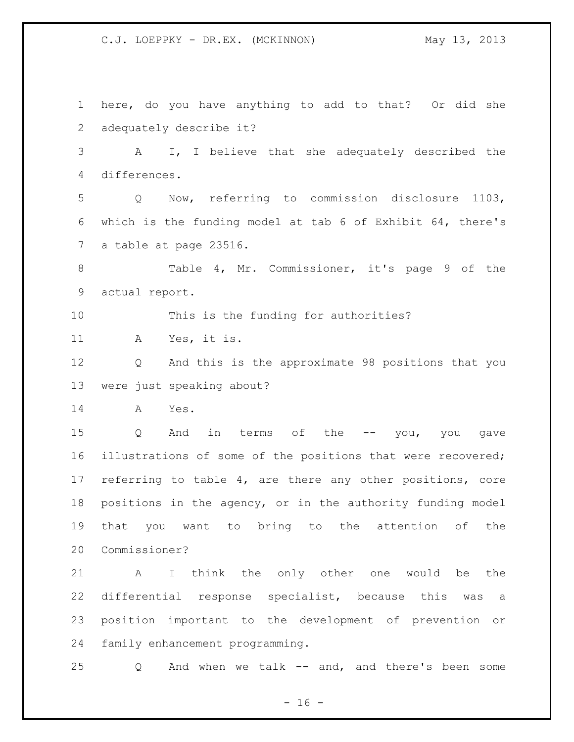here, do you have anything to add to that? Or did she adequately describe it?

A I, I believe that she adequately described the differences.

Q Now, referring to commission disclosure 1103, which is the funding model at tab 6 of Exhibit 64, there's a table at page 23516.

Table 4, Mr. Commissioner, it's page 9 of the actual report.

This is the funding for authorities?

A Yes, it is.

Q And this is the approximate 98 positions that you were just speaking about?

A Yes.

Q And in terms of the -- you, you gave illustrations of some of the positions that were recovered; referring to table 4, are there any other positions, core positions in the agency, or in the authority funding model that you want to bring to the attention of the Commissioner?

A I think the only other one would be the differential response specialist, because this was a position important to the development of prevention or family enhancement programming.

Q And when we talk -- and, and there's been some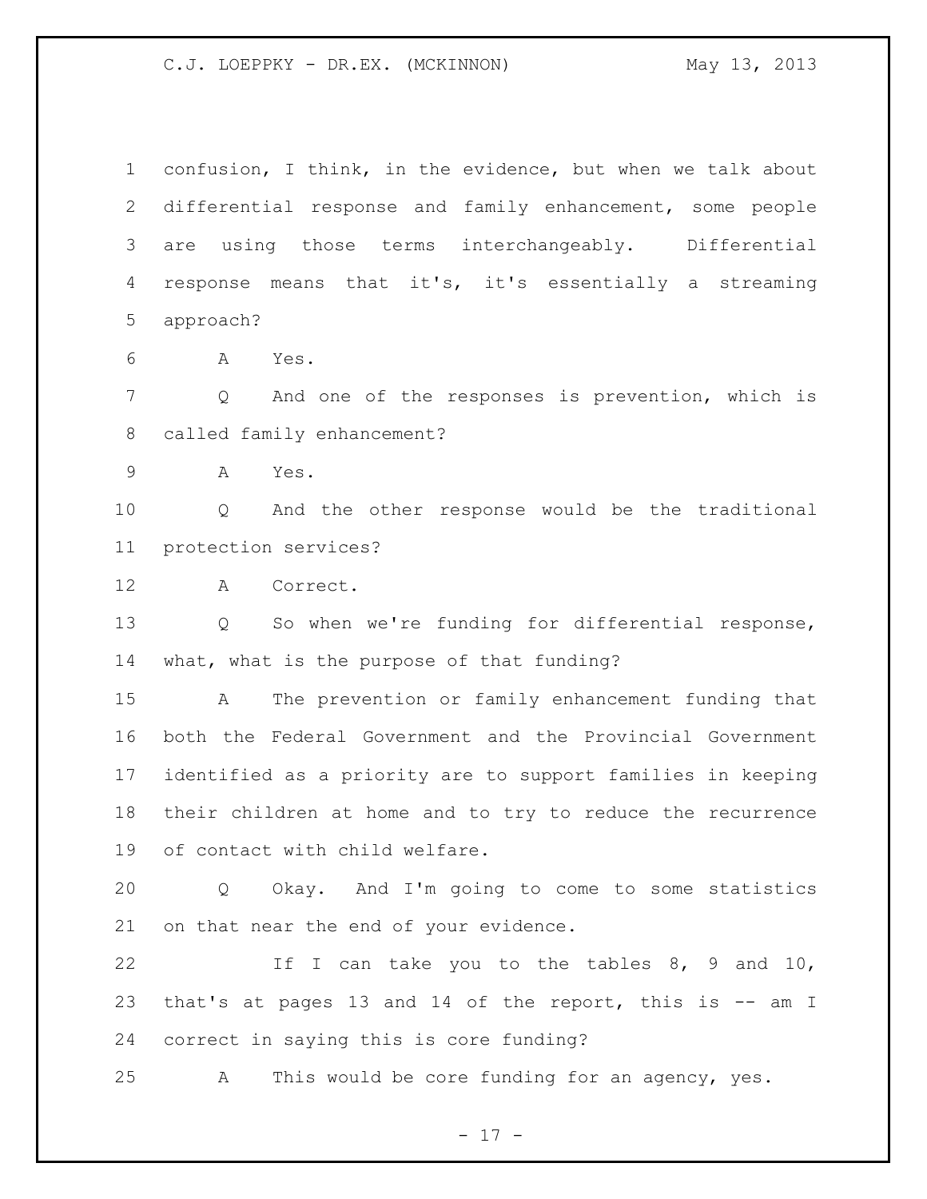confusion, I think, in the evidence, but when we talk about differential response and family enhancement, some people are using those terms interchangeably. Differential response means that it's, it's essentially a streaming approach?

A Yes.

Q And one of the responses is prevention, which is called family enhancement?

A Yes.

Q And the other response would be the traditional protection services?

A Correct.

Q So when we're funding for differential response, what, what is the purpose of that funding?

A The prevention or family enhancement funding that both the Federal Government and the Provincial Government identified as a priority are to support families in keeping their children at home and to try to reduce the recurrence of contact with child welfare.

Q Okay. And I'm going to come to some statistics on that near the end of your evidence.

If I can take you to the tables 8, 9 and 10, that's at pages 13 and 14 of the report, this is -- am I correct in saying this is core funding?

A This would be core funding for an agency, yes.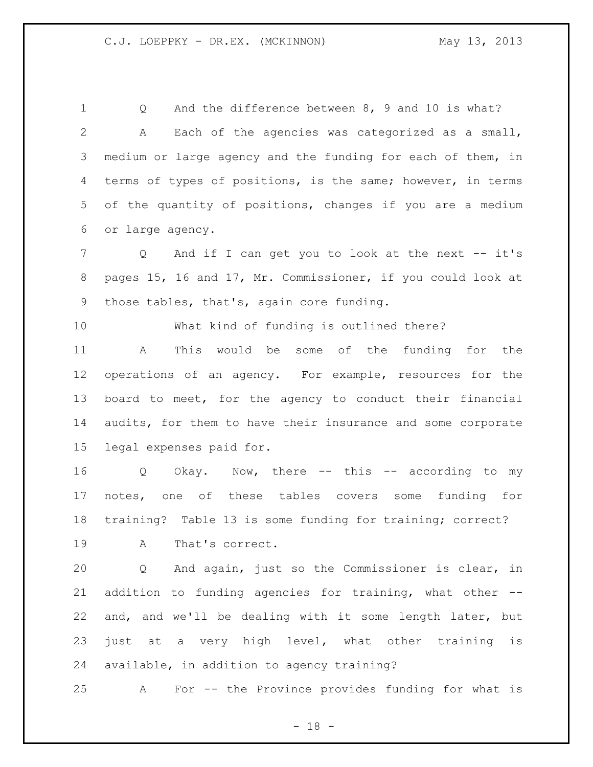Q And the difference between 8, 9 and 10 is what?

A Each of the agencies was categorized as a small, medium or large agency and the funding for each of them, in terms of types of positions, is the same; however, in terms of the quantity of positions, changes if you are a medium or large agency.

Q And if I can get you to look at the next -- it's pages 15, 16 and 17, Mr. Commissioner, if you could look at those tables, that's, again core funding.

What kind of funding is outlined there?

A This would be some of the funding for the operations of an agency. For example, resources for the board to meet, for the agency to conduct their financial audits, for them to have their insurance and some corporate legal expenses paid for.

Q Okay. Now, there -- this -- according to my notes, one of these tables covers some funding for training? Table 13 is some funding for training; correct?

A That's correct.

Q And again, just so the Commissioner is clear, in addition to funding agencies for training, what other -- and, and we'll be dealing with it some length later, but just at a very high level, what other training is available, in addition to agency training?

A For -- the Province provides funding for what is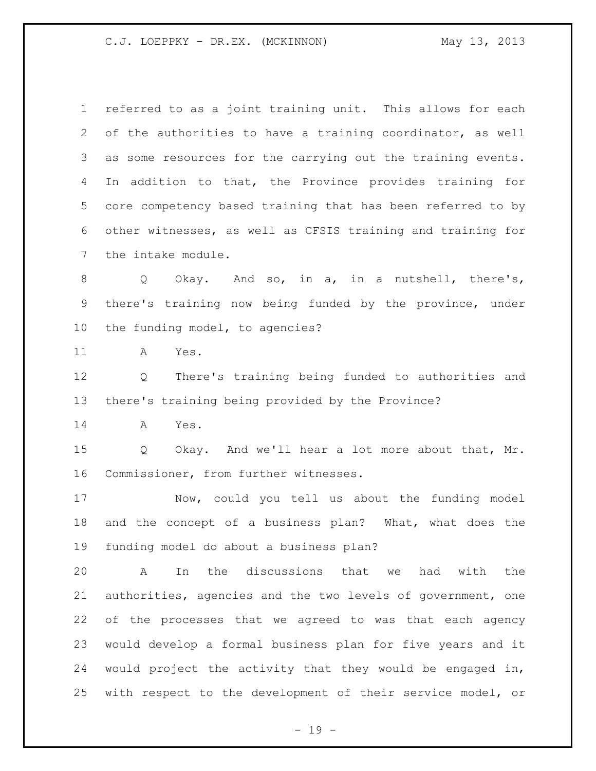referred to as a joint training unit. This allows for each of the authorities to have a training coordinator, as well as some resources for the carrying out the training events. In addition to that, the Province provides training for core competency based training that has been referred to by other witnesses, as well as CFSIS training and training for the intake module.

Q Okay. And so, in a, in a nutshell, there's, there's training now being funded by the province, under the funding model, to agencies?

A Yes.

Q There's training being funded to authorities and there's training being provided by the Province?

A Yes.

Q Okay. And we'll hear a lot more about that, Mr. Commissioner, from further witnesses.

Now, could you tell us about the funding model and the concept of a business plan? What, what does the funding model do about a business plan?

A In the discussions that we had with the authorities, agencies and the two levels of government, one of the processes that we agreed to was that each agency would develop a formal business plan for five years and it would project the activity that they would be engaged in, with respect to the development of their service model, or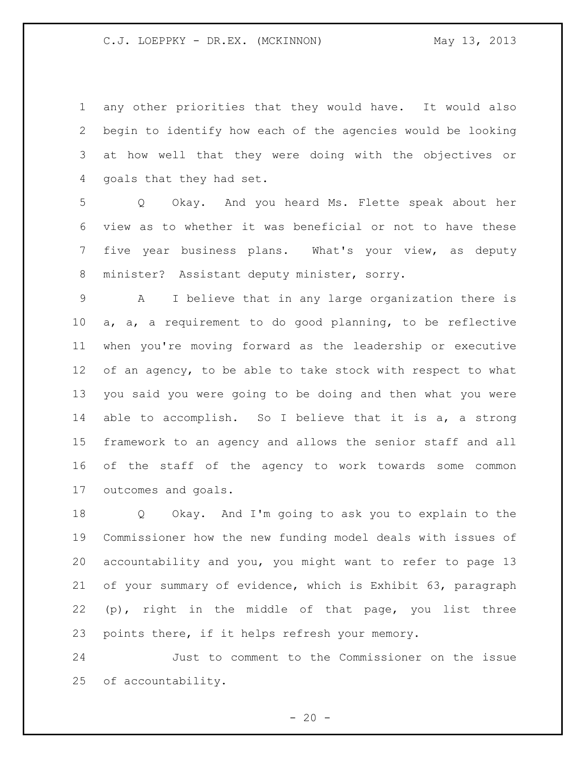any other priorities that they would have. It would also begin to identify how each of the agencies would be looking at how well that they were doing with the objectives or goals that they had set.

Q Okay. And you heard Ms. Flette speak about her view as to whether it was beneficial or not to have these five year business plans. What's your view, as deputy minister? Assistant deputy minister, sorry.

A I believe that in any large organization there is a, a, a requirement to do good planning, to be reflective when you're moving forward as the leadership or executive of an agency, to be able to take stock with respect to what you said you were going to be doing and then what you were able to accomplish. So I believe that it is a, a strong framework to an agency and allows the senior staff and all of the staff of the agency to work towards some common outcomes and goals.

Q Okay. And I'm going to ask you to explain to the Commissioner how the new funding model deals with issues of accountability and you, you might want to refer to page 13 of your summary of evidence, which is Exhibit 63, paragraph (p), right in the middle of that page, you list three points there, if it helps refresh your memory.

Just to comment to the Commissioner on the issue of accountability.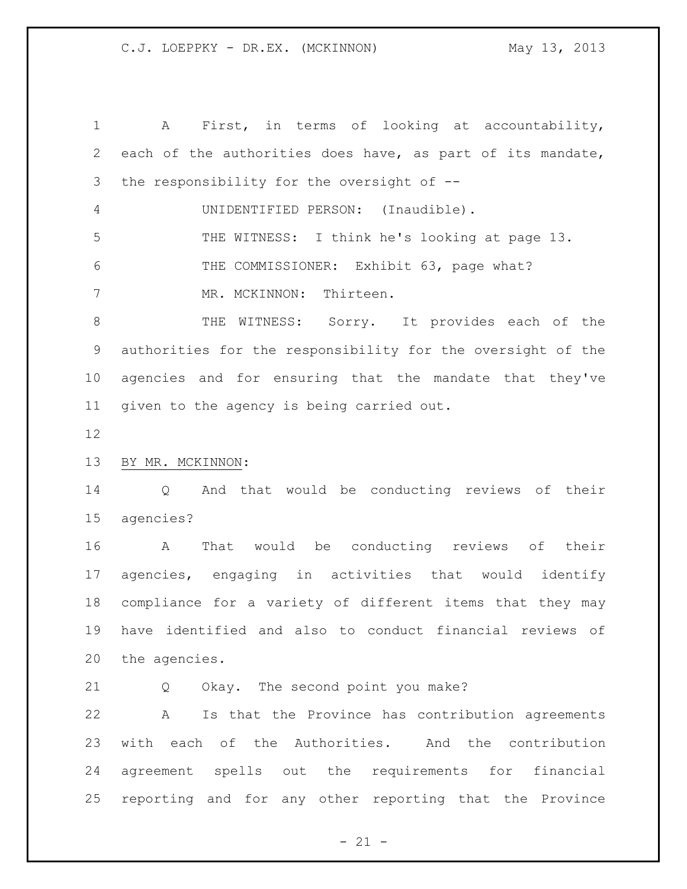A First, in terms of looking at accountability, each of the authorities does have, as part of its mandate, the responsibility for the oversight of --

UNIDENTIFIED PERSON: (Inaudible).

THE WITNESS: I think he's looking at page 13.

THE COMMISSIONER: Exhibit 63, page what?

MR. MCKINNON: Thirteen.

THE WITNESS: Sorry. It provides each of the authorities for the responsibility for the oversight of the agencies and for ensuring that the mandate that they've given to the agency is being carried out.

BY MR. MCKINNON:

Q And that would be conducting reviews of their agencies?

A That would be conducting reviews of their agencies, engaging in activities that would identify compliance for a variety of different items that they may have identified and also to conduct financial reviews of the agencies.

Q Okay. The second point you make?

A Is that the Province has contribution agreements with each of the Authorities. And the contribution agreement spells out the requirements for financial reporting and for any other reporting that the Province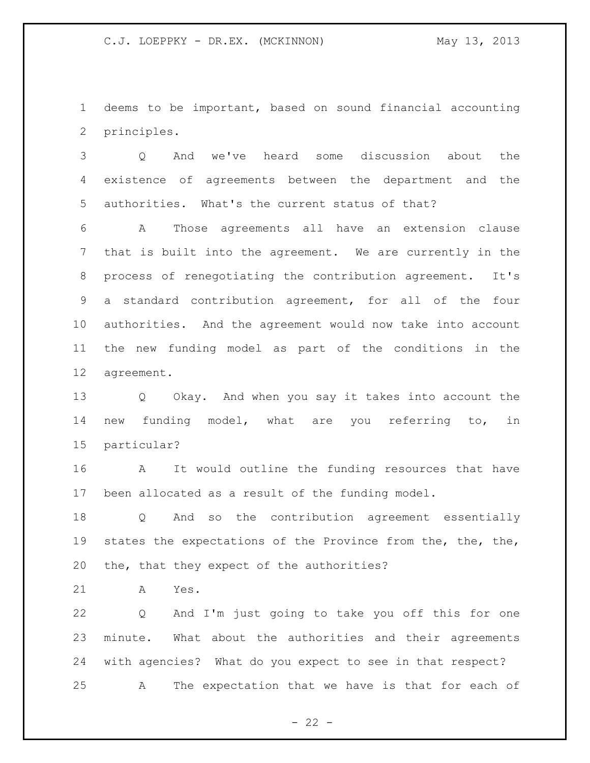deems to be important, based on sound financial accounting principles.

Q And we've heard some discussion about the existence of agreements between the department and the authorities. What's the current status of that?

A Those agreements all have an extension clause that is built into the agreement. We are currently in the process of renegotiating the contribution agreement. It's a standard contribution agreement, for all of the four authorities. And the agreement would now take into account the new funding model as part of the conditions in the agreement.

Q Okay. And when you say it takes into account the new funding model, what are you referring to, in particular?

A It would outline the funding resources that have been allocated as a result of the funding model.

Q And so the contribution agreement essentially states the expectations of the Province from the, the, the, the, that they expect of the authorities?

A Yes.

Q And I'm just going to take you off this for one minute. What about the authorities and their agreements with agencies? What do you expect to see in that respect?

A The expectation that we have is that for each of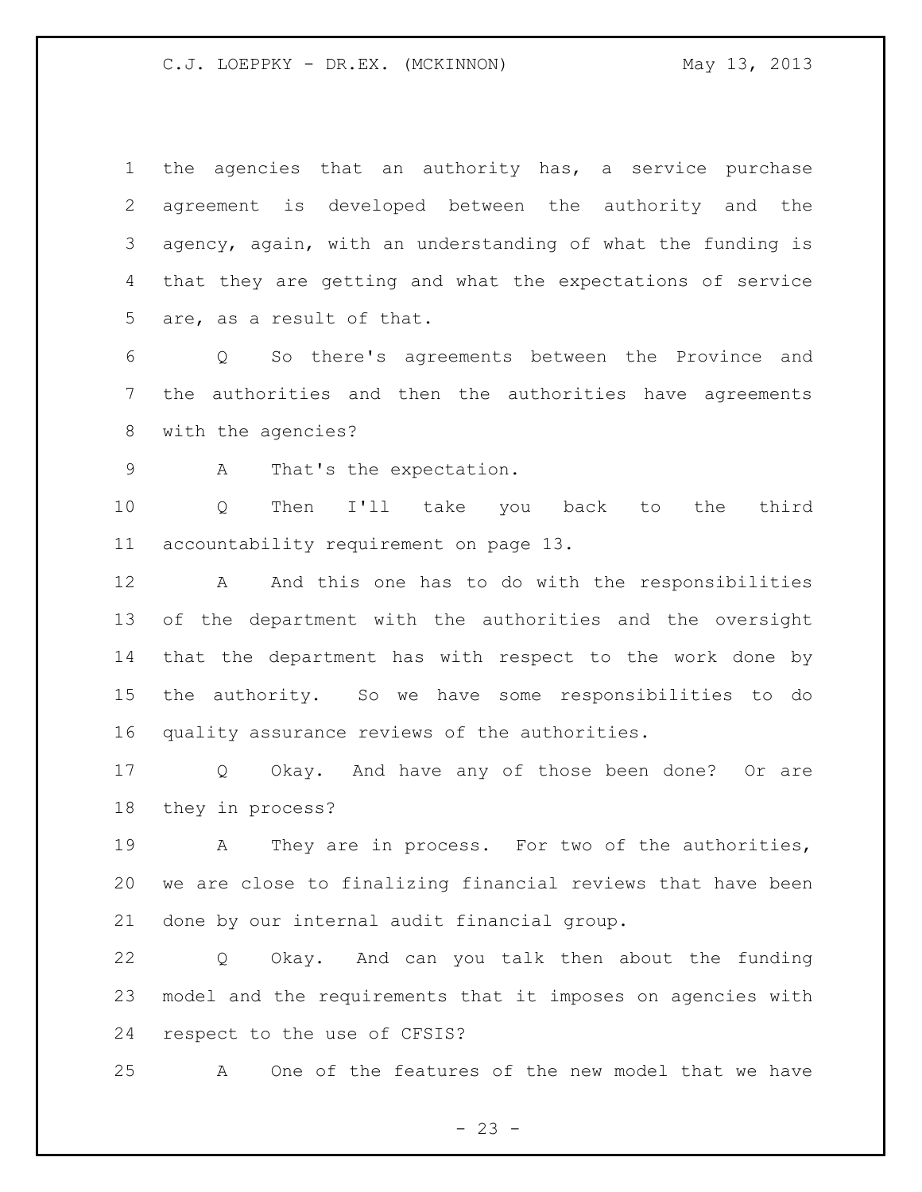the agencies that an authority has, a service purchase agreement is developed between the authority and the agency, again, with an understanding of what the funding is that they are getting and what the expectations of service are, as a result of that.

Q So there's agreements between the Province and the authorities and then the authorities have agreements with the agencies?

A That's the expectation.

Q Then I'll take you back to the third accountability requirement on page 13.

A And this one has to do with the responsibilities of the department with the authorities and the oversight that the department has with respect to the work done by the authority. So we have some responsibilities to do quality assurance reviews of the authorities.

Q Okay. And have any of those been done? Or are they in process?

A They are in process. For two of the authorities, we are close to finalizing financial reviews that have been done by our internal audit financial group.

Q Okay. And can you talk then about the funding model and the requirements that it imposes on agencies with respect to the use of CFSIS?

A One of the features of the new model that we have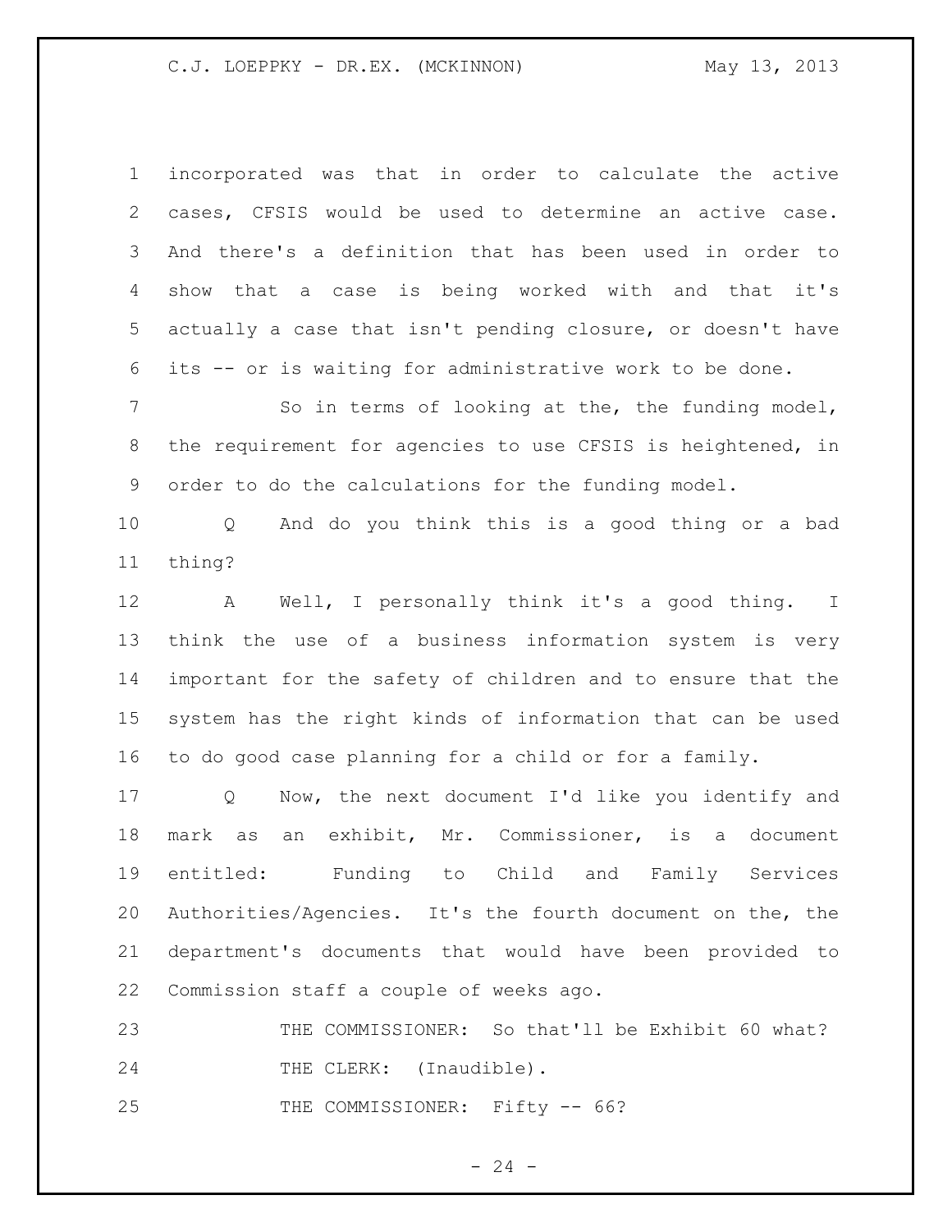incorporated was that in order to calculate the active cases, CFSIS would be used to determine an active case. And there's a definition that has been used in order to show that a case is being worked with and that it's actually a case that isn't pending closure, or doesn't have its -- or is waiting for administrative work to be done.

So in terms of looking at the, the funding model, the requirement for agencies to use CFSIS is heightened, in order to do the calculations for the funding model.

Q And do you think this is a good thing or a bad thing?

A Well, I personally think it's a good thing. I think the use of a business information system is very important for the safety of children and to ensure that the system has the right kinds of information that can be used to do good case planning for a child or for a family.

Q Now, the next document I'd like you identify and mark as an exhibit, Mr. Commissioner, is a document entitled: Funding to Child and Family Services Authorities/Agencies. It's the fourth document on the, the department's documents that would have been provided to Commission staff a couple of weeks ago.

THE COMMISSIONER: So that'll be Exhibit 60 what?

THE CLERK: (Inaudible).

THE COMMISSIONER: Fifty -- 66?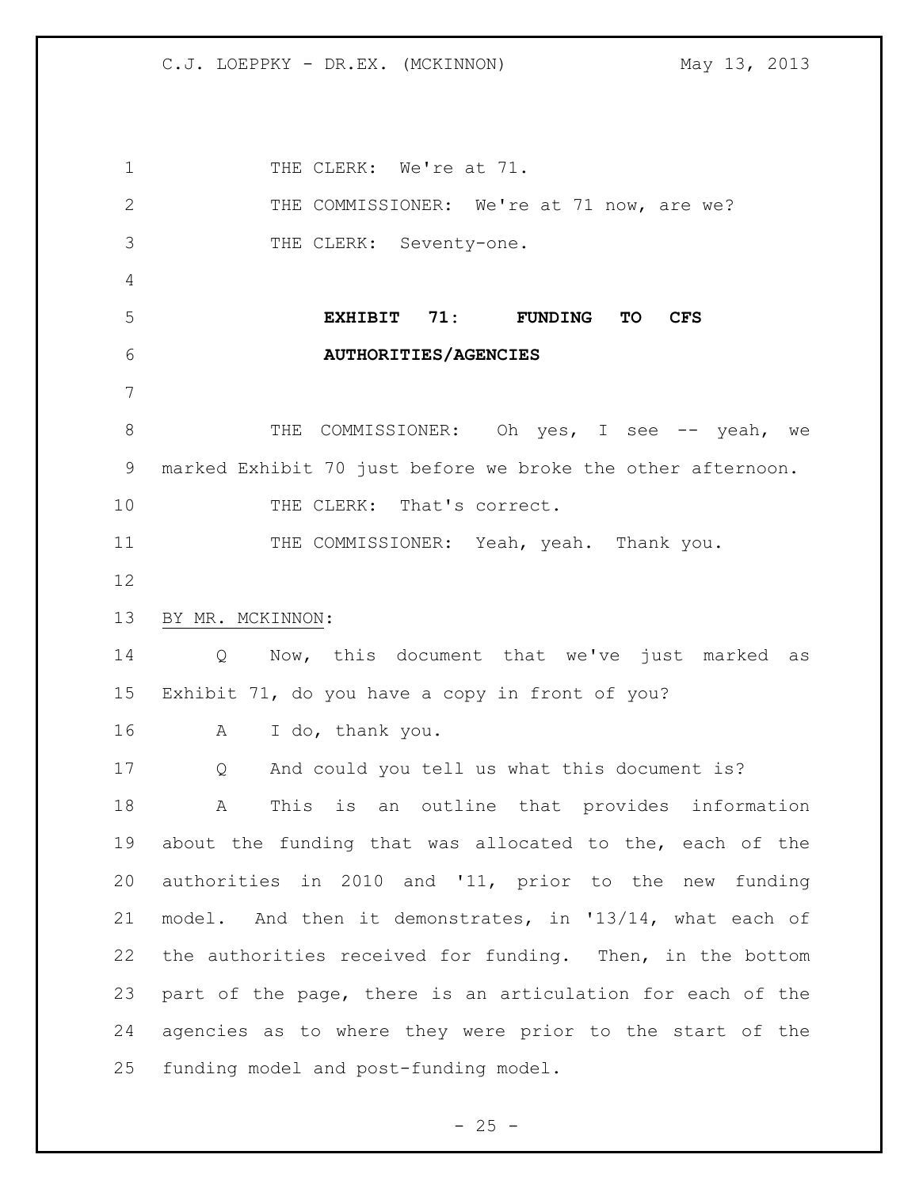THE CLERK: We're at 71.

THE COMMISSIONER: We're at 71 now, are we?

THE CLERK: Seventy-one.

**EXHIBIT 71: FUNDING TO CFS AUTHORITIES/AGENCIES**

THE COMMISSIONER: Oh yes, I see -- yeah, we marked Exhibit 70 just before we broke the other afternoon.

THE CLERK: That's correct.

THE COMMISSIONER: Yeah, yeah. Thank you.

BY MR. MCKINNON:

Q Now, this document that we've just marked as Exhibit 71, do you have a copy in front of you?

A I do, thank you.

Q And could you tell us what this document is?

A This is an outline that provides information about the funding that was allocated to the, each of the authorities in 2010 and '11, prior to the new funding model. And then it demonstrates, in '13/14, what each of the authorities received for funding. Then, in the bottom part of the page, there is an articulation for each of the agencies as to where they were prior to the start of the funding model and post-funding model.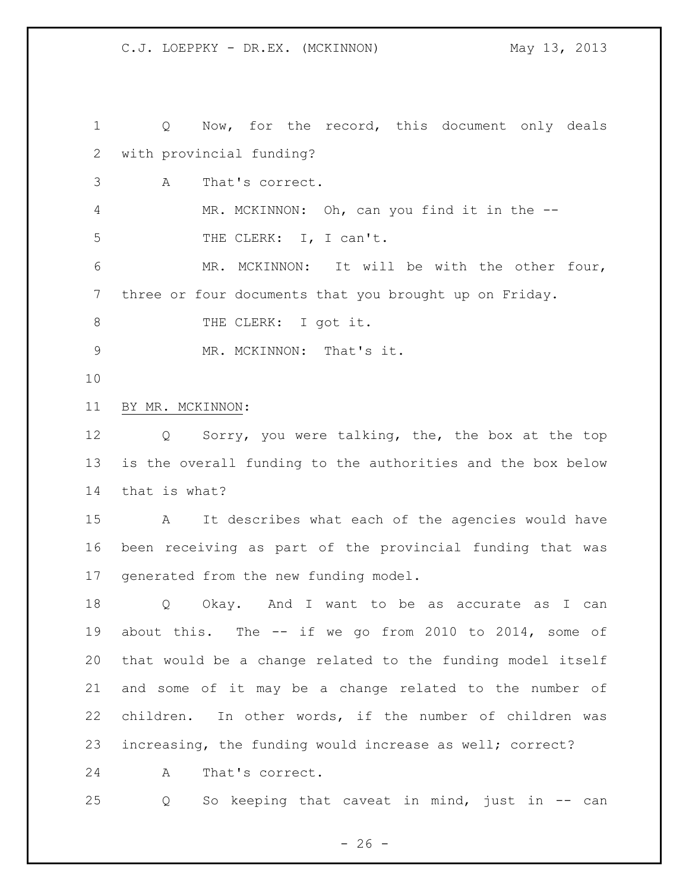Q Now, for the record, this document only deals with provincial funding?

A That's correct.

MR. MCKINNON: Oh, can you find it in the --

THE CLERK: I, I can't.

MR. MCKINNON: It will be with the other four, three or four documents that you brought up on Friday.

THE CLERK: I got it.

MR. MCKINNON: That's it.

BY MR. MCKINNON:

Q Sorry, you were talking, the, the box at the top is the overall funding to the authorities and the box below that is what?

A It describes what each of the agencies would have been receiving as part of the provincial funding that was generated from the new funding model.

Q Okay. And I want to be as accurate as I can about this. The -- if we go from 2010 to 2014, some of that would be a change related to the funding model itself and some of it may be a change related to the number of children. In other words, if the number of children was increasing, the funding would increase as well; correct?

A That's correct.

Q So keeping that caveat in mind, just in -- can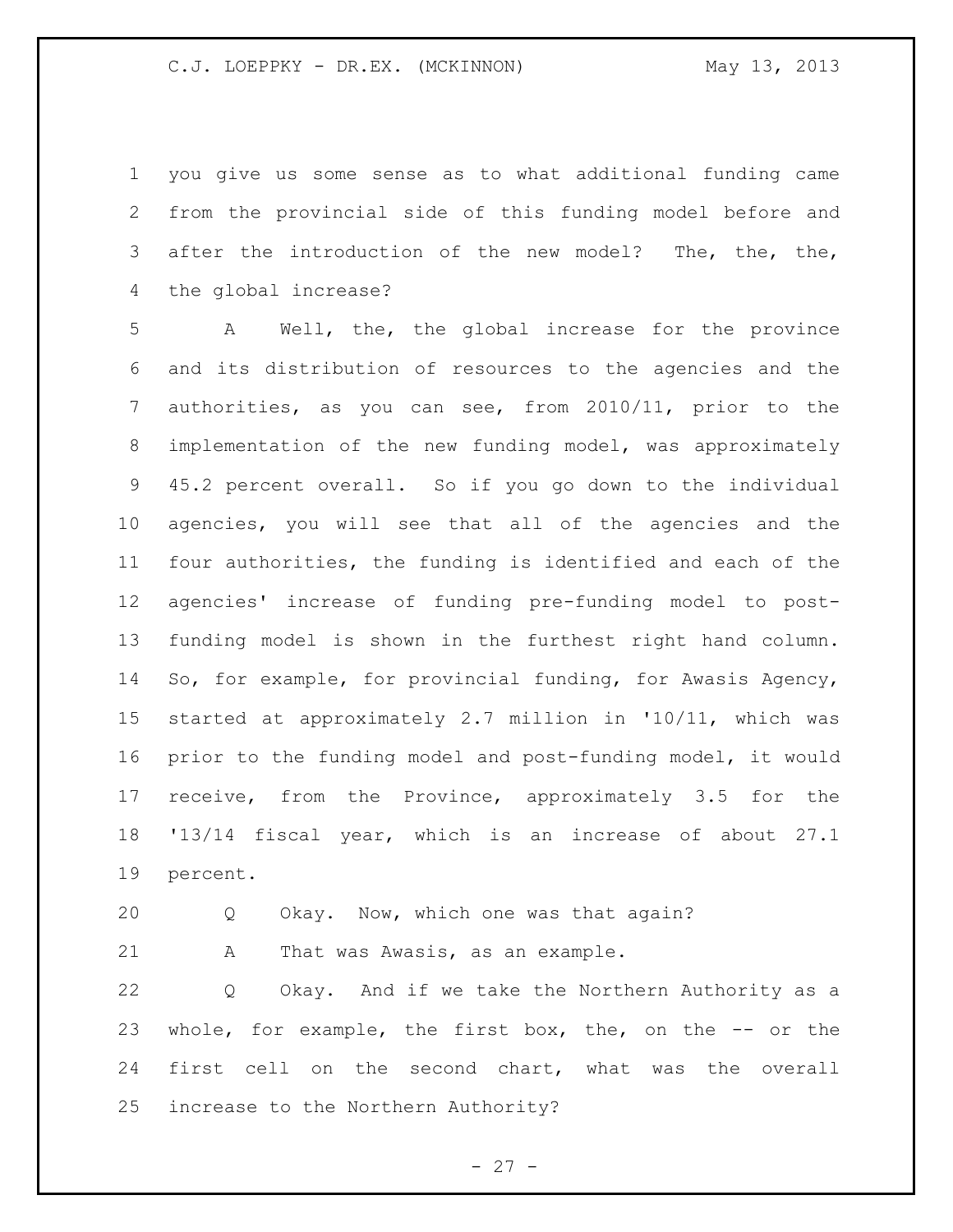you give us some sense as to what additional funding came from the provincial side of this funding model before and after the introduction of the new model? The, the, the, the global increase?

A Well, the, the global increase for the province and its distribution of resources to the agencies and the authorities, as you can see, from 2010/11, prior to the implementation of the new funding model, was approximately 45.2 percent overall. So if you go down to the individual agencies, you will see that all of the agencies and the four authorities, the funding is identified and each of the agencies' increase of funding pre-funding model to post-funding model is shown in the furthest right hand column. So, for example, for provincial funding, for Awasis Agency, started at approximately 2.7 million in '10/11, which was prior to the funding model and post-funding model, it would receive, from the Province, approximately 3.5 for the '13/14 fiscal year, which is an increase of about 27.1 percent.

Q Okay. Now, which one was that again?

A That was Awasis, as an example.

Q Okay. And if we take the Northern Authority as a whole, for example, the first box, the, on the -- or the first cell on the second chart, what was the overall increase to the Northern Authority?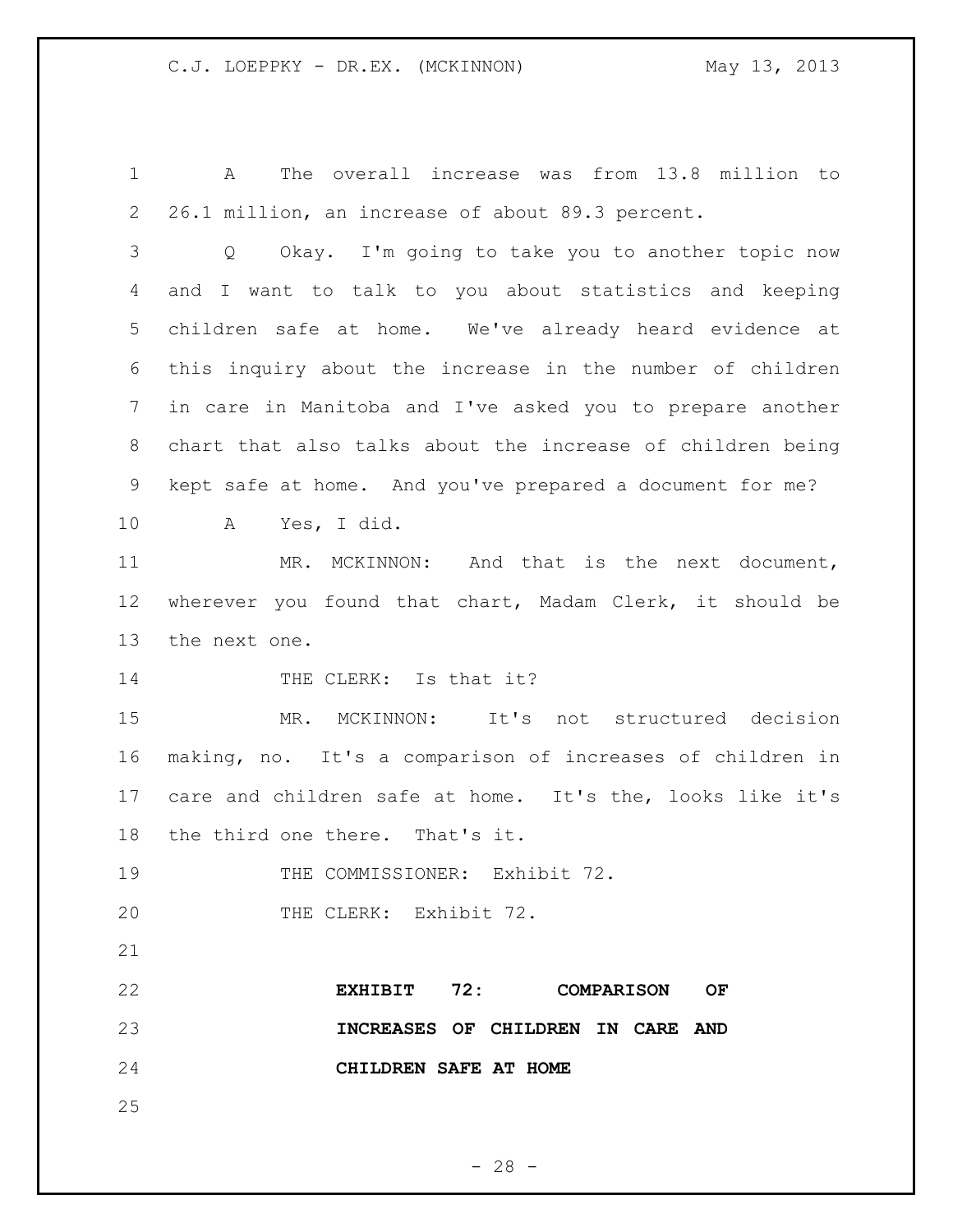A The overall increase was from 13.8 million to 26.1 million, an increase of about 89.3 percent.

Q Okay. I'm going to take you to another topic now and I want to talk to you about statistics and keeping children safe at home. We've already heard evidence at this inquiry about the increase in the number of children in care in Manitoba and I've asked you to prepare another chart that also talks about the increase of children being kept safe at home. And you've prepared a document for me?

A Yes, I did.

MR. MCKINNON: And that is the next document, wherever you found that chart, Madam Clerk, it should be the next one.

THE CLERK: Is that it?

MR. MCKINNON: It's not structured decision making, no. It's a comparison of increases of children in care and children safe at home. It's the, looks like it's the third one there. That's it.

THE COMMISSIONER: Exhibit 72.

THE CLERK: Exhibit 72.

**EXHIBIT 72: COMPARISON OF INCREASES OF CHILDREN IN CARE AND CHILDREN SAFE AT HOME**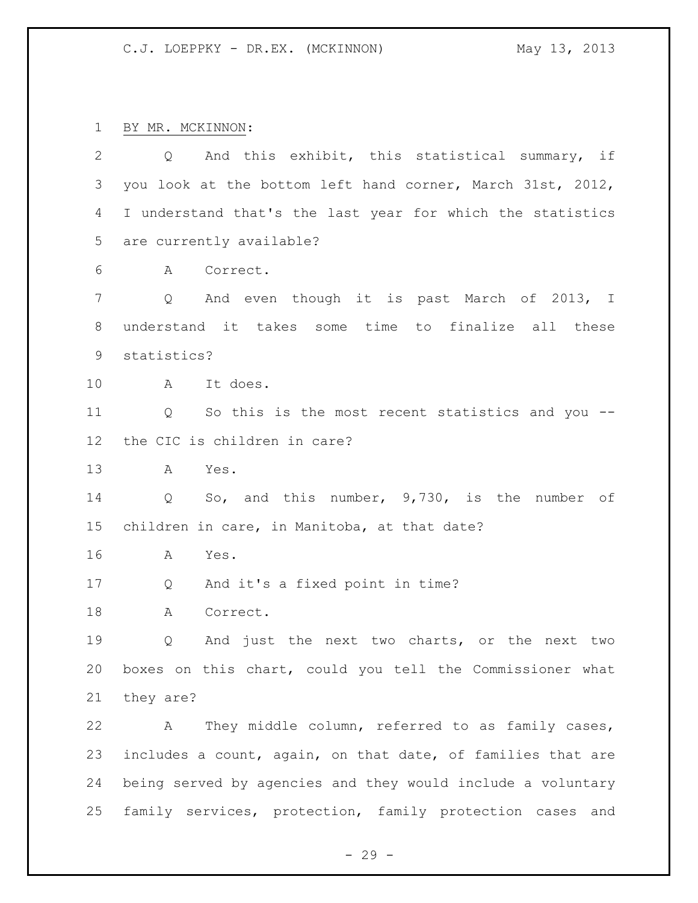BY MR. MCKINNON:

Q And this exhibit, this statistical summary, if you look at the bottom left hand corner, March 31st, 2012, I understand that's the last year for which the statistics are currently available?

A Correct.

Q And even though it is past March of 2013, I understand it takes some time to finalize all these statistics?

A It does.

Q So this is the most recent statistics and you -- the CIC is children in care?

A Yes.

Q So, and this number, 9,730, is the number of children in care, in Manitoba, at that date?

A Yes.

Q And it's a fixed point in time?

A Correct.

Q And just the next two charts, or the next two boxes on this chart, could you tell the Commissioner what they are?

A They middle column, referred to as family cases, includes a count, again, on that date, of families that are being served by agencies and they would include a voluntary family services, protection, family protection cases and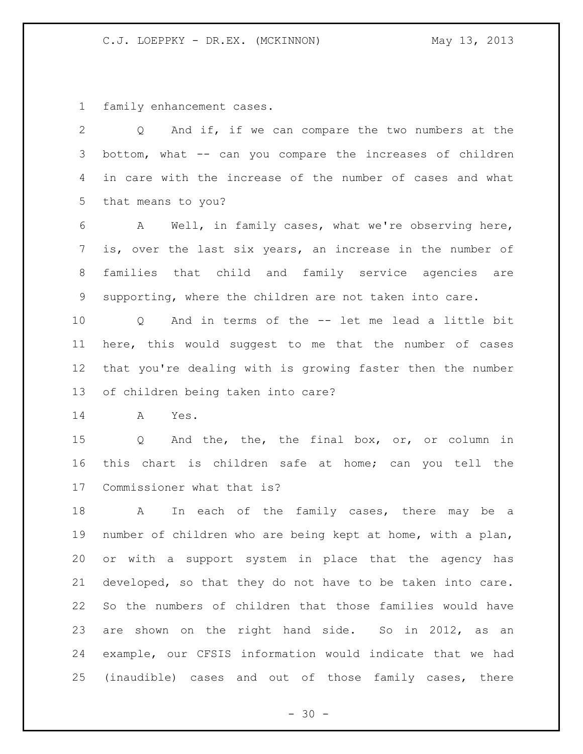family enhancement cases.

Q And if, if we can compare the two numbers at the bottom, what -- can you compare the increases of children in care with the increase of the number of cases and what that means to you?

A Well, in family cases, what we're observing here, is, over the last six years, an increase in the number of families that child and family service agencies are supporting, where the children are not taken into care.

Q And in terms of the -- let me lead a little bit here, this would suggest to me that the number of cases that you're dealing with is growing faster then the number of children being taken into care?

A Yes.

Q And the, the, the final box, or, or column in this chart is children safe at home; can you tell the Commissioner what that is?

A In each of the family cases, there may be a number of children who are being kept at home, with a plan, or with a support system in place that the agency has developed, so that they do not have to be taken into care. So the numbers of children that those families would have are shown on the right hand side. So in 2012, as an example, our CFSIS information would indicate that we had (inaudible) cases and out of those family cases, there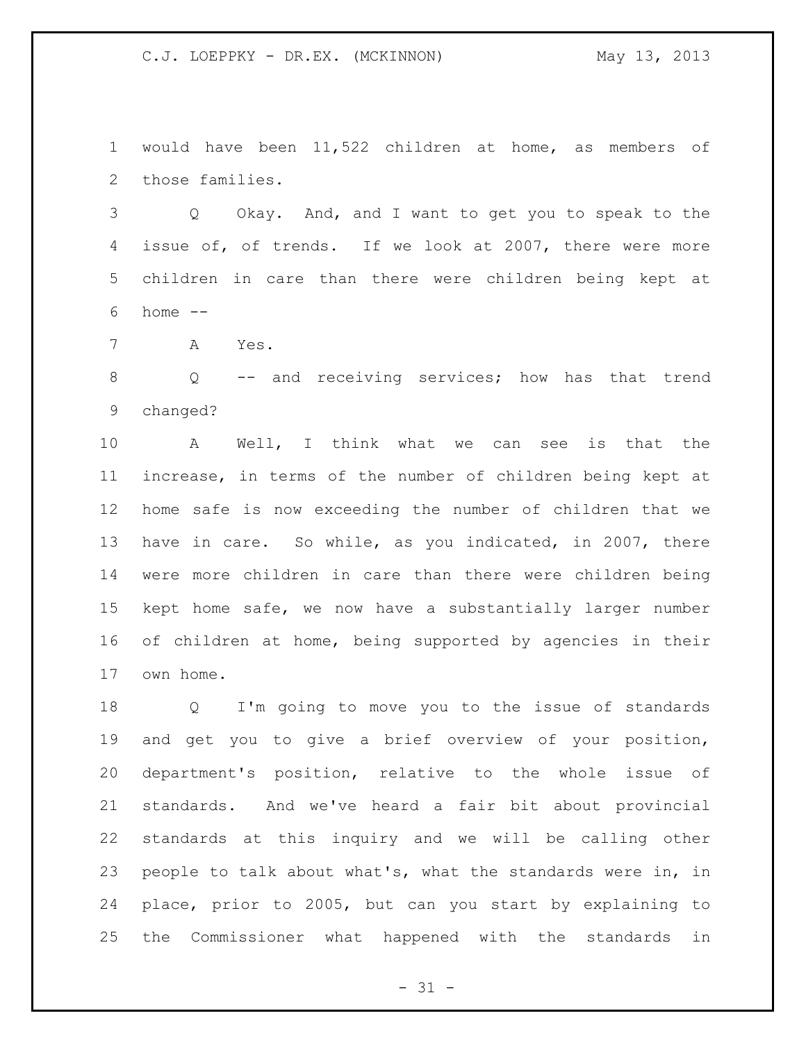would have been 11,522 children at home, as members of those families.

Q Okay. And, and I want to get you to speak to the issue of, of trends. If we look at 2007, there were more children in care than there were children being kept at home --

A Yes.

Q -- and receiving services; how has that trend changed?

A Well, I think what we can see is that the increase, in terms of the number of children being kept at home safe is now exceeding the number of children that we have in care. So while, as you indicated, in 2007, there were more children in care than there were children being kept home safe, we now have a substantially larger number of children at home, being supported by agencies in their own home.

Q I'm going to move you to the issue of standards and get you to give a brief overview of your position, department's position, relative to the whole issue of standards. And we've heard a fair bit about provincial standards at this inquiry and we will be calling other people to talk about what's, what the standards were in, in place, prior to 2005, but can you start by explaining to the Commissioner what happened with the standards in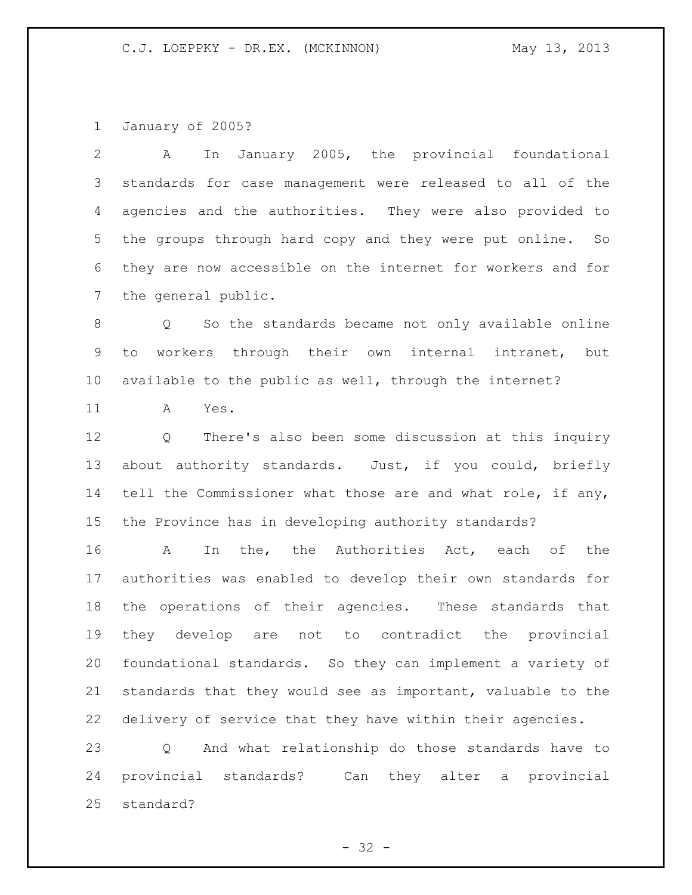January of 2005?

A In January 2005, the provincial foundational standards for case management were released to all of the agencies and the authorities. They were also provided to the groups through hard copy and they were put online. So they are now accessible on the internet for workers and for the general public.

Q So the standards became not only available online to workers through their own internal intranet, but available to the public as well, through the internet?

A Yes.

Q There's also been some discussion at this inquiry about authority standards. Just, if you could, briefly tell the Commissioner what those are and what role, if any, the Province has in developing authority standards?

A In the, the Authorities Act, each of the authorities was enabled to develop their own standards for the operations of their agencies. These standards that they develop are not to contradict the provincial foundational standards. So they can implement a variety of standards that they would see as important, valuable to the delivery of service that they have within their agencies.

Q And what relationship do those standards have to provincial standards? Can they alter a provincial standard?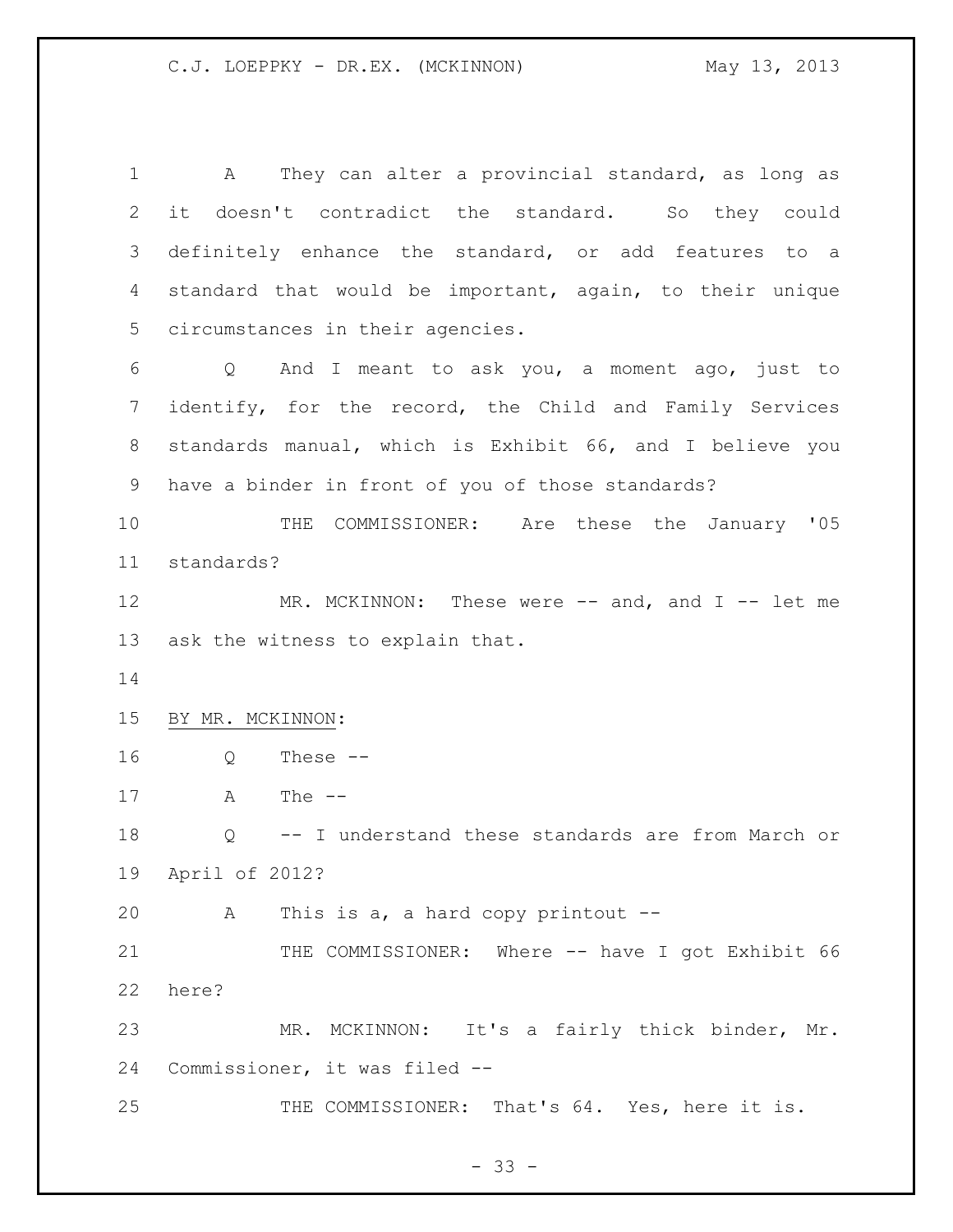A They can alter a provincial standard, as long as it doesn't contradict the standard. So they could definitely enhance the standard, or add features to a standard that would be important, again, to their unique circumstances in their agencies.

Q And I meant to ask you, a moment ago, just to identify, for the record, the Child and Family Services standards manual, which is Exhibit 66, and I believe you have a binder in front of you of those standards?

THE COMMISSIONER: Are these the January '05 standards?

MR. MCKINNON: These were -- and, and I -- let me ask the witness to explain that.

BY MR. MCKINNON:

Q These --

A The --

Q -- I understand these standards are from March or April of 2012?

A This is a, a hard copy printout --

THE COMMISSIONER: Where -- have I got Exhibit 66 here?

MR. MCKINNON: It's a fairly thick binder, Mr. Commissioner, it was filed --

THE COMMISSIONER: That's 64. Yes, here it is.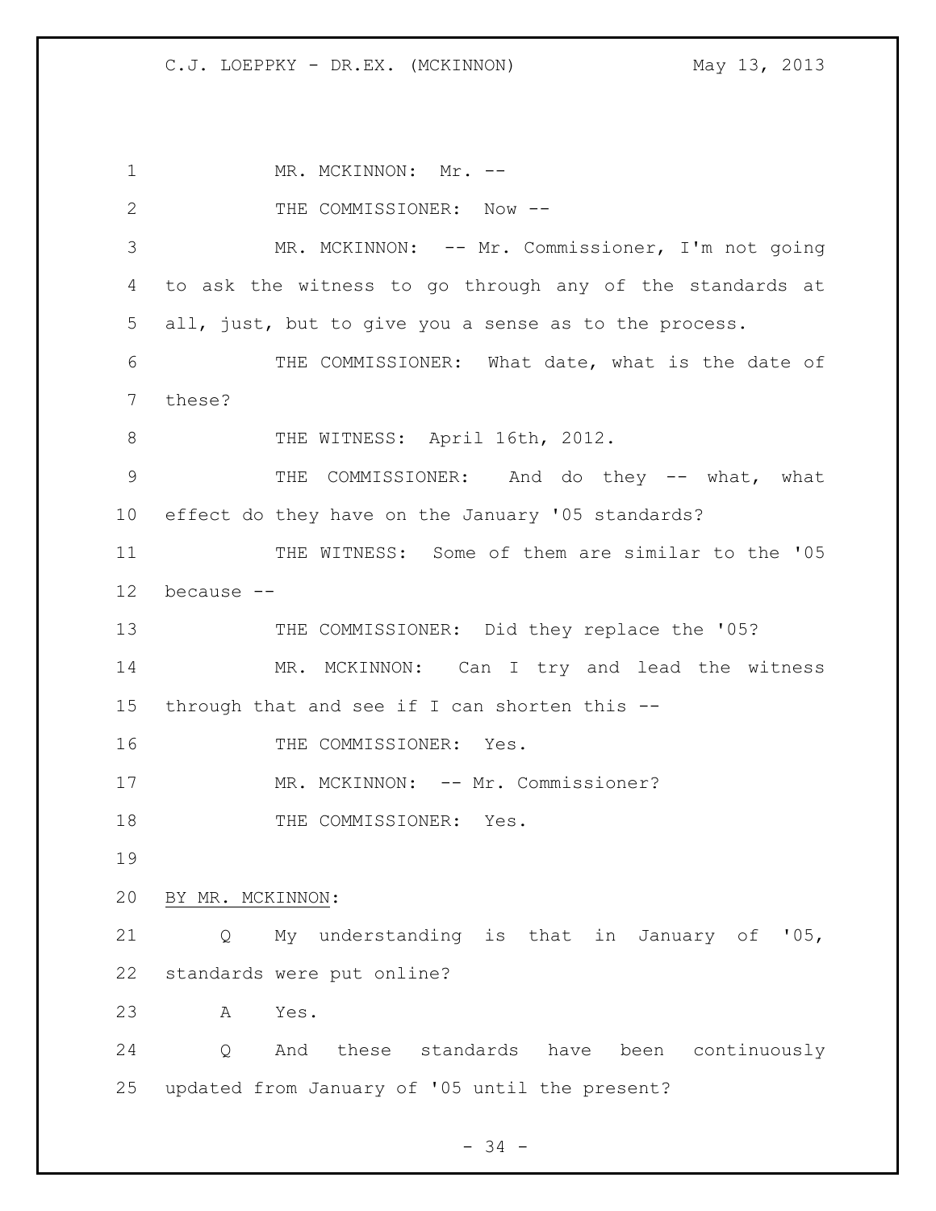MR. MCKINNON: Mr. --

THE COMMISSIONER: Now --

MR. MCKINNON: -- Mr. Commissioner, I'm not going to ask the witness to go through any of the standards at all, just, but to give you a sense as to the process.

THE COMMISSIONER: What date, what is the date of these?

THE WITNESS: April 16th, 2012.

THE COMMISSIONER: And do they -- what, what effect do they have on the January '05 standards?

THE WITNESS: Some of them are similar to the '05 because --

THE COMMISSIONER: Did they replace the '05?

MR. MCKINNON: Can I try and lead the witness through that and see if I can shorten this --

THE COMMISSIONER: Yes.

MR. MCKINNON: -- Mr. Commissioner?

THE COMMISSIONER: Yes.

BY MR. MCKINNON:

Q My understanding is that in January of '05, standards were put online?

A Yes.

Q And these standards have been continuously updated from January of '05 until the present?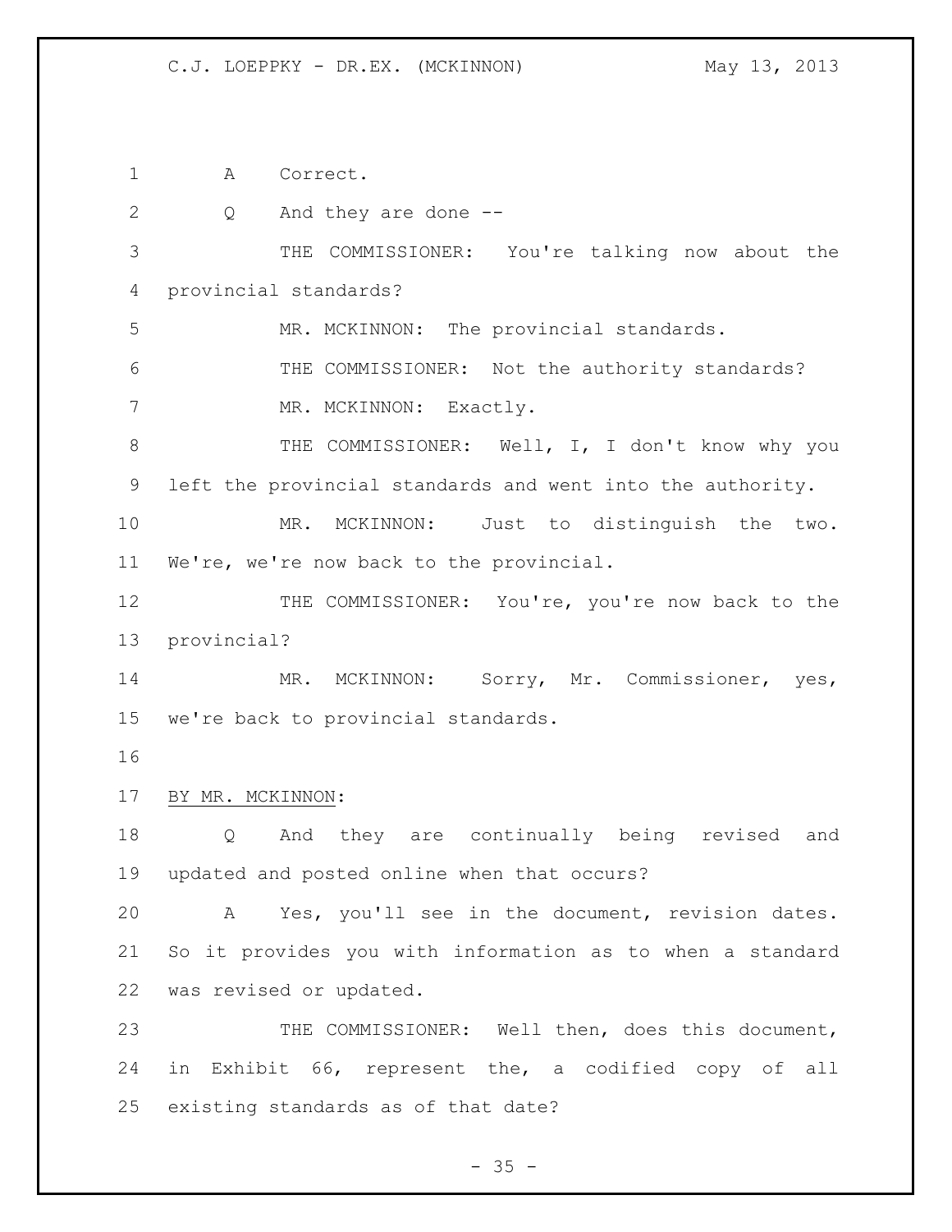A    Correct.

Q    And they are done --

THE COMMISSIONER: You're talking now about the provincial standards?

MR. MCKINNON: The provincial standards.

THE COMMISSIONER: Not the authority standards?

MR. MCKINNON: Exactly.

THE COMMISSIONER: Well, I, I don't know why you left the provincial standards and went into the authority.

MR. MCKINNON: Just to distinguish the two. We're, we're now back to the provincial.

THE COMMISSIONER: You're, you're now back to the provincial?

MR. MCKINNON: Sorry, Mr. Commissioner, yes, we're back to provincial standards.

BY MR. MCKINNON:

Q    And they are continually being revised and updated and posted online when that occurs?

A    Yes, you'll see in the document, revision dates. So it provides you with information as to when a standard was revised or updated.

THE COMMISSIONER: Well then, does this document, in Exhibit 66, represent the, a codified copy of all existing standards as of that date?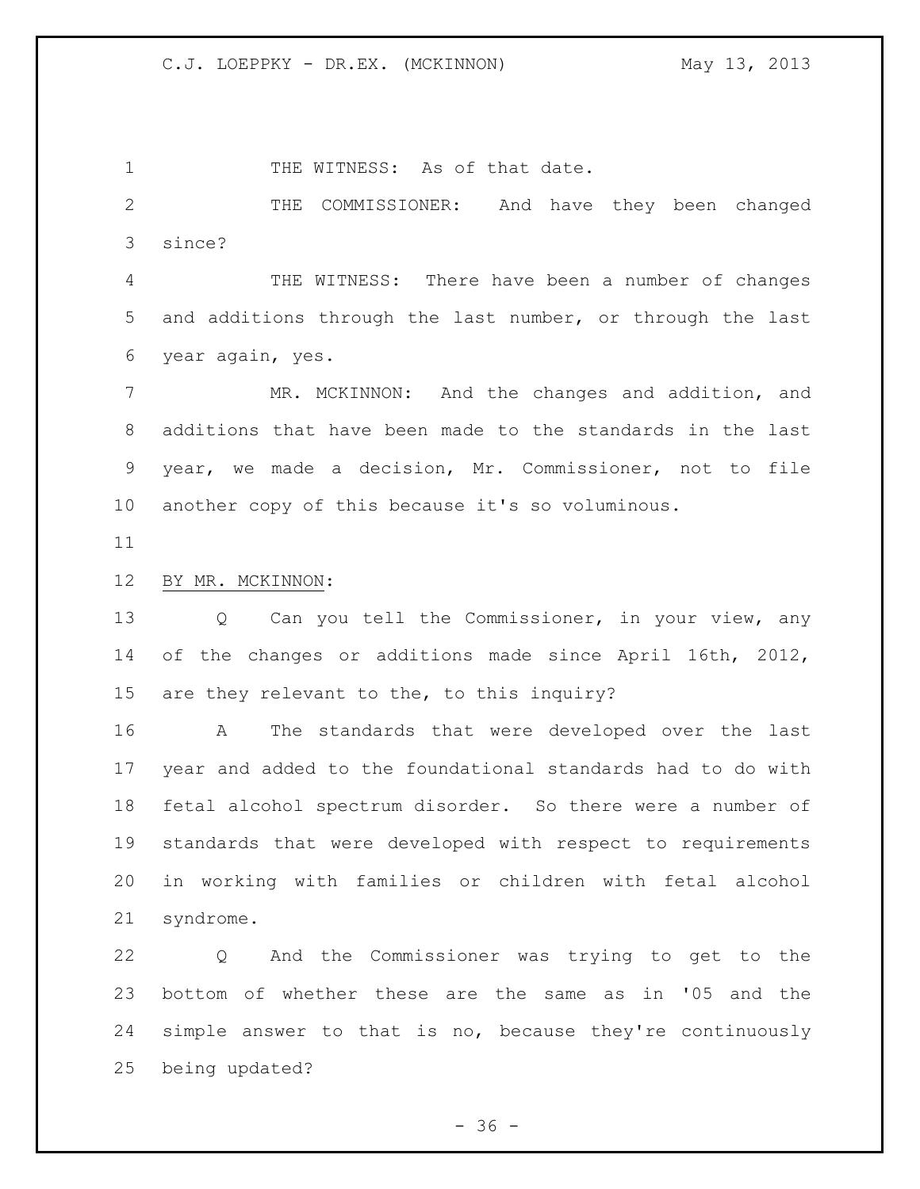THE WITNESS: As of that date.

THE COMMISSIONER: And have they been changed since?

THE WITNESS: There have been a number of changes and additions through the last number, or through the last year again, yes.

MR. MCKINNON: And the changes and addition, and additions that have been made to the standards in the last year, we made a decision, Mr. Commissioner, not to file another copy of this because it's so voluminous.

BY MR. MCKINNON:

Q Can you tell the Commissioner, in your view, any of the changes or additions made since April 16th, 2012, are they relevant to the, to this inquiry?

A The standards that were developed over the last year and added to the foundational standards had to do with fetal alcohol spectrum disorder. So there were a number of standards that were developed with respect to requirements in working with families or children with fetal alcohol syndrome.

Q And the Commissioner was trying to get to the bottom of whether these are the same as in '05 and the simple answer to that is no, because they're continuously being updated?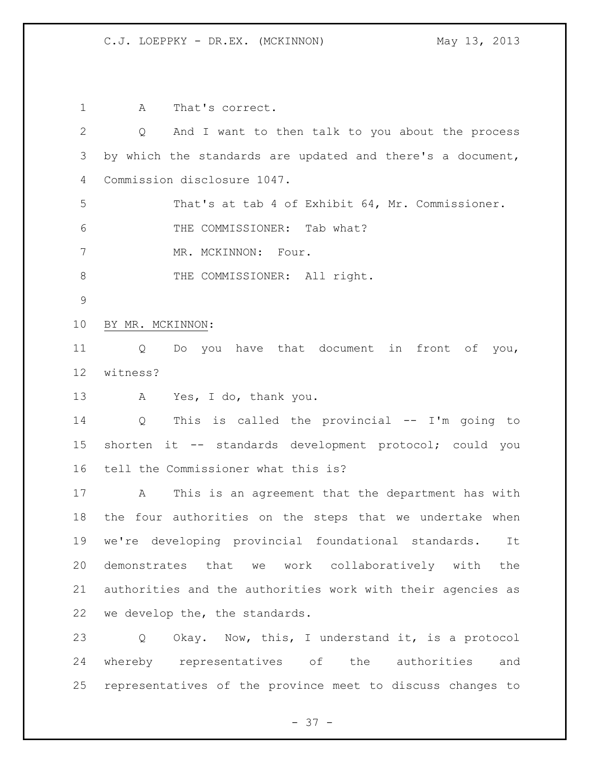A That's correct.

Q And I want to then talk to you about the process by which the standards are updated and there's a document, Commission disclosure 1047.

That's at tab 4 of Exhibit 64, Mr. Commissioner.

THE COMMISSIONER: Tab what?

MR. MCKINNON: Four.

THE COMMISSIONER: All right.

BY MR. MCKINNON:

Q Do you have that document in front of you, witness?

A Yes, I do, thank you.

Q This is called the provincial -- I'm going to shorten it -- standards development protocol; could you tell the Commissioner what this is?

A This is an agreement that the department has with the four authorities on the steps that we undertake when we're developing provincial foundational standards. It demonstrates that we work collaboratively with the authorities and the authorities work with their agencies as we develop the, the standards.

Q Okay. Now, this, I understand it, is a protocol whereby representatives of the authorities and representatives of the province meet to discuss changes to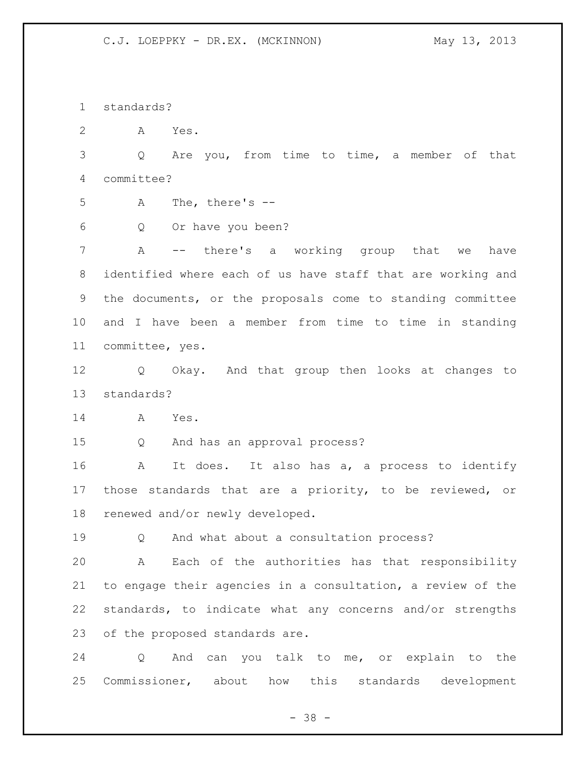standards?

A Yes.

Q Are you, from time to time, a member of that committee?

A The, there's --

Q Or have you been?

A -- there's a working group that we have identified where each of us have staff that are working and the documents, or the proposals come to standing committee and I have been a member from time to time in standing committee, yes.

Q Okay. And that group then looks at changes to standards?

A Yes.

Q And has an approval process?

A It does. It also has a, a process to identify those standards that are a priority, to be reviewed, or renewed and/or newly developed.

Q And what about a consultation process?

A Each of the authorities has that responsibility to engage their agencies in a consultation, a review of the standards, to indicate what any concerns and/or strengths of the proposed standards are.

Q And can you talk to me, or explain to the Commissioner, about how this standards development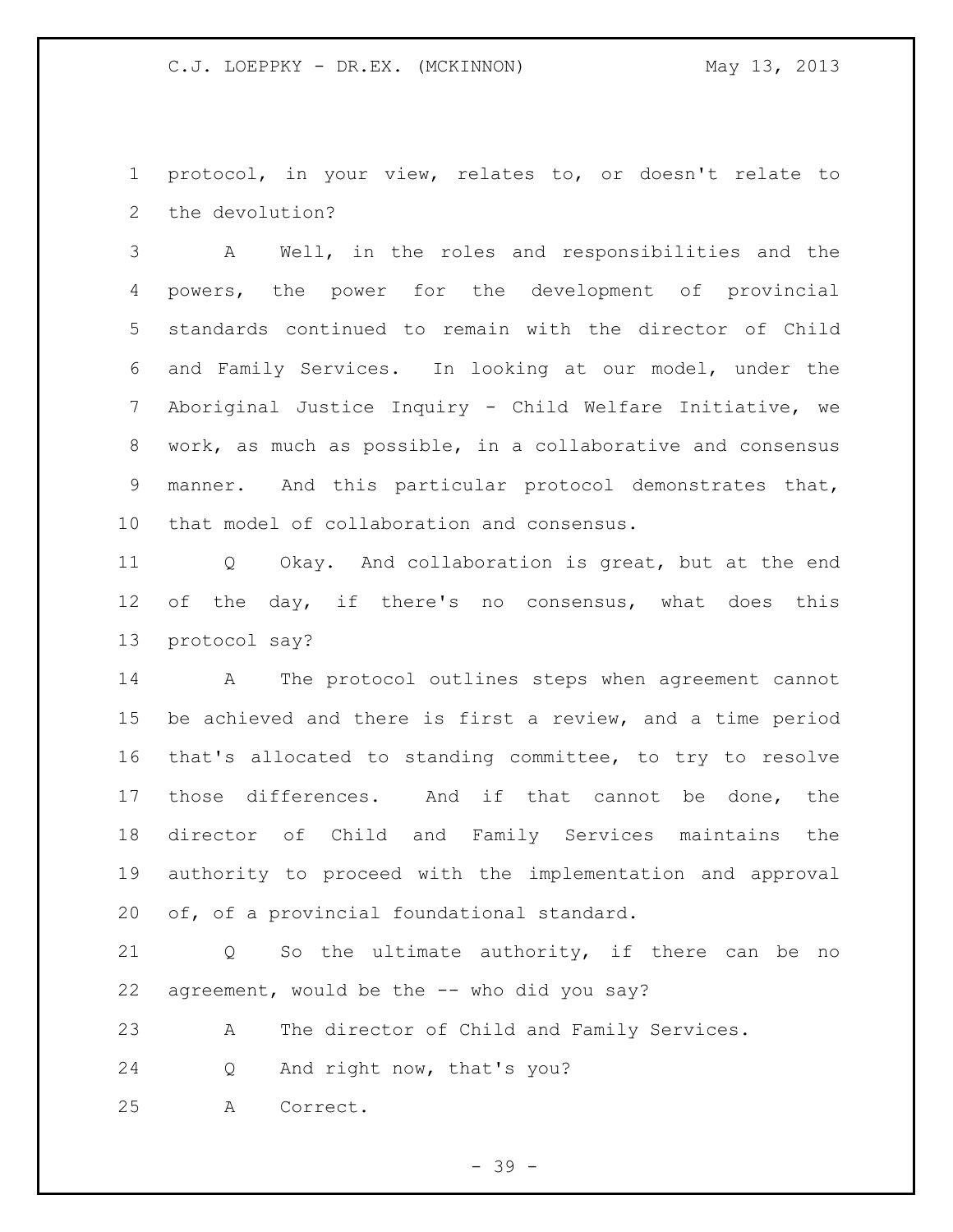protocol, in your view, relates to, or doesn't relate to the devolution?

A Well, in the roles and responsibilities and the powers, the power for the development of provincial standards continued to remain with the director of Child and Family Services. In looking at our model, under the Aboriginal Justice Inquiry - Child Welfare Initiative, we work, as much as possible, in a collaborative and consensus manner. And this particular protocol demonstrates that, that model of collaboration and consensus.

Q Okay. And collaboration is great, but at the end of the day, if there's no consensus, what does this protocol say?

A The protocol outlines steps when agreement cannot be achieved and there is first a review, and a time period that's allocated to standing committee, to try to resolve those differences. And if that cannot be done, the director of Child and Family Services maintains the authority to proceed with the implementation and approval of, of a provincial foundational standard.

Q So the ultimate authority, if there can be no agreement, would be the -- who did you say?

A The director of Child and Family Services.

Q And right now, that's you?

A Correct.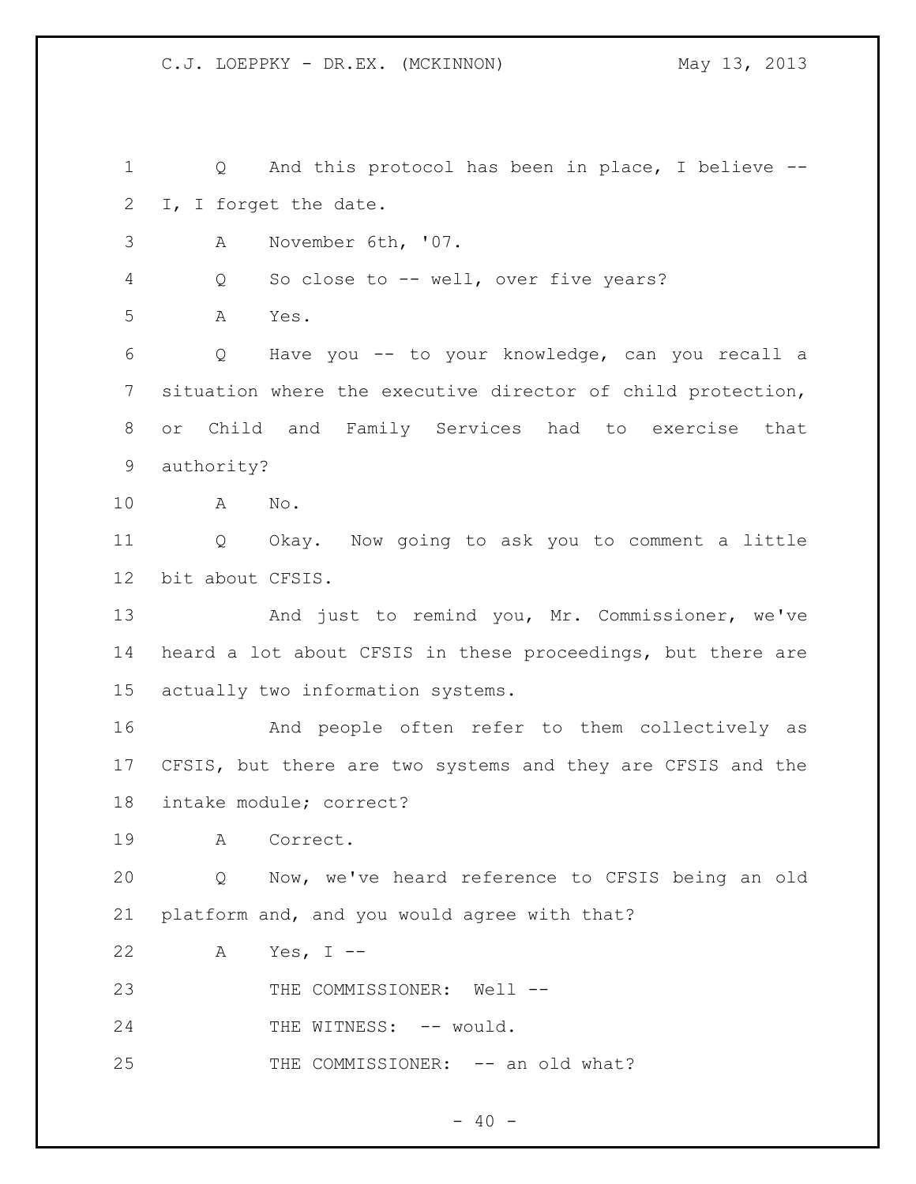Q And this protocol has been in place, I believe -- I, I forget the date.

A November 6th, '07.

Q So close to -- well, over five years?

A Yes.

Q Have you -- to your knowledge, can you recall a situation where the executive director of child protection, or Child and Family Services had to exercise that authority?

A No.

Q Okay. Now going to ask you to comment a little bit about CFSIS.

And just to remind you, Mr. Commissioner, we've heard a lot about CFSIS in these proceedings, but there are actually two information systems.

And people often refer to them collectively as CFSIS, but there are two systems and they are CFSIS and the intake module; correct?

A Correct.

Q Now, we've heard reference to CFSIS being an old platform and, and you would agree with that?

A Yes, I --

THE COMMISSIONER: Well --

THE WITNESS: -- would.

THE COMMISSIONER: -- an old what?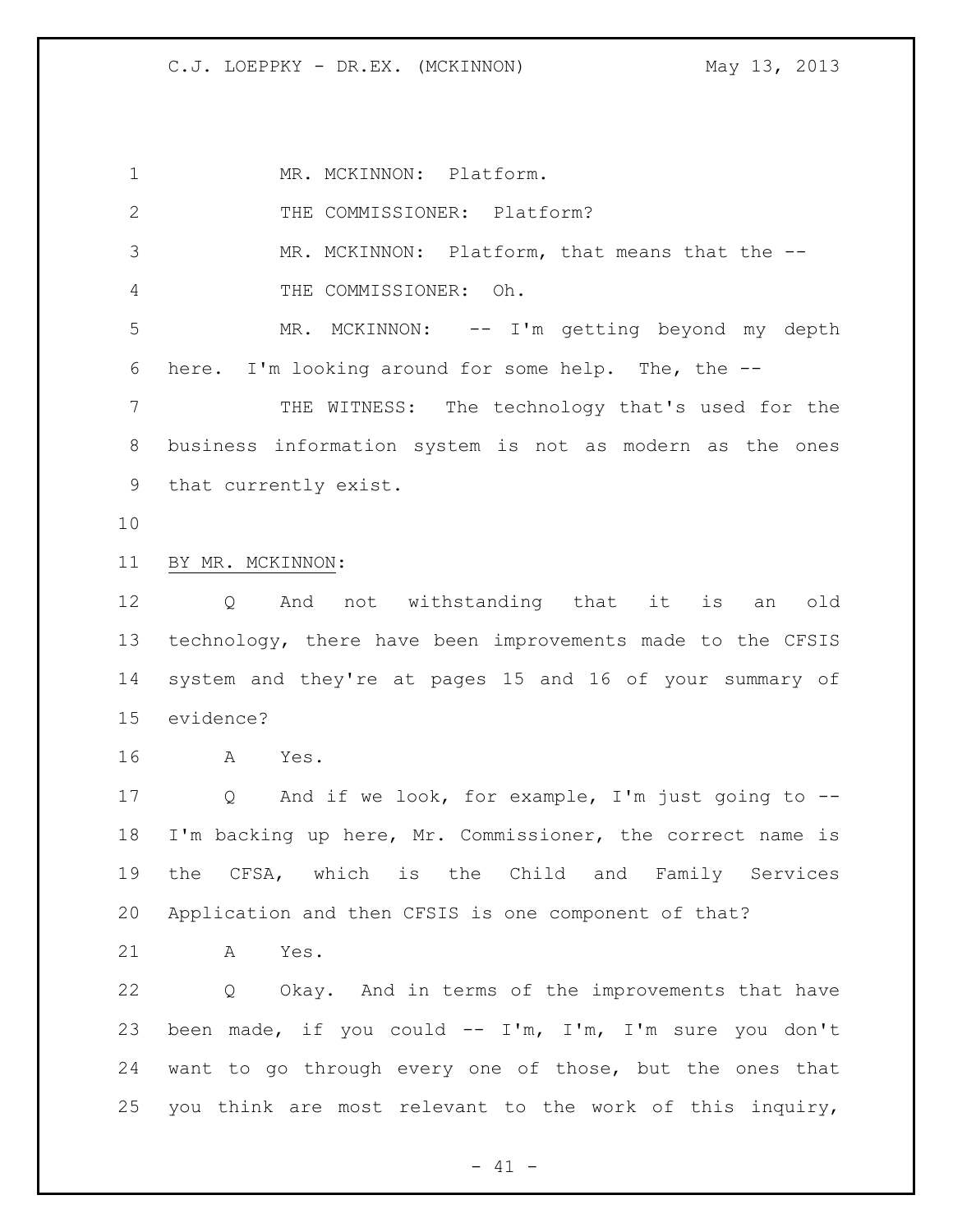MR. MCKINNON: Platform.

THE COMMISSIONER: Platform?

MR. MCKINNON: Platform, that means that the --

THE COMMISSIONER: Oh.

MR. MCKINNON: -- I'm getting beyond my depth here. I'm looking around for some help. The, the --

THE WITNESS: The technology that's used for the business information system is not as modern as the ones that currently exist.

BY MR. MCKINNON:

Q And not withstanding that it is an old technology, there have been improvements made to the CFSIS system and they're at pages 15 and 16 of your summary of evidence?

A Yes.

Q And if we look, for example, I'm just going to -- I'm backing up here, Mr. Commissioner, the correct name is the CFSA, which is the Child and Family Services Application and then CFSIS is one component of that?

A Yes.

Q Okay. And in terms of the improvements that have been made, if you could -- I'm, I'm, I'm sure you don't want to go through every one of those, but the ones that you think are most relevant to the work of this inquiry,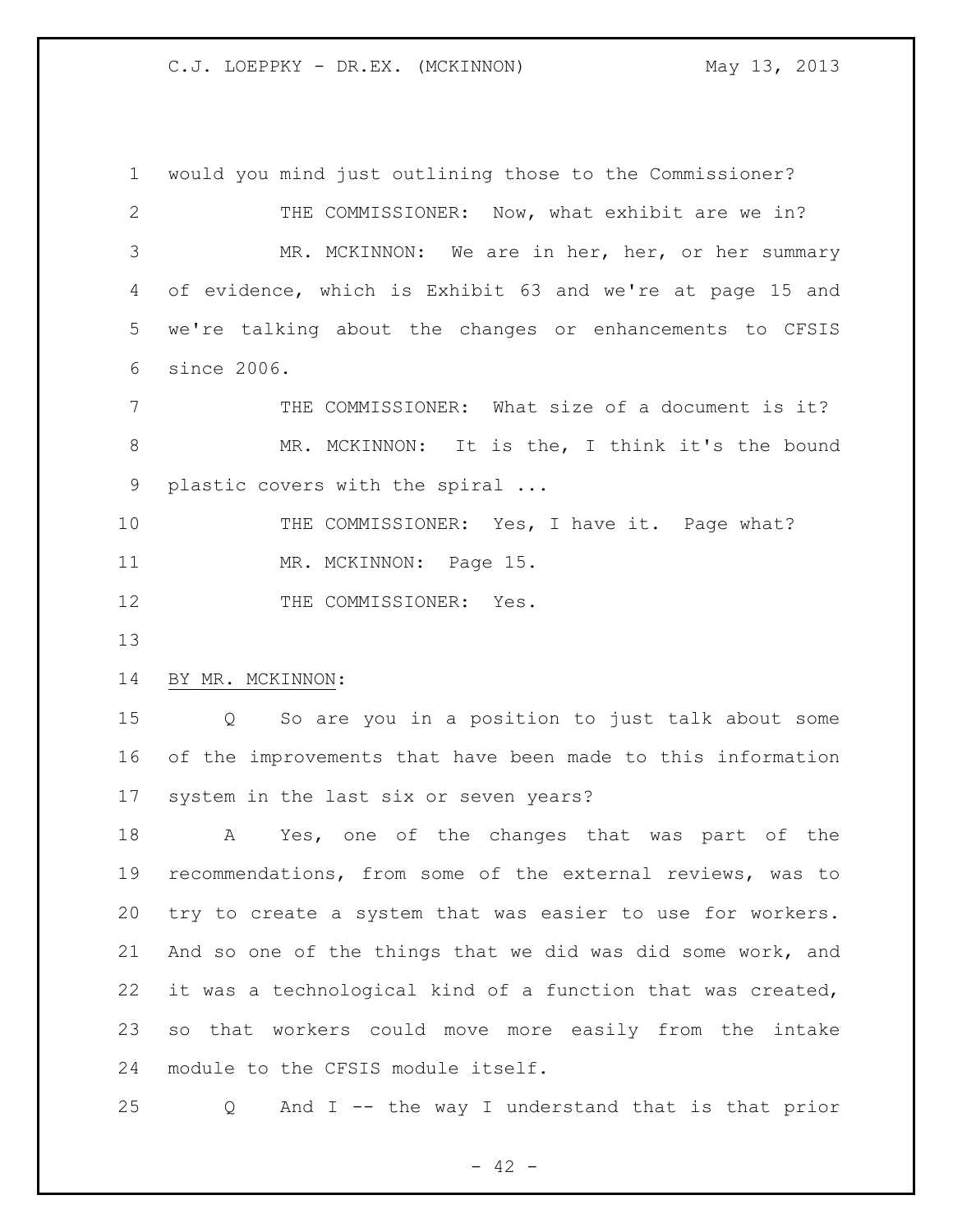would you mind just outlining those to the Commissioner?

THE COMMISSIONER: Now, what exhibit are we in?

MR. MCKINNON: We are in her, her, or her summary of evidence, which is Exhibit 63 and we're at page 15 and we're talking about the changes or enhancements to CFSIS since 2006.

THE COMMISSIONER: What size of a document is it?

MR. MCKINNON: It is the, I think it's the bound plastic covers with the spiral ...

THE COMMISSIONER: Yes, I have it. Page what?

MR. MCKINNON: Page 15.

THE COMMISSIONER: Yes.

BY MR. MCKINNON:

Q So are you in a position to just talk about some of the improvements that have been made to this information system in the last six or seven years?

A Yes, one of the changes that was part of the recommendations, from some of the external reviews, was to try to create a system that was easier to use for workers. And so one of the things that we did was did some work, and it was a technological kind of a function that was created, so that workers could move more easily from the intake module to the CFSIS module itself.

Q And I -- the way I understand that is that prior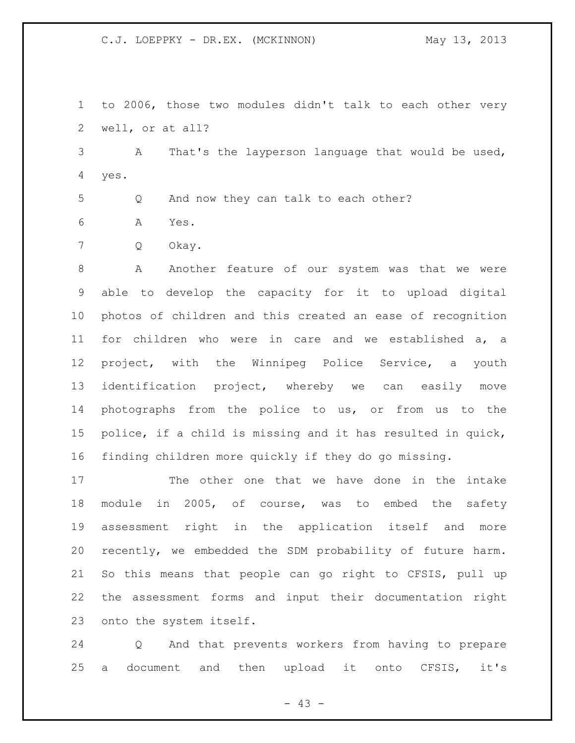to 2006, those two modules didn't talk to each other very well, or at all?

A That's the layperson language that would be used, yes.

Q And now they can talk to each other?

A Yes.

Q Okay.

A Another feature of our system was that we were able to develop the capacity for it to upload digital photos of children and this created an ease of recognition for children who were in care and we established a, a project, with the Winnipeg Police Service, a youth identification project, whereby we can easily move photographs from the police to us, or from us to the police, if a child is missing and it has resulted in quick, finding children more quickly if they do go missing.

The other one that we have done in the intake module in 2005, of course, was to embed the safety assessment right in the application itself and more recently, we embedded the SDM probability of future harm. So this means that people can go right to CFSIS, pull up the assessment forms and input their documentation right onto the system itself.

Q And that prevents workers from having to prepare a document and then upload it onto CFSIS, it's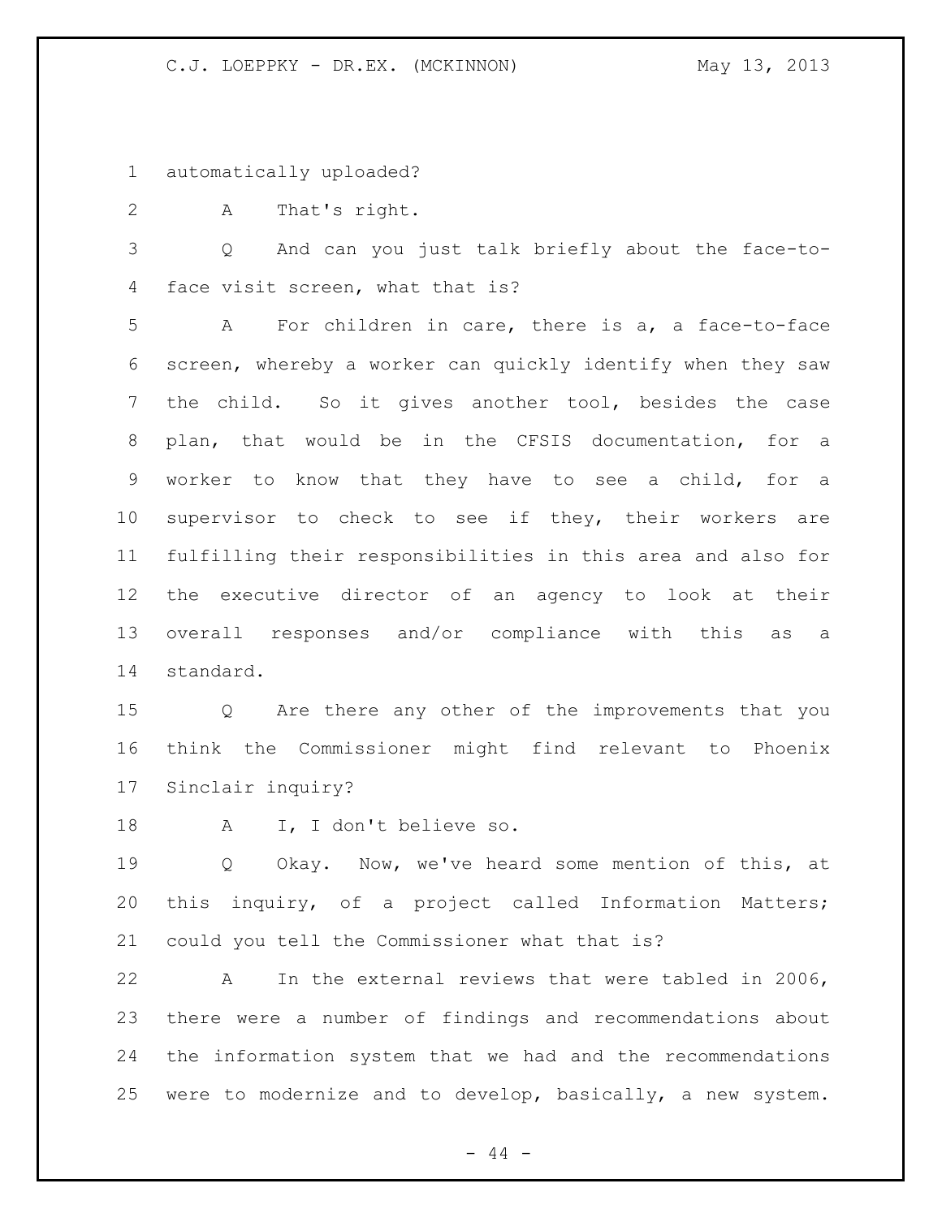automatically uploaded?

A That's right.

Q And can you just talk briefly about the face-to-face visit screen, what that is?

A For children in care, there is a, a face-to-face screen, whereby a worker can quickly identify when they saw the child. So it gives another tool, besides the case plan, that would be in the CFSIS documentation, for a worker to know that they have to see a child, for a supervisor to check to see if they, their workers are fulfilling their responsibilities in this area and also for the executive director of an agency to look at their overall responses and/or compliance with this as a standard.

Q Are there any other of the improvements that you think the Commissioner might find relevant to Phoenix Sinclair inquiry?

A I, I don't believe so.

Q Okay. Now, we've heard some mention of this, at this inquiry, of a project called Information Matters; could you tell the Commissioner what that is?

A In the external reviews that were tabled in 2006, there were a number of findings and recommendations about the information system that we had and the recommendations were to modernize and to develop, basically, a new system.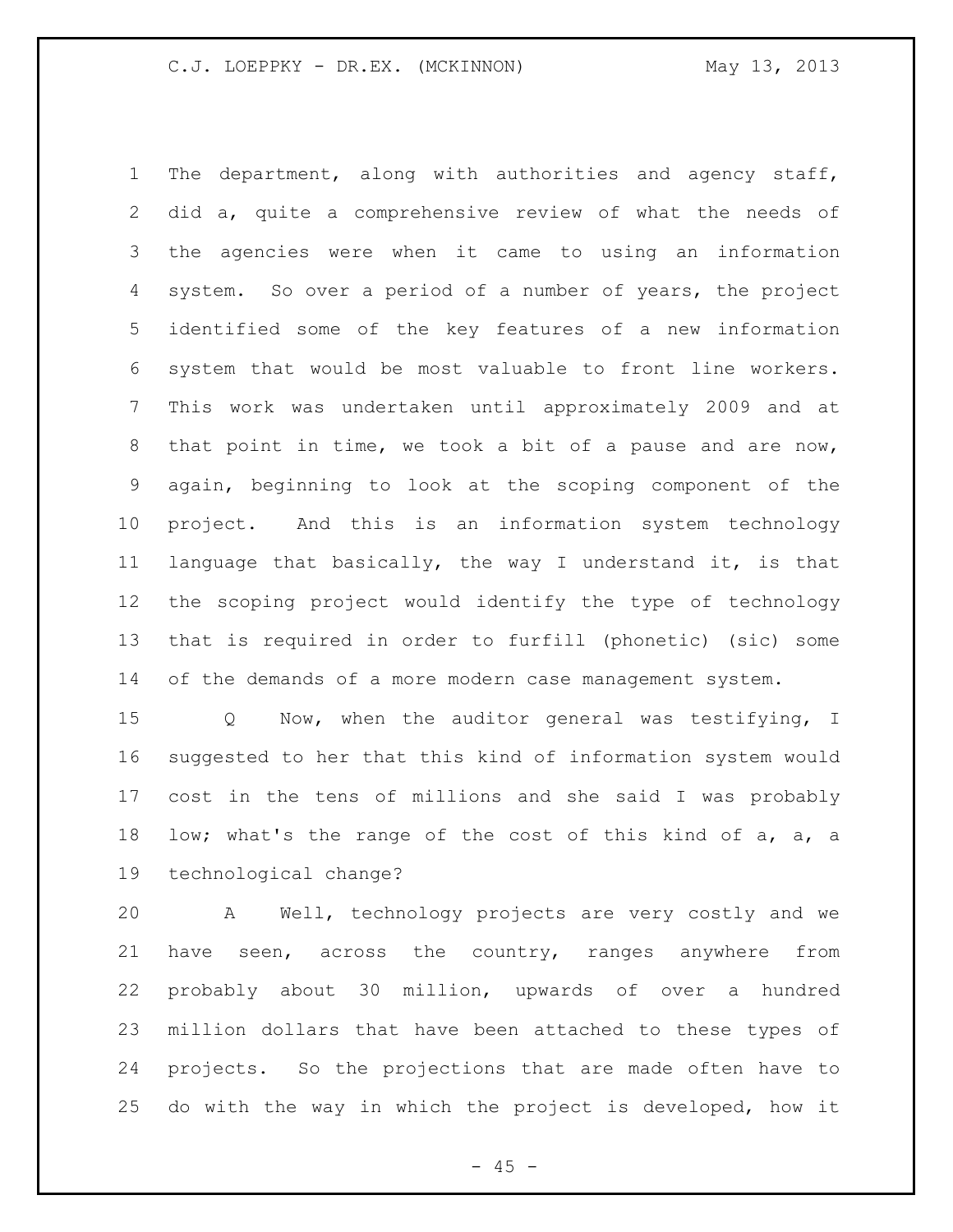The department, along with authorities and agency staff, did a, quite a comprehensive review of what the needs of the agencies were when it came to using an information system. So over a period of a number of years, the project identified some of the key features of a new information system that would be most valuable to front line workers. This work was undertaken until approximately 2009 and at that point in time, we took a bit of a pause and are now, again, beginning to look at the scoping component of the project. And this is an information system technology language that basically, the way I understand it, is that the scoping project would identify the type of technology that is required in order to furfill (phonetic) (sic) some of the demands of a more modern case management system.

Q Now, when the auditor general was testifying, I suggested to her that this kind of information system would cost in the tens of millions and she said I was probably low; what's the range of the cost of this kind of a, a, a technological change?

A Well, technology projects are very costly and we have seen, across the country, ranges anywhere from probably about 30 million, upwards of over a hundred million dollars that have been attached to these types of projects. So the projections that are made often have to do with the way in which the project is developed, how it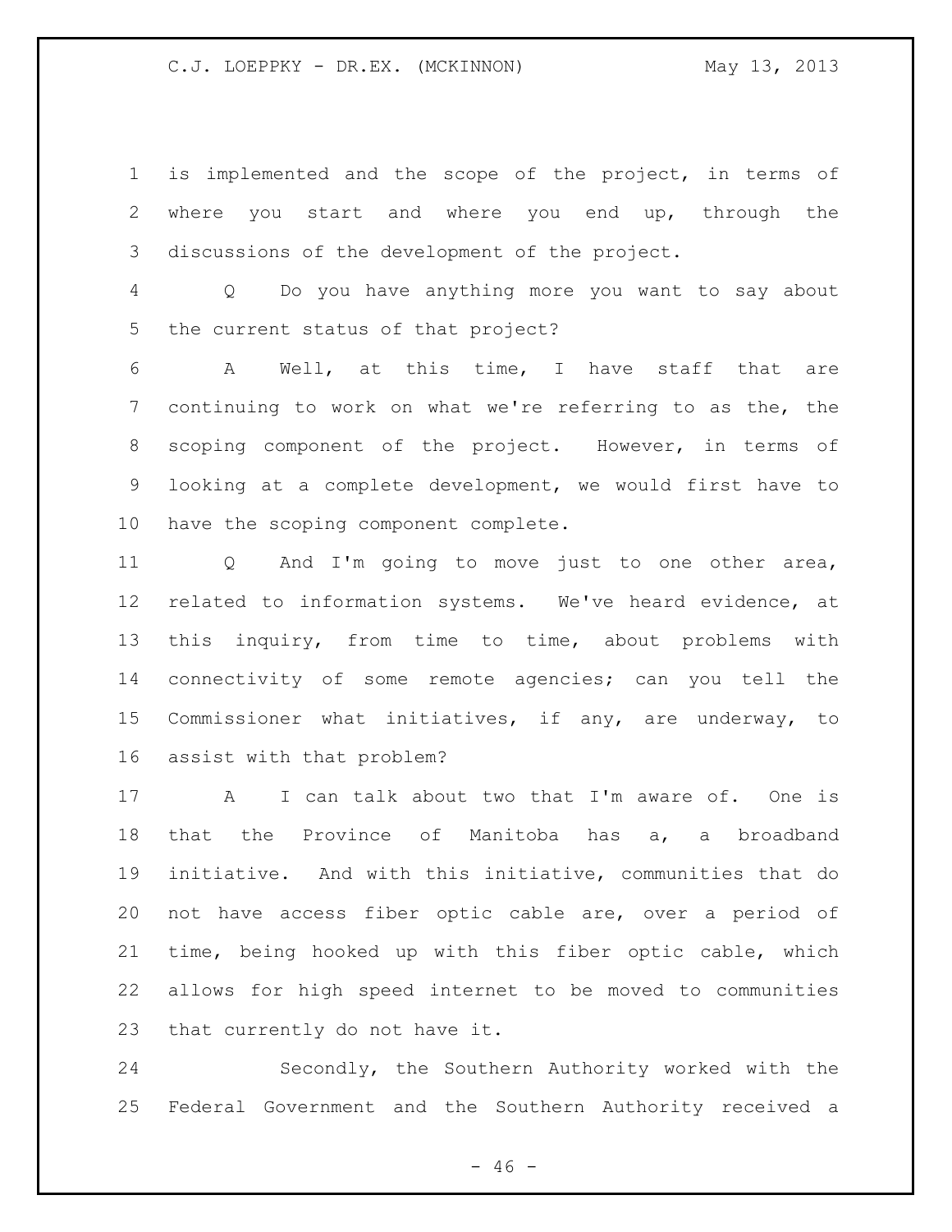is implemented and the scope of the project, in terms of where you start and where you end up, through the discussions of the development of the project.

Q Do you have anything more you want to say about the current status of that project?

A Well, at this time, I have staff that are continuing to work on what we're referring to as the, the scoping component of the project. However, in terms of looking at a complete development, we would first have to have the scoping component complete.

Q And I'm going to move just to one other area, related to information systems. We've heard evidence, at this inquiry, from time to time, about problems with connectivity of some remote agencies; can you tell the Commissioner what initiatives, if any, are underway, to assist with that problem?

A I can talk about two that I'm aware of. One is that the Province of Manitoba has a, a broadband initiative. And with this initiative, communities that do not have access fiber optic cable are, over a period of time, being hooked up with this fiber optic cable, which allows for high speed internet to be moved to communities that currently do not have it.

Secondly, the Southern Authority worked with the Federal Government and the Southern Authority received a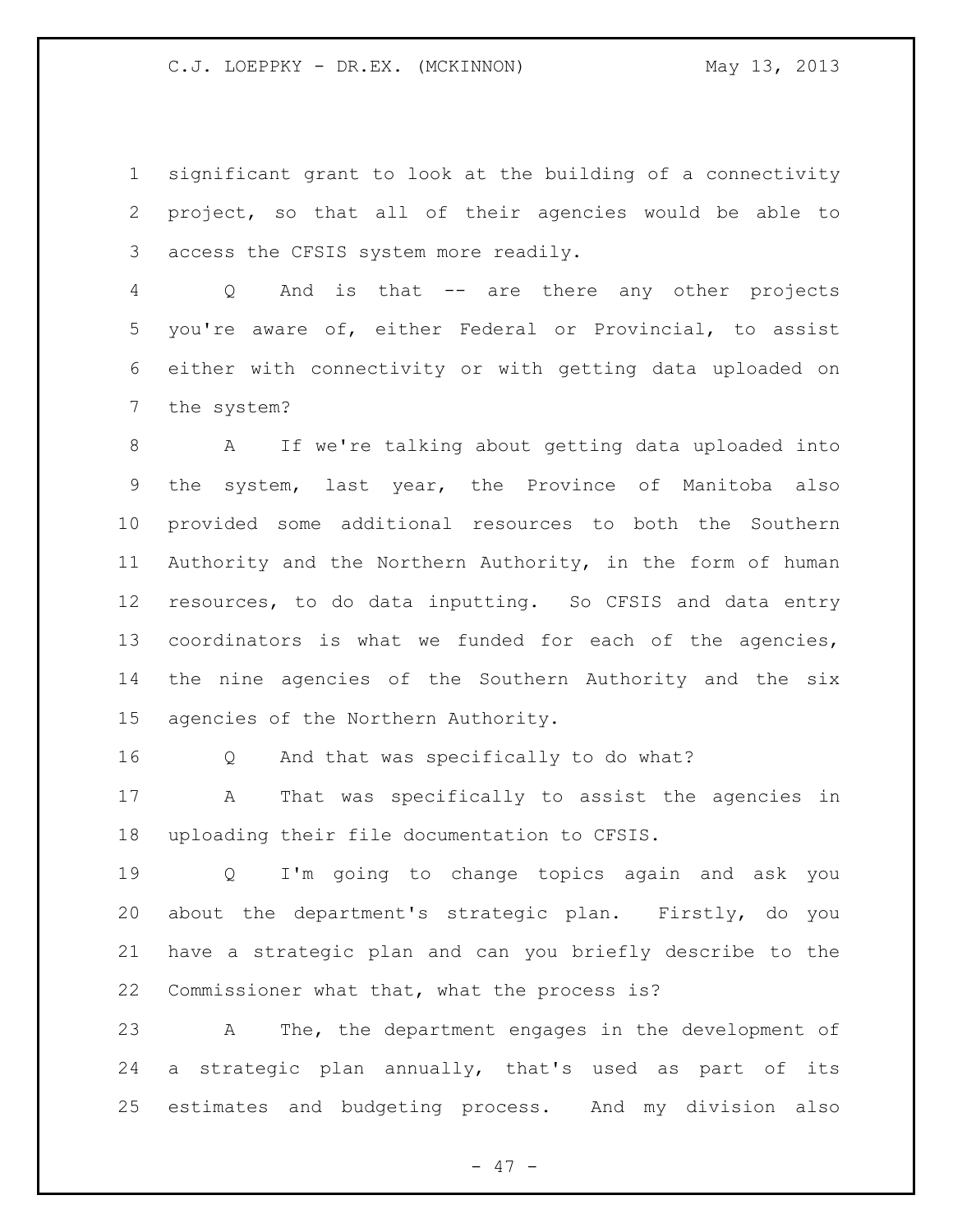significant grant to look at the building of a connectivity project, so that all of their agencies would be able to access the CFSIS system more readily.

Q And is that -- are there any other projects you're aware of, either Federal or Provincial, to assist either with connectivity or with getting data uploaded on the system?

A If we're talking about getting data uploaded into the system, last year, the Province of Manitoba also provided some additional resources to both the Southern Authority and the Northern Authority, in the form of human resources, to do data inputting. So CFSIS and data entry coordinators is what we funded for each of the agencies, the nine agencies of the Southern Authority and the six agencies of the Northern Authority.

Q And that was specifically to do what?

A That was specifically to assist the agencies in uploading their file documentation to CFSIS.

Q I'm going to change topics again and ask you about the department's strategic plan. Firstly, do you have a strategic plan and can you briefly describe to the Commissioner what that, what the process is?

A The, the department engages in the development of a strategic plan annually, that's used as part of its estimates and budgeting process. And my division also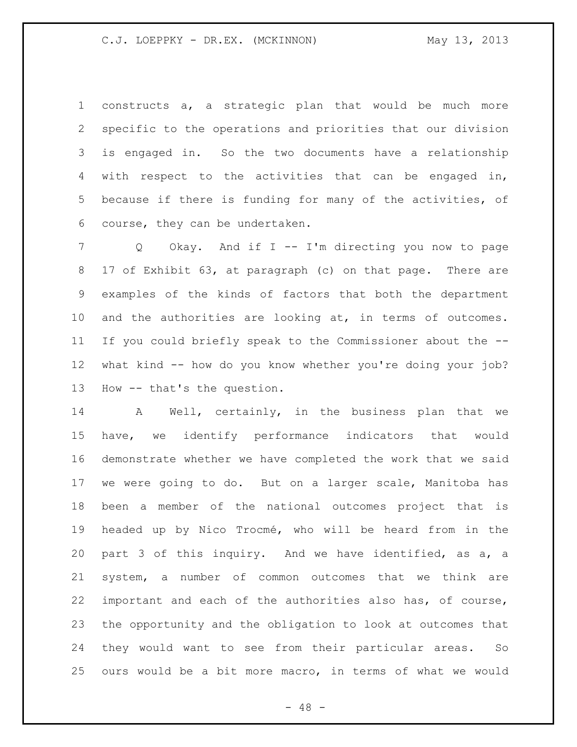constructs a, a strategic plan that would be much more specific to the operations and priorities that our division is engaged in. So the two documents have a relationship with respect to the activities that can be engaged in, because if there is funding for many of the activities, of course, they can be undertaken.

Q Okay. And if I -- I'm directing you now to page 17 of Exhibit 63, at paragraph (c) on that page. There are examples of the kinds of factors that both the department and the authorities are looking at, in terms of outcomes. If you could briefly speak to the Commissioner about the -- what kind -- how do you know whether you're doing your job? How -- that's the question.

A Well, certainly, in the business plan that we have, we identify performance indicators that would demonstrate whether we have completed the work that we said we were going to do. But on a larger scale, Manitoba has been a member of the national outcomes project that is headed up by Nico Trocmé, who will be heard from in the part 3 of this inquiry. And we have identified, as a, a system, a number of common outcomes that we think are important and each of the authorities also has, of course, the opportunity and the obligation to look at outcomes that they would want to see from their particular areas. So ours would be a bit more macro, in terms of what we would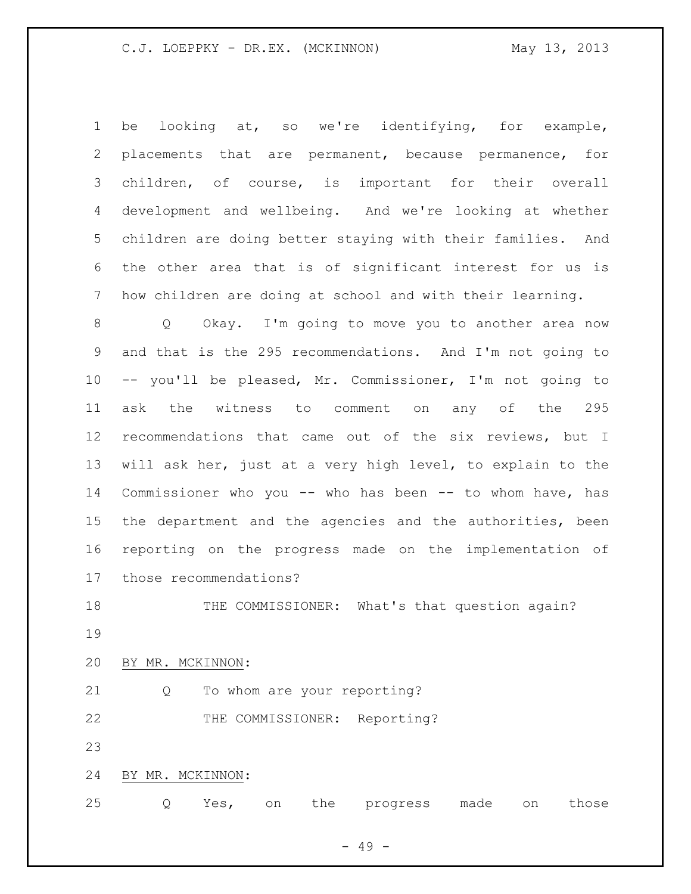be looking at, so we're identifying, for example, placements that are permanent, because permanence, for children, of course, is important for their overall development and wellbeing. And we're looking at whether children are doing better staying with their families. And the other area that is of significant interest for us is how children are doing at school and with their learning.

Q Okay. I'm going to move you to another area now and that is the 295 recommendations. And I'm not going to -- you'll be pleased, Mr. Commissioner, I'm not going to ask the witness to comment on any of the 295 recommendations that came out of the six reviews, but I will ask her, just at a very high level, to explain to the Commissioner who you -- who has been -- to whom have, has the department and the agencies and the authorities, been reporting on the progress made on the implementation of those recommendations?

THE COMMISSIONER: What's that question again?

BY MR. MCKINNON:

Q To whom are your reporting?

THE COMMISSIONER: Reporting?

BY MR. MCKINNON:

Q Yes, on the progress made on those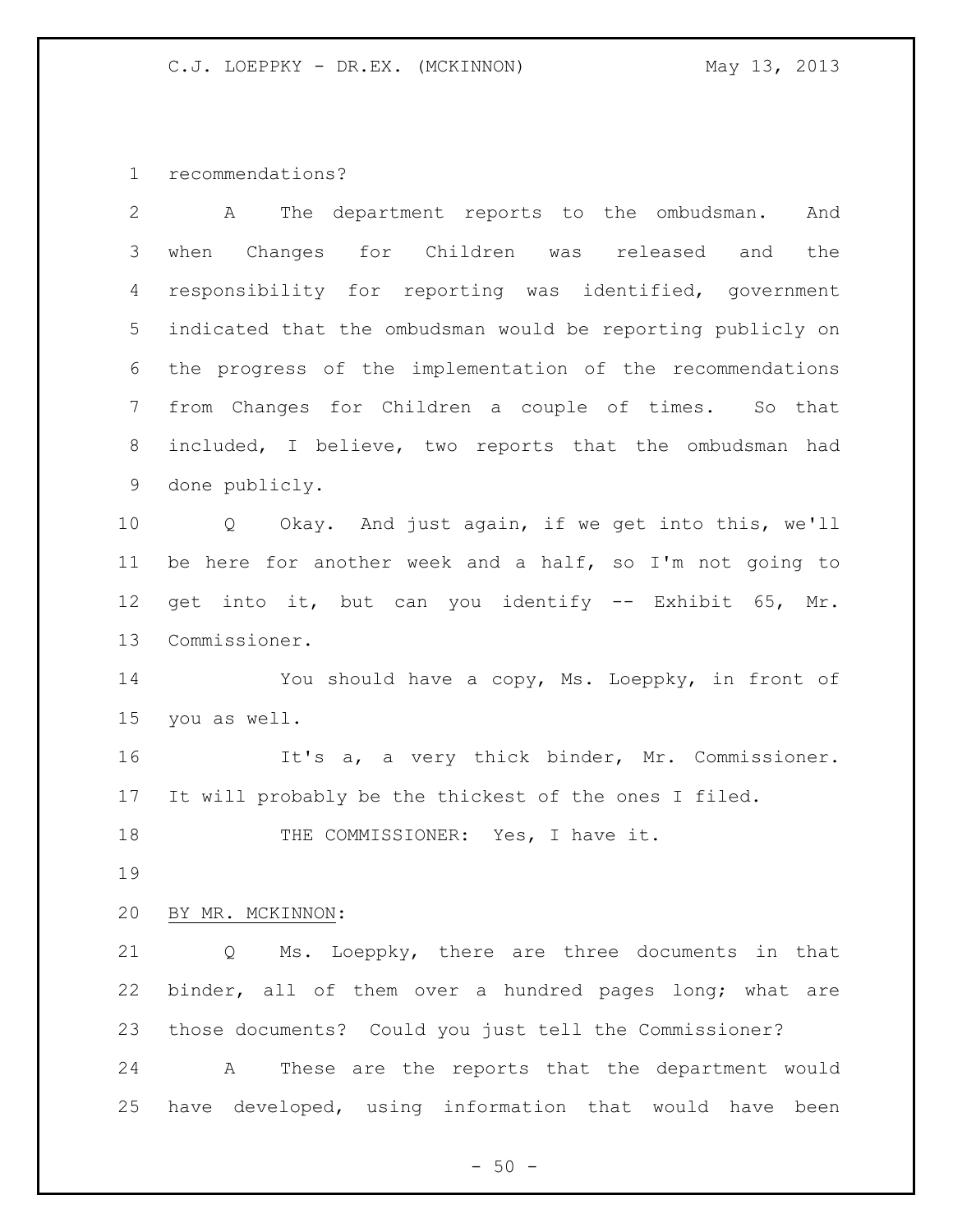recommendations?

A The department reports to the ombudsman. And when Changes for Children was released and the responsibility for reporting was identified, government indicated that the ombudsman would be reporting publicly on the progress of the implementation of the recommendations from Changes for Children a couple of times. So that included, I believe, two reports that the ombudsman had done publicly.

Q Okay. And just again, if we get into this, we'll be here for another week and a half, so I'm not going to get into it, but can you identify -- Exhibit 65, Mr. Commissioner.

You should have a copy, Ms. Loeppky, in front of you as well.

It's a, a very thick binder, Mr. Commissioner. It will probably be the thickest of the ones I filed.

THE COMMISSIONER: Yes, I have it.

BY MR. MCKINNON:

Q Ms. Loeppky, there are three documents in that binder, all of them over a hundred pages long; what are those documents? Could you just tell the Commissioner?

A These are the reports that the department would have developed, using information that would have been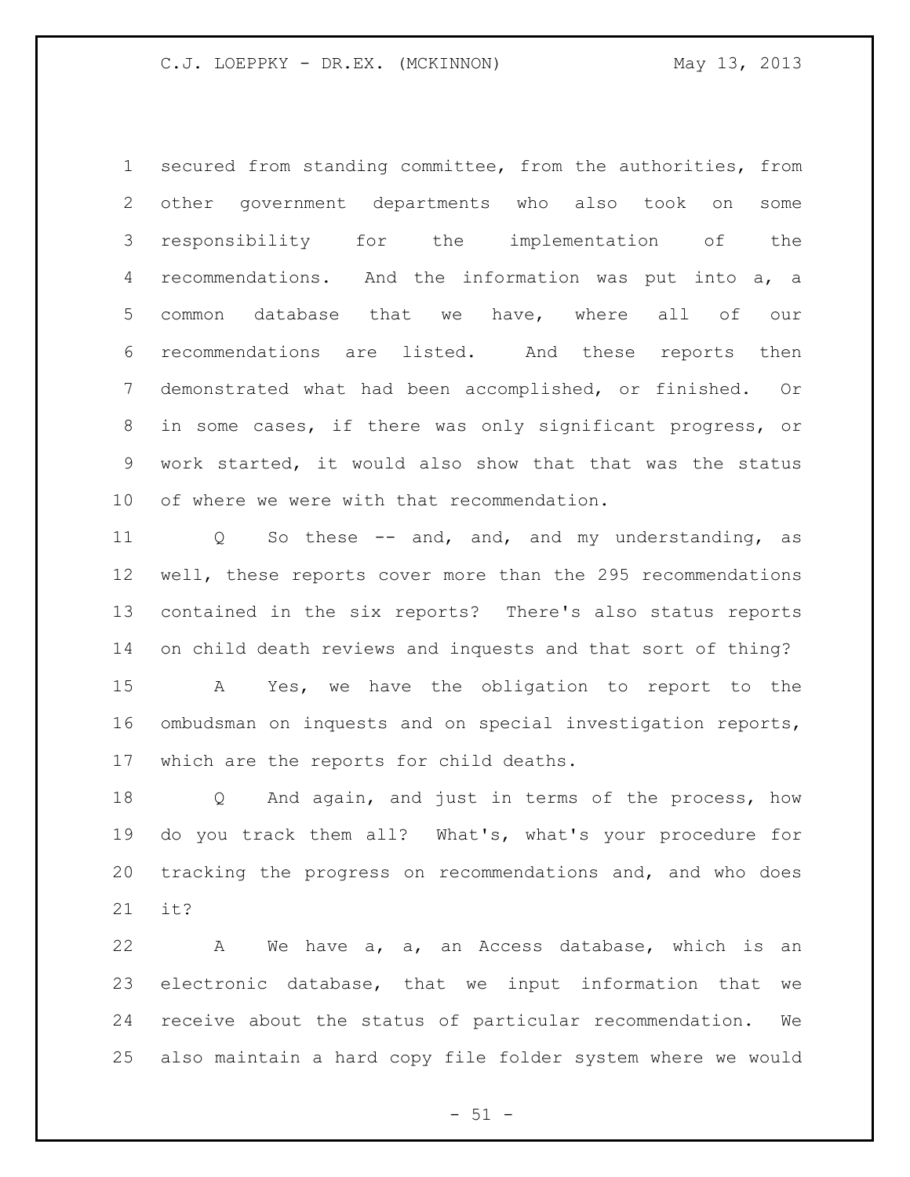secured from standing committee, from the authorities, from other government departments who also took on some responsibility for the implementation of the recommendations. And the information was put into a, a common database that we have, where all of our recommendations are listed. And these reports then demonstrated what had been accomplished, or finished. Or in some cases, if there was only significant progress, or work started, it would also show that that was the status of where we were with that recommendation.

Q So these -- and, and, and my understanding, as well, these reports cover more than the 295 recommendations contained in the six reports? There's also status reports on child death reviews and inquests and that sort of thing?

A Yes, we have the obligation to report to the ombudsman on inquests and on special investigation reports, which are the reports for child deaths.

Q And again, and just in terms of the process, how do you track them all? What's, what's your procedure for tracking the progress on recommendations and, and who does it?

A We have a, a, an Access database, which is an electronic database, that we input information that we receive about the status of particular recommendation. We also maintain a hard copy file folder system where we would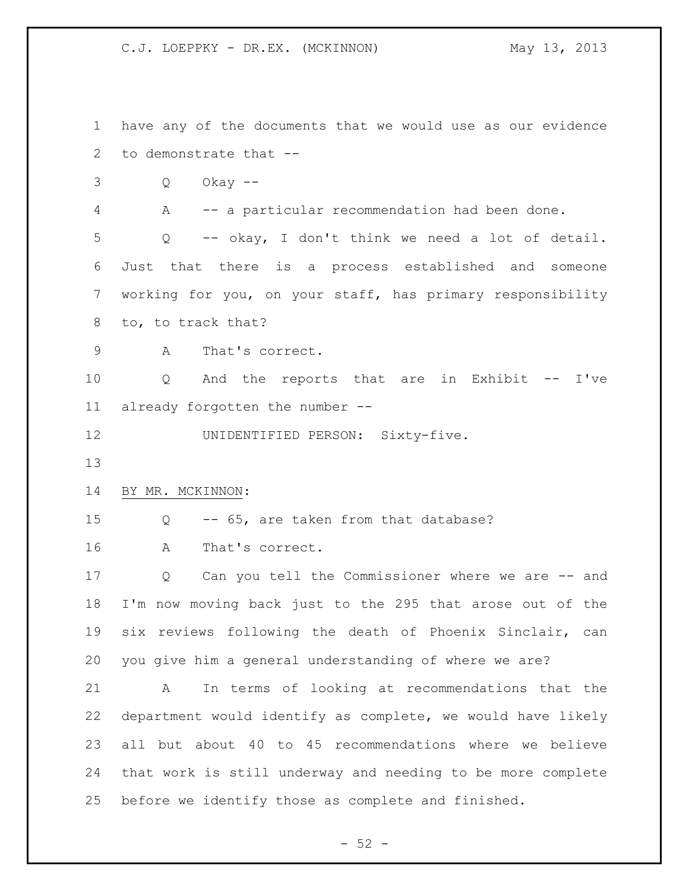have any of the documents that we would use as our evidence to demonstrate that --

Q Okay --

A -- a particular recommendation had been done.

Q -- okay, I don't think we need a lot of detail. Just that there is a process established and someone working for you, on your staff, has primary responsibility to, to track that?

A That's correct.

Q And the reports that are in Exhibit -- I've already forgotten the number --

UNIDENTIFIED PERSON: Sixty-five.

BY MR. MCKINNON:

Q -- 65, are taken from that database?

A That's correct.

Q Can you tell the Commissioner where we are -- and I'm now moving back just to the 295 that arose out of the six reviews following the death of Phoenix Sinclair, can you give him a general understanding of where we are?

A In terms of looking at recommendations that the department would identify as complete, we would have likely all but about 40 to 45 recommendations where we believe that work is still underway and needing to be more complete before we identify those as complete and finished.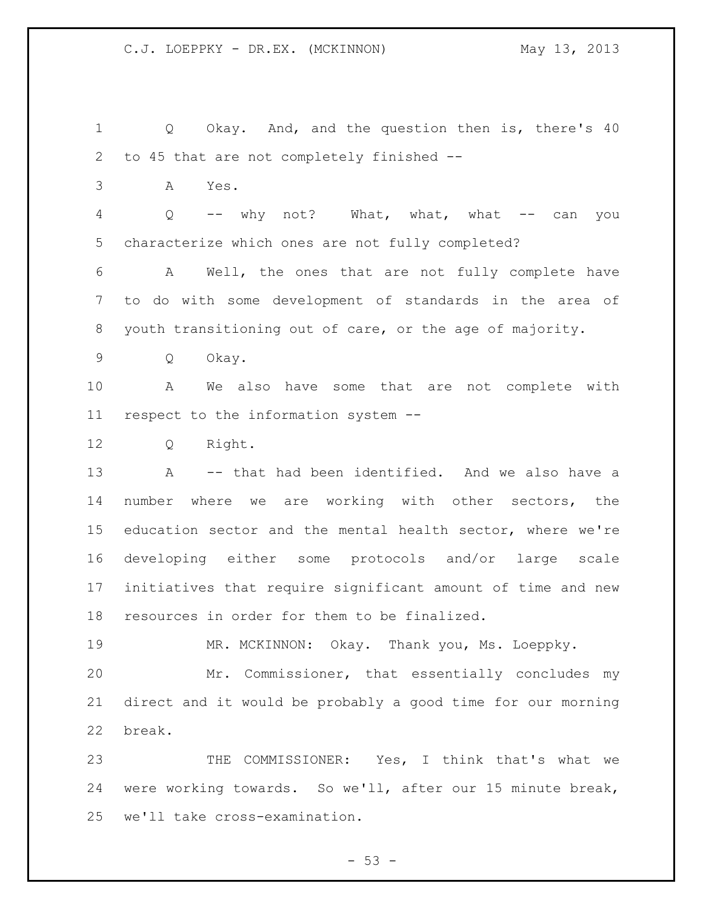Q Okay. And, and the question then is, there's 40 to 45 that are not completely finished --

A Yes.

Q -- why not? What, what, what -- can you characterize which ones are not fully completed?

A Well, the ones that are not fully complete have to do with some development of standards in the area of youth transitioning out of care, or the age of majority.

Q Okay.

A We also have some that are not complete with respect to the information system --

Q Right.

A -- that had been identified. And we also have a number where we are working with other sectors, the education sector and the mental health sector, where we're developing either some protocols and/or large scale initiatives that require significant amount of time and new resources in order for them to be finalized.

MR. MCKINNON: Okay. Thank you, Ms. Loeppky.

Mr. Commissioner, that essentially concludes my direct and it would be probably a good time for our morning break.

THE COMMISSIONER: Yes, I think that's what we were working towards. So we'll, after our 15 minute break, we'll take cross-examination.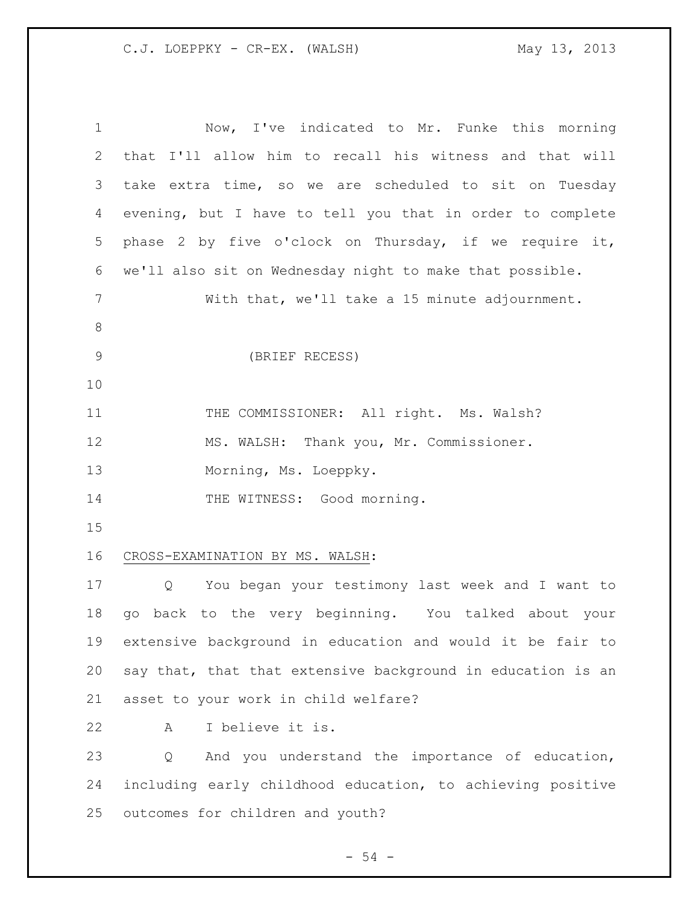Now, I've indicated to Mr. Funke this morning that I'll allow him to recall his witness and that will take extra time, so we are scheduled to sit on Tuesday evening, but I have to tell you that in order to complete phase 2 by five o'clock on Thursday, if we require it, we'll also sit on Wednesday night to make that possible.

With that, we'll take a 15 minute adjournment.

(BRIEF RECESS)

THE COMMISSIONER: All right. Ms. Walsh?

MS. WALSH: Thank you, Mr. Commissioner.

Morning, Ms. Loeppky.

THE WITNESS: Good morning.

CROSS-EXAMINATION BY MS. WALSH:

Q You began your testimony last week and I want to go back to the very beginning. You talked about your extensive background in education and would it be fair to say that, that that extensive background in education is an asset to your work in child welfare?

A I believe it is.

Q And you understand the importance of education, including early childhood education, to achieving positive outcomes for children and youth?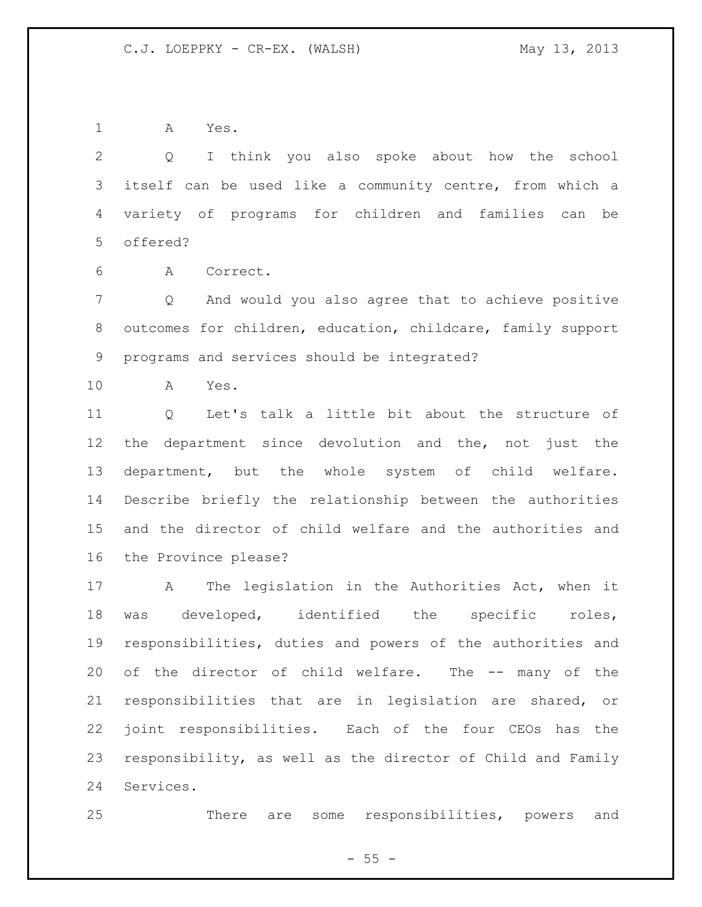A Yes.

Q I think you also spoke about how the school itself can be used like a community centre, from which a variety of programs for children and families can be offered?

A Correct.

Q And would you also agree that to achieve positive outcomes for children, education, childcare, family support programs and services should be integrated?

A Yes.

Q Let's talk a little bit about the structure of the department since devolution and the, not just the department, but the whole system of child welfare. Describe briefly the relationship between the authorities and the director of child welfare and the authorities and the Province please?

A The legislation in the Authorities Act, when it was developed, identified the specific roles, responsibilities, duties and powers of the authorities and of the director of child welfare. The -- many of the responsibilities that are in legislation are shared, or joint responsibilities. Each of the four CEOs has the responsibility, as well as the director of Child and Family Services.

There are some responsibilities, powers and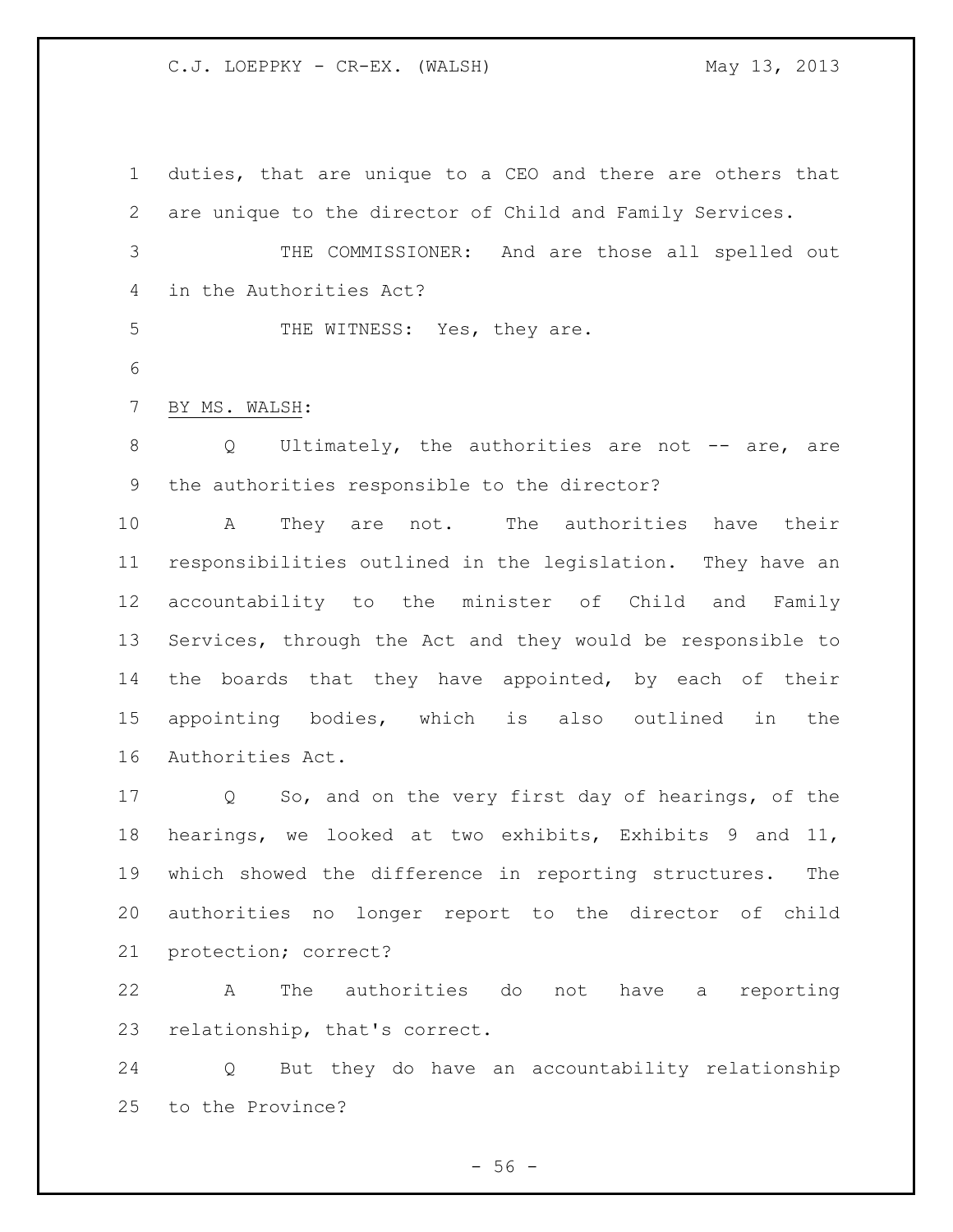duties, that are unique to a CEO and there are others that are unique to the director of Child and Family Services.

THE COMMISSIONER: And are those all spelled out in the Authorities Act?

THE WITNESS: Yes, they are.

BY MS. WALSH:

Q Ultimately, the authorities are not -- are, are the authorities responsible to the director?

A They are not. The authorities have their responsibilities outlined in the legislation. They have an accountability to the minister of Child and Family Services, through the Act and they would be responsible to the boards that they have appointed, by each of their appointing bodies, which is also outlined in the Authorities Act.

Q So, and on the very first day of hearings, of the hearings, we looked at two exhibits, Exhibits 9 and 11, which showed the difference in reporting structures. The authorities no longer report to the director of child protection; correct?

A The authorities do not have a reporting relationship, that's correct.

Q But they do have an accountability relationship to the Province?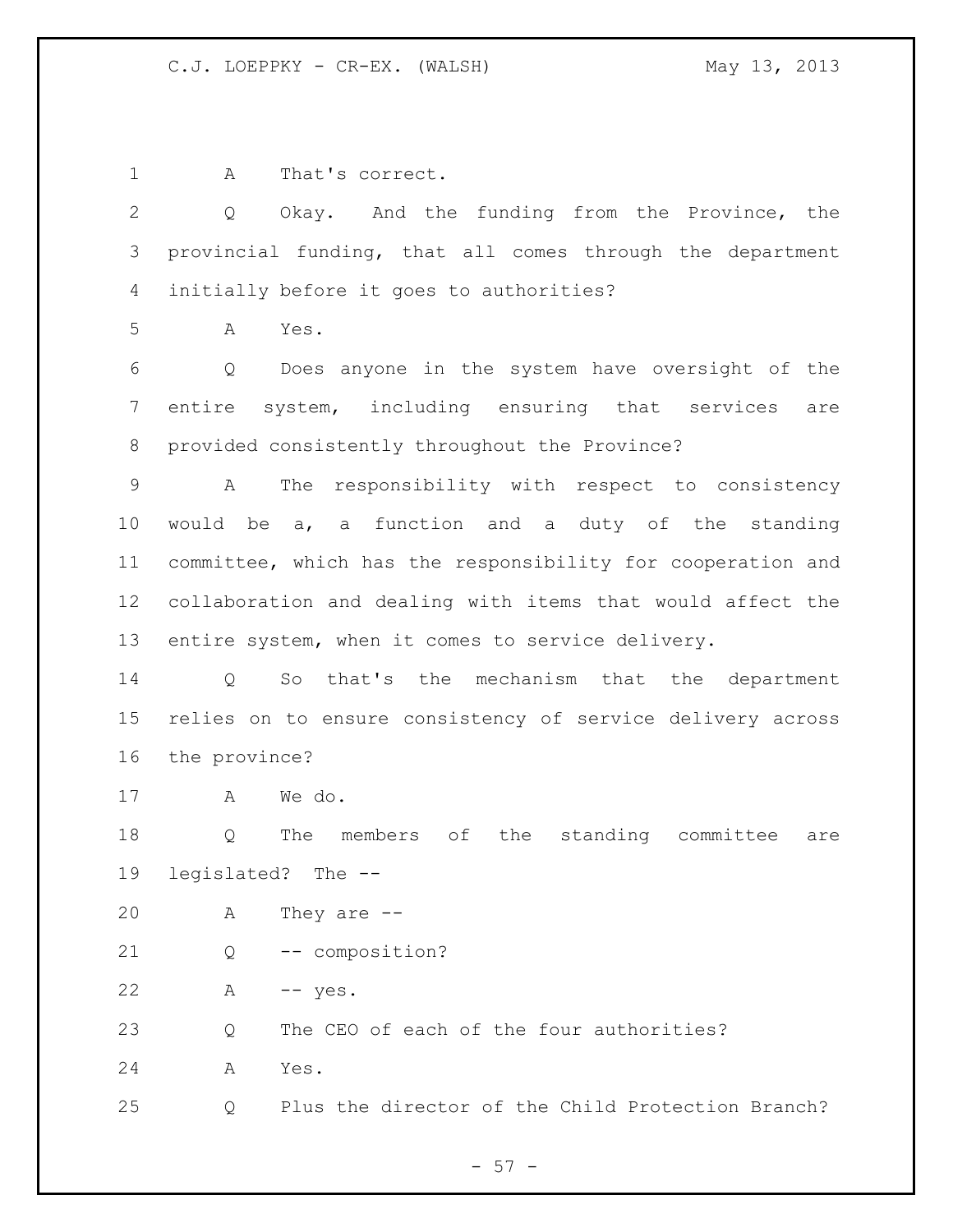A That's correct.

Q Okay. And the funding from the Province, the provincial funding, that all comes through the department initially before it goes to authorities?

A Yes.

Q Does anyone in the system have oversight of the entire system, including ensuring that services are provided consistently throughout the Province?

A The responsibility with respect to consistency would be a, a function and a duty of the standing committee, which has the responsibility for cooperation and collaboration and dealing with items that would affect the entire system, when it comes to service delivery.

Q So that's the mechanism that the department relies on to ensure consistency of service delivery across the province?

A We do.

Q The members of the standing committee are legislated? The --

A They are --

Q -- composition?

A -- yes.

Q The CEO of each of the four authorities?

A Yes.

Q Plus the director of the Child Protection Branch?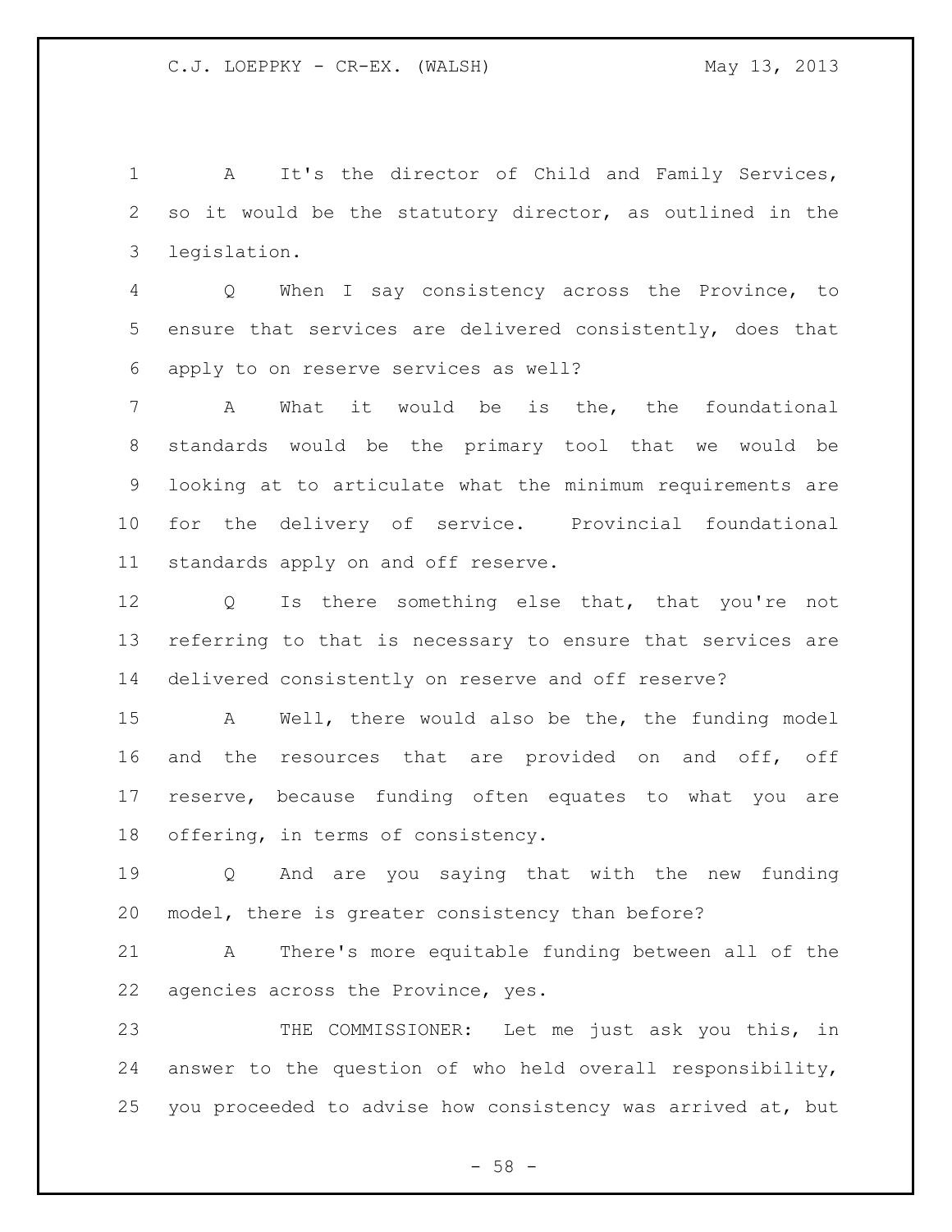A It's the director of Child and Family Services, so it would be the statutory director, as outlined in the legislation.

Q When I say consistency across the Province, to ensure that services are delivered consistently, does that apply to on reserve services as well?

A What it would be is the, the foundational standards would be the primary tool that we would be looking at to articulate what the minimum requirements are for the delivery of service. Provincial foundational standards apply on and off reserve.

Q Is there something else that, that you're not referring to that is necessary to ensure that services are delivered consistently on reserve and off reserve?

A Well, there would also be the, the funding model and the resources that are provided on and off, off reserve, because funding often equates to what you are offering, in terms of consistency.

Q And are you saying that with the new funding model, there is greater consistency than before?

A There's more equitable funding between all of the agencies across the Province, yes.

THE COMMISSIONER: Let me just ask you this, in answer to the question of who held overall responsibility, you proceeded to advise how consistency was arrived at, but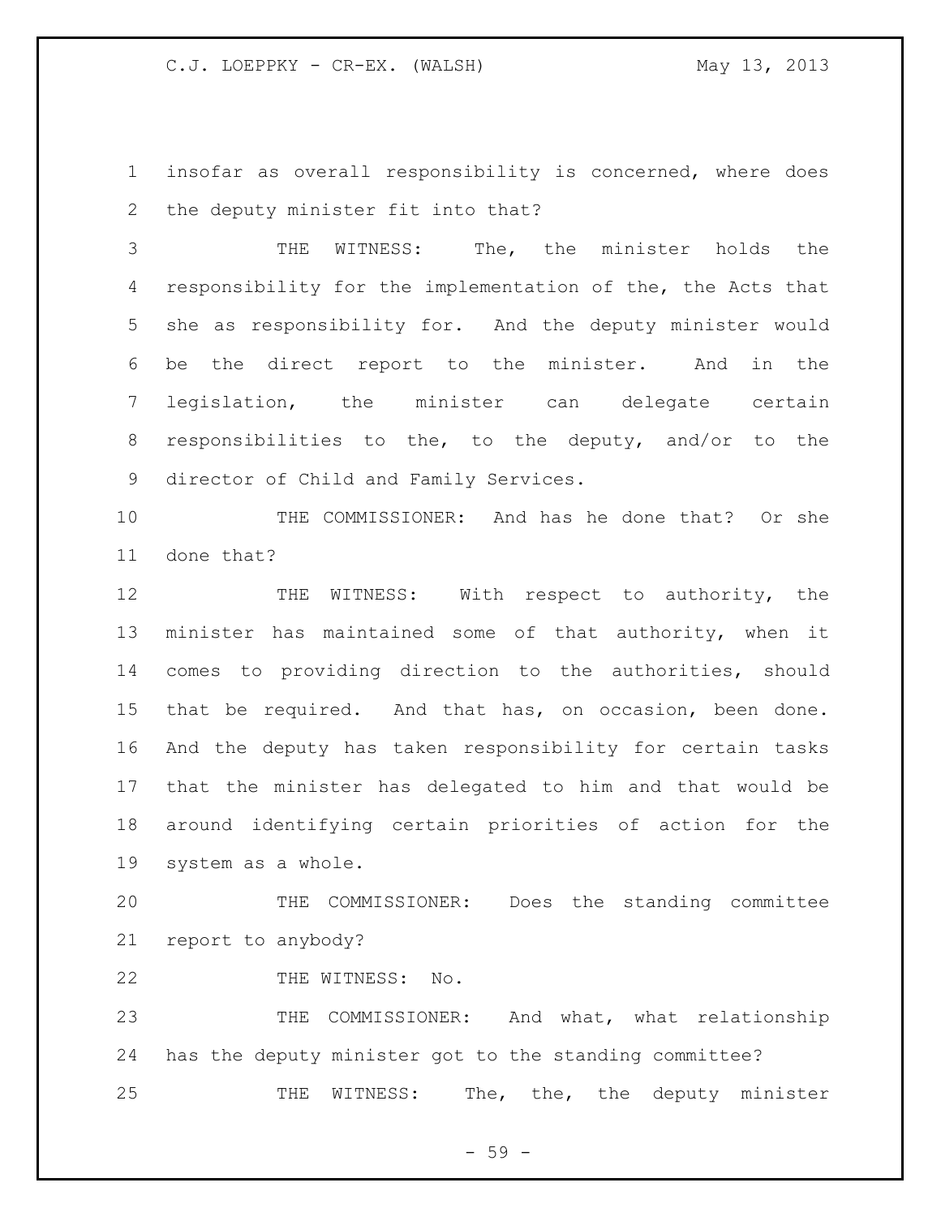insofar as overall responsibility is concerned, where does the deputy minister fit into that?

THE WITNESS: The, the minister holds the responsibility for the implementation of the, the Acts that she as responsibility for. And the deputy minister would be the direct report to the minister. And in the legislation, the minister can delegate certain responsibilities to the, to the deputy, and/or to the director of Child and Family Services.

THE COMMISSIONER: And has he done that? Or she done that?

THE WITNESS: With respect to authority, the minister has maintained some of that authority, when it comes to providing direction to the authorities, should that be required. And that has, on occasion, been done. And the deputy has taken responsibility for certain tasks that the minister has delegated to him and that would be around identifying certain priorities of action for the system as a whole.

THE COMMISSIONER: Does the standing committee report to anybody?

THE WITNESS: No.

THE COMMISSIONER: And what, what relationship has the deputy minister got to the standing committee?

THE WITNESS: The, the, the deputy minister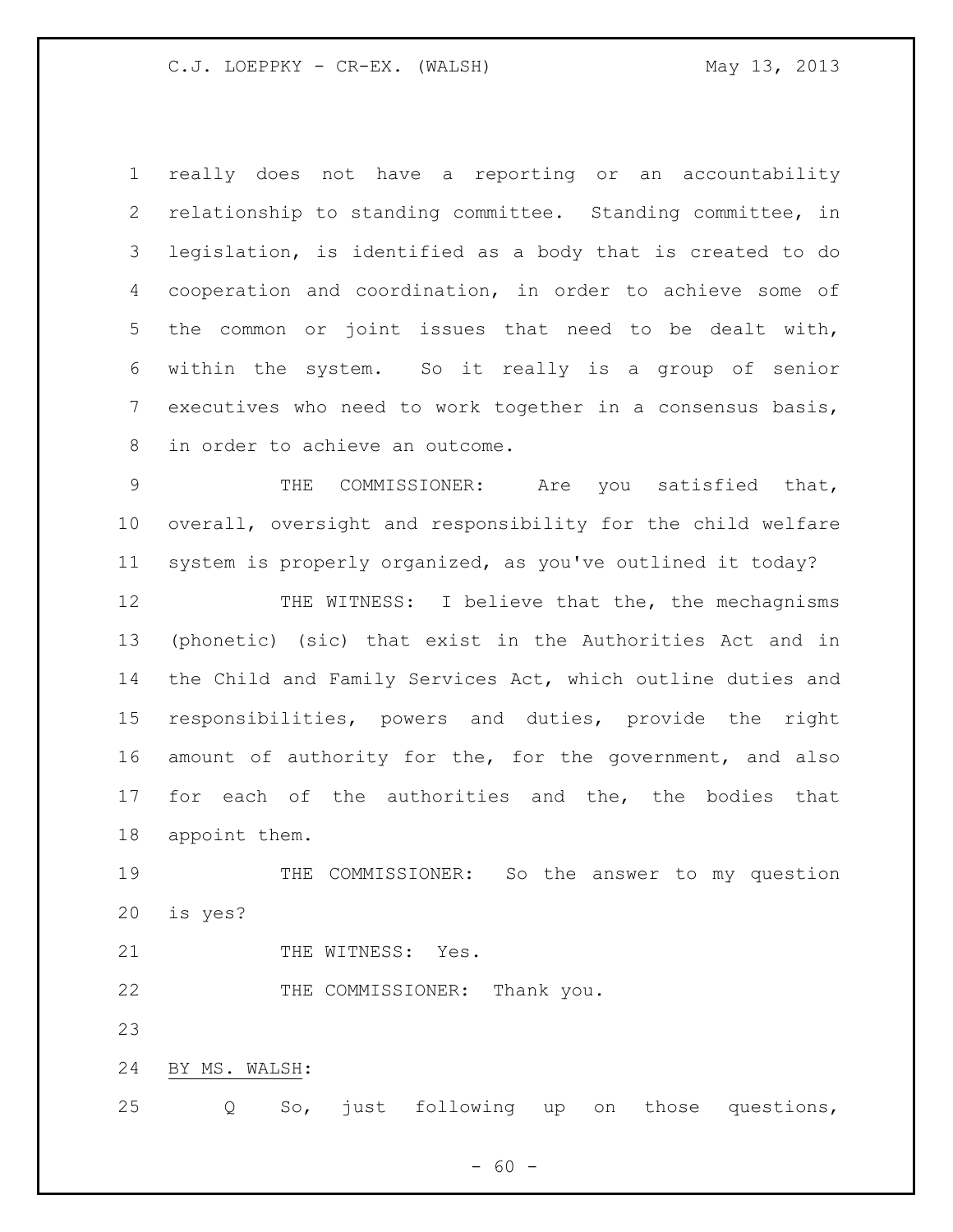really does not have a reporting or an accountability relationship to standing committee. Standing committee, in legislation, is identified as a body that is created to do cooperation and coordination, in order to achieve some of the common or joint issues that need to be dealt with, within the system. So it really is a group of senior executives who need to work together in a consensus basis, in order to achieve an outcome.

THE COMMISSIONER: Are you satisfied that, overall, oversight and responsibility for the child welfare system is properly organized, as you've outlined it today?

THE WITNESS: I believe that the, the mechagnisms (phonetic) (sic) that exist in the Authorities Act and in the Child and Family Services Act, which outline duties and responsibilities, powers and duties, provide the right amount of authority for the, for the government, and also for each of the authorities and the, the bodies that appoint them.

THE COMMISSIONER: So the answer to my question is yes?

THE WITNESS: Yes.

THE COMMISSIONER: Thank you.

BY MS. WALSH:

Q So, just following up on those questions,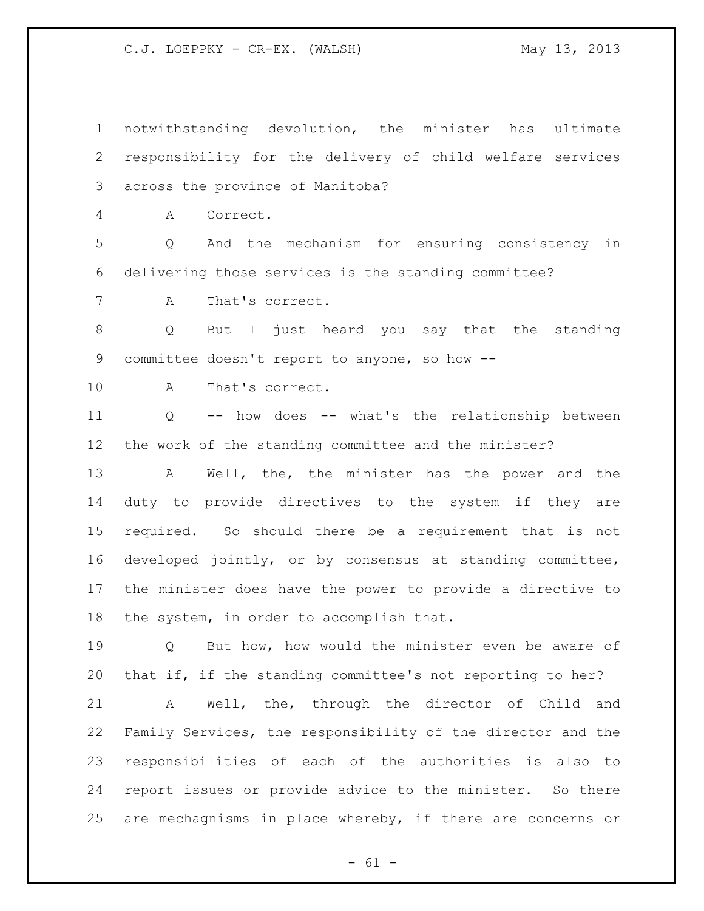notwithstanding devolution, the minister has ultimate responsibility for the delivery of child welfare services across the province of Manitoba?

A Correct.

Q And the mechanism for ensuring consistency in delivering those services is the standing committee?

A That's correct.

Q But I just heard you say that the standing committee doesn't report to anyone, so how --

A That's correct.

Q -- how does -- what's the relationship between the work of the standing committee and the minister?

A Well, the, the minister has the power and the duty to provide directives to the system if they are required. So should there be a requirement that is not developed jointly, or by consensus at standing committee, the minister does have the power to provide a directive to the system, in order to accomplish that.

Q But how, how would the minister even be aware of that if, if the standing committee's not reporting to her?

A Well, the, through the director of Child and Family Services, the responsibility of the director and the responsibilities of each of the authorities is also to report issues or provide advice to the minister. So there are mechagnisms in place whereby, if there are concerns or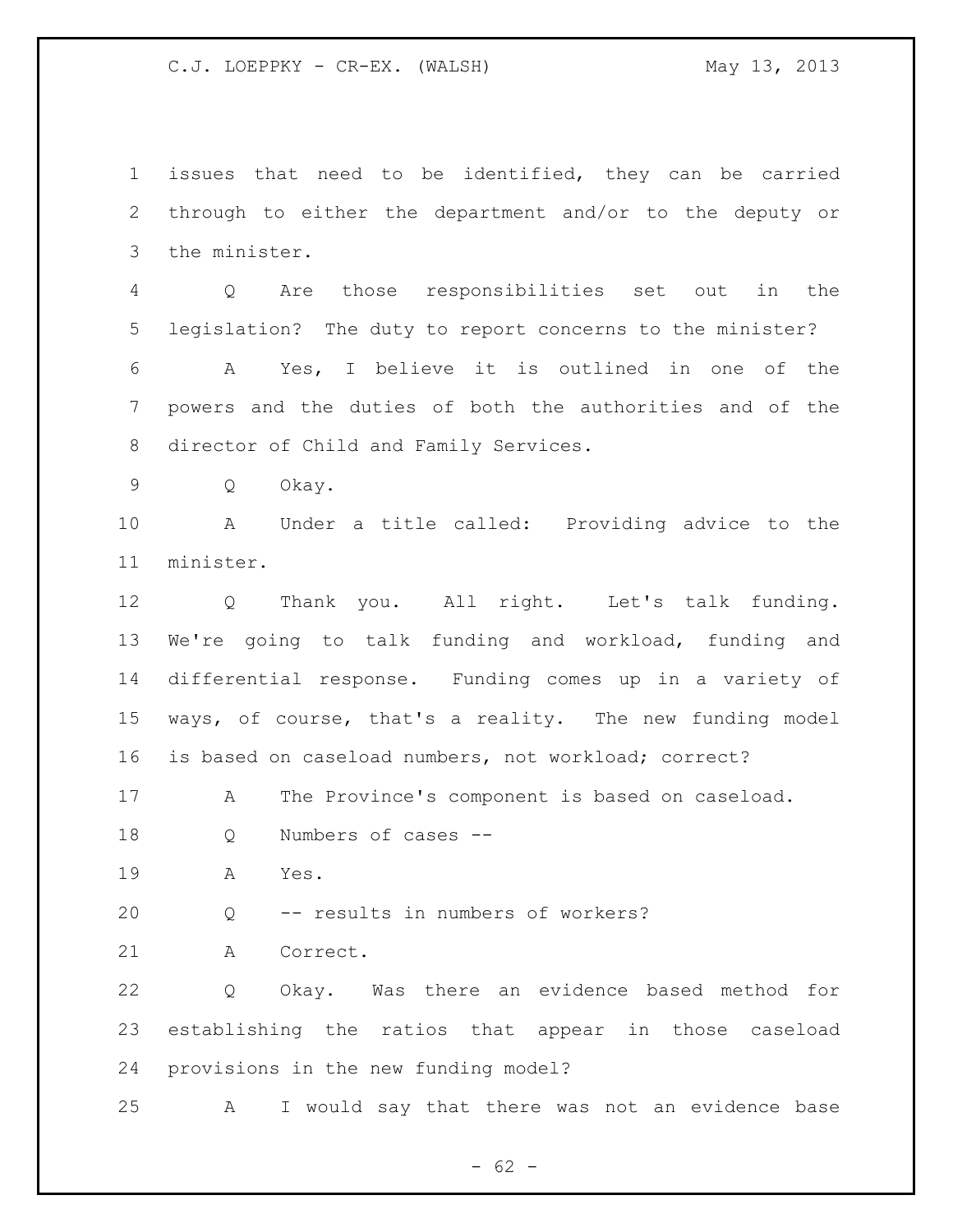issues that need to be identified, they can be carried through to either the department and/or to the deputy or the minister.

Q Are those responsibilities set out in the legislation? The duty to report concerns to the minister?

A Yes, I believe it is outlined in one of the powers and the duties of both the authorities and of the director of Child and Family Services.

Q Okay.

A Under a title called: Providing advice to the minister.

Q Thank you. All right. Let's talk funding. We're going to talk funding and workload, funding and differential response. Funding comes up in a variety of ways, of course, that's a reality. The new funding model is based on caseload numbers, not workload; correct?

A The Province's component is based on caseload.

Q Numbers of cases --

A Yes.

Q -- results in numbers of workers?

A Correct.

Q Okay. Was there an evidence based method for establishing the ratios that appear in those caseload provisions in the new funding model?

A I would say that there was not an evidence base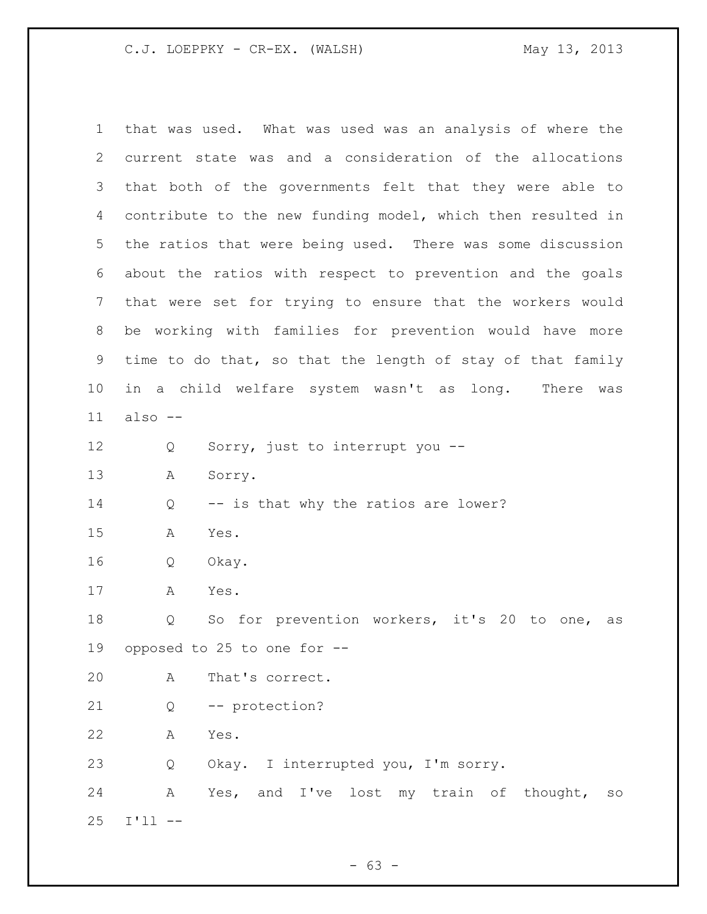that was used. What was used was an analysis of where the current state was and a consideration of the allocations that both of the governments felt that they were able to contribute to the new funding model, which then resulted in the ratios that were being used. There was some discussion about the ratios with respect to prevention and the goals that were set for trying to ensure that the workers would be working with families for prevention would have more time to do that, so that the length of stay of that family in a child welfare system wasn't as long. There was also --

Q Sorry, just to interrupt you --

A Sorry.

Q -- is that why the ratios are lower?

A Yes.

Q Okay.

A Yes.

Q So for prevention workers, it's 20 to one, as opposed to 25 to one for --

A That's correct.

Q -- protection?

A Yes.

Q Okay. I interrupted you, I'm sorry.

A Yes, and I've lost my train of thought, so I'll --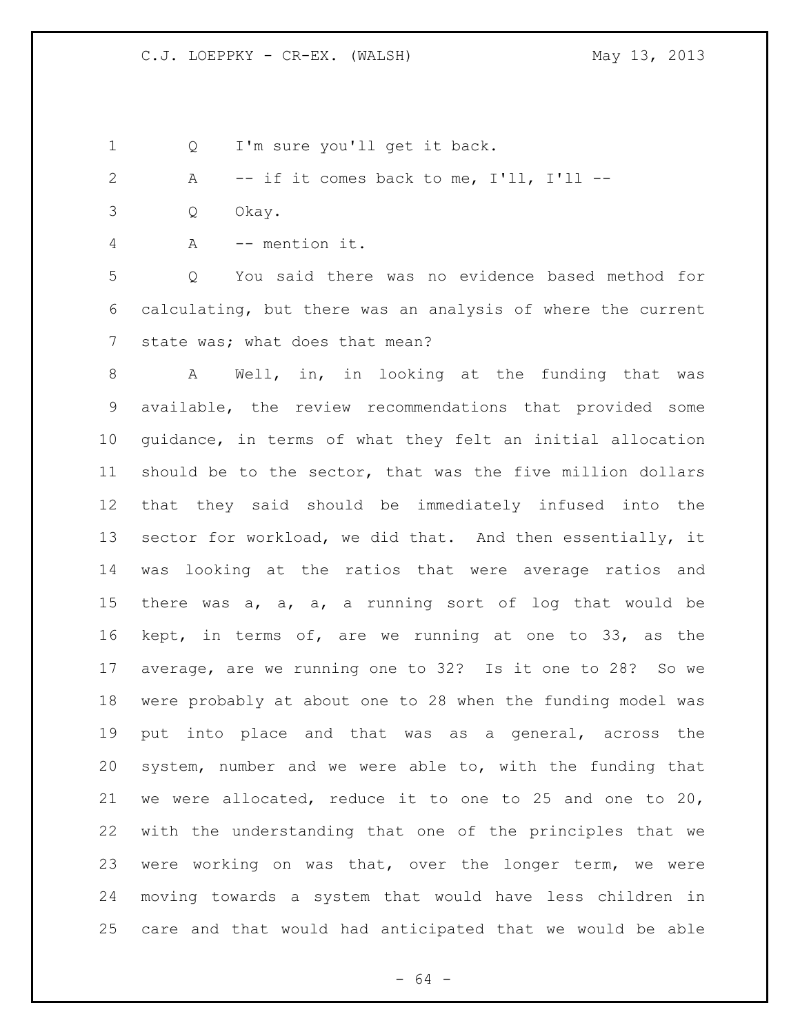Q I'm sure you'll get it back.

A -- if it comes back to me, I'll, I'll --

Q Okay.

A -- mention it.

Q You said there was no evidence based method for calculating, but there was an analysis of where the current state was; what does that mean?

A Well, in, in looking at the funding that was available, the review recommendations that provided some guidance, in terms of what they felt an initial allocation should be to the sector, that was the five million dollars that they said should be immediately infused into the sector for workload, we did that. And then essentially, it was looking at the ratios that were average ratios and there was a, a, a, a running sort of log that would be kept, in terms of, are we running at one to 33, as the average, are we running one to 32? Is it one to 28? So we were probably at about one to 28 when the funding model was put into place and that was as a general, across the system, number and we were able to, with the funding that we were allocated, reduce it to one to 25 and one to 20, with the understanding that one of the principles that we were working on was that, over the longer term, we were moving towards a system that would have less children in care and that would had anticipated that we would be able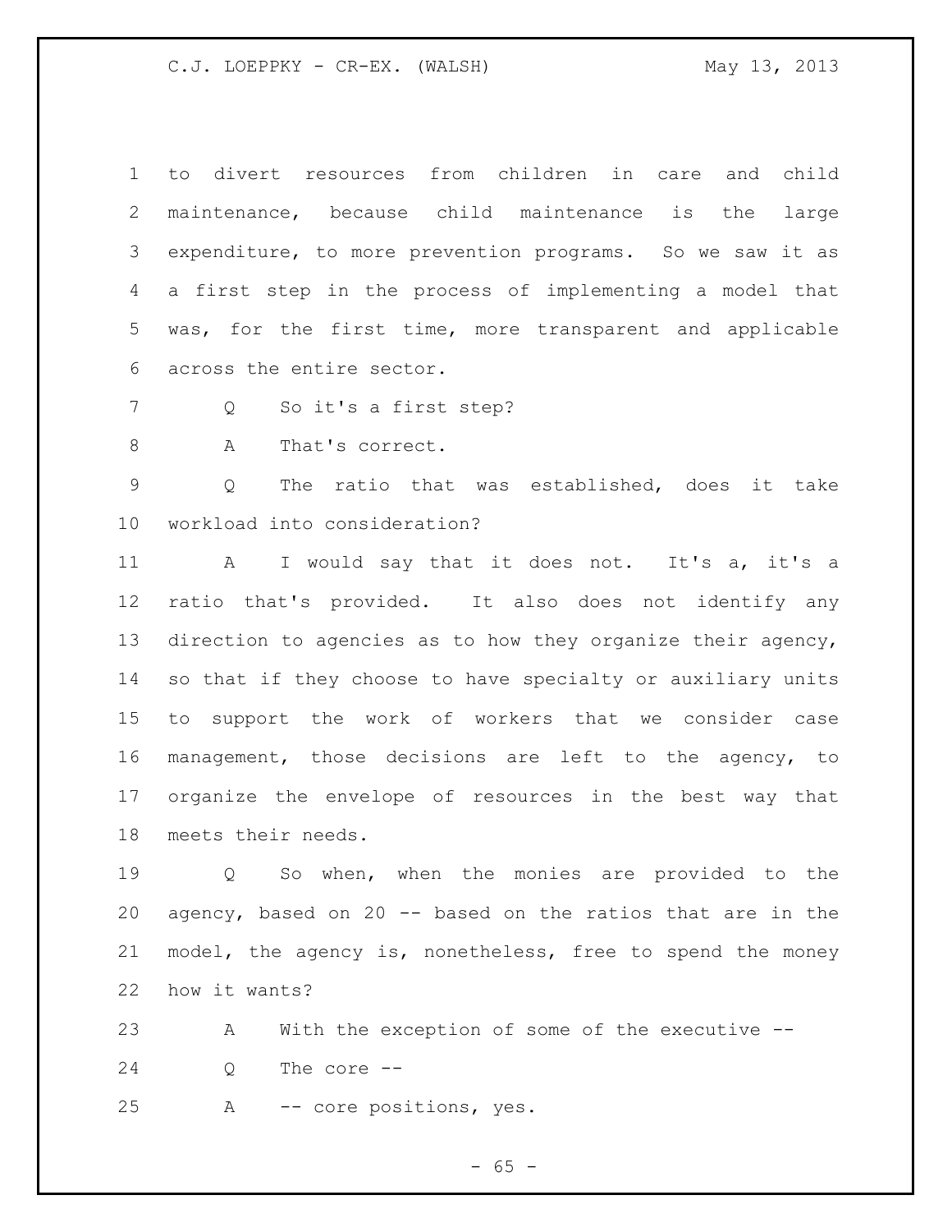to divert resources from children in care and child maintenance, because child maintenance is the large expenditure, to more prevention programs. So we saw it as a first step in the process of implementing a model that was, for the first time, more transparent and applicable across the entire sector.

Q So it's a first step?

A That's correct.

Q The ratio that was established, does it take workload into consideration?

A I would say that it does not. It's a, it's a ratio that's provided. It also does not identify any direction to agencies as to how they organize their agency, so that if they choose to have specialty or auxiliary units to support the work of workers that we consider case management, those decisions are left to the agency, to organize the envelope of resources in the best way that meets their needs.

Q So when, when the monies are provided to the agency, based on 20 -- based on the ratios that are in the model, the agency is, nonetheless, free to spend the money how it wants?

A With the exception of some of the executive --

Q The core --

A -- core positions, yes.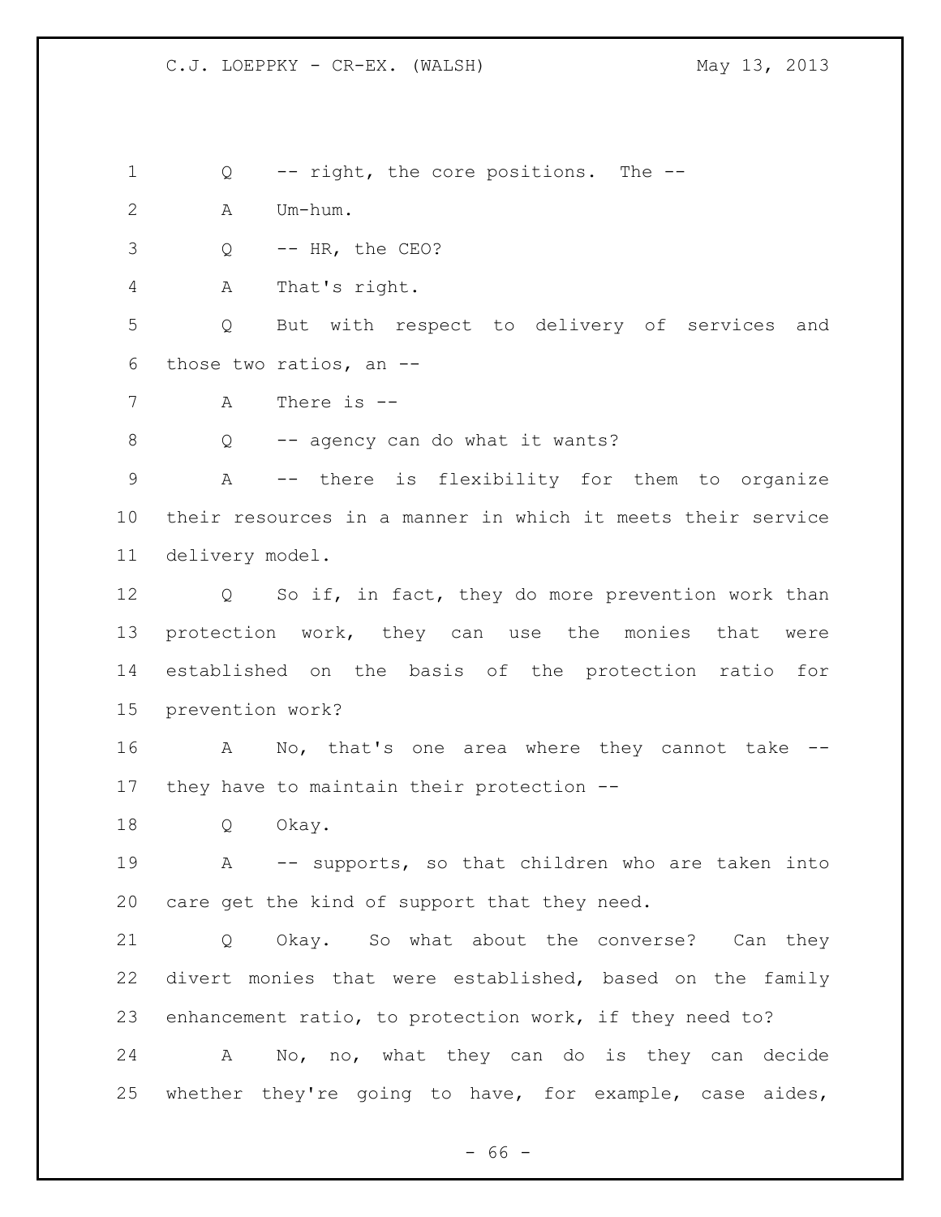Q -- right, the core positions. The --

A Um-hum.

Q -- HR, the CEO?

A That's right.

Q But with respect to delivery of services and those two ratios, an --

A There is --

Q -- agency can do what it wants?

A -- there is flexibility for them to organize their resources in a manner in which it meets their service delivery model.

Q So if, in fact, they do more prevention work than protection work, they can use the monies that were established on the basis of the protection ratio for prevention work?

A No, that's one area where they cannot take -- they have to maintain their protection --

Q Okay.

A -- supports, so that children who are taken into care get the kind of support that they need.

Q Okay. So what about the converse? Can they divert monies that were established, based on the family enhancement ratio, to protection work, if they need to?

A No, no, what they can do is they can decide whether they're going to have, for example, case aides,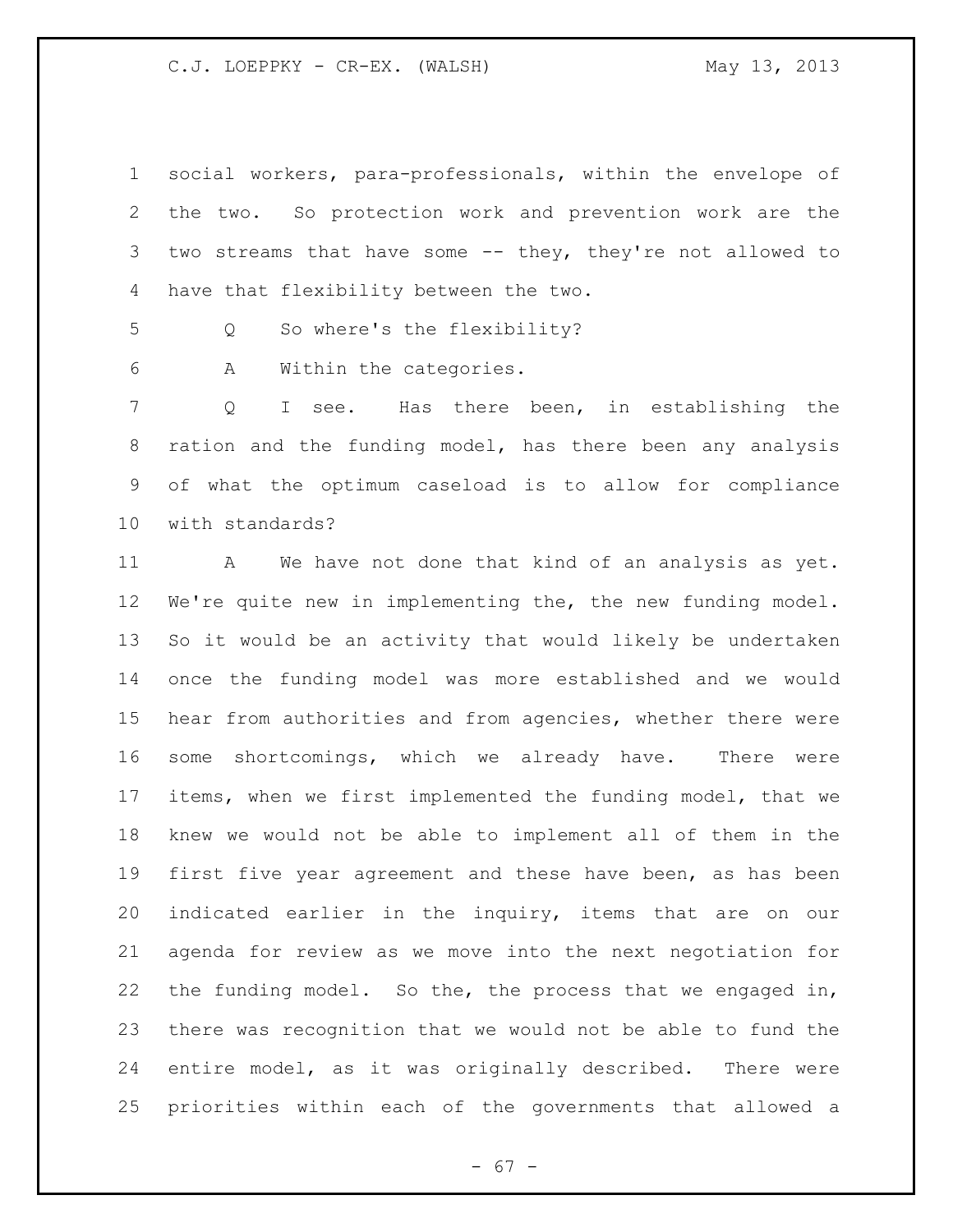social workers, para-professionals, within the envelope of the two. So protection work and prevention work are the two streams that have some -- they, they're not allowed to have that flexibility between the two.

Q So where's the flexibility?

A Within the categories.

Q I see. Has there been, in establishing the ration and the funding model, has there been any analysis of what the optimum caseload is to allow for compliance with standards?

A We have not done that kind of an analysis as yet. We're quite new in implementing the, the new funding model. So it would be an activity that would likely be undertaken once the funding model was more established and we would hear from authorities and from agencies, whether there were some shortcomings, which we already have. There were items, when we first implemented the funding model, that we knew we would not be able to implement all of them in the first five year agreement and these have been, as has been indicated earlier in the inquiry, items that are on our agenda for review as we move into the next negotiation for the funding model. So the, the process that we engaged in, there was recognition that we would not be able to fund the entire model, as it was originally described. There were priorities within each of the governments that allowed a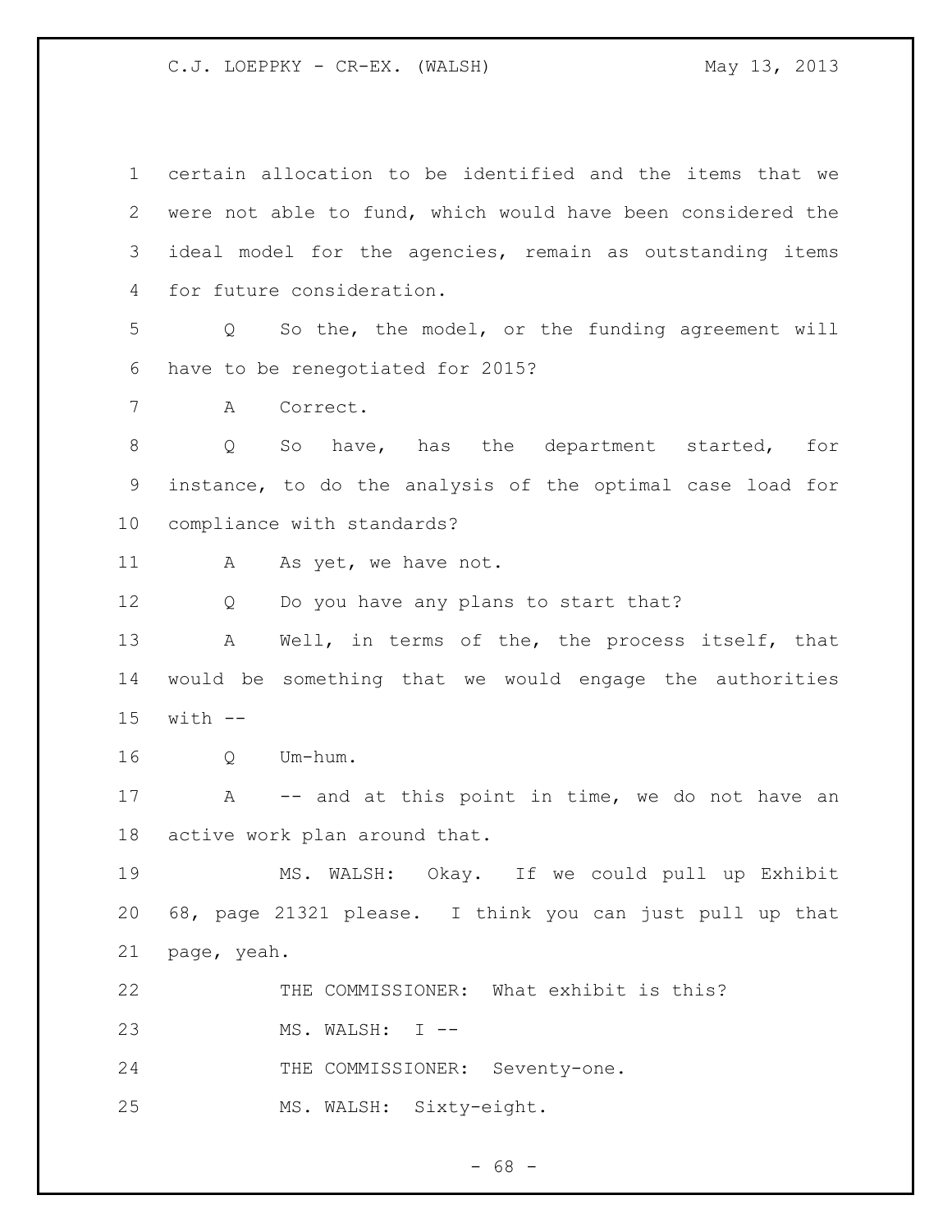certain allocation to be identified and the items that we were not able to fund, which would have been considered the ideal model for the agencies, remain as outstanding items for future consideration.

Q So the, the model, or the funding agreement will have to be renegotiated for 2015?

A Correct.

Q So have, has the department started, for instance, to do the analysis of the optimal case load for compliance with standards?

A As yet, we have not.

Q Do you have any plans to start that?

A Well, in terms of the, the process itself, that would be something that we would engage the authorities with --

Q Um-hum.

A -- and at this point in time, we do not have an active work plan around that.

MS. WALSH: Okay. If we could pull up Exhibit 68, page 21321 please. I think you can just pull up that page, yeah.

THE COMMISSIONER: What exhibit is this?

MS. WALSH: I --

THE COMMISSIONER: Seventy-one.

MS. WALSH: Sixty-eight.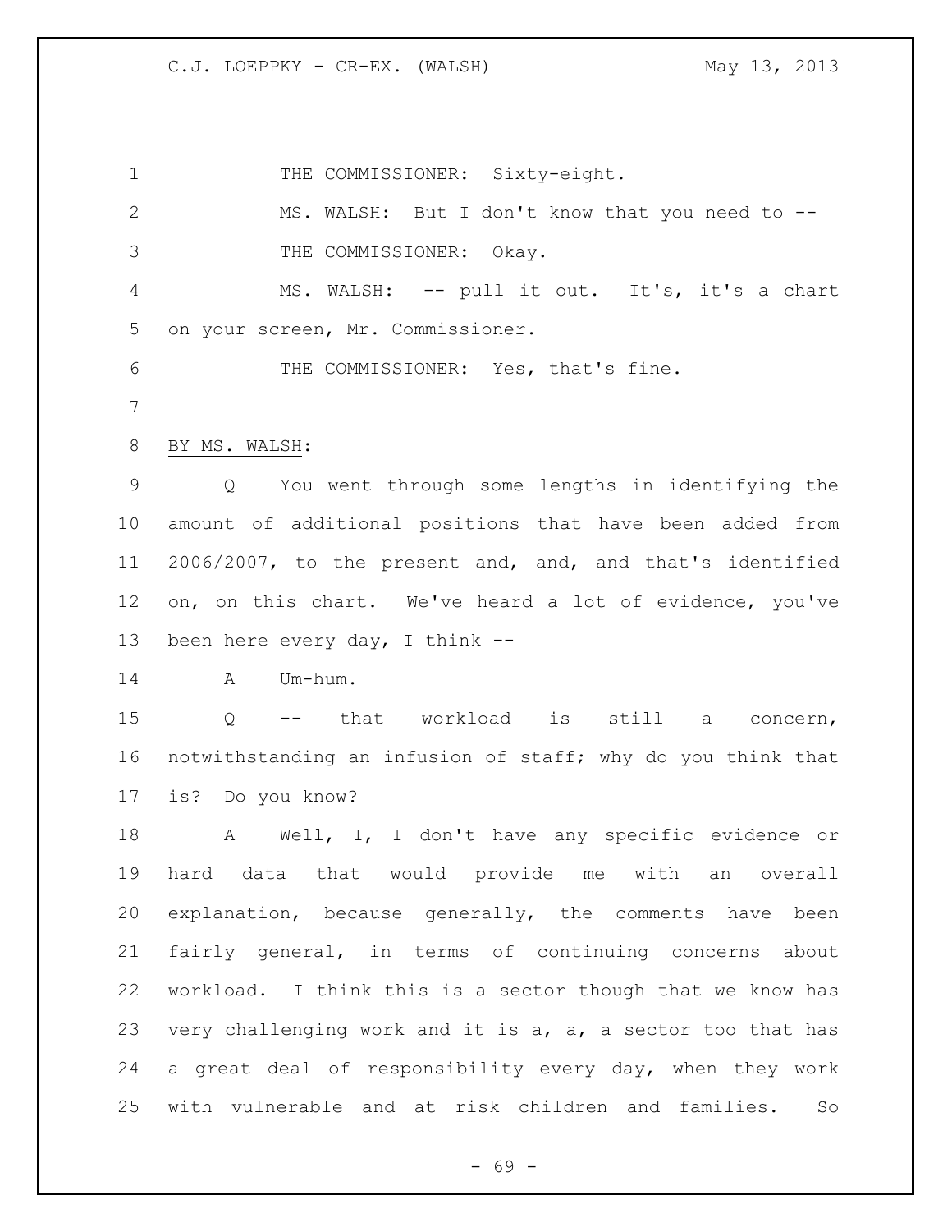THE COMMISSIONER: Sixty-eight.

MS. WALSH: But I don't know that you need to --

THE COMMISSIONER: Okay.

MS. WALSH: -- pull it out. It's, it's a chart on your screen, Mr. Commissioner.

THE COMMISSIONER: Yes, that's fine.

BY MS. WALSH:

Q You went through some lengths in identifying the amount of additional positions that have been added from 2006/2007, to the present and, and, and that's identified on, on this chart. We've heard a lot of evidence, you've been here every day, I think --

A Um-hum.

Q -- that workload is still a concern, notwithstanding an infusion of staff; why do you think that is? Do you know?

A Well, I, I don't have any specific evidence or hard data that would provide me with an overall explanation, because generally, the comments have been fairly general, in terms of continuing concerns about workload. I think this is a sector though that we know has very challenging work and it is a, a, a sector too that has a great deal of responsibility every day, when they work with vulnerable and at risk children and families. So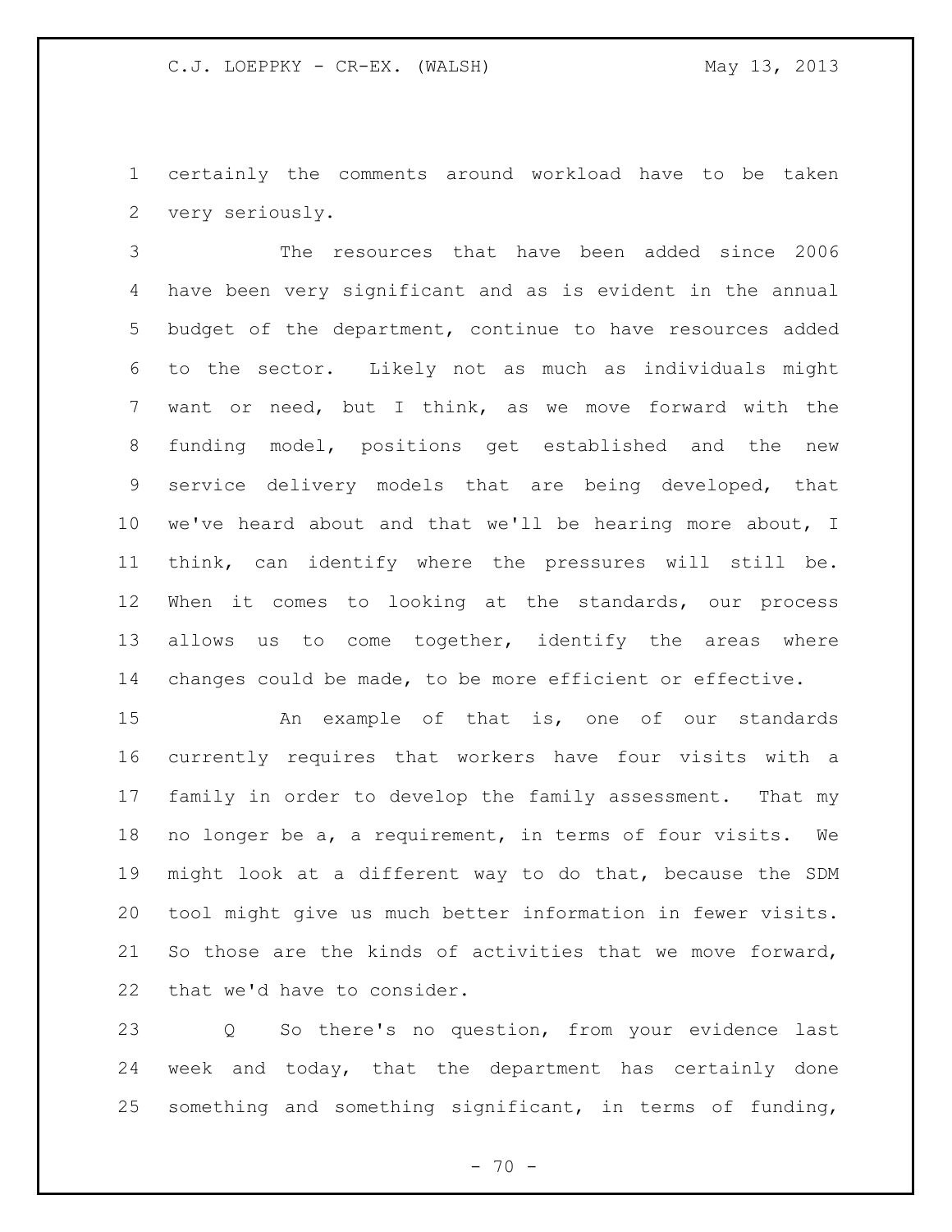certainly the comments around workload have to be taken very seriously.

The resources that have been added since 2006 have been very significant and as is evident in the annual budget of the department, continue to have resources added to the sector. Likely not as much as individuals might want or need, but I think, as we move forward with the funding model, positions get established and the new service delivery models that are being developed, that we've heard about and that we'll be hearing more about, I think, can identify where the pressures will still be. When it comes to looking at the standards, our process allows us to come together, identify the areas where changes could be made, to be more efficient or effective.

An example of that is, one of our standards currently requires that workers have four visits with a family in order to develop the family assessment. That my no longer be a, a requirement, in terms of four visits. We might look at a different way to do that, because the SDM tool might give us much better information in fewer visits. So those are the kinds of activities that we move forward, that we'd have to consider.

Q So there's no question, from your evidence last week and today, that the department has certainly done something and something significant, in terms of funding,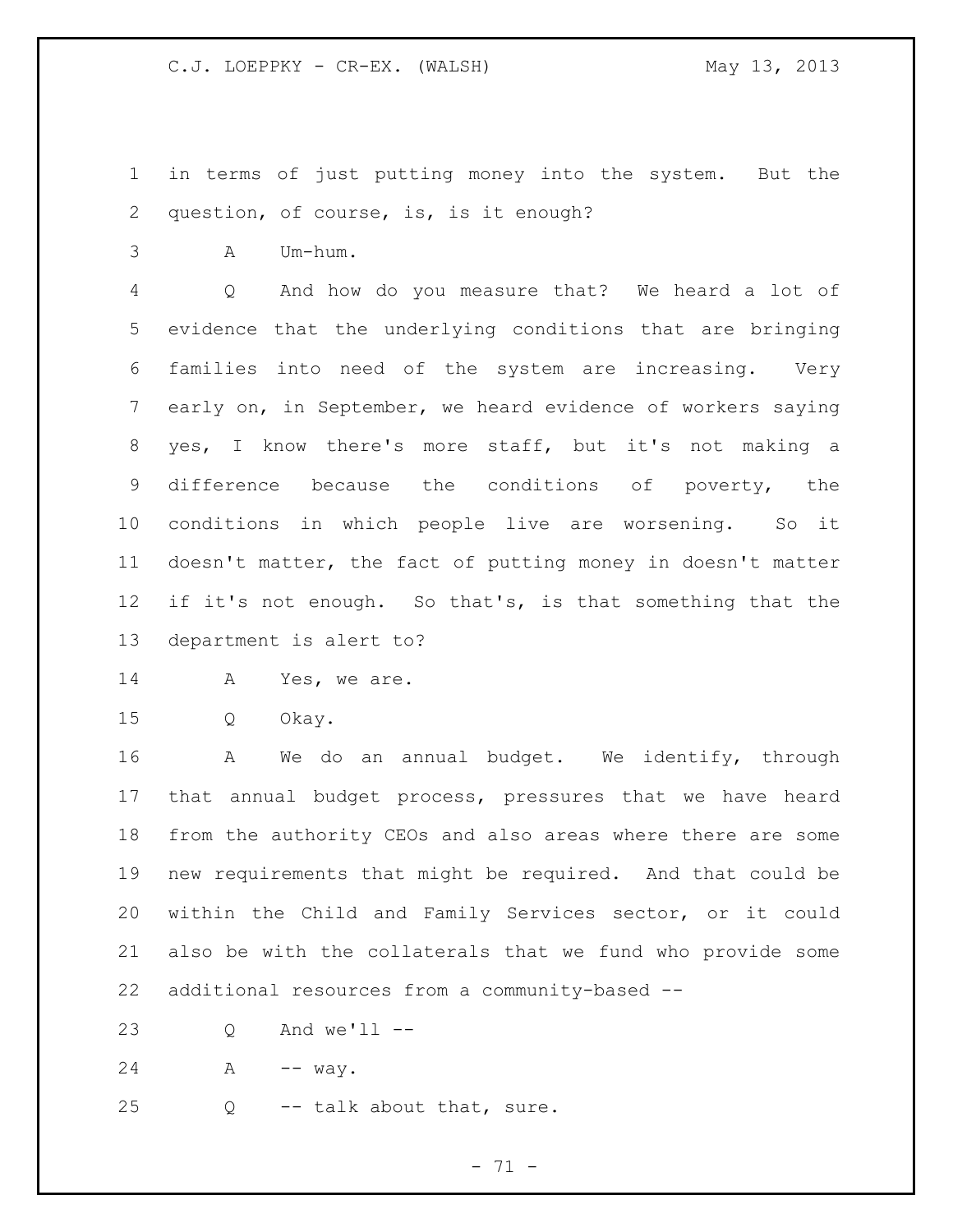1 in terms of just putting money into the system. But the
2 question, of course, is, is it enough?

3 A Um-hum.

4 Q And how do you measure that? We heard a lot of
5 evidence that the underlying conditions that are bringing
6 families into need of the system are increasing. Very
7 early on, in September, we heard evidence of workers saying
8 yes, I know there's more staff, but it's not making a
9 difference because the conditions of poverty, the
10 conditions in which people live are worsening. So it
11 doesn't matter, the fact of putting money in doesn't matter
12 if it's not enough. So that's, is that something that the
13 department is alert to?

14 A Yes, we are.

15 Q Okay.

16 A We do an annual budget. We identify, through
17 that annual budget process, pressures that we have heard
18 from the authority CEOs and also areas where there are some
19 new requirements that might be required. And that could be
20 within the Child and Family Services sector, or it could
21 also be with the collaterals that we fund who provide some
22 additional resources from a community-based --

23 Q And we'll --

24 A -- way.

25 Q -- talk about that, sure.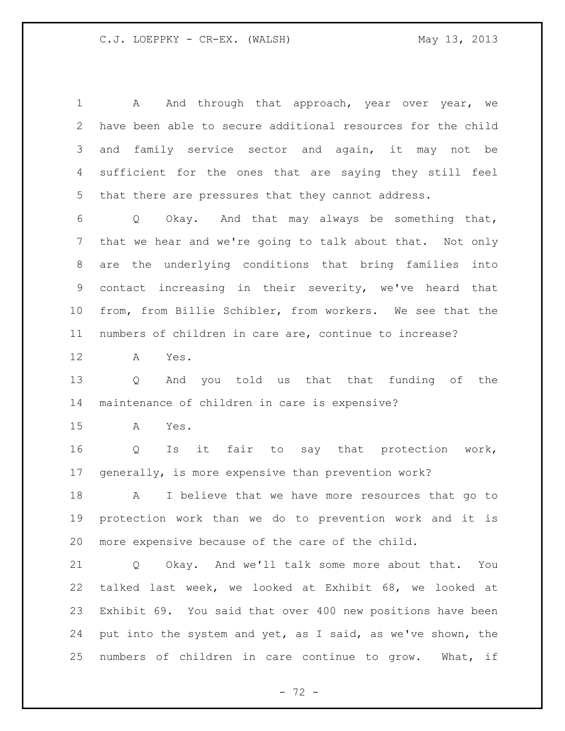A And through that approach, year over year, we have been able to secure additional resources for the child and family service sector and again, it may not be sufficient for the ones that are saying they still feel that there are pressures that they cannot address.

Q Okay. And that may always be something that, that we hear and we're going to talk about that. Not only are the underlying conditions that bring families into contact increasing in their severity, we've heard that from, from Billie Schibler, from workers. We see that the numbers of children in care are, continue to increase?

A Yes.

Q And you told us that that funding of the maintenance of children in care is expensive?

A Yes.

Q Is it fair to say that protection work, generally, is more expensive than prevention work?

A I believe that we have more resources that go to protection work than we do to prevention work and it is more expensive because of the care of the child.

Q Okay. And we'll talk some more about that. You talked last week, we looked at Exhibit 68, we looked at Exhibit 69. You said that over 400 new positions have been put into the system and yet, as I said, as we've shown, the numbers of children in care continue to grow. What, if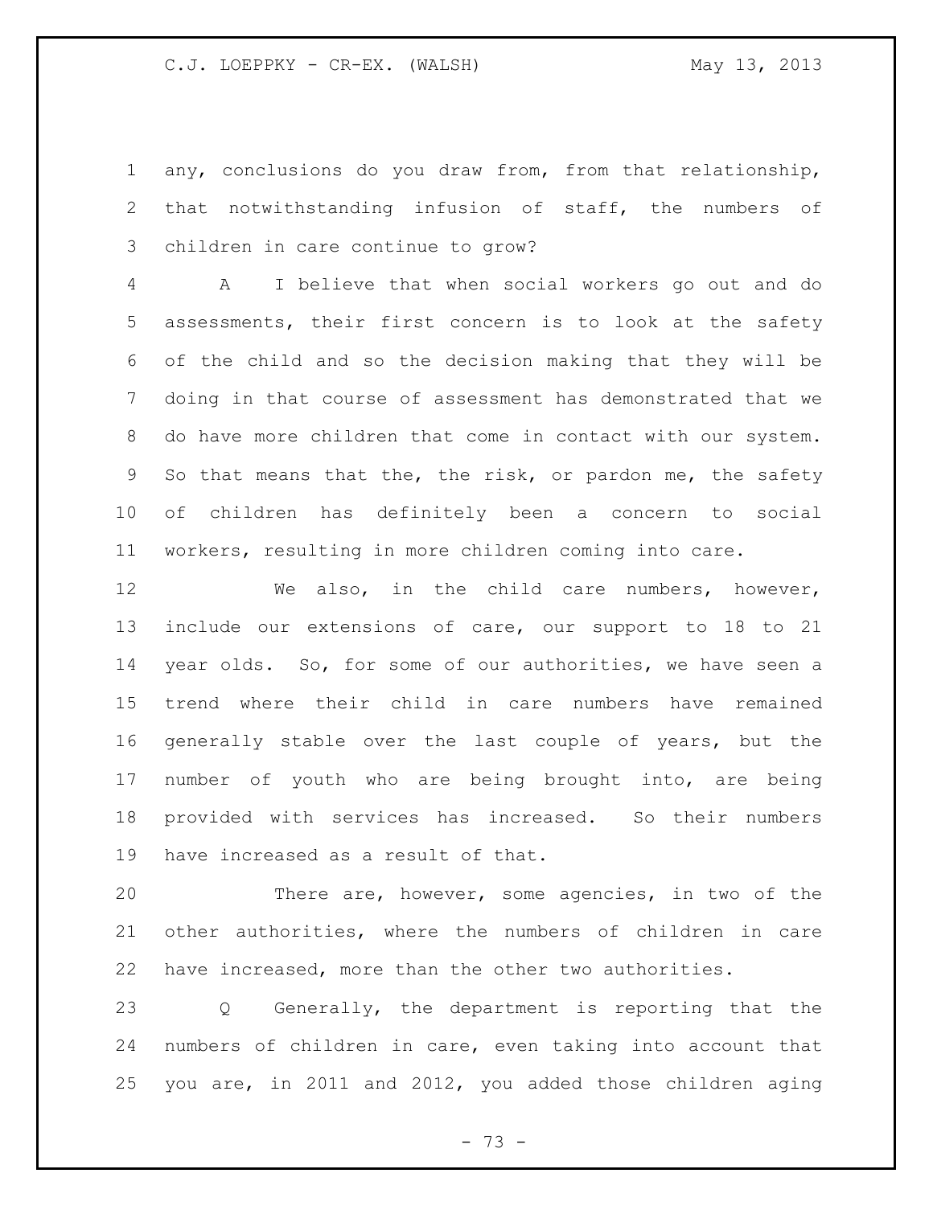any, conclusions do you draw from, from that relationship, that notwithstanding infusion of staff, the numbers of children in care continue to grow?

A I believe that when social workers go out and do assessments, their first concern is to look at the safety of the child and so the decision making that they will be doing in that course of assessment has demonstrated that we do have more children that come in contact with our system. So that means that the, the risk, or pardon me, the safety of children has definitely been a concern to social workers, resulting in more children coming into care.

We also, in the child care numbers, however, include our extensions of care, our support to 18 to 21 year olds. So, for some of our authorities, we have seen a trend where their child in care numbers have remained generally stable over the last couple of years, but the number of youth who are being brought into, are being provided with services has increased. So their numbers have increased as a result of that.

There are, however, some agencies, in two of the other authorities, where the numbers of children in care have increased, more than the other two authorities.

Q Generally, the department is reporting that the numbers of children in care, even taking into account that you are, in 2011 and 2012, you added those children aging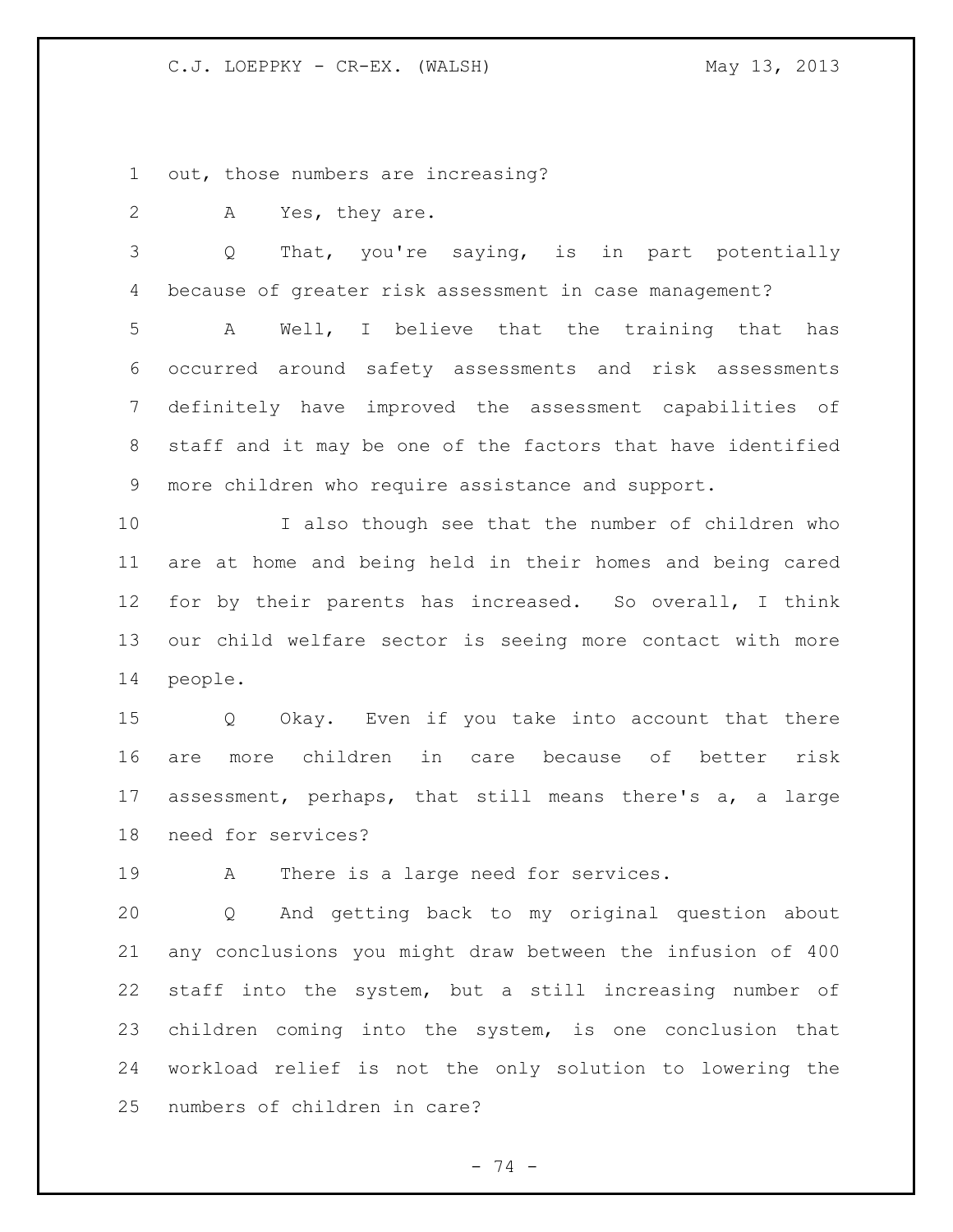out, those numbers are increasing?

A Yes, they are.

Q That, you're saying, is in part potentially because of greater risk assessment in case management?

A Well, I believe that the training that has occurred around safety assessments and risk assessments definitely have improved the assessment capabilities of staff and it may be one of the factors that have identified more children who require assistance and support.

I also though see that the number of children who are at home and being held in their homes and being cared for by their parents has increased. So overall, I think our child welfare sector is seeing more contact with more people.

Q Okay. Even if you take into account that there are more children in care because of better risk assessment, perhaps, that still means there's a, a large need for services?

A There is a large need for services.

Q And getting back to my original question about any conclusions you might draw between the infusion of 400 staff into the system, but a still increasing number of children coming into the system, is one conclusion that workload relief is not the only solution to lowering the numbers of children in care?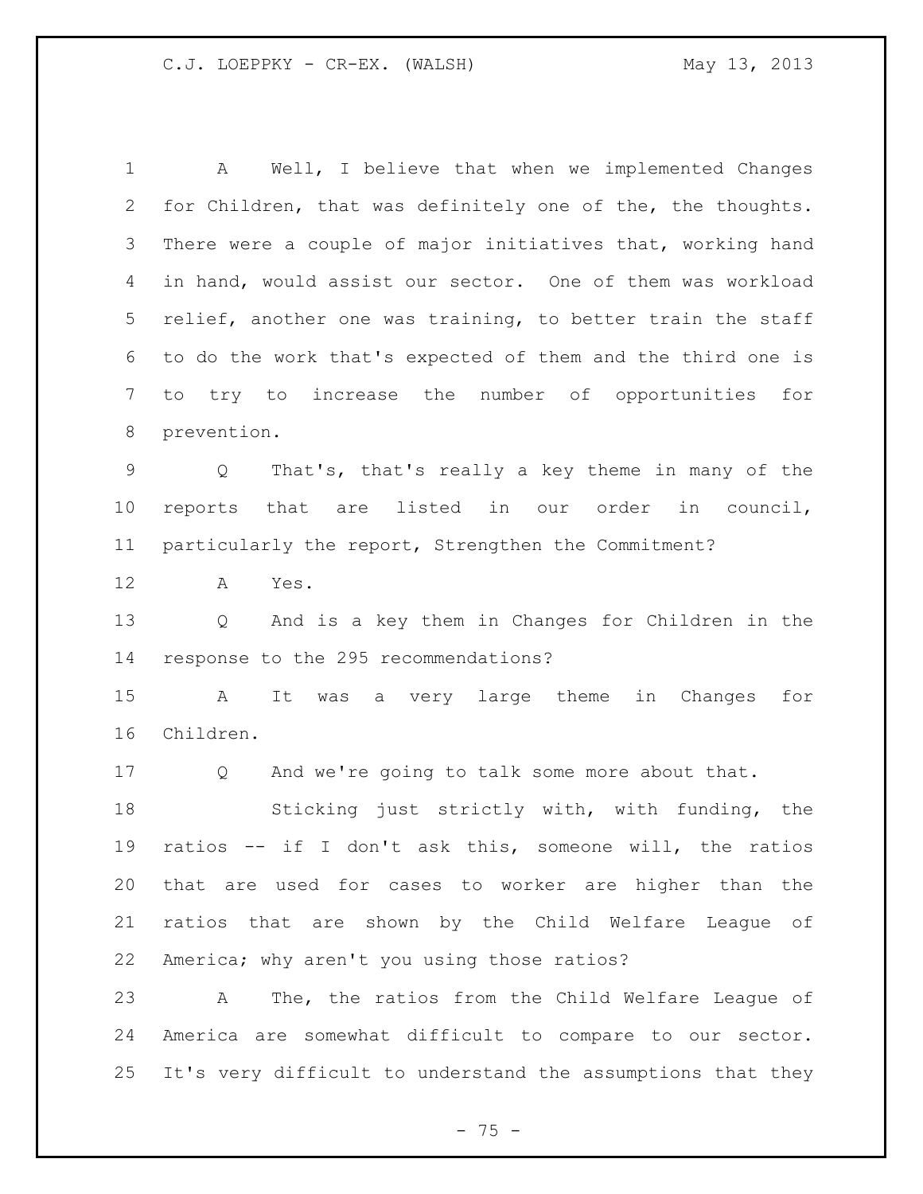A Well, I believe that when we implemented Changes for Children, that was definitely one of the, the thoughts. There were a couple of major initiatives that, working hand in hand, would assist our sector. One of them was workload relief, another one was training, to better train the staff to do the work that's expected of them and the third one is to try to increase the number of opportunities for prevention.

Q That's, that's really a key theme in many of the reports that are listed in our order in council, particularly the report, Strengthen the Commitment?

A Yes.

Q And is a key them in Changes for Children in the response to the 295 recommendations?

A It was a very large theme in Changes for Children.

Q And we're going to talk some more about that.

Sticking just strictly with, with funding, the ratios -- if I don't ask this, someone will, the ratios that are used for cases to worker are higher than the ratios that are shown by the Child Welfare League of America; why aren't you using those ratios?

A The, the ratios from the Child Welfare League of America are somewhat difficult to compare to our sector. It's very difficult to understand the assumptions that they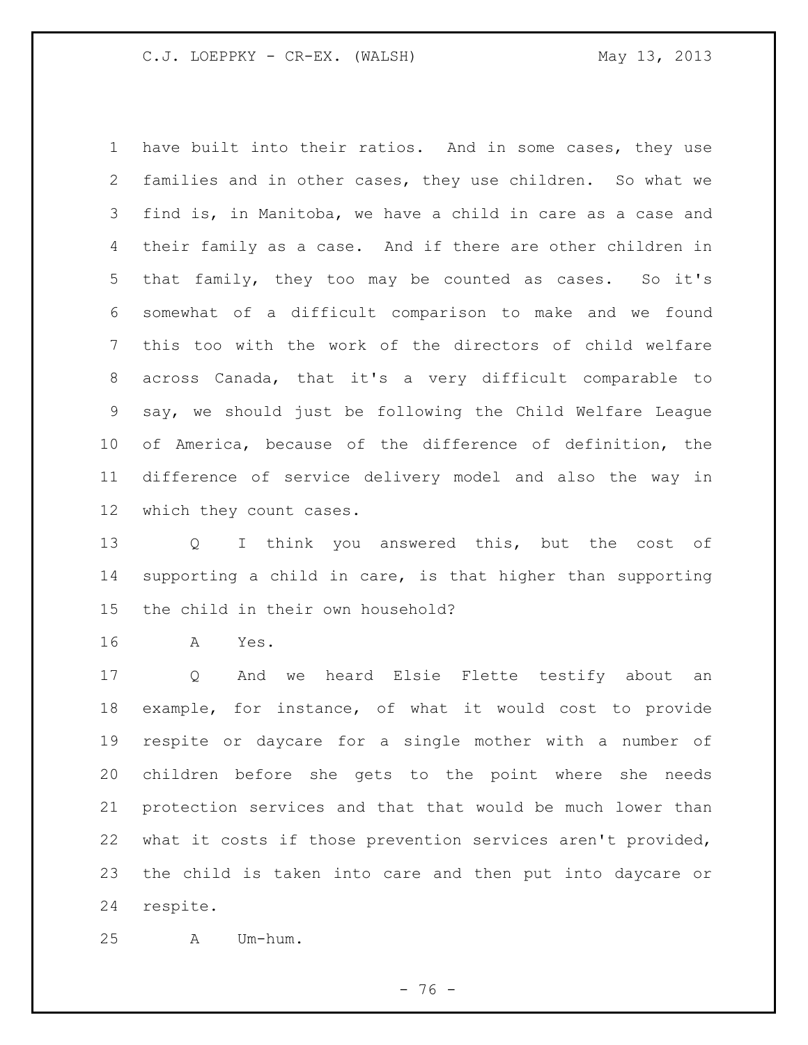have built into their ratios. And in some cases, they use families and in other cases, they use children. So what we find is, in Manitoba, we have a child in care as a case and their family as a case. And if there are other children in that family, they too may be counted as cases. So it's somewhat of a difficult comparison to make and we found this too with the work of the directors of child welfare across Canada, that it's a very difficult comparable to say, we should just be following the Child Welfare League of America, because of the difference of definition, the difference of service delivery model and also the way in which they count cases.

Q I think you answered this, but the cost of supporting a child in care, is that higher than supporting the child in their own household?

A Yes.

Q And we heard Elsie Flette testify about an example, for instance, of what it would cost to provide respite or daycare for a single mother with a number of children before she gets to the point where she needs protection services and that that would be much lower than what it costs if those prevention services aren't provided, the child is taken into care and then put into daycare or respite.

A Um-hum.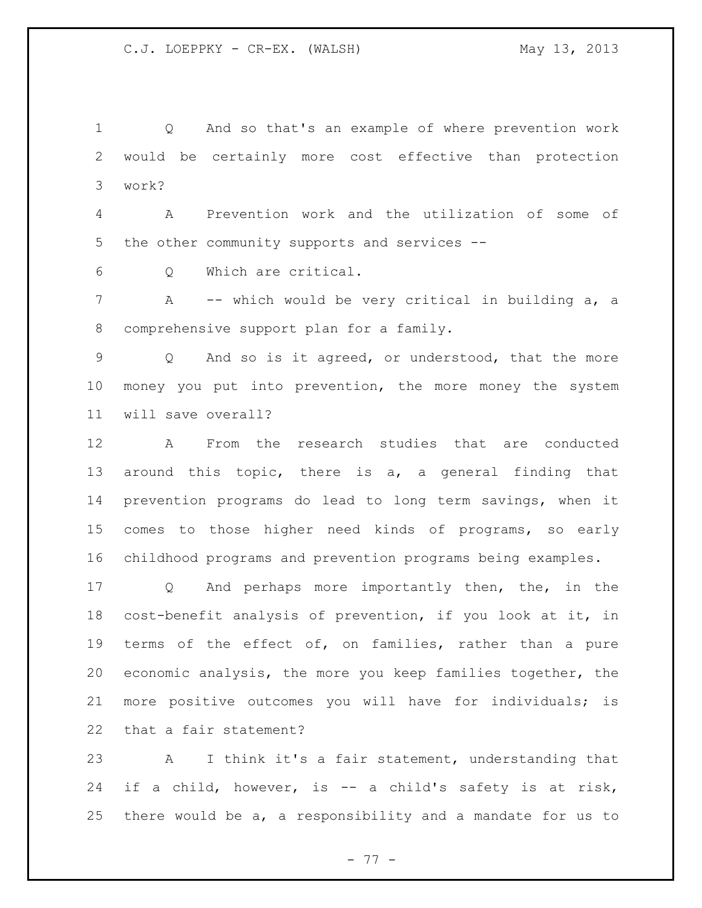Q And so that's an example of where prevention work would be certainly more cost effective than protection work?

A Prevention work and the utilization of some of the other community supports and services --

Q Which are critical.

A -- which would be very critical in building a, a comprehensive support plan for a family.

Q And so is it agreed, or understood, that the more money you put into prevention, the more money the system will save overall?

A From the research studies that are conducted around this topic, there is a, a general finding that prevention programs do lead to long term savings, when it comes to those higher need kinds of programs, so early childhood programs and prevention programs being examples.

Q And perhaps more importantly then, the, in the cost-benefit analysis of prevention, if you look at it, in terms of the effect of, on families, rather than a pure economic analysis, the more you keep families together, the more positive outcomes you will have for individuals; is that a fair statement?

A I think it's a fair statement, understanding that if a child, however, is -- a child's safety is at risk, there would be a, a responsibility and a mandate for us to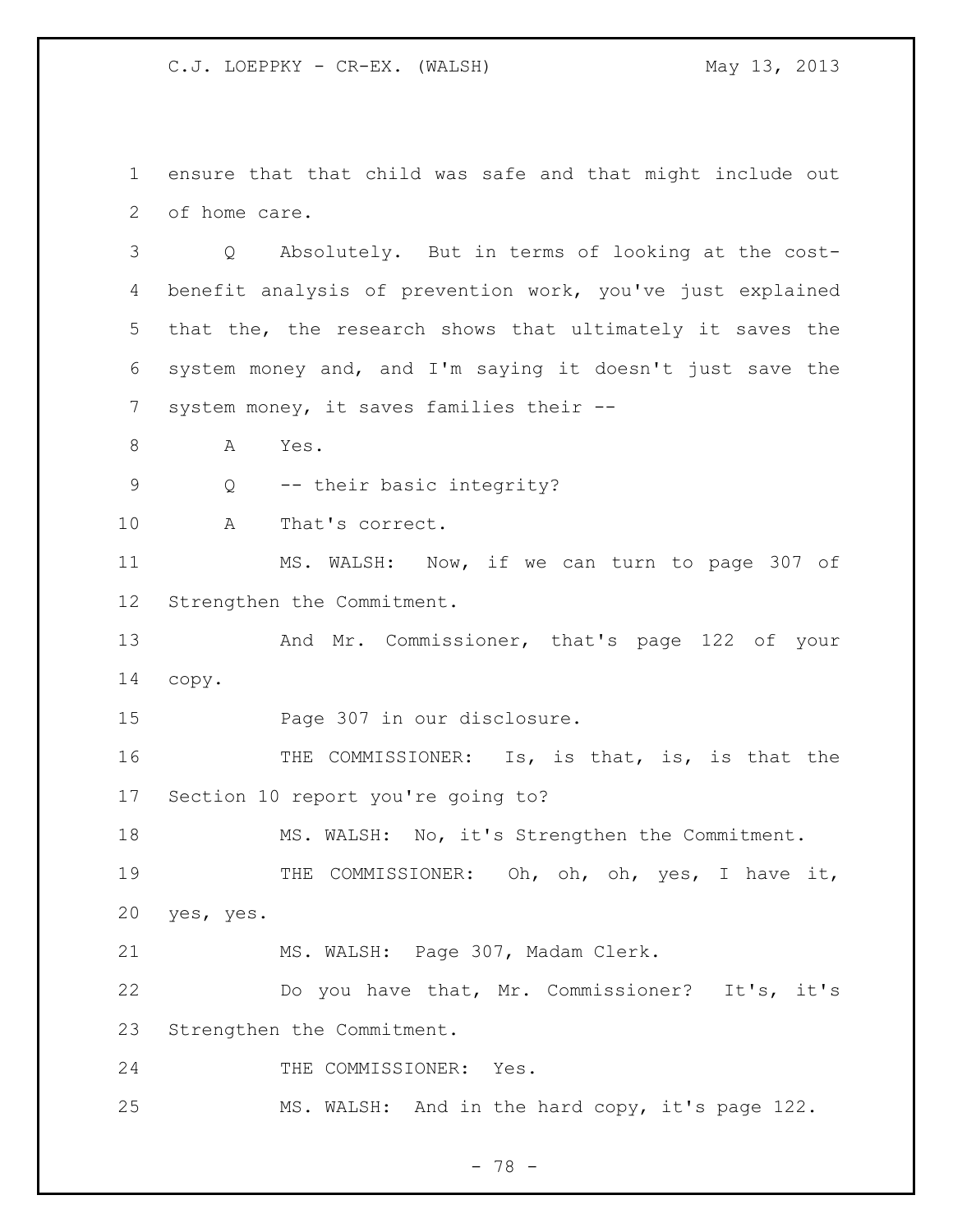ensure that that child was safe and that might include out of home care.

Q Absolutely. But in terms of looking at the cost-benefit analysis of prevention work, you've just explained that the, the research shows that ultimately it saves the system money and, and I'm saying it doesn't just save the system money, it saves families their --

A Yes.

Q -- their basic integrity?

A That's correct.

MS. WALSH: Now, if we can turn to page 307 of Strengthen the Commitment.

And Mr. Commissioner, that's page 122 of your copy.

Page 307 in our disclosure.

THE COMMISSIONER: Is, is that, is, is that the Section 10 report you're going to?

MS. WALSH: No, it's Strengthen the Commitment.

THE COMMISSIONER: Oh, oh, oh, yes, I have it, yes, yes.

MS. WALSH: Page 307, Madam Clerk.

Do you have that, Mr. Commissioner? It's, it's Strengthen the Commitment.

THE COMMISSIONER: Yes.

MS. WALSH: And in the hard copy, it's page 122.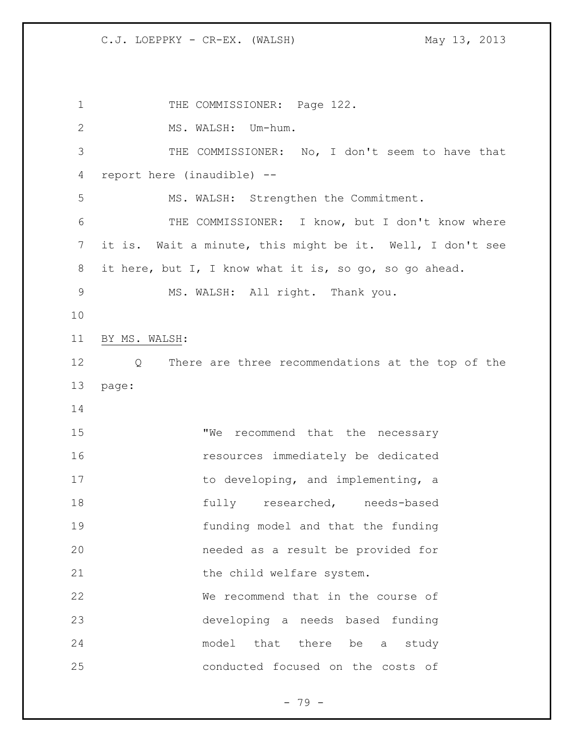THE COMMISSIONER: Page 122.

MS. WALSH: Um-hum.

THE COMMISSIONER: No, I don't seem to have that report here (inaudible) --

MS. WALSH: Strengthen the Commitment.

THE COMMISSIONER: I know, but I don't know where it is. Wait a minute, this might be it. Well, I don't see it here, but I, I know what it is, so go, so go ahead.

MS. WALSH: All right. Thank you.

BY MS. WALSH:

Q There are three recommendations at the top of the page:

> "We recommend that the necessary resources immediately be dedicated to developing, and implementing, a fully researched, needs-based funding model and that the funding needed as a result be provided for the child welfare system.
>
> We recommend that in the course of developing a needs based funding model that there be a study conducted focused on the costs of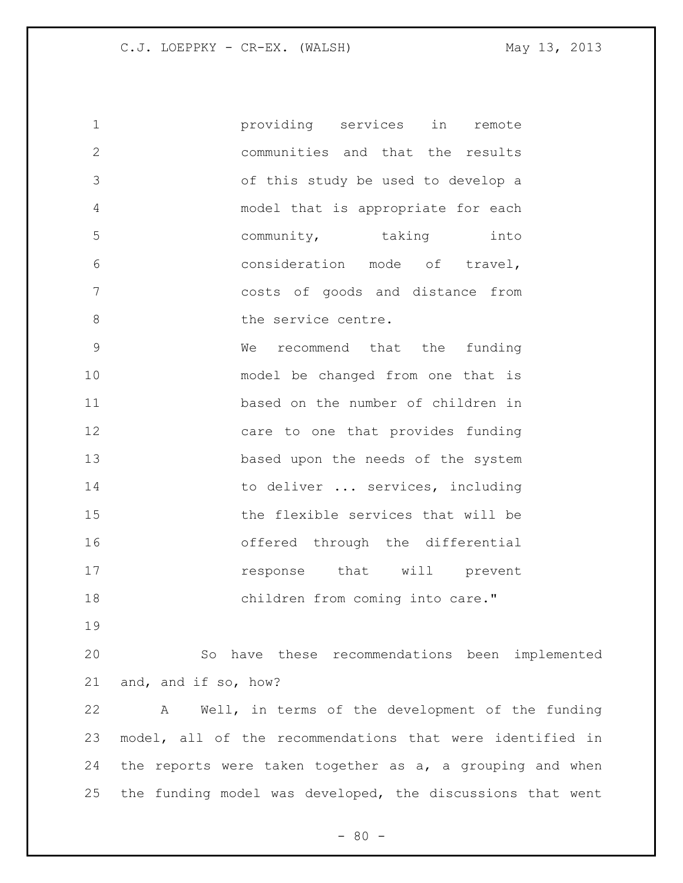providing services in remote communities and that the results of this study be used to develop a model that is appropriate for each community, taking into consideration mode of travel, costs of goods and distance from the service centre.

We recommend that the funding model be changed from one that is based on the number of children in care to one that provides funding based upon the needs of the system to deliver ... services, including the flexible services that will be offered through the differential response that will prevent children from coming into care."

So have these recommendations been implemented and, and if so, how?

A Well, in terms of the development of the funding model, all of the recommendations that were identified in the reports were taken together as a, a grouping and when the funding model was developed, the discussions that went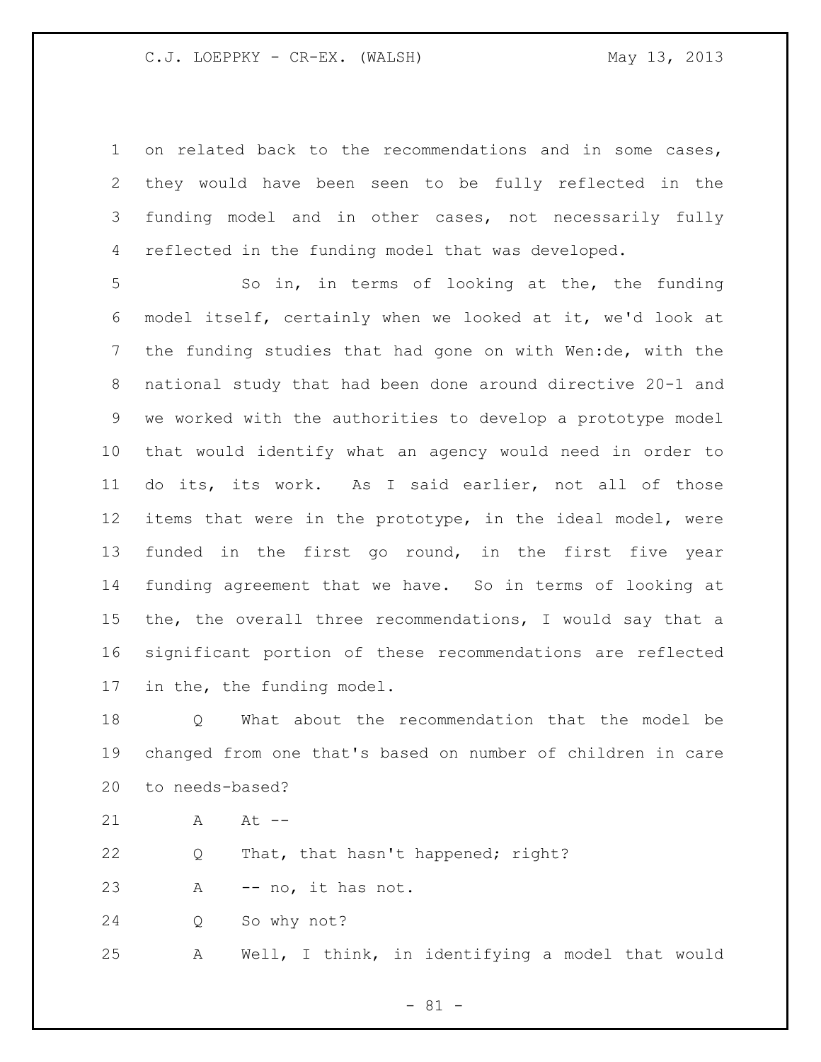on related back to the recommendations and in some cases, they would have been seen to be fully reflected in the funding model and in other cases, not necessarily fully reflected in the funding model that was developed.

So in, in terms of looking at the, the funding model itself, certainly when we looked at it, we'd look at the funding studies that had gone on with Wen:de, with the national study that had been done around directive 20-1 and we worked with the authorities to develop a prototype model that would identify what an agency would need in order to do its, its work. As I said earlier, not all of those items that were in the prototype, in the ideal model, were funded in the first go round, in the first five year funding agreement that we have. So in terms of looking at the, the overall three recommendations, I would say that a significant portion of these recommendations are reflected in the, the funding model.

Q What about the recommendation that the model be changed from one that's based on number of children in care to needs-based?

A At --

Q That, that hasn't happened; right?

A -- no, it has not.

Q So why not?

A Well, I think, in identifying a model that would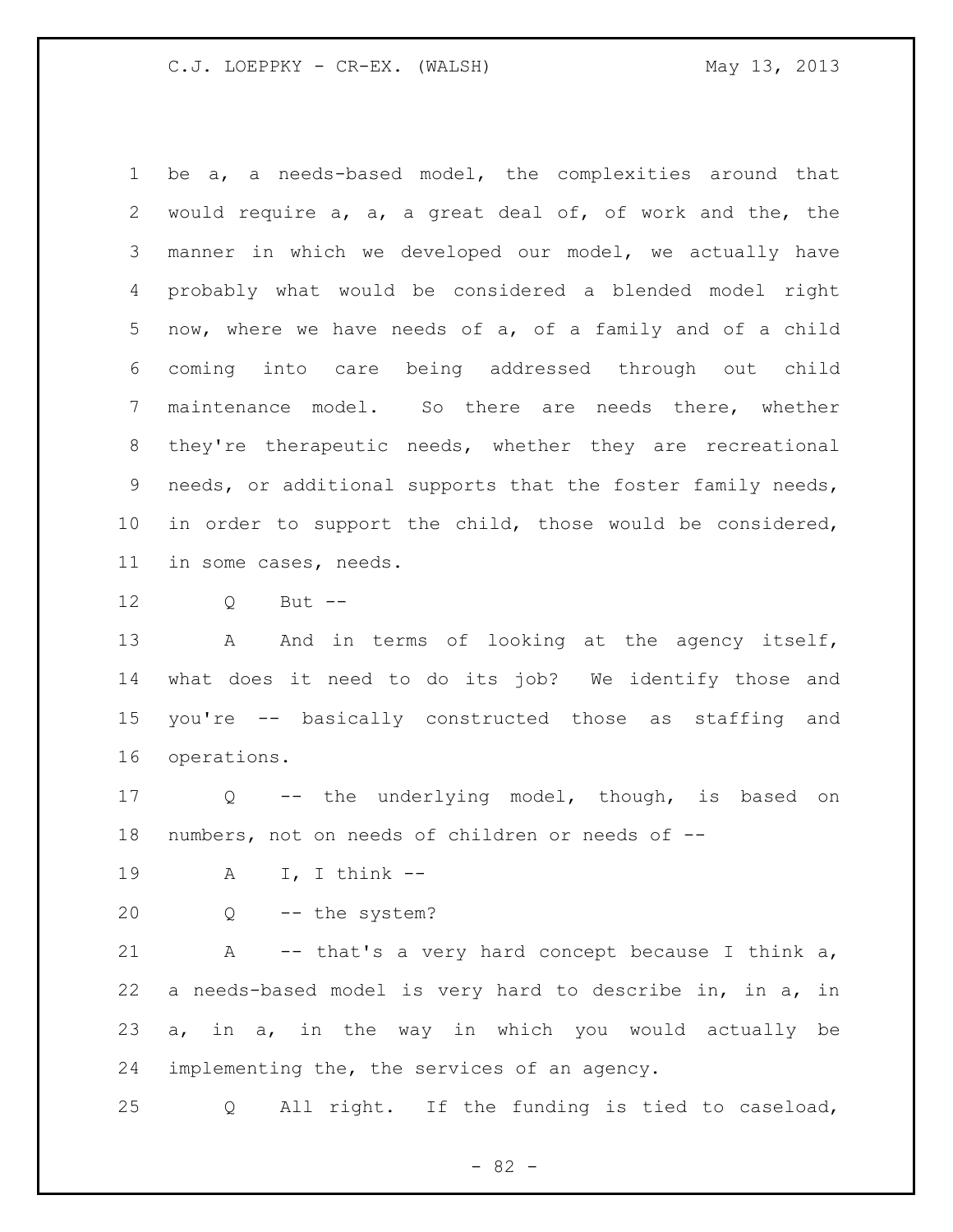be a, a needs-based model, the complexities around that would require a, a, a great deal of, of work and the, the manner in which we developed our model, we actually have probably what would be considered a blended model right now, where we have needs of a, of a family and of a child coming into care being addressed through out child maintenance model. So there are needs there, whether they're therapeutic needs, whether they are recreational needs, or additional supports that the foster family needs, in order to support the child, those would be considered, in some cases, needs.

Q But --

A And in terms of looking at the agency itself, what does it need to do its job? We identify those and you're -- basically constructed those as staffing and operations.

Q -- the underlying model, though, is based on numbers, not on needs of children or needs of --

A I, I think --

Q -- the system?

A -- that's a very hard concept because I think a, a needs-based model is very hard to describe in, in a, in a, in a, in the way in which you would actually be implementing the, the services of an agency.

Q All right. If the funding is tied to caseload,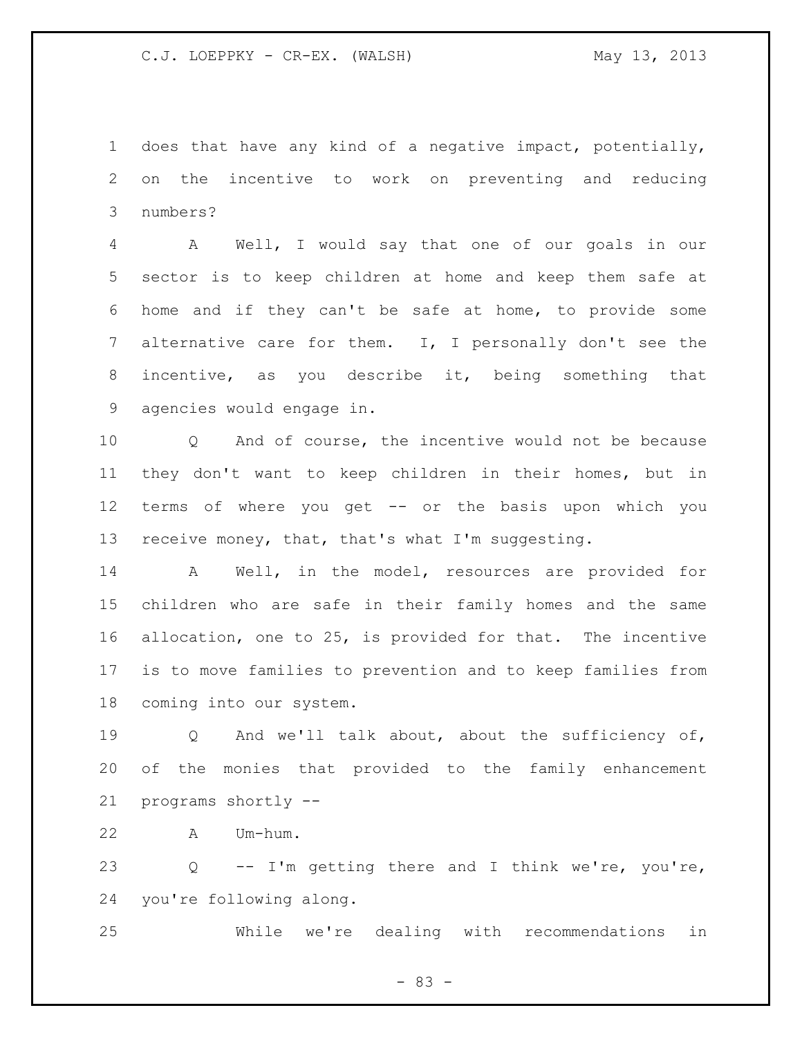does that have any kind of a negative impact, potentially, on the incentive to work on preventing and reducing numbers?

A Well, I would say that one of our goals in our sector is to keep children at home and keep them safe at home and if they can't be safe at home, to provide some alternative care for them. I, I personally don't see the incentive, as you describe it, being something that agencies would engage in.

Q And of course, the incentive would not be because they don't want to keep children in their homes, but in terms of where you get -- or the basis upon which you receive money, that, that's what I'm suggesting.

A Well, in the model, resources are provided for children who are safe in their family homes and the same allocation, one to 25, is provided for that. The incentive is to move families to prevention and to keep families from coming into our system.

Q And we'll talk about, about the sufficiency of, of the monies that provided to the family enhancement programs shortly --

A Um-hum.

Q -- I'm getting there and I think we're, you're, you're following along.

While we're dealing with recommendations in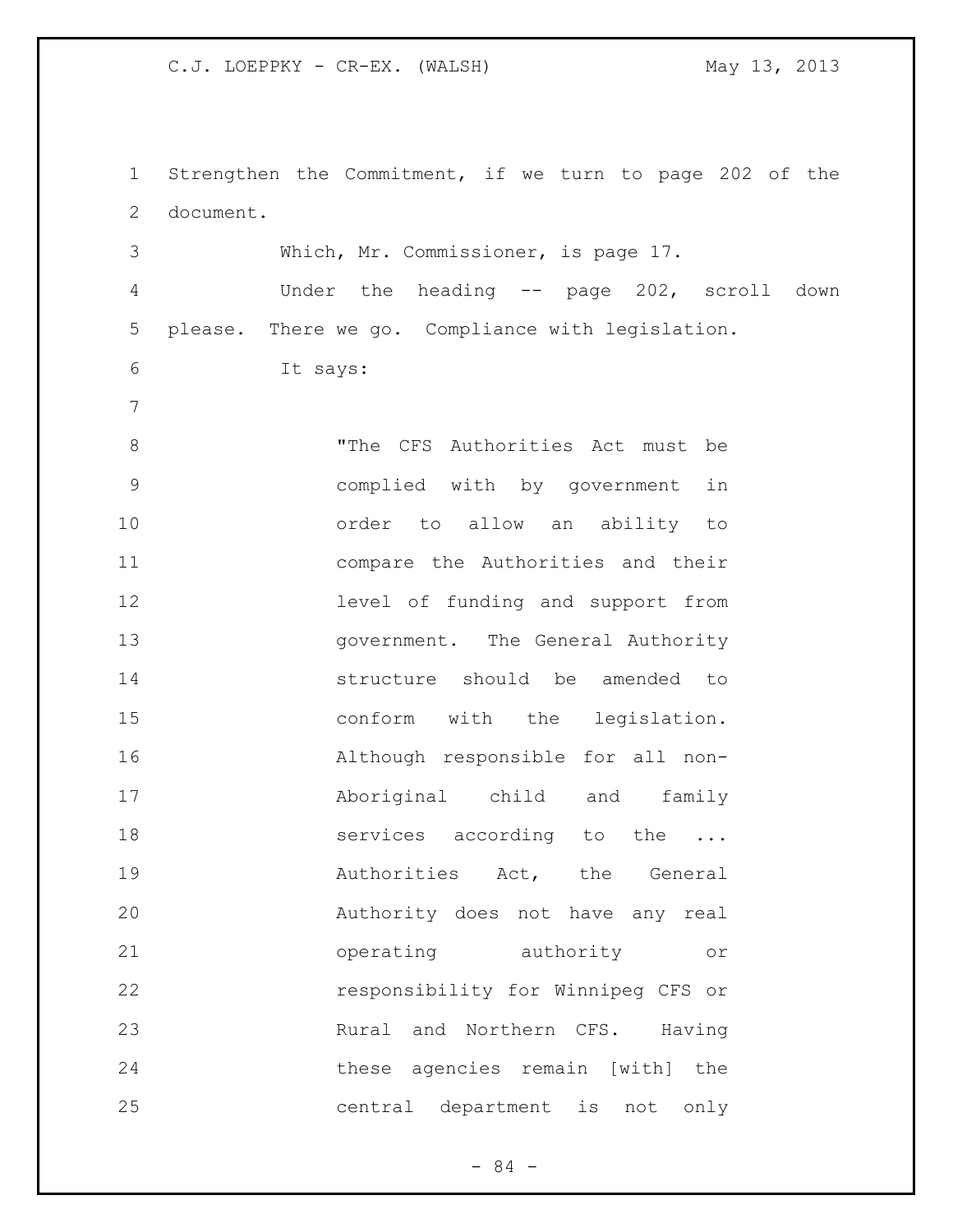Strengthen the Commitment, if we turn to page 202 of the document.

Which, Mr. Commissioner, is page 17.

Under the heading -- page 202, scroll down please. There we go. Compliance with legislation.

It says:

> "The CFS Authorities Act must be complied with by government in order to allow an ability to compare the Authorities and their level of funding and support from government. The General Authority structure should be amended to conform with the legislation. Although responsible for all non-Aboriginal child and family services according to the ... Authorities Act, the General Authority does not have any real operating authority or responsibility for Winnipeg CFS or Rural and Northern CFS. Having these agencies remain [with] the central department is not only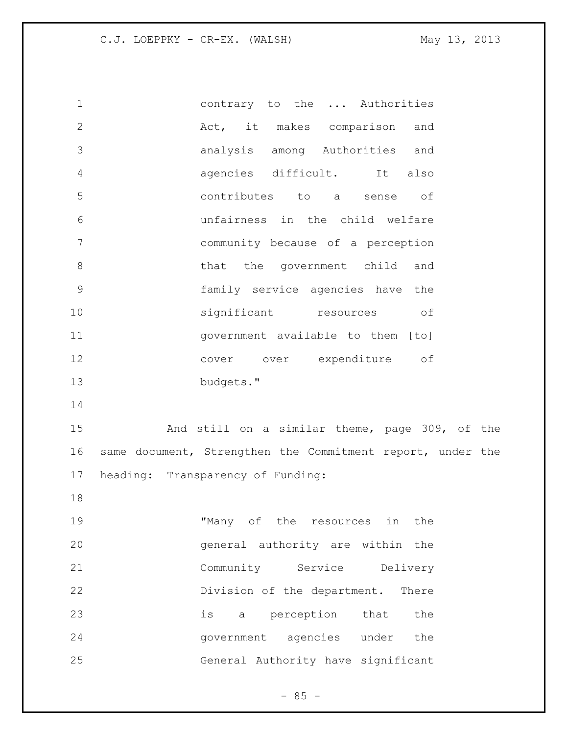> contrary to the ... Authorities Act, it makes comparison and analysis among Authorities and agencies difficult. It also contributes to a sense of unfairness in the child welfare community because of a perception that the government child and family service agencies have the significant resources of government available to them [to] cover over expenditure of budgets."

And still on a similar theme, page 309, of the same document, Strengthen the Commitment report, under the heading: Transparency of Funding:

> "Many of the resources in the general authority are within the Community Service Delivery Division of the department. There is a perception that the government agencies under the General Authority have significant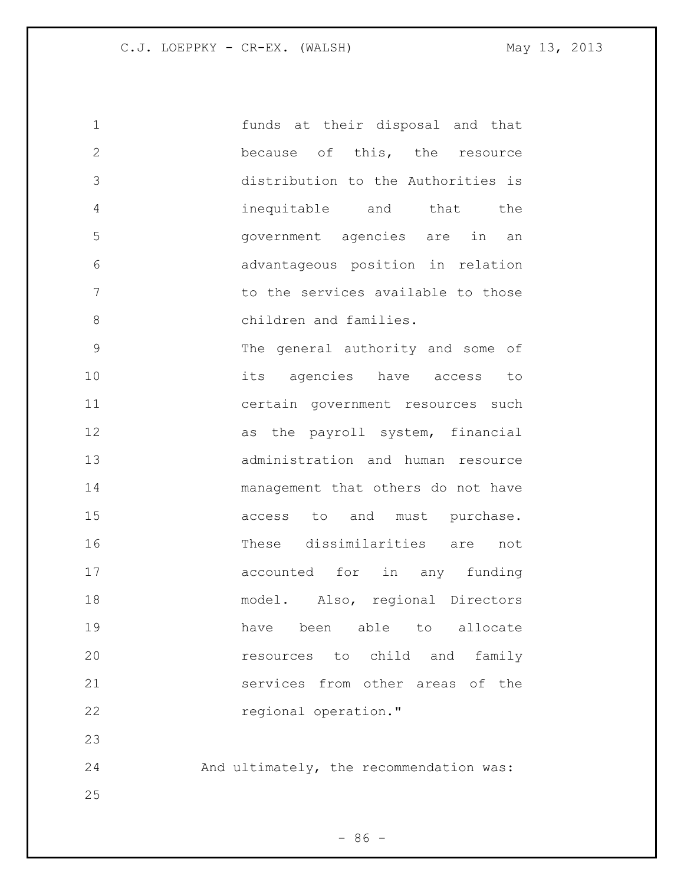funds at their disposal and that because of this, the resource distribution to the Authorities is inequitable and that the government agencies are in an advantageous position in relation to the services available to those children and families.

The general authority and some of its agencies have access to certain government resources such as the payroll system, financial administration and human resource management that others do not have access to and must purchase. These dissimilarities are not accounted for in any funding model. Also, regional Directors have been able to allocate resources to child and family services from other areas of the regional operation."

And ultimately, the recommendation was: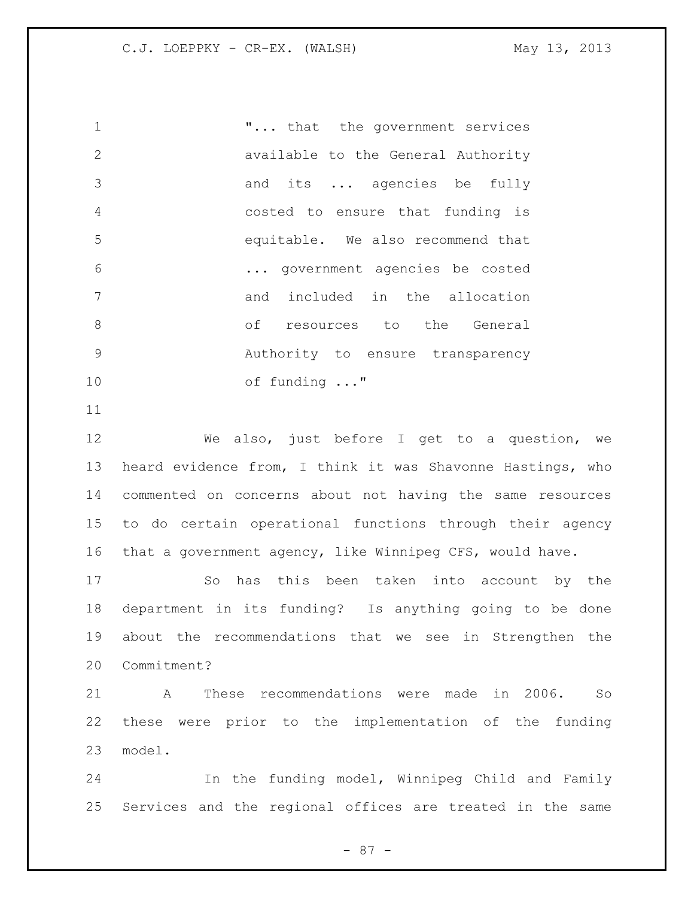"... that the government services available to the General Authority and its ... agencies be fully costed to ensure that funding is equitable. We also recommend that ... government agencies be costed and included in the allocation of resources to the General Authority to ensure transparency of funding ..."

We also, just before I get to a question, we heard evidence from, I think it was Shavonne Hastings, who commented on concerns about not having the same resources to do certain operational functions through their agency that a government agency, like Winnipeg CFS, would have.

So has this been taken into account by the department in its funding? Is anything going to be done about the recommendations that we see in Strengthen the Commitment?

A These recommendations were made in 2006. So these were prior to the implementation of the funding model.

In the funding model, Winnipeg Child and Family Services and the regional offices are treated in the same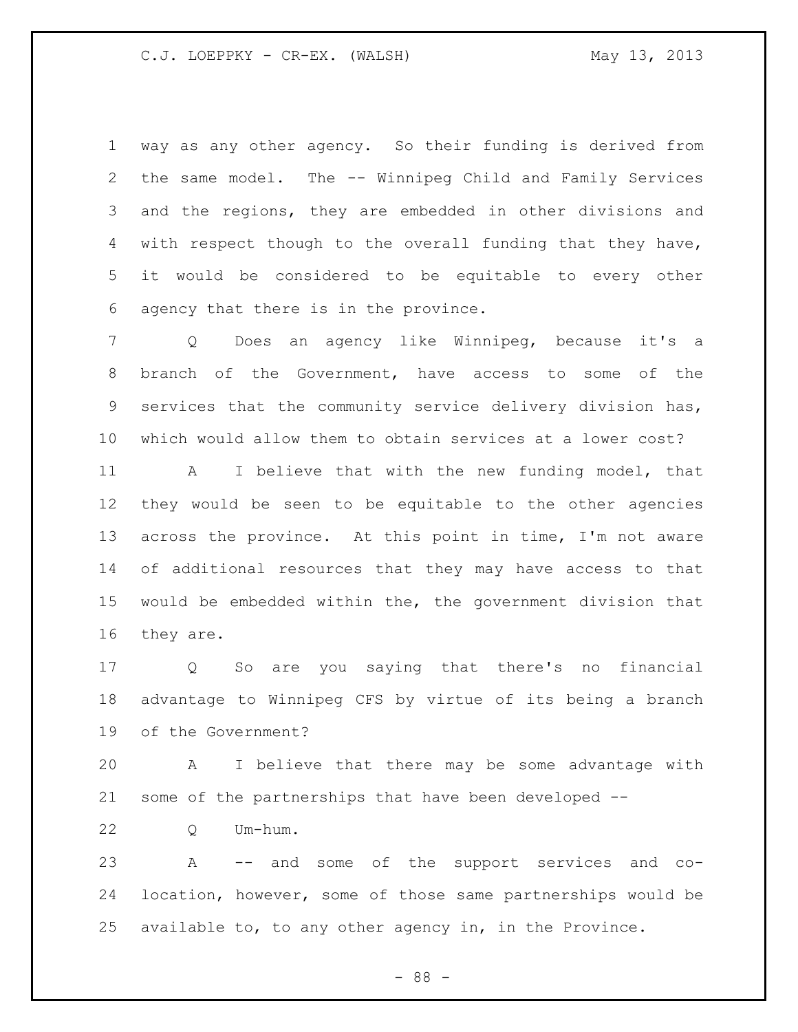way as any other agency. So their funding is derived from the same model. The -- Winnipeg Child and Family Services and the regions, they are embedded in other divisions and with respect though to the overall funding that they have, it would be considered to be equitable to every other agency that there is in the province.

Q Does an agency like Winnipeg, because it's a branch of the Government, have access to some of the services that the community service delivery division has, which would allow them to obtain services at a lower cost?

A I believe that with the new funding model, that they would be seen to be equitable to the other agencies across the province. At this point in time, I'm not aware of additional resources that they may have access to that would be embedded within the, the government division that they are.

Q So are you saying that there's no financial advantage to Winnipeg CFS by virtue of its being a branch of the Government?

A I believe that there may be some advantage with some of the partnerships that have been developed --

Q Um-hum.

A -- and some of the support services and co-location, however, some of those same partnerships would be available to, to any other agency in, in the Province.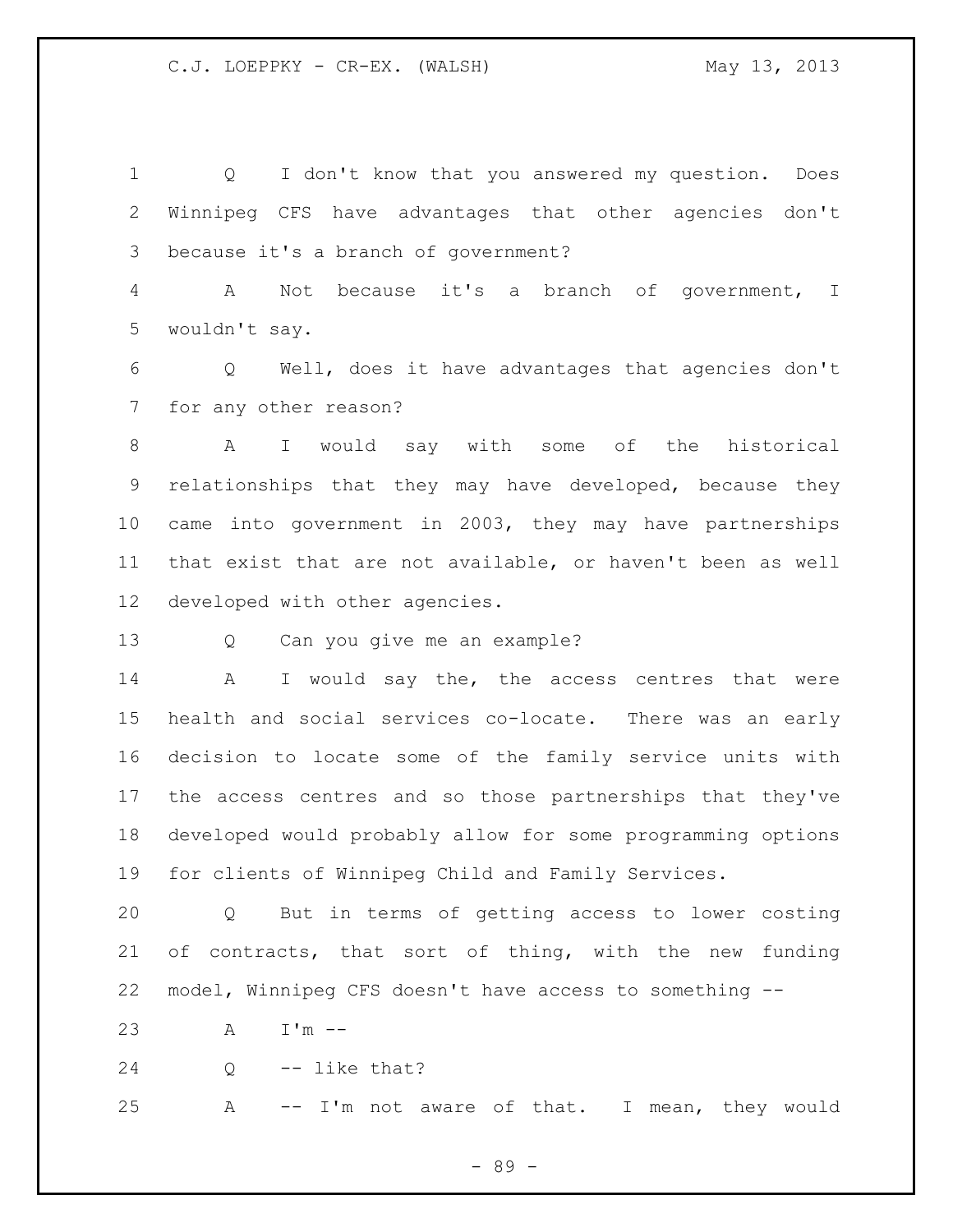Q I don't know that you answered my question. Does Winnipeg CFS have advantages that other agencies don't because it's a branch of government?

A Not because it's a branch of government, I wouldn't say.

Q Well, does it have advantages that agencies don't for any other reason?

A I would say with some of the historical relationships that they may have developed, because they came into government in 2003, they may have partnerships that exist that are not available, or haven't been as well developed with other agencies.

Q Can you give me an example?

A I would say the, the access centres that were health and social services co-locate. There was an early decision to locate some of the family service units with the access centres and so those partnerships that they've developed would probably allow for some programming options for clients of Winnipeg Child and Family Services.

Q But in terms of getting access to lower costing of contracts, that sort of thing, with the new funding model, Winnipeg CFS doesn't have access to something --

A I'm --

Q -- like that?

A -- I'm not aware of that. I mean, they would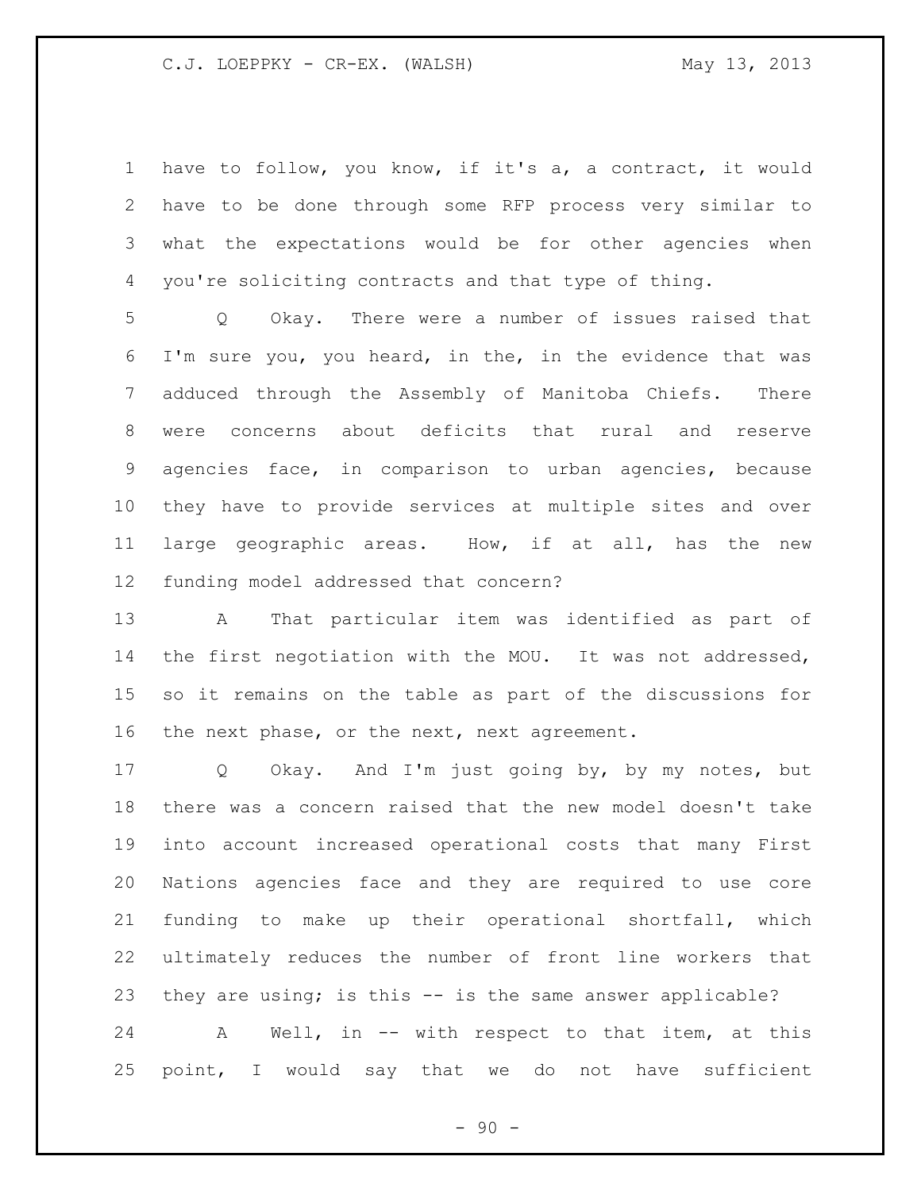have to follow, you know, if it's a, a contract, it would have to be done through some RFP process very similar to what the expectations would be for other agencies when you're soliciting contracts and that type of thing.

Q Okay. There were a number of issues raised that I'm sure you, you heard, in the, in the evidence that was adduced through the Assembly of Manitoba Chiefs. There were concerns about deficits that rural and reserve agencies face, in comparison to urban agencies, because they have to provide services at multiple sites and over large geographic areas. How, if at all, has the new funding model addressed that concern?

A That particular item was identified as part of the first negotiation with the MOU. It was not addressed, so it remains on the table as part of the discussions for the next phase, or the next, next agreement.

Q Okay. And I'm just going by, by my notes, but there was a concern raised that the new model doesn't take into account increased operational costs that many First Nations agencies face and they are required to use core funding to make up their operational shortfall, which ultimately reduces the number of front line workers that they are using; is this -- is the same answer applicable?

A Well, in -- with respect to that item, at this point, I would say that we do not have sufficient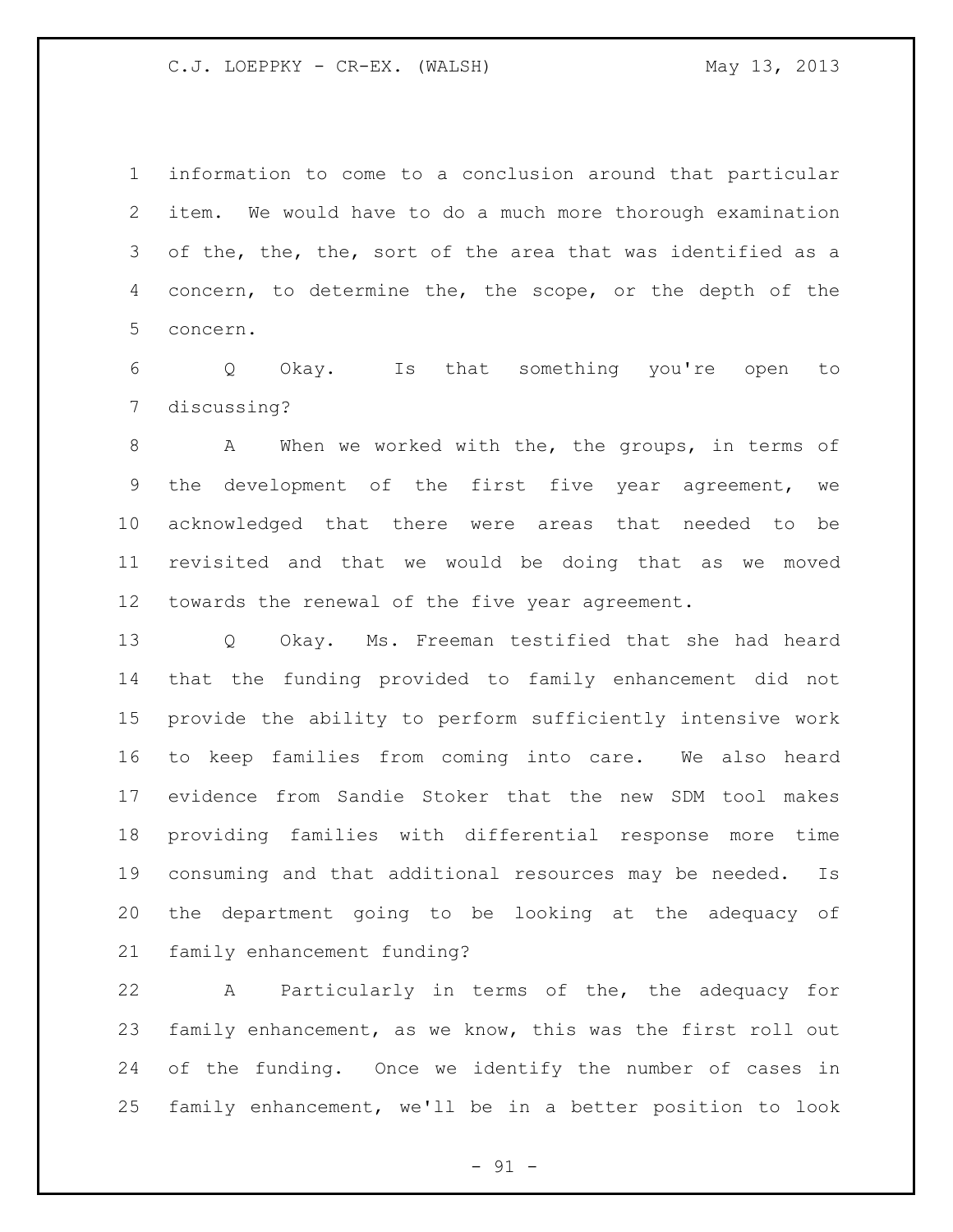information to come to a conclusion around that particular item. We would have to do a much more thorough examination of the, the, the, sort of the area that was identified as a concern, to determine the, the scope, or the depth of the concern.

Q Okay. Is that something you're open to discussing?

A When we worked with the, the groups, in terms of the development of the first five year agreement, we acknowledged that there were areas that needed to be revisited and that we would be doing that as we moved towards the renewal of the five year agreement.

Q Okay. Ms. Freeman testified that she had heard that the funding provided to family enhancement did not provide the ability to perform sufficiently intensive work to keep families from coming into care. We also heard evidence from Sandie Stoker that the new SDM tool makes providing families with differential response more time consuming and that additional resources may be needed. Is the department going to be looking at the adequacy of family enhancement funding?

A Particularly in terms of the, the adequacy for family enhancement, as we know, this was the first roll out of the funding. Once we identify the number of cases in family enhancement, we'll be in a better position to look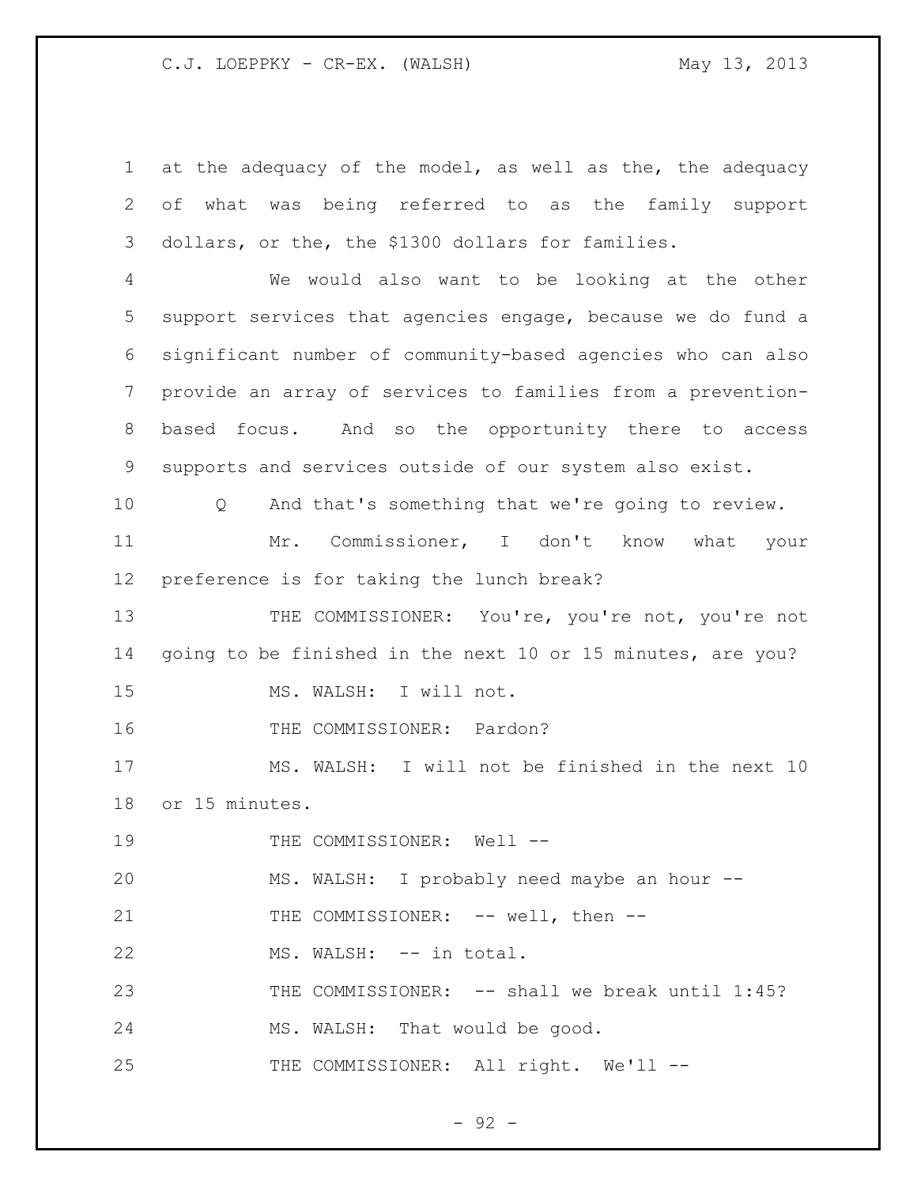at the adequacy of the model, as well as the, the adequacy of what was being referred to as the family support dollars, or the, the $1300 dollars for families.

We would also want to be looking at the other support services that agencies engage, because we do fund a significant number of community-based agencies who can also provide an array of services to families from a prevention-based focus. And so the opportunity there to access supports and services outside of our system also exist.

Q And that's something that we're going to review.

Mr. Commissioner, I don't know what your preference is for taking the lunch break?

THE COMMISSIONER: You're, you're not, you're not going to be finished in the next 10 or 15 minutes, are you?

MS. WALSH: I will not.

THE COMMISSIONER: Pardon?

MS. WALSH: I will not be finished in the next 10 or 15 minutes.

THE COMMISSIONER: Well --

MS. WALSH: I probably need maybe an hour --

THE COMMISSIONER: -- well, then --

MS. WALSH: -- in total.

THE COMMISSIONER: -- shall we break until 1:45?

MS. WALSH: That would be good.

THE COMMISSIONER: All right. We'll --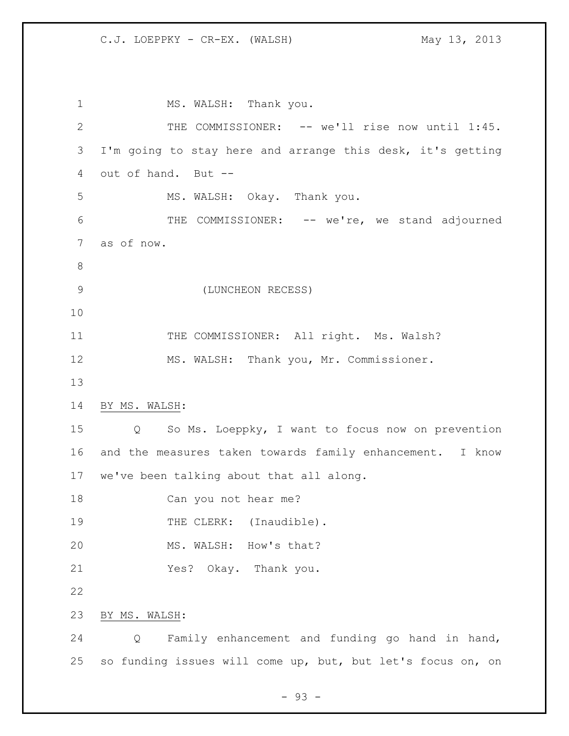MS. WALSH: Thank you.

THE COMMISSIONER: -- we'll rise now until 1:45. I'm going to stay here and arrange this desk, it's getting out of hand. But --

MS. WALSH: Okay. Thank you.

THE COMMISSIONER: -- we're, we stand adjourned as of now.

(LUNCHEON RECESS)

THE COMMISSIONER: All right. Ms. Walsh?

MS. WALSH: Thank you, Mr. Commissioner.

BY MS. WALSH:

Q So Ms. Loeppky, I want to focus now on prevention and the measures taken towards family enhancement. I know we've been talking about that all along.

Can you not hear me?

THE CLERK: (Inaudible).

MS. WALSH: How's that?

Yes? Okay. Thank you.

BY MS. WALSH:

Q Family enhancement and funding go hand in hand, so funding issues will come up, but, but let's focus on, on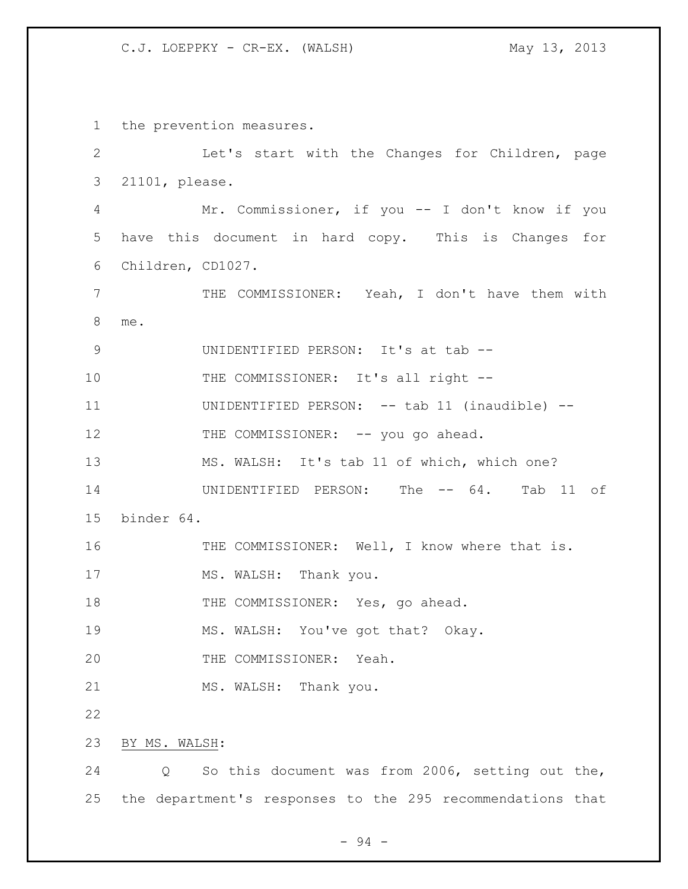the prevention measures.

Let's start with the Changes for Children, page 21101, please.

Mr. Commissioner, if you -- I don't know if you have this document in hard copy. This is Changes for Children, CD1027.

THE COMMISSIONER: Yeah, I don't have them with me.

UNIDENTIFIED PERSON: It's at tab --

THE COMMISSIONER: It's all right --

UNIDENTIFIED PERSON: -- tab 11 (inaudible) --

THE COMMISSIONER: -- you go ahead.

MS. WALSH: It's tab 11 of which, which one?

UNIDENTIFIED PERSON: The -- 64. Tab 11 of binder 64.

THE COMMISSIONER: Well, I know where that is.

MS. WALSH: Thank you.

THE COMMISSIONER: Yes, go ahead.

MS. WALSH: You've got that? Okay.

THE COMMISSIONER: Yeah.

MS. WALSH: Thank you.

BY MS. WALSH:

Q So this document was from 2006, setting out the, the department's responses to the 295 recommendations that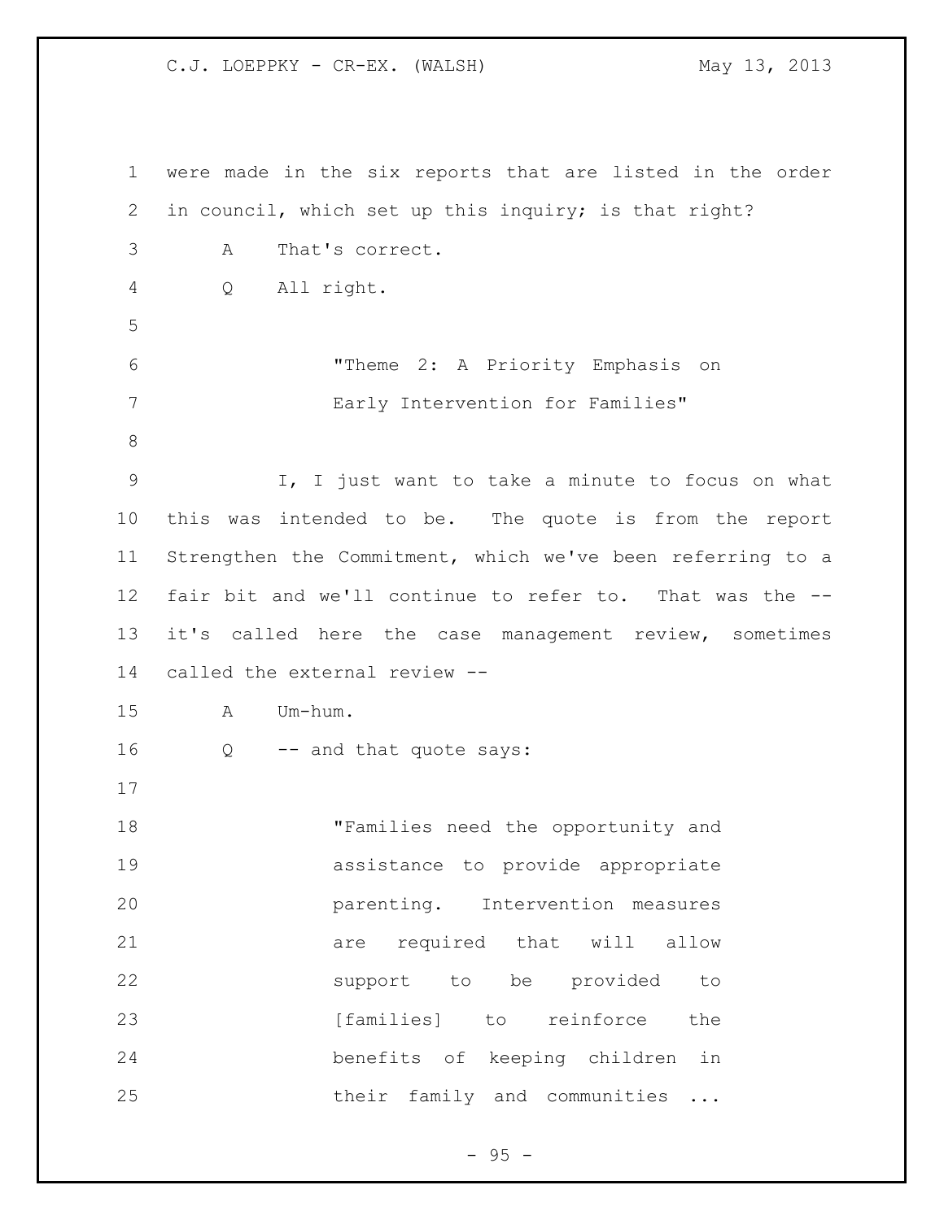were made in the six reports that are listed in the order in council, which set up this inquiry; is that right?

A That's correct.

Q All right.

> "Theme 2: A Priority Emphasis on Early Intervention for Families"

I, I just want to take a minute to focus on what this was intended to be. The quote is from the report Strengthen the Commitment, which we've been referring to a fair bit and we'll continue to refer to. That was the -- it's called here the case management review, sometimes called the external review --

A Um-hum.

Q -- and that quote says:

> "Families need the opportunity and assistance to provide appropriate parenting. Intervention measures are required that will allow support to be provided to [families] to reinforce the benefits of keeping children in their family and communities ...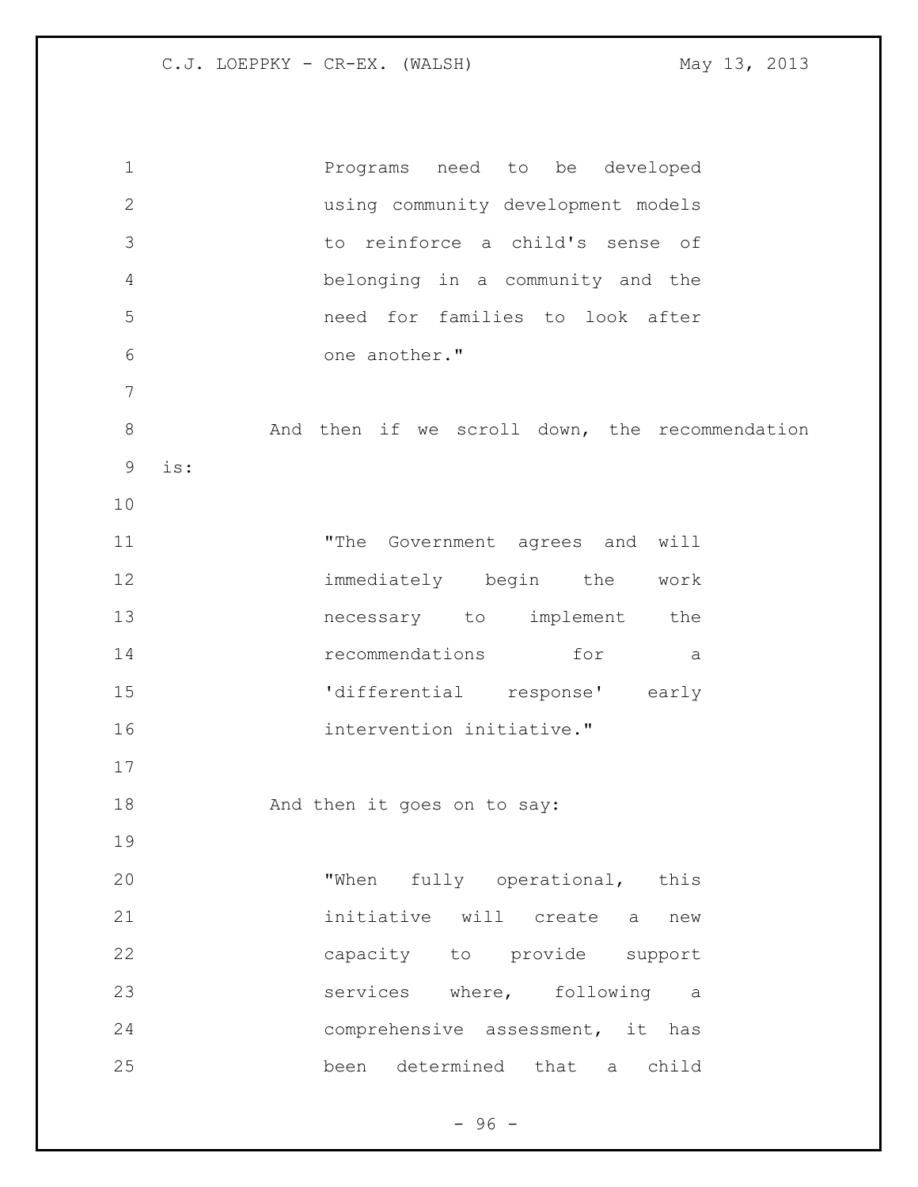> Programs need to be developed using community development models to reinforce a child's sense of belonging in a community and the need for families to look after one another."

And then if we scroll down, the recommendation is:

> "The Government agrees and will immediately begin the work necessary to implement the recommendations for a 'differential response' early intervention initiative."

And then it goes on to say:

> "When fully operational, this initiative will create a new capacity to provide support services where, following a comprehensive assessment, it has been determined that a child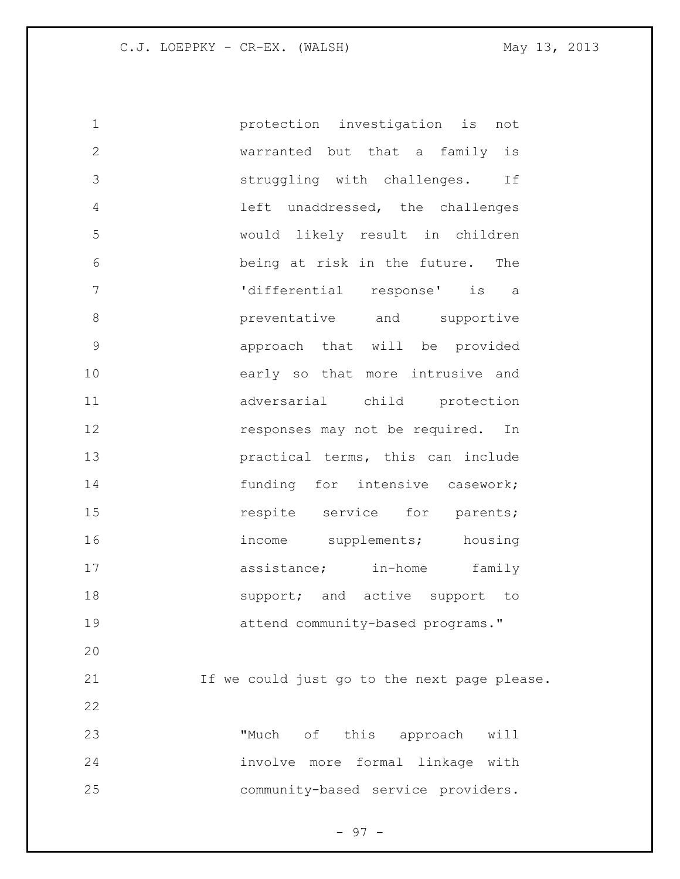protection investigation is not warranted but that a family is struggling with challenges. If left unaddressed, the challenges would likely result in children being at risk in the future. The 'differential response' is a preventative and supportive approach that will be provided early so that more intrusive and adversarial child protection responses may not be required. In practical terms, this can include funding for intensive casework; respite service for parents; income supplements; housing assistance; in-home family support; and active support to attend community-based programs."

If we could just go to the next page please.

"Much of this approach will involve more formal linkage with community-based service providers.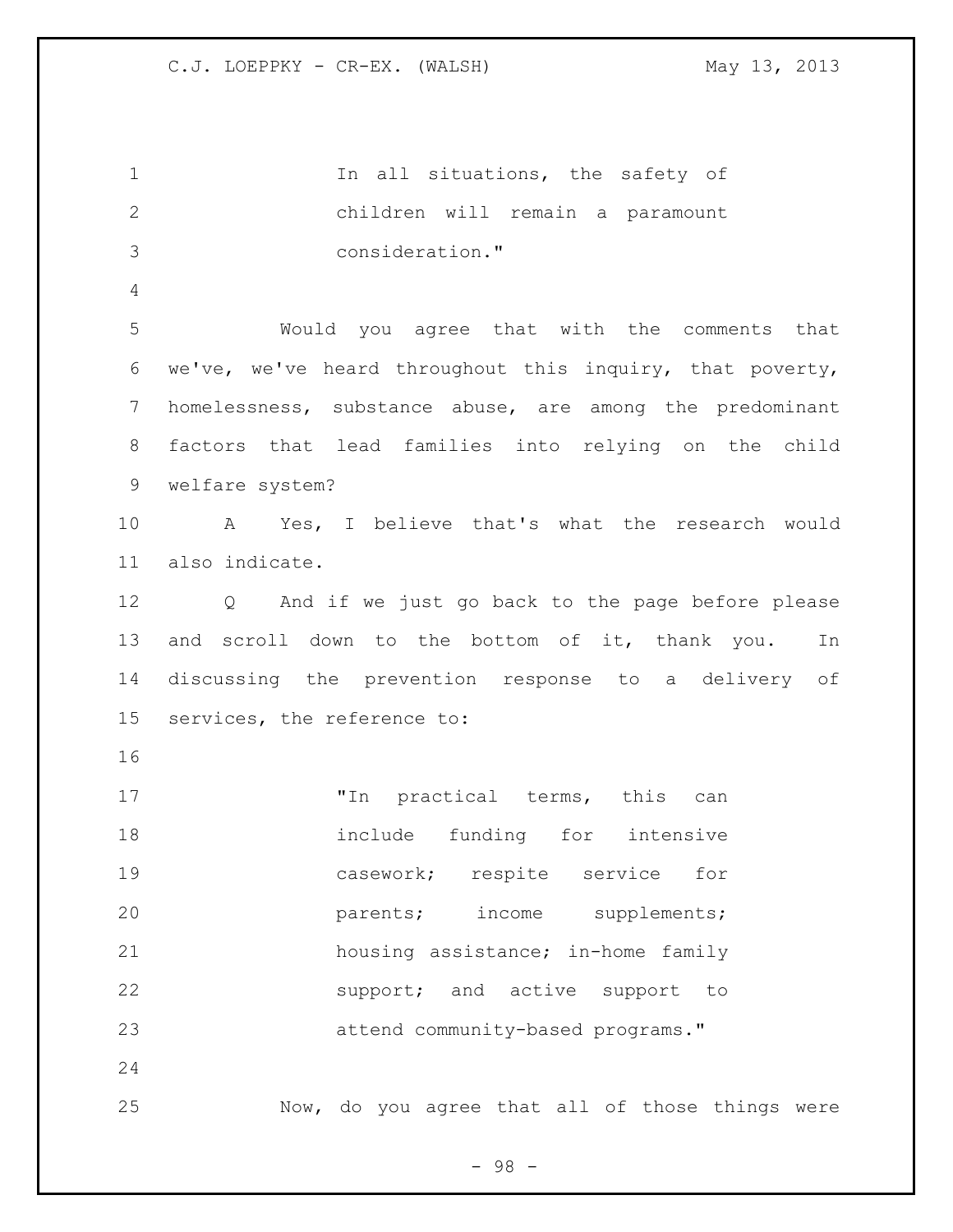In all situations, the safety of children will remain a paramount consideration."

Would you agree that with the comments that we've, we've heard throughout this inquiry, that poverty, homelessness, substance abuse, are among the predominant factors that lead families into relying on the child welfare system?

A Yes, I believe that's what the research would also indicate.

Q And if we just go back to the page before please and scroll down to the bottom of it, thank you. In discussing the prevention response to a delivery of services, the reference to:

"In practical terms, this can include funding for intensive casework; respite service for parents; income supplements; housing assistance; in-home family support; and active support to attend community-based programs."

Now, do you agree that all of those things were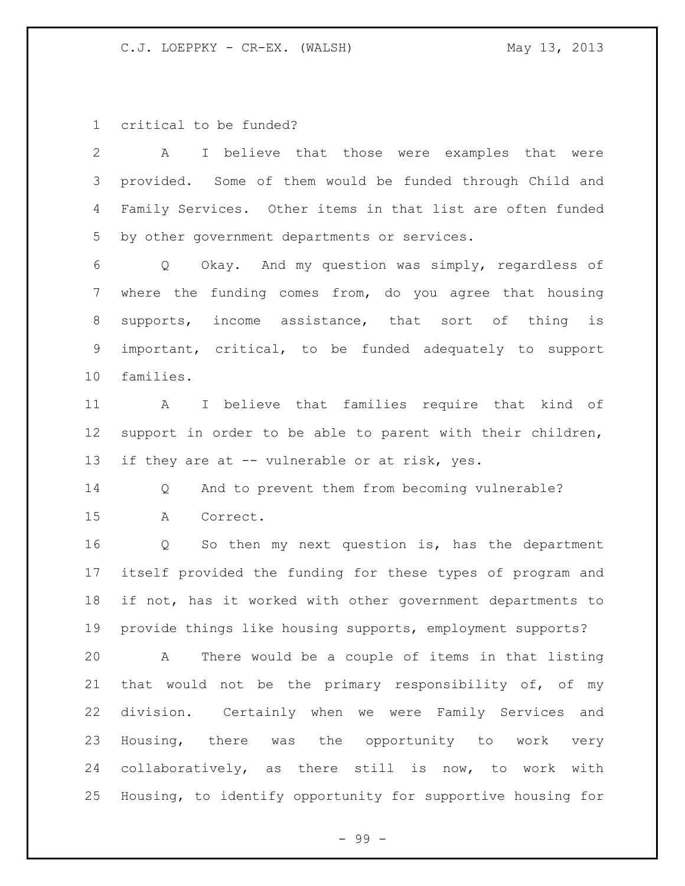critical to be funded?

A I believe that those were examples that were provided. Some of them would be funded through Child and Family Services. Other items in that list are often funded by other government departments or services.

Q Okay. And my question was simply, regardless of where the funding comes from, do you agree that housing supports, income assistance, that sort of thing is important, critical, to be funded adequately to support families.

A I believe that families require that kind of support in order to be able to parent with their children, if they are at -- vulnerable or at risk, yes.

Q And to prevent them from becoming vulnerable?

A Correct.

Q So then my next question is, has the department itself provided the funding for these types of program and if not, has it worked with other government departments to provide things like housing supports, employment supports?

A There would be a couple of items in that listing that would not be the primary responsibility of, of my division. Certainly when we were Family Services and Housing, there was the opportunity to work very collaboratively, as there still is now, to work with Housing, to identify opportunity for supportive housing for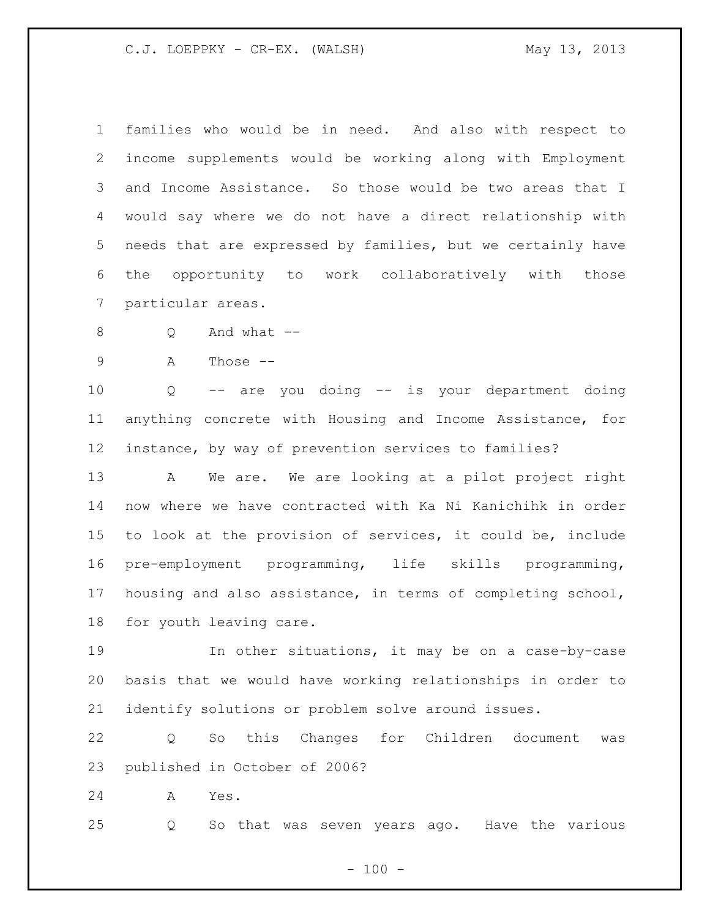families who would be in need. And also with respect to income supplements would be working along with Employment and Income Assistance. So those would be two areas that I would say where we do not have a direct relationship with needs that are expressed by families, but we certainly have the opportunity to work collaboratively with those particular areas.

Q And what --

A Those --

Q -- are you doing -- is your department doing anything concrete with Housing and Income Assistance, for instance, by way of prevention services to families?

A We are. We are looking at a pilot project right now where we have contracted with Ka Ni Kanichihk in order to look at the provision of services, it could be, include pre-employment programming, life skills programming, housing and also assistance, in terms of completing school, for youth leaving care.

In other situations, it may be on a case-by-case basis that we would have working relationships in order to identify solutions or problem solve around issues.

Q So this Changes for Children document was published in October of 2006?

A Yes.

Q So that was seven years ago. Have the various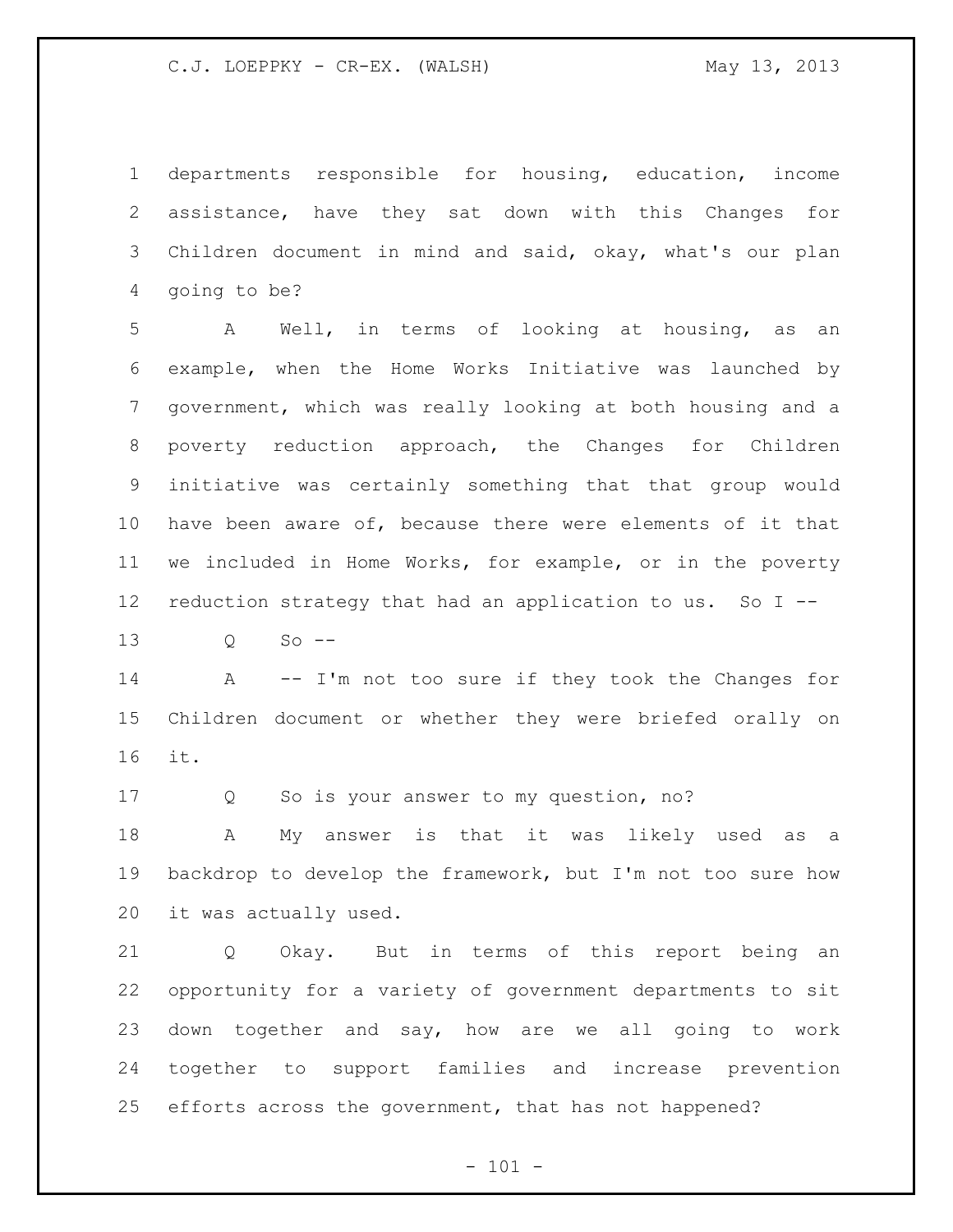departments responsible for housing, education, income assistance, have they sat down with this Changes for Children document in mind and said, okay, what's our plan going to be?

A Well, in terms of looking at housing, as an example, when the Home Works Initiative was launched by government, which was really looking at both housing and a poverty reduction approach, the Changes for Children initiative was certainly something that that group would have been aware of, because there were elements of it that we included in Home Works, for example, or in the poverty reduction strategy that had an application to us. So I --

Q So --

A -- I'm not too sure if they took the Changes for Children document or whether they were briefed orally on it.

Q So is your answer to my question, no?

A My answer is that it was likely used as a backdrop to develop the framework, but I'm not too sure how it was actually used.

Q Okay. But in terms of this report being an opportunity for a variety of government departments to sit down together and say, how are we all going to work together to support families and increase prevention efforts across the government, that has not happened?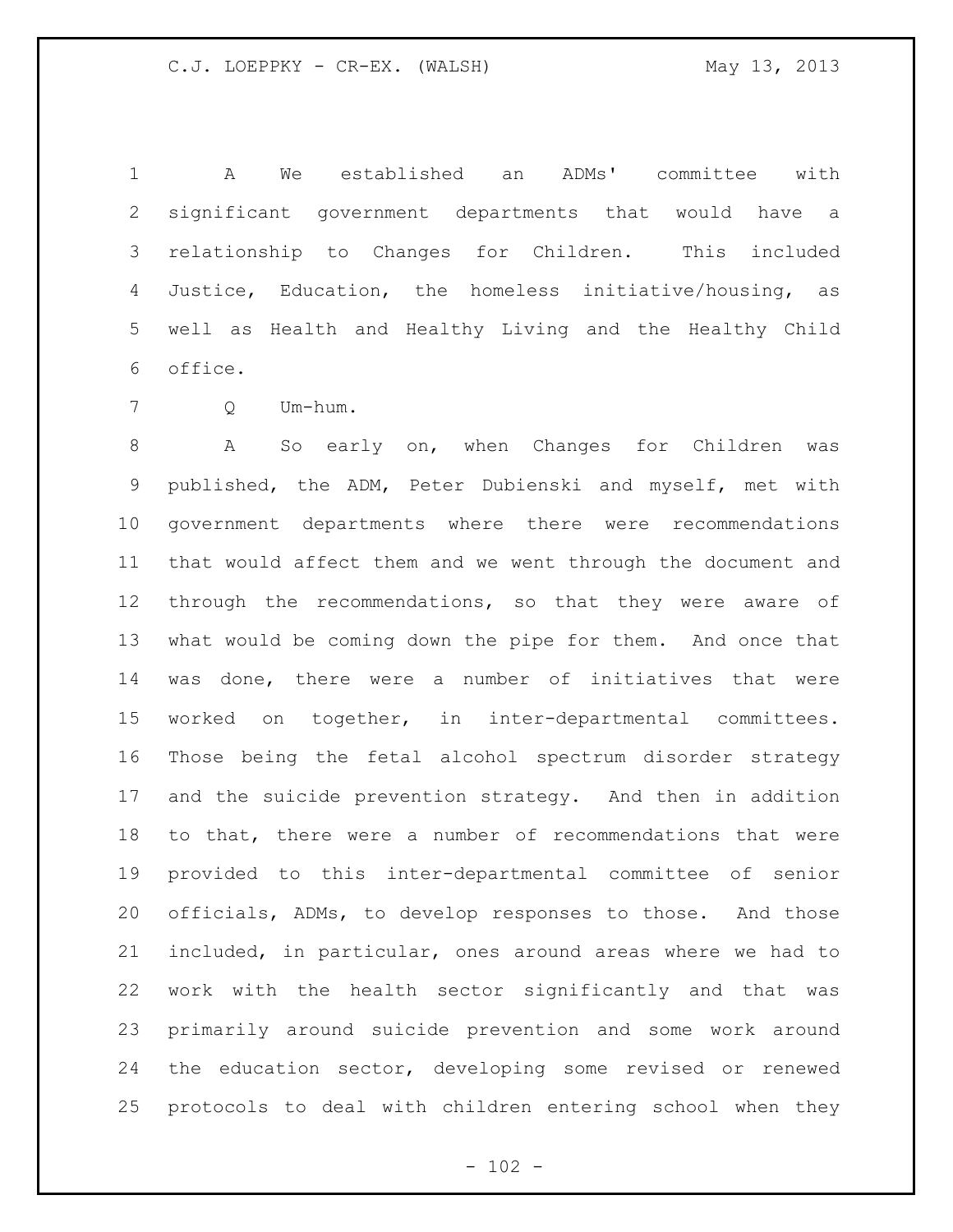A We established an ADMs' committee with significant government departments that would have a relationship to Changes for Children. This included Justice, Education, the homeless initiative/housing, as well as Health and Healthy Living and the Healthy Child office.

Q Um-hum.

A So early on, when Changes for Children was published, the ADM, Peter Dubienski and myself, met with government departments where there were recommendations that would affect them and we went through the document and through the recommendations, so that they were aware of what would be coming down the pipe for them. And once that was done, there were a number of initiatives that were worked on together, in inter-departmental committees. Those being the fetal alcohol spectrum disorder strategy and the suicide prevention strategy. And then in addition to that, there were a number of recommendations that were provided to this inter-departmental committee of senior officials, ADMs, to develop responses to those. And those included, in particular, ones around areas where we had to work with the health sector significantly and that was primarily around suicide prevention and some work around the education sector, developing some revised or renewed protocols to deal with children entering school when they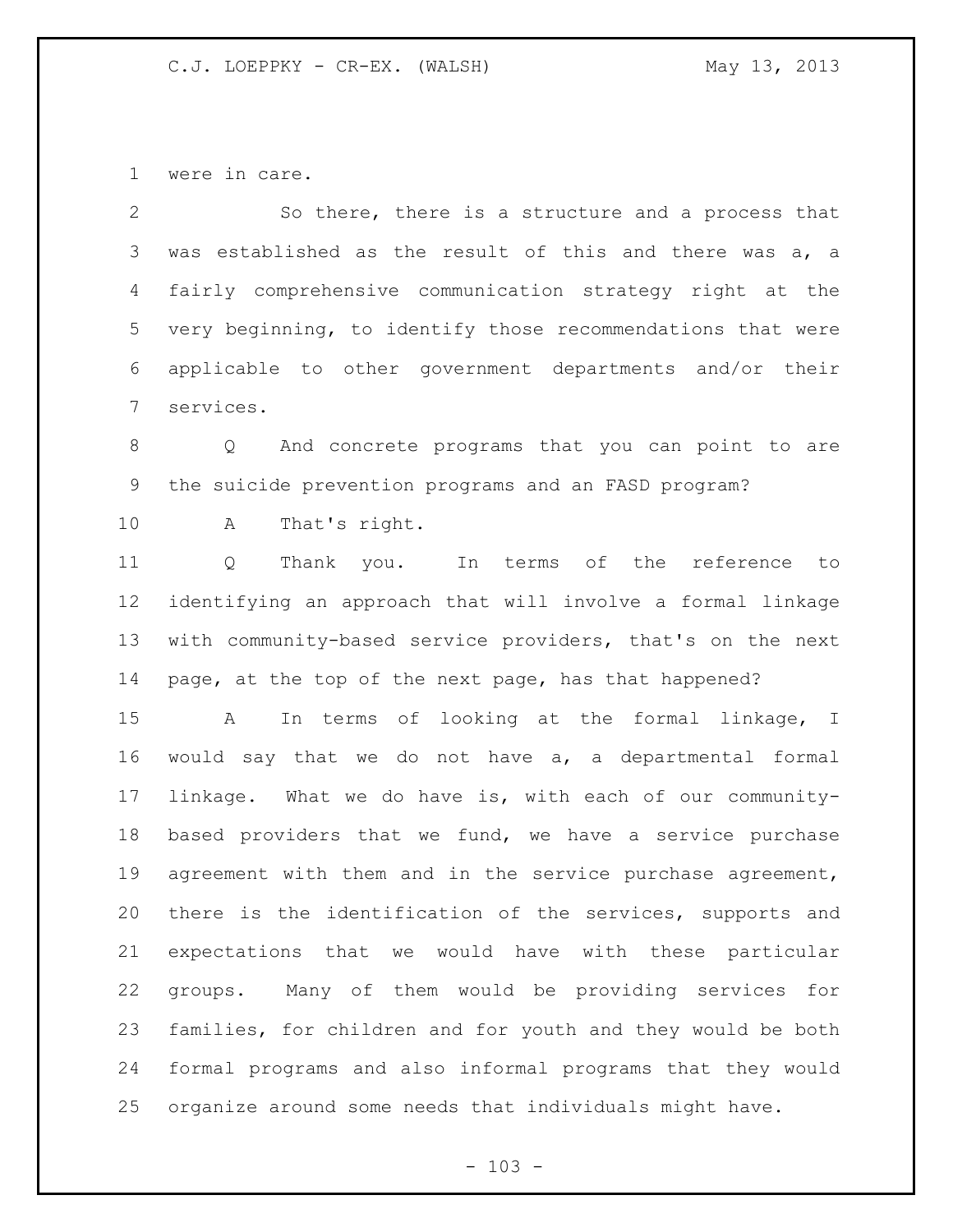were in care.

So there, there is a structure and a process that was established as the result of this and there was a, a fairly comprehensive communication strategy right at the very beginning, to identify those recommendations that were applicable to other government departments and/or their services.

Q And concrete programs that you can point to are the suicide prevention programs and an FASD program?

A That's right.

Q Thank you. In terms of the reference to identifying an approach that will involve a formal linkage with community-based service providers, that's on the next page, at the top of the next page, has that happened?

A In terms of looking at the formal linkage, I would say that we do not have a, a departmental formal linkage. What we do have is, with each of our community-based providers that we fund, we have a service purchase agreement with them and in the service purchase agreement, there is the identification of the services, supports and expectations that we would have with these particular groups. Many of them would be providing services for families, for children and for youth and they would be both formal programs and also informal programs that they would organize around some needs that individuals might have.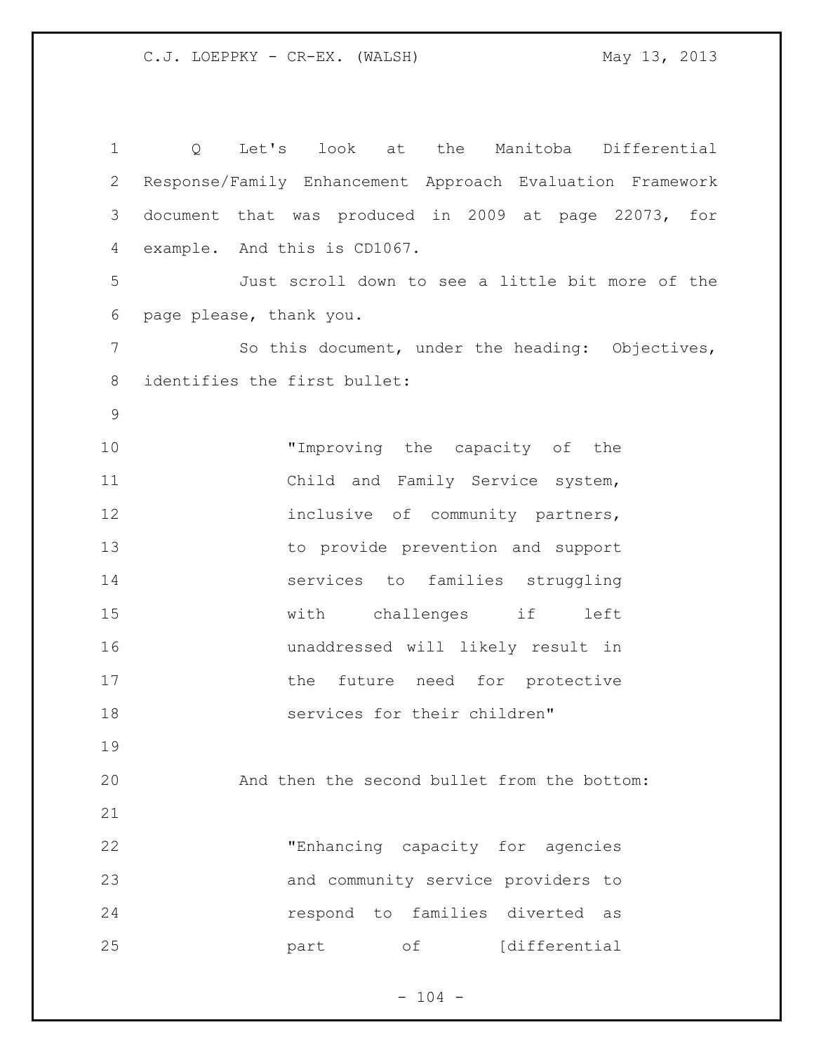Q Let's look at the Manitoba Differential Response/Family Enhancement Approach Evaluation Framework document that was produced in 2009 at page 22073, for example. And this is CD1067.

Just scroll down to see a little bit more of the page please, thank you.

So this document, under the heading: Objectives, identifies the first bullet:

> "Improving the capacity of the Child and Family Service system, inclusive of community partners, to provide prevention and support services to families struggling with challenges if left unaddressed will likely result in the future need for protective services for their children"

And then the second bullet from the bottom:

> "Enhancing capacity for agencies and community service providers to respond to families diverted as part of [differential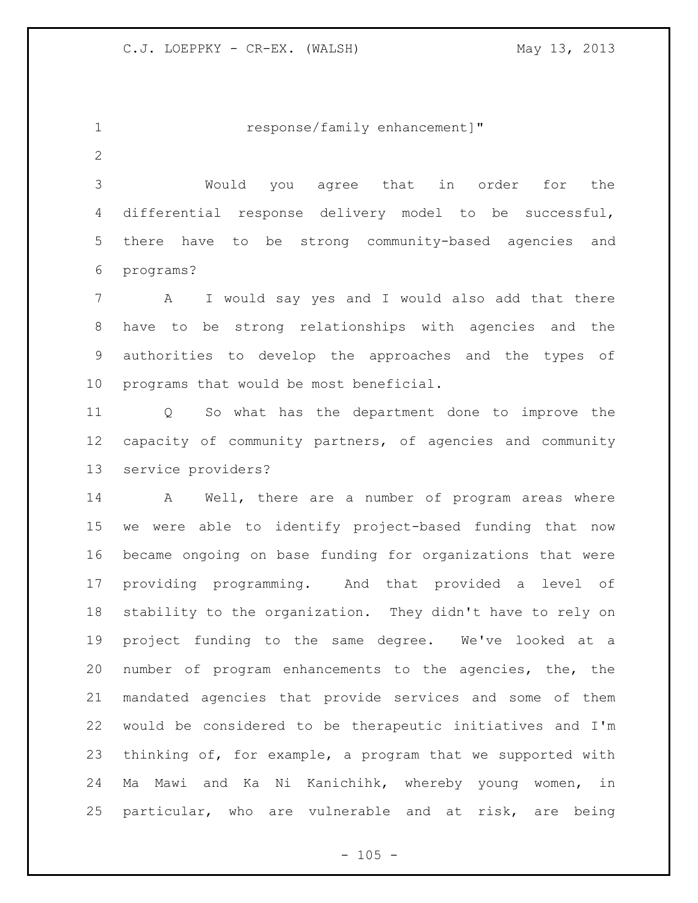response/family enhancement]"

Would you agree that in order for the differential response delivery model to be successful, there have to be strong community-based agencies and programs?

A I would say yes and I would also add that there have to be strong relationships with agencies and the authorities to develop the approaches and the types of programs that would be most beneficial.

Q So what has the department done to improve the capacity of community partners, of agencies and community service providers?

A Well, there are a number of program areas where we were able to identify project-based funding that now became ongoing on base funding for organizations that were providing programming. And that provided a level of stability to the organization. They didn't have to rely on project funding to the same degree. We've looked at a number of program enhancements to the agencies, the, the mandated agencies that provide services and some of them would be considered to be therapeutic initiatives and I'm thinking of, for example, a program that we supported with Ma Mawi and Ka Ni Kanichihk, whereby young women, in particular, who are vulnerable and at risk, are being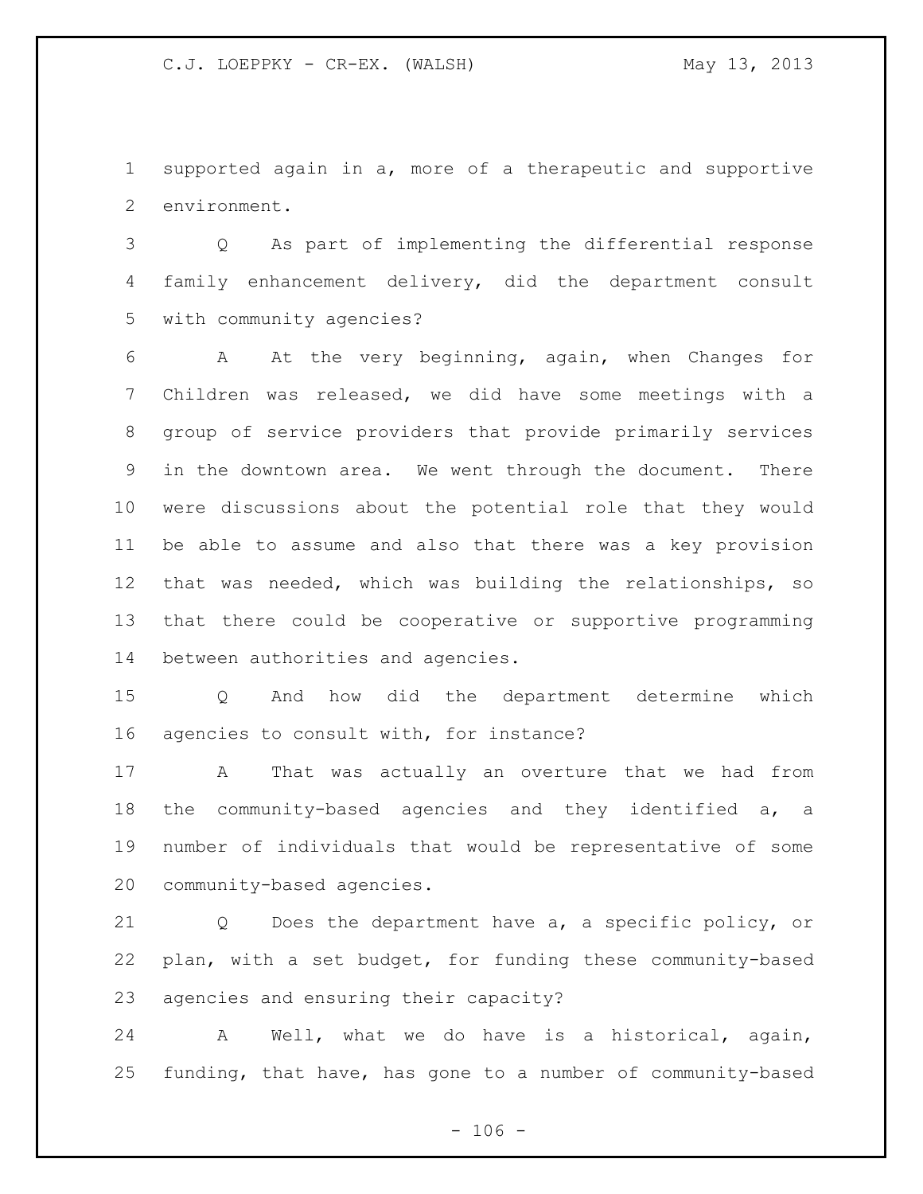supported again in a, more of a therapeutic and supportive environment.

Q As part of implementing the differential response family enhancement delivery, did the department consult with community agencies?

A At the very beginning, again, when Changes for Children was released, we did have some meetings with a group of service providers that provide primarily services in the downtown area. We went through the document. There were discussions about the potential role that they would be able to assume and also that there was a key provision that was needed, which was building the relationships, so that there could be cooperative or supportive programming between authorities and agencies.

Q And how did the department determine which agencies to consult with, for instance?

A That was actually an overture that we had from the community-based agencies and they identified a, a number of individuals that would be representative of some community-based agencies.

Q Does the department have a, a specific policy, or plan, with a set budget, for funding these community-based agencies and ensuring their capacity?

A Well, what we do have is a historical, again, funding, that have, has gone to a number of community-based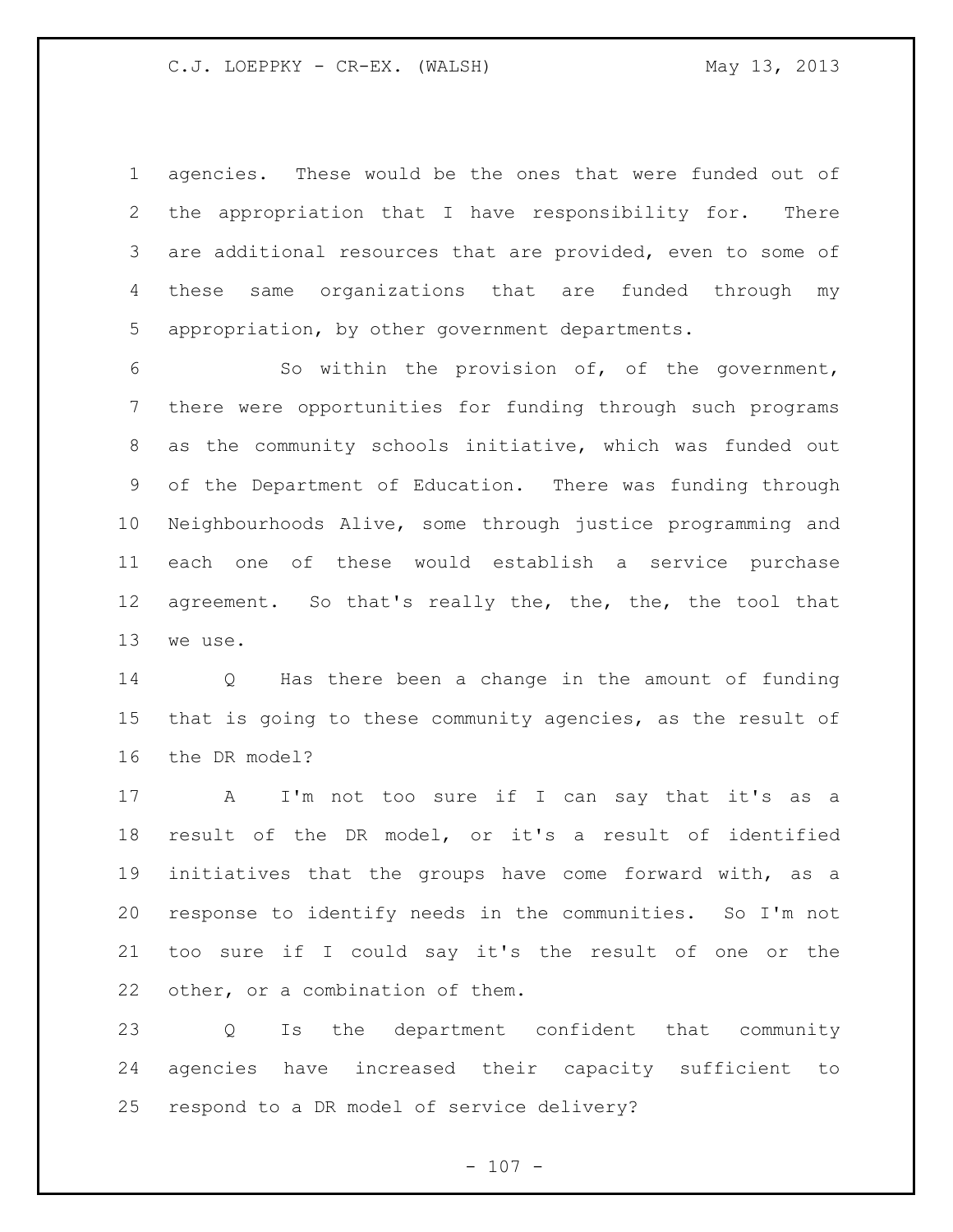agencies. These would be the ones that were funded out of the appropriation that I have responsibility for. There are additional resources that are provided, even to some of these same organizations that are funded through my appropriation, by other government departments.

So within the provision of, of the government, there were opportunities for funding through such programs as the community schools initiative, which was funded out of the Department of Education. There was funding through Neighbourhoods Alive, some through justice programming and each one of these would establish a service purchase agreement. So that's really the, the, the, the tool that we use.

Q Has there been a change in the amount of funding that is going to these community agencies, as the result of the DR model?

A I'm not too sure if I can say that it's as a result of the DR model, or it's a result of identified initiatives that the groups have come forward with, as a response to identify needs in the communities. So I'm not too sure if I could say it's the result of one or the other, or a combination of them.

Q Is the department confident that community agencies have increased their capacity sufficient to respond to a DR model of service delivery?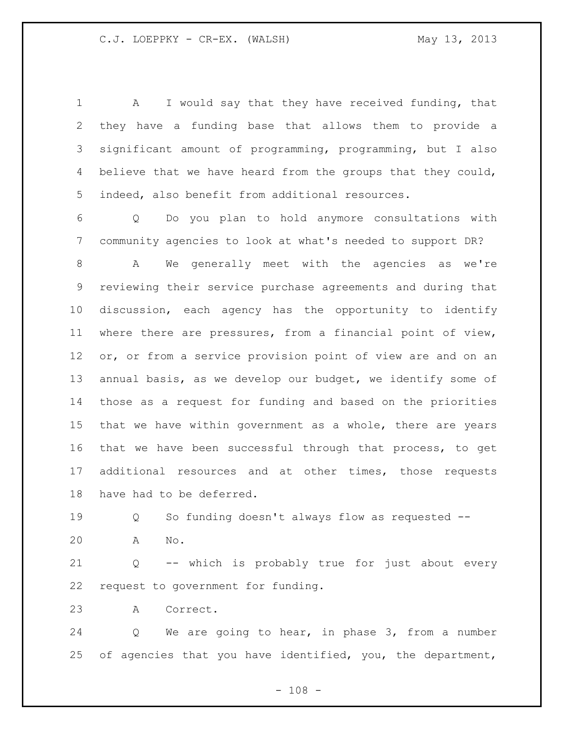A I would say that they have received funding, that they have a funding base that allows them to provide a significant amount of programming, programming, but I also believe that we have heard from the groups that they could, indeed, also benefit from additional resources.

Q Do you plan to hold anymore consultations with community agencies to look at what's needed to support DR?

A We generally meet with the agencies as we're reviewing their service purchase agreements and during that discussion, each agency has the opportunity to identify where there are pressures, from a financial point of view, or, or from a service provision point of view are and on an annual basis, as we develop our budget, we identify some of those as a request for funding and based on the priorities that we have within government as a whole, there are years that we have been successful through that process, to get additional resources and at other times, those requests have had to be deferred.

Q So funding doesn't always flow as requested --

A No.

Q -- which is probably true for just about every request to government for funding.

A Correct.

Q We are going to hear, in phase 3, from a number of agencies that you have identified, you, the department,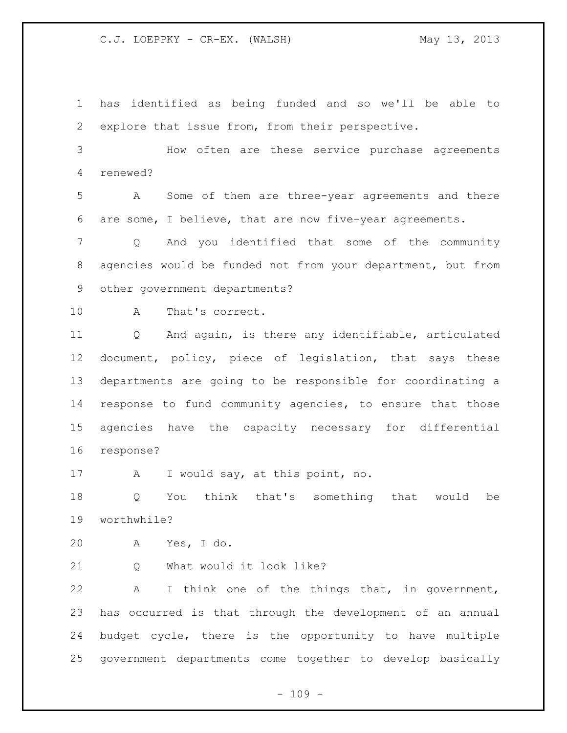has identified as being funded and so we'll be able to explore that issue from, from their perspective.

How often are these service purchase agreements renewed?

A Some of them are three-year agreements and there are some, I believe, that are now five-year agreements.

Q And you identified that some of the community agencies would be funded not from your department, but from other government departments?

A That's correct.

Q And again, is there any identifiable, articulated document, policy, piece of legislation, that says these departments are going to be responsible for coordinating a response to fund community agencies, to ensure that those agencies have the capacity necessary for differential response?

A I would say, at this point, no.

Q You think that's something that would be worthwhile?

A Yes, I do.

Q What would it look like?

A I think one of the things that, in government, has occurred is that through the development of an annual budget cycle, there is the opportunity to have multiple government departments come together to develop basically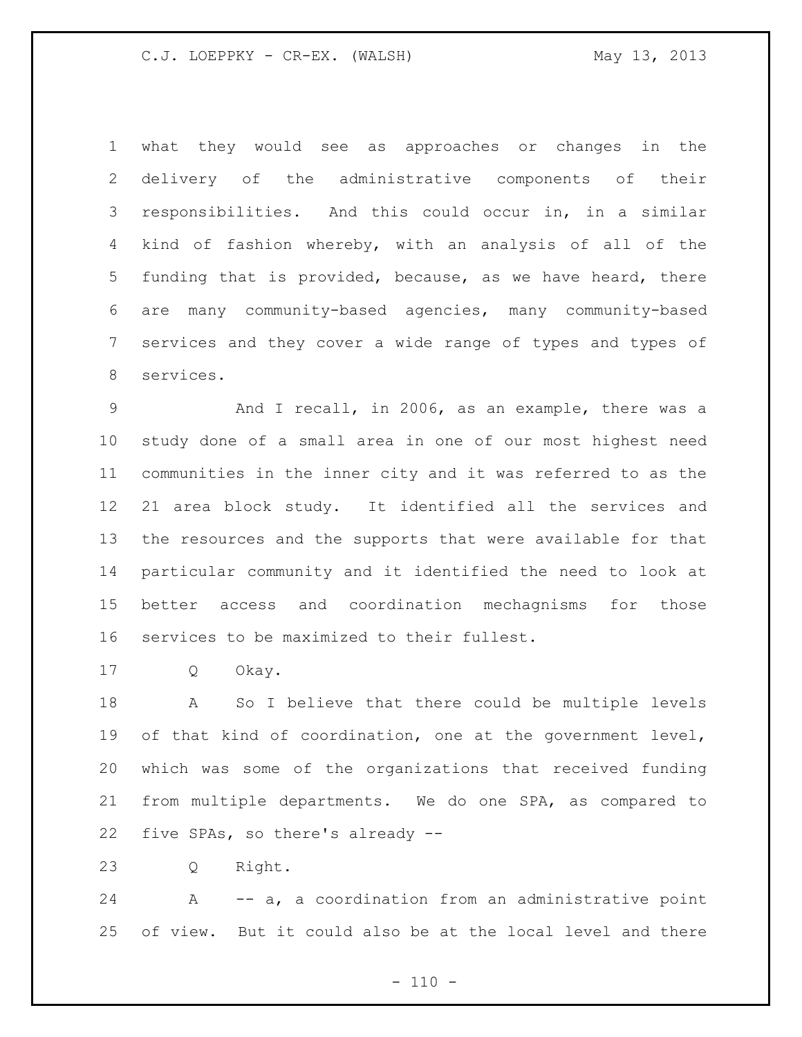what they would see as approaches or changes in the delivery of the administrative components of their responsibilities. And this could occur in, in a similar kind of fashion whereby, with an analysis of all of the funding that is provided, because, as we have heard, there are many community-based agencies, many community-based services and they cover a wide range of types and types of services.

And I recall, in 2006, as an example, there was a study done of a small area in one of our most highest need communities in the inner city and it was referred to as the 21 area block study. It identified all the services and the resources and the supports that were available for that particular community and it identified the need to look at better access and coordination mechagnisms for those services to be maximized to their fullest.

Q Okay.

A So I believe that there could be multiple levels of that kind of coordination, one at the government level, which was some of the organizations that received funding from multiple departments. We do one SPA, as compared to five SPAs, so there's already --

Q Right.

A -- a, a coordination from an administrative point of view. But it could also be at the local level and there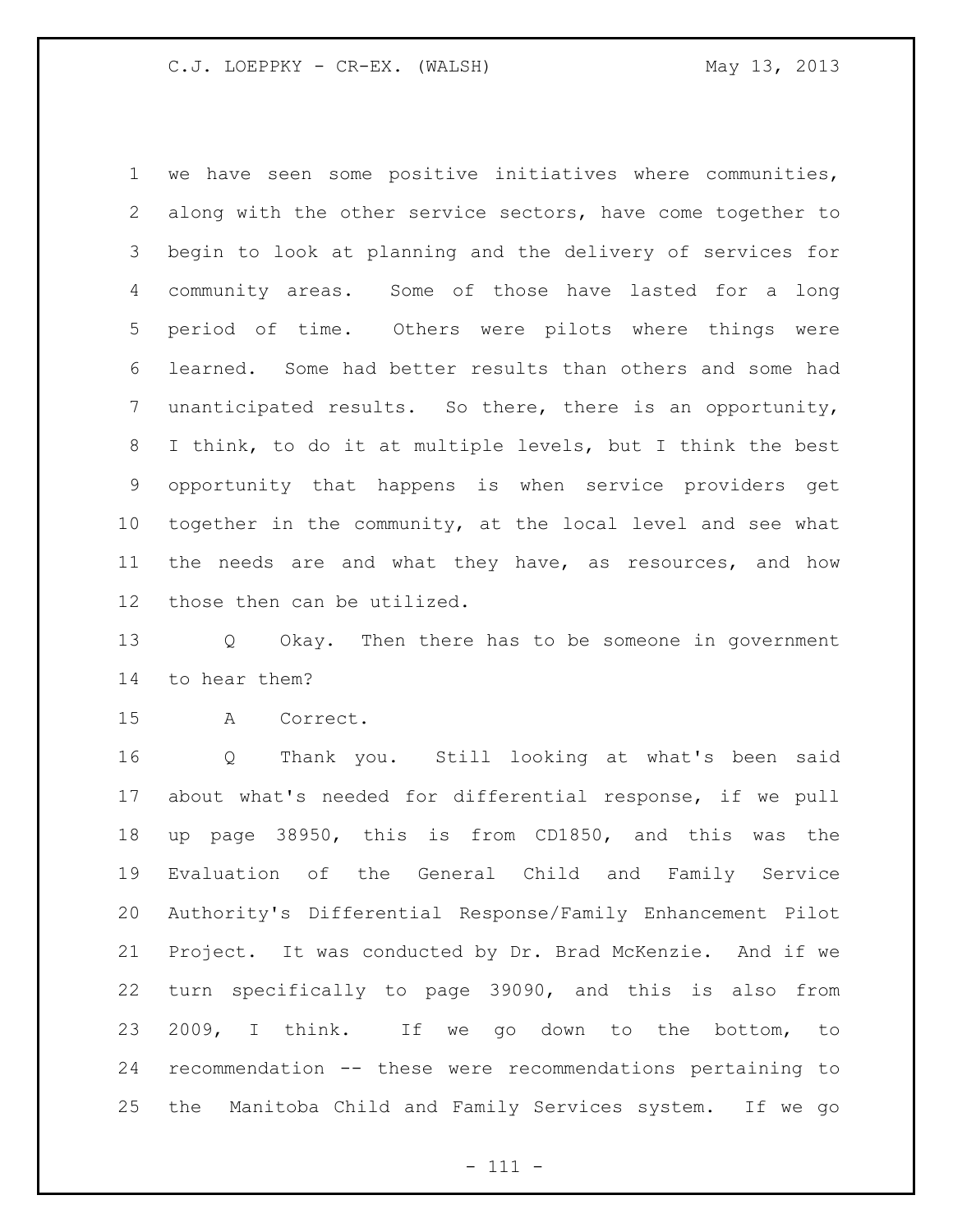we have seen some positive initiatives where communities, along with the other service sectors, have come together to begin to look at planning and the delivery of services for community areas. Some of those have lasted for a long period of time. Others were pilots where things were learned. Some had better results than others and some had unanticipated results. So there, there is an opportunity, I think, to do it at multiple levels, but I think the best opportunity that happens is when service providers get together in the community, at the local level and see what the needs are and what they have, as resources, and how those then can be utilized.

Q Okay. Then there has to be someone in government to hear them?

A Correct.

Q Thank you. Still looking at what's been said about what's needed for differential response, if we pull up page 38950, this is from CD1850, and this was the Evaluation of the General Child and Family Service Authority's Differential Response/Family Enhancement Pilot Project. It was conducted by Dr. Brad McKenzie. And if we turn specifically to page 39090, and this is also from 2009, I think. If we go down to the bottom, to recommendation -- these were recommendations pertaining to the Manitoba Child and Family Services system. If we go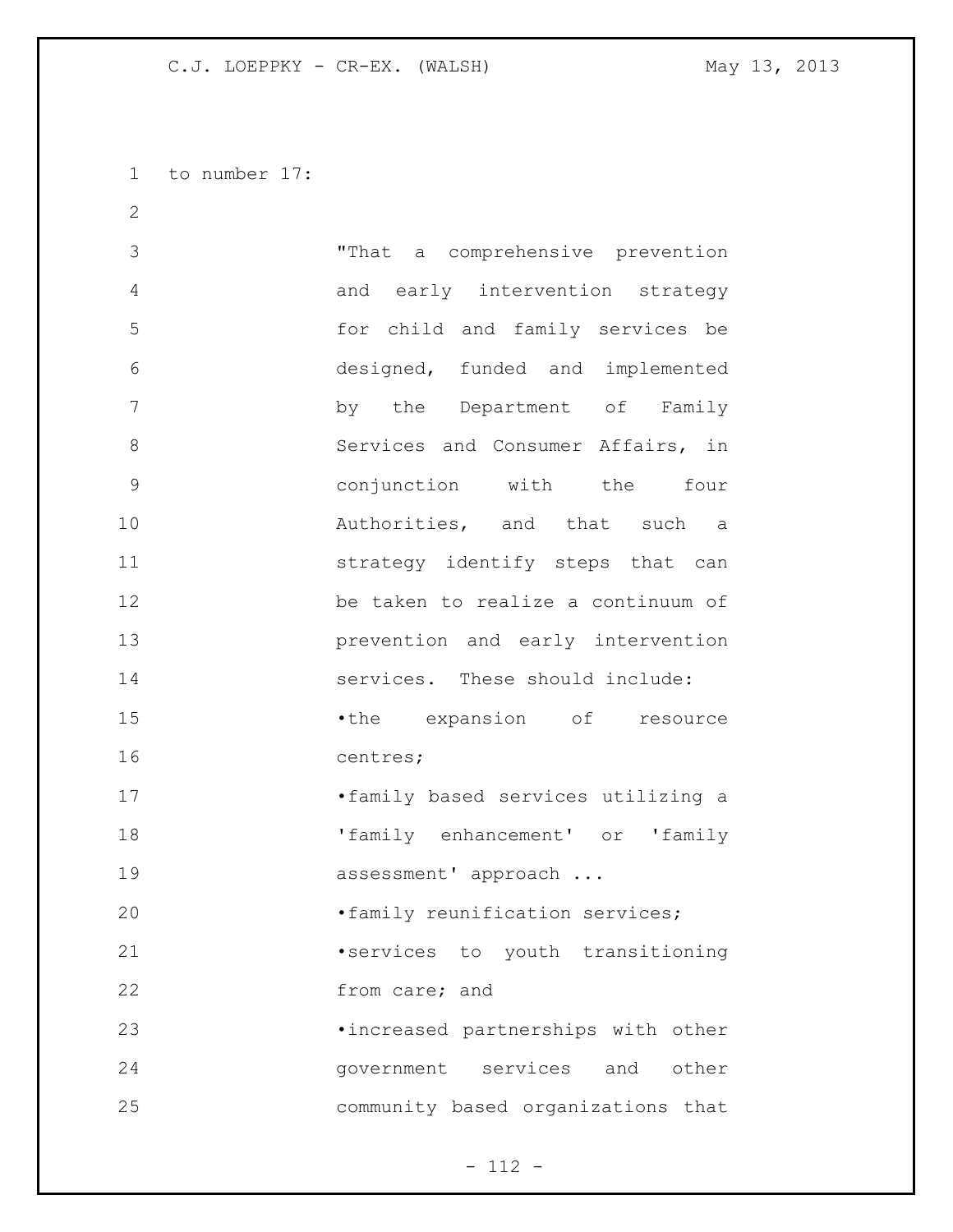to number 17:

> "That a comprehensive prevention and early intervention strategy for child and family services be designed, funded and implemented by the Department of Family Services and Consumer Affairs, in conjunction with the four Authorities, and that such a strategy identify steps that can be taken to realize a continuum of prevention and early intervention services. These should include:
>
> • the expansion of resource centres;
>
> • family based services utilizing a 'family enhancement' or 'family assessment' approach ...
>
> • family reunification services;
>
> • services to youth transitioning from care; and
>
> • increased partnerships with other government services and other community based organizations that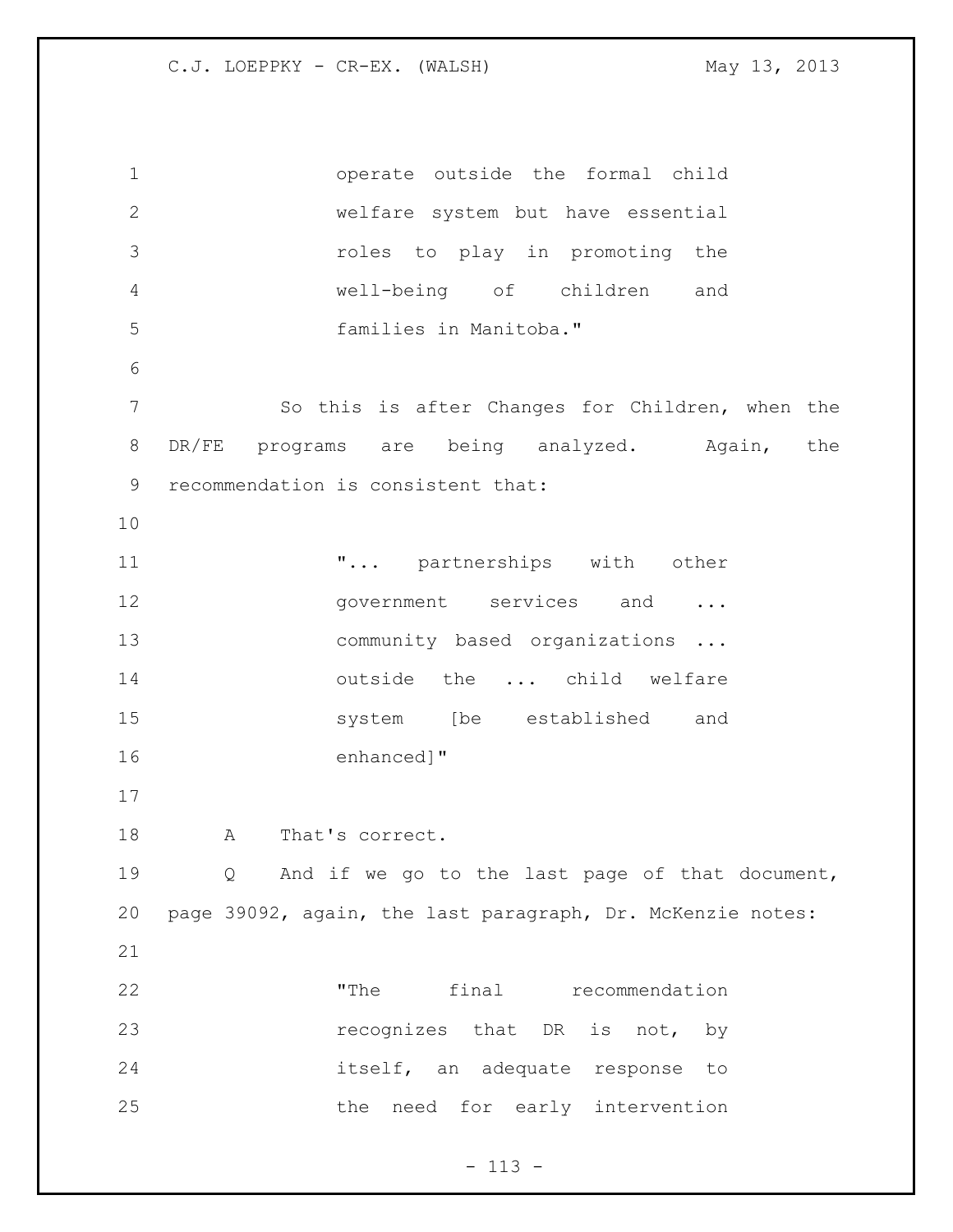> operate outside the formal child welfare system but have essential roles to play in promoting the well-being of children and families in Manitoba."

So this is after Changes for Children, when the DR/FE programs are being analyzed. Again, the recommendation is consistent that:

> "... partnerships with other government services and ... community based organizations ... outside the ... child welfare system [be established and enhanced]"

A That's correct.

Q And if we go to the last page of that document, page 39092, again, the last paragraph, Dr. McKenzie notes:

> "The final recommendation recognizes that DR is not, by itself, an adequate response to the need for early intervention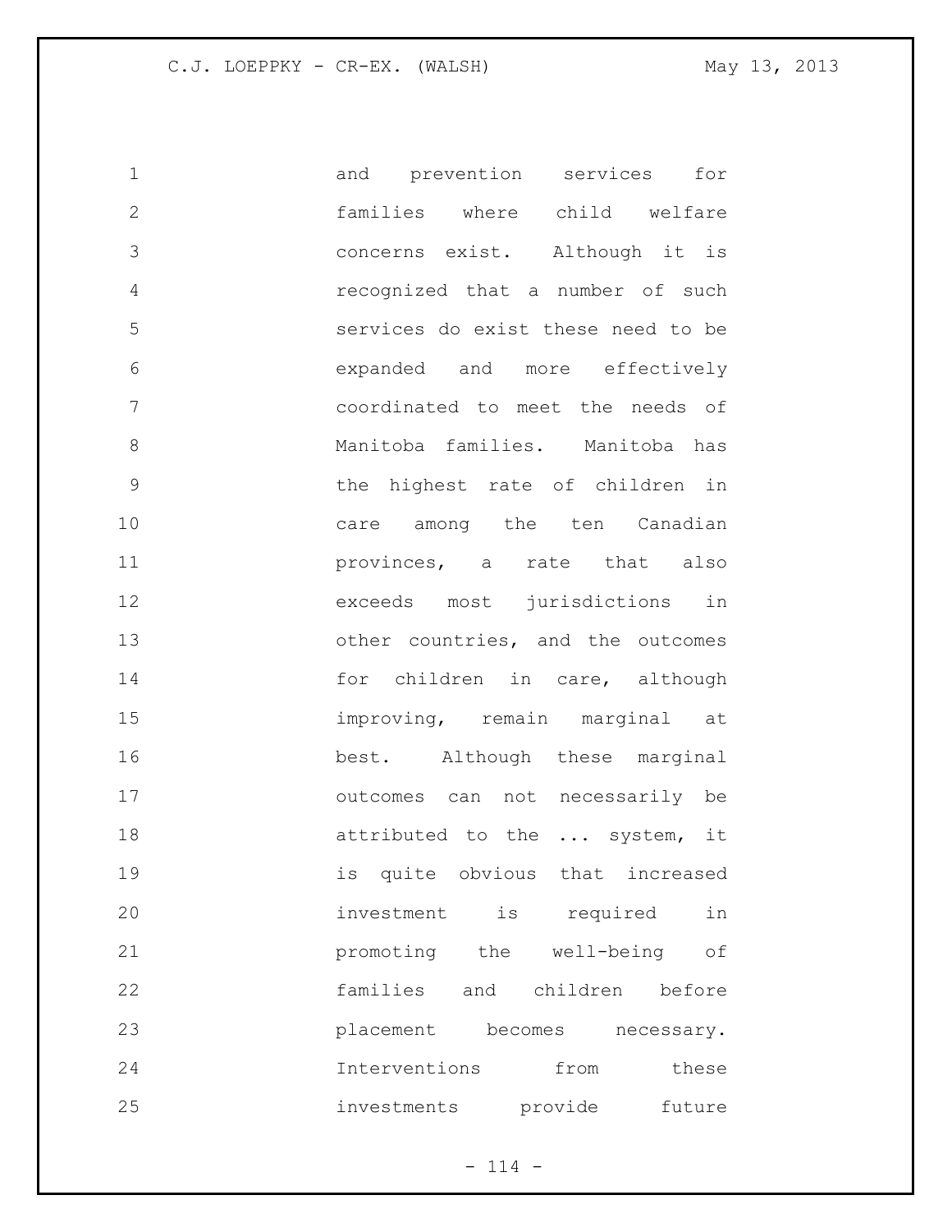and prevention services for families where child welfare concerns exist. Although it is recognized that a number of such services do exist these need to be expanded and more effectively coordinated to meet the needs of Manitoba families. Manitoba has the highest rate of children in care among the ten Canadian provinces, a rate that also exceeds most jurisdictions in other countries, and the outcomes for children in care, although improving, remain marginal at best. Although these marginal outcomes can not necessarily be attributed to the ... system, it is quite obvious that increased investment is required in promoting the well-being of families and children before placement becomes necessary. Interventions from these investments provide future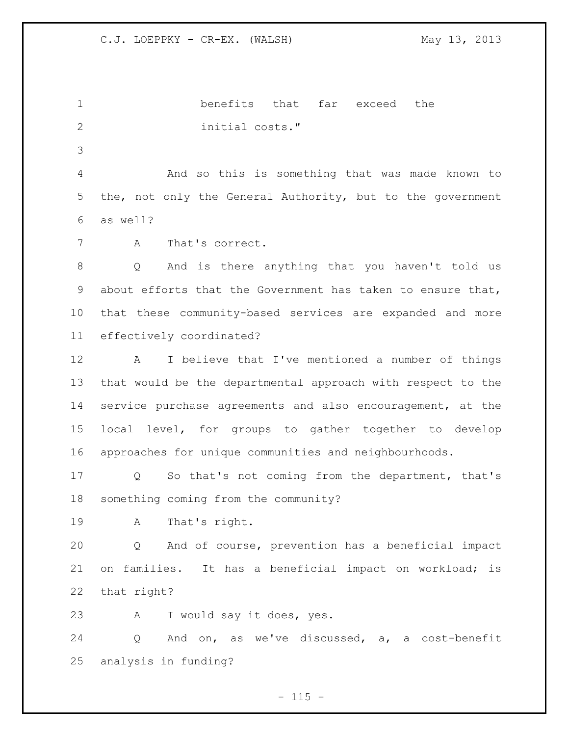benefits that far exceed the
initial costs."

And so this is something that was made known to the, not only the General Authority, but to the government as well?

A That's correct.

Q And is there anything that you haven't told us about efforts that the Government has taken to ensure that, that these community-based services are expanded and more effectively coordinated?

A I believe that I've mentioned a number of things that would be the departmental approach with respect to the service purchase agreements and also encouragement, at the local level, for groups to gather together to develop approaches for unique communities and neighbourhoods.

Q So that's not coming from the department, that's something coming from the community?

A That's right.

Q And of course, prevention has a beneficial impact on families. It has a beneficial impact on workload; is that right?

A I would say it does, yes.

Q And on, as we've discussed, a, a cost-benefit analysis in funding?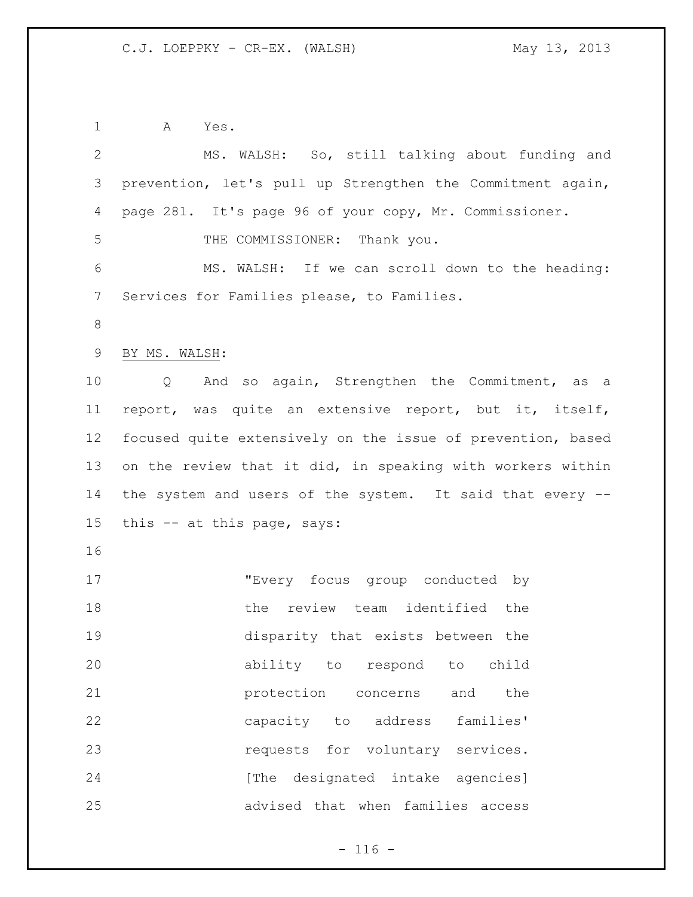A Yes.

MS. WALSH: So, still talking about funding and prevention, let's pull up Strengthen the Commitment again, page 281. It's page 96 of your copy, Mr. Commissioner.

THE COMMISSIONER: Thank you.

MS. WALSH: If we can scroll down to the heading: Services for Families please, to Families.

BY MS. WALSH:

Q And so again, Strengthen the Commitment, as a report, was quite an extensive report, but it, itself, focused quite extensively on the issue of prevention, based on the review that it did, in speaking with workers within the system and users of the system. It said that every -- this -- at this page, says:

> "Every focus group conducted by the review team identified the disparity that exists between the ability to respond to child protection concerns and the capacity to address families' requests for voluntary services. [The designated intake agencies] advised that when families access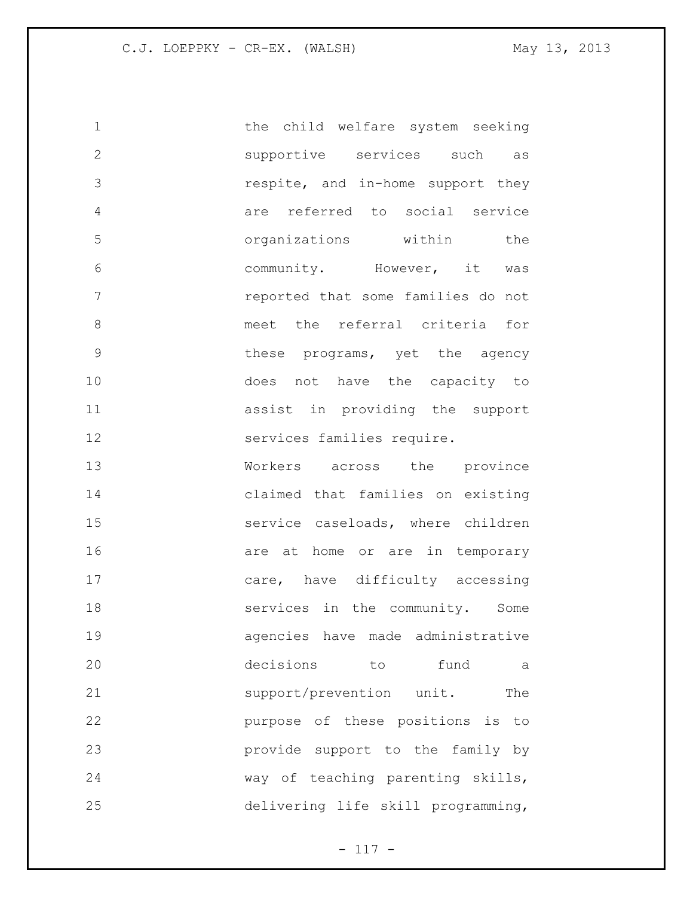the child welfare system seeking supportive services such as respite, and in-home support they are referred to social service organizations within the community. However, it was reported that some families do not meet the referral criteria for these programs, yet the agency does not have the capacity to assist in providing the support services families require.

Workers across the province claimed that families on existing service caseloads, where children are at home or are in temporary care, have difficulty accessing services in the community. Some agencies have made administrative decisions to fund a support/prevention unit. The purpose of these positions is to provide support to the family by way of teaching parenting skills, delivering life skill programming,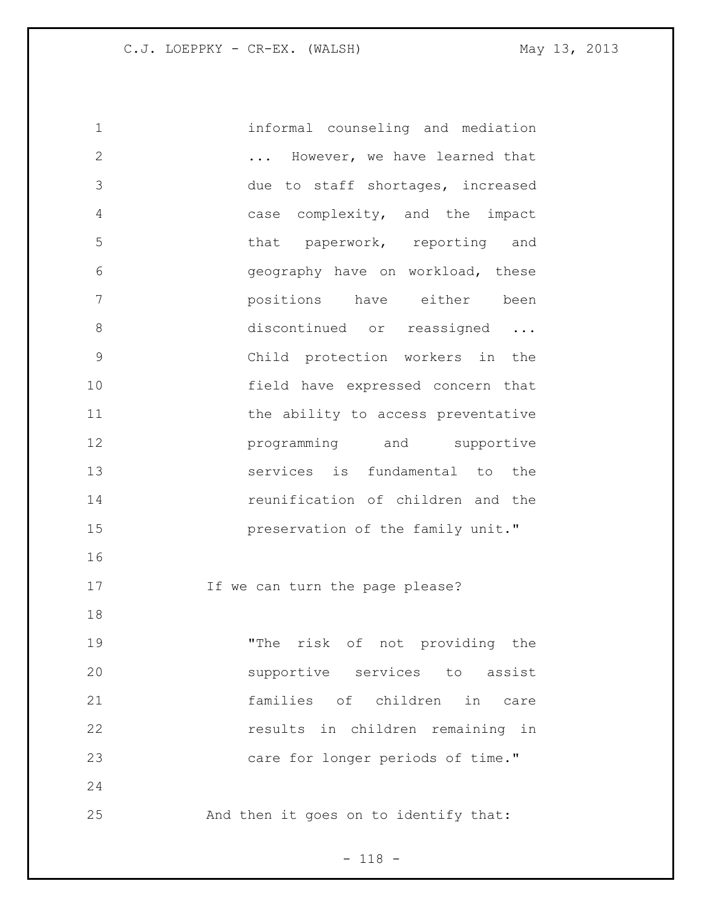informal counseling and mediation ... However, we have learned that due to staff shortages, increased case complexity, and the impact that paperwork, reporting and geography have on workload, these positions have either been discontinued or reassigned ... Child protection workers in the field have expressed concern that the ability to access preventative programming and supportive services is fundamental to the reunification of children and the preservation of the family unit."

If we can turn the page please?

"The risk of not providing the supportive services to assist families of children in care results in children remaining in care for longer periods of time."

And then it goes on to identify that: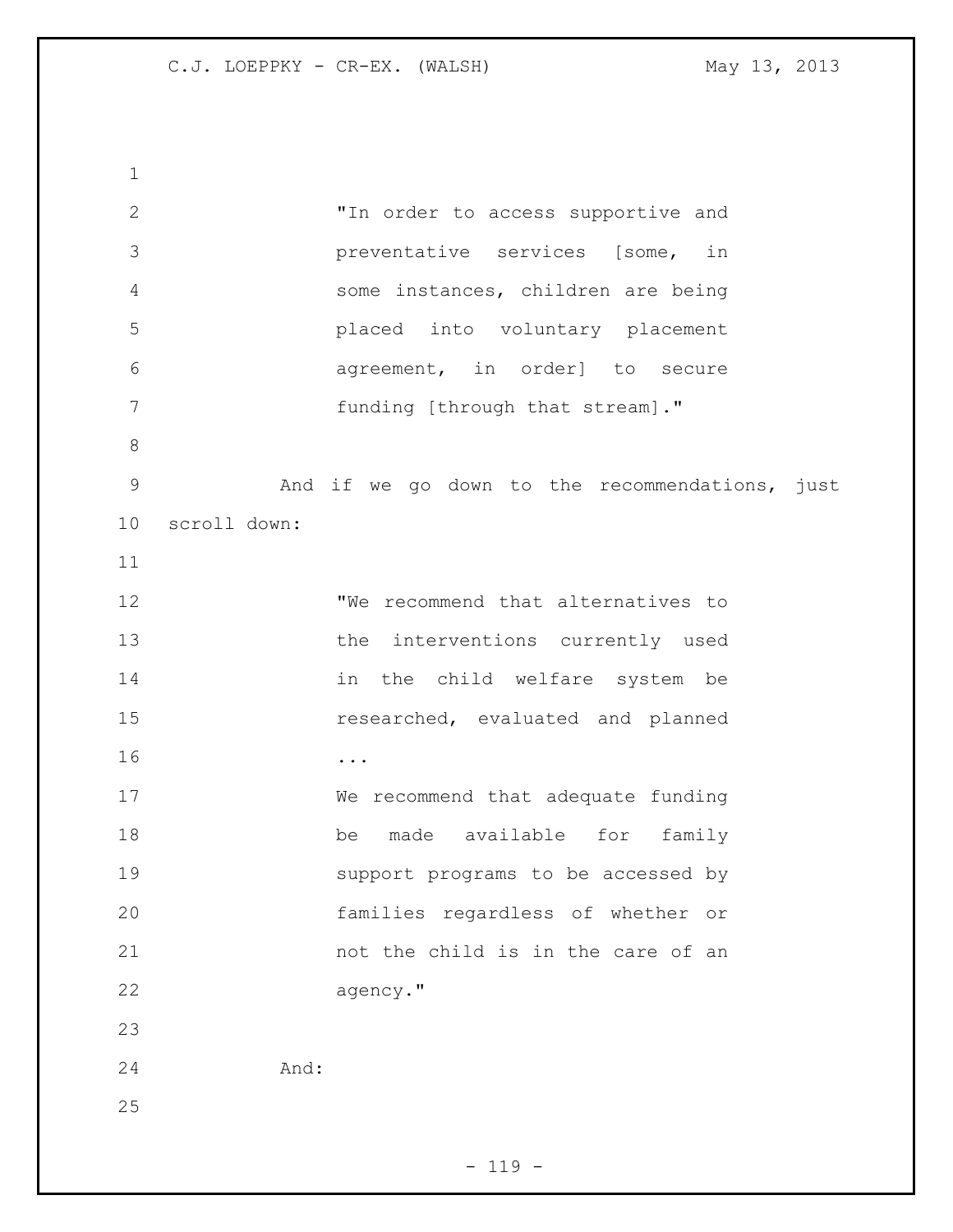> "In order to access supportive and preventative services [some, in some instances, children are being placed into voluntary placement agreement, in order] to secure funding [through that stream]."

And if we go down to the recommendations, just scroll down:

> "We recommend that alternatives to the interventions currently used in the child welfare system be researched, evaluated and planned
>
> ...
>
> We recommend that adequate funding be made available for family support programs to be accessed by families regardless of whether or not the child is in the care of an agency."

And: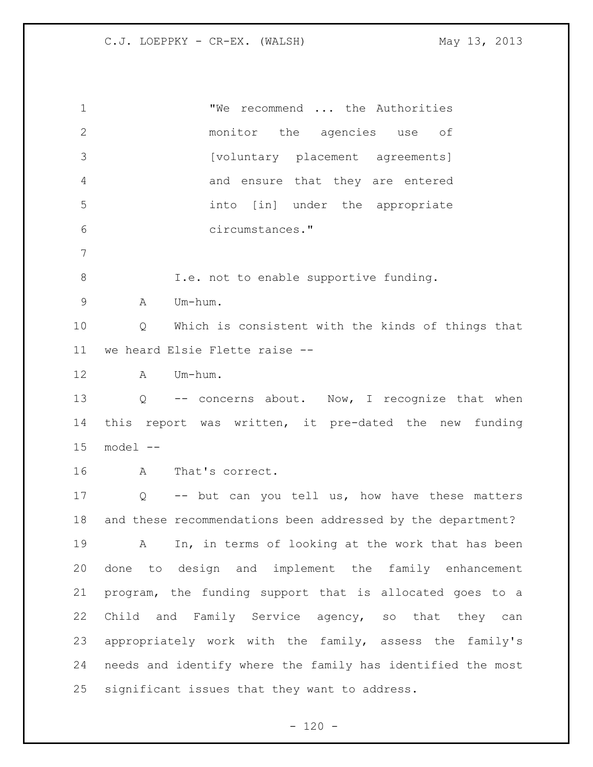"We recommend ... the Authorities monitor the agencies use of [voluntary placement agreements] and ensure that they are entered into [in] under the appropriate circumstances."

I.e. not to enable supportive funding.

A Um-hum.

Q Which is consistent with the kinds of things that we heard Elsie Flette raise --

A Um-hum.

Q -- concerns about. Now, I recognize that when this report was written, it pre-dated the new funding model --

A That's correct.

Q -- but can you tell us, how have these matters and these recommendations been addressed by the department?

A In, in terms of looking at the work that has been done to design and implement the family enhancement program, the funding support that is allocated goes to a Child and Family Service agency, so that they can appropriately work with the family, assess the family's needs and identify where the family has identified the most significant issues that they want to address.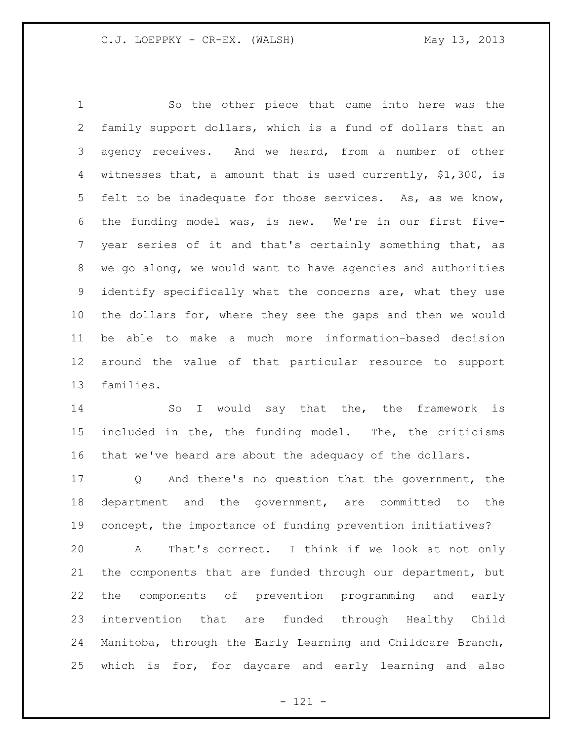So the other piece that came into here was the family support dollars, which is a fund of dollars that an agency receives. And we heard, from a number of other witnesses that, a amount that is used currently, $1,300, is felt to be inadequate for those services. As, as we know, the funding model was, is new. We're in our first five-year series of it and that's certainly something that, as we go along, we would want to have agencies and authorities identify specifically what the concerns are, what they use the dollars for, where they see the gaps and then we would be able to make a much more information-based decision around the value of that particular resource to support families.

So I would say that the, the framework is included in the, the funding model. The, the criticisms that we've heard are about the adequacy of the dollars.

Q And there's no question that the government, the department and the government, are committed to the concept, the importance of funding prevention initiatives?

A That's correct. I think if we look at not only the components that are funded through our department, but the components of prevention programming and early intervention that are funded through Healthy Child Manitoba, through the Early Learning and Childcare Branch, which is for, for daycare and early learning and also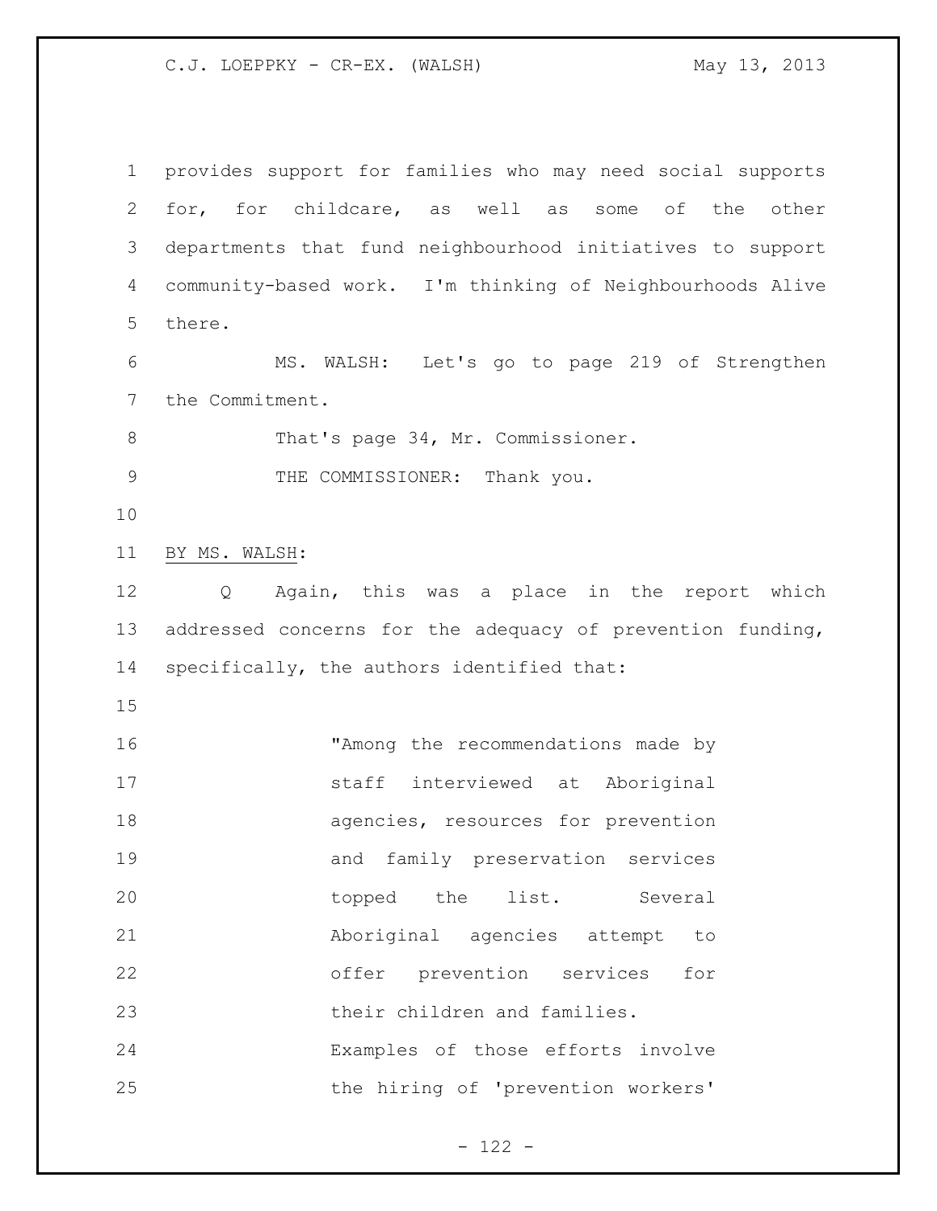provides support for families who may need social supports for, for childcare, as well as some of the other departments that fund neighbourhood initiatives to support community-based work. I'm thinking of Neighbourhoods Alive there.

MS. WALSH: Let's go to page 219 of Strengthen the Commitment.

That's page 34, Mr. Commissioner.

THE COMMISSIONER: Thank you.

BY MS. WALSH:

Q Again, this was a place in the report which addressed concerns for the adequacy of prevention funding, specifically, the authors identified that:

> "Among the recommendations made by staff interviewed at Aboriginal agencies, resources for prevention and family preservation services topped the list. Several Aboriginal agencies attempt to offer prevention services for their children and families. Examples of those efforts involve the hiring of 'prevention workers'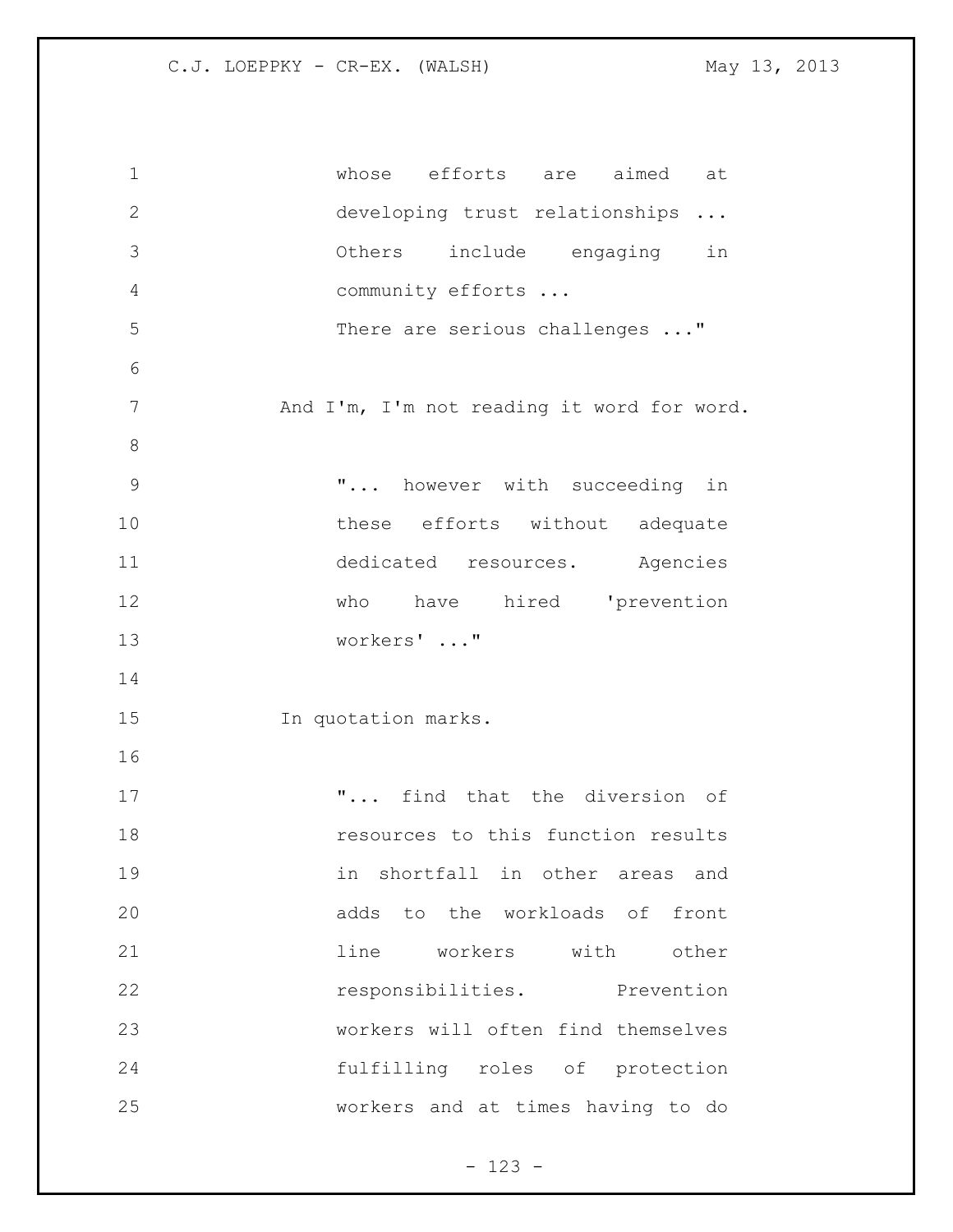> whose efforts are aimed at developing trust relationships ... Others include engaging in community efforts ... There are serious challenges ..."

And I'm, I'm not reading it word for word.

> "... however with succeeding in these efforts without adequate dedicated resources. Agencies who have hired 'prevention workers' ..."

In quotation marks.

> "... find that the diversion of resources to this function results in shortfall in other areas and adds to the workloads of front line workers with other responsibilities. Prevention workers will often find themselves fulfilling roles of protection workers and at times having to do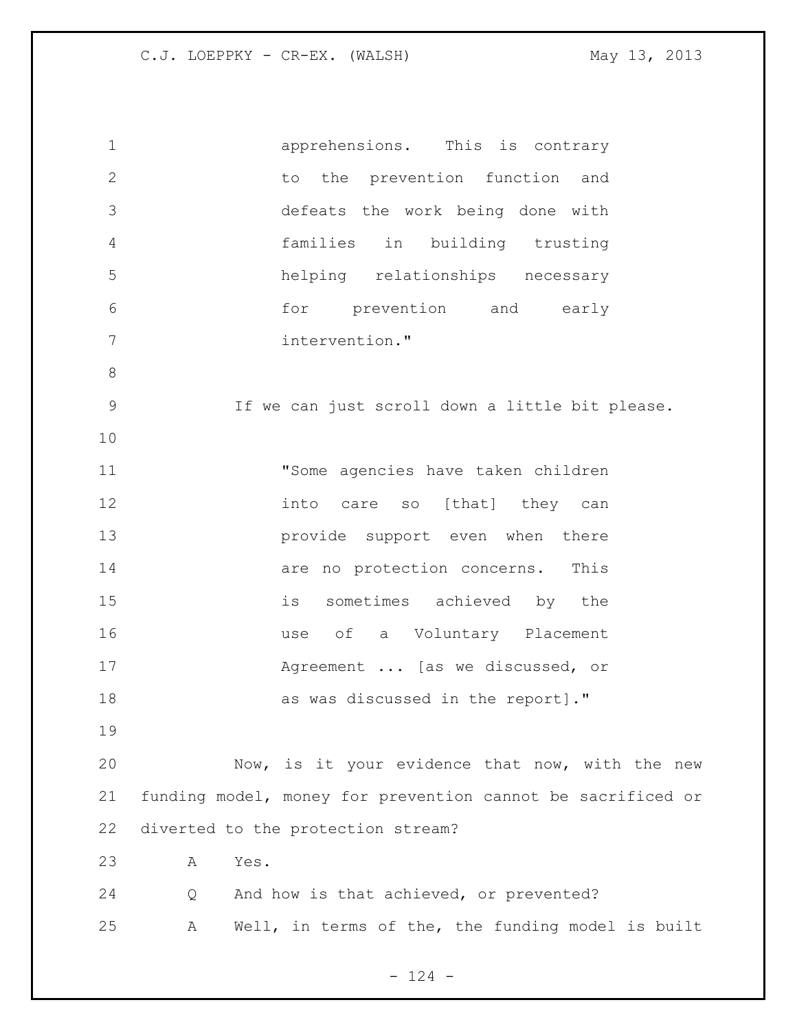apprehensions. This is contrary to the prevention function and defeats the work being done with families in building trusting helping relationships necessary for prevention and early intervention."

If we can just scroll down a little bit please.

"Some agencies have taken children into care so [that] they can provide support even when there are no protection concerns. This is sometimes achieved by the use of a Voluntary Placement Agreement ... [as we discussed, or as was discussed in the report]."

Now, is it your evidence that now, with the new funding model, money for prevention cannot be sacrificed or diverted to the protection stream?

A Yes.

Q And how is that achieved, or prevented?

A Well, in terms of the, the funding model is built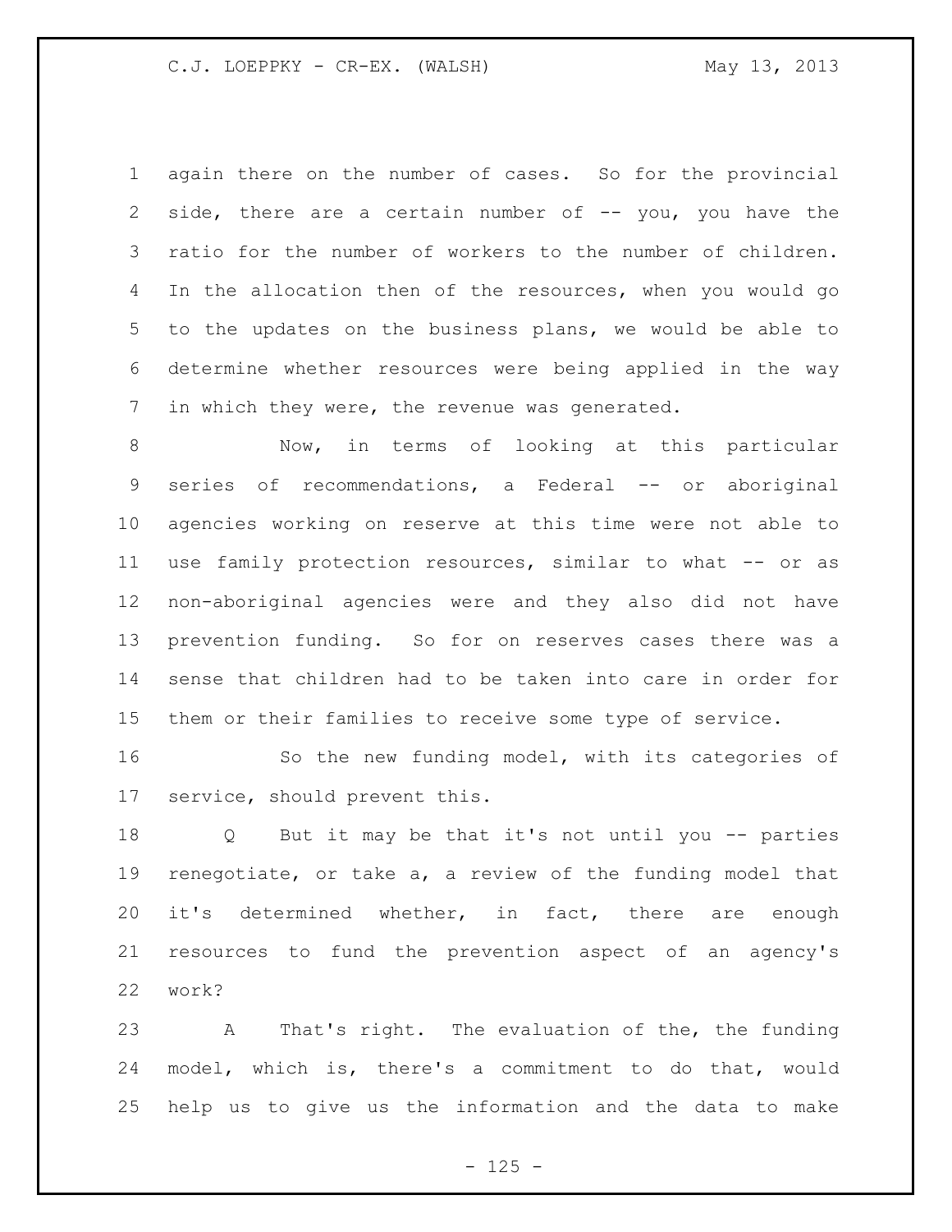again there on the number of cases. So for the provincial side, there are a certain number of -- you, you have the ratio for the number of workers to the number of children. In the allocation then of the resources, when you would go to the updates on the business plans, we would be able to determine whether resources were being applied in the way in which they were, the revenue was generated.

Now, in terms of looking at this particular series of recommendations, a Federal -- or aboriginal agencies working on reserve at this time were not able to use family protection resources, similar to what -- or as non-aboriginal agencies were and they also did not have prevention funding. So for on reserves cases there was a sense that children had to be taken into care in order for them or their families to receive some type of service.

So the new funding model, with its categories of service, should prevent this.

Q But it may be that it's not until you -- parties renegotiate, or take a, a review of the funding model that it's determined whether, in fact, there are enough resources to fund the prevention aspect of an agency's work?

A That's right. The evaluation of the, the funding model, which is, there's a commitment to do that, would help us to give us the information and the data to make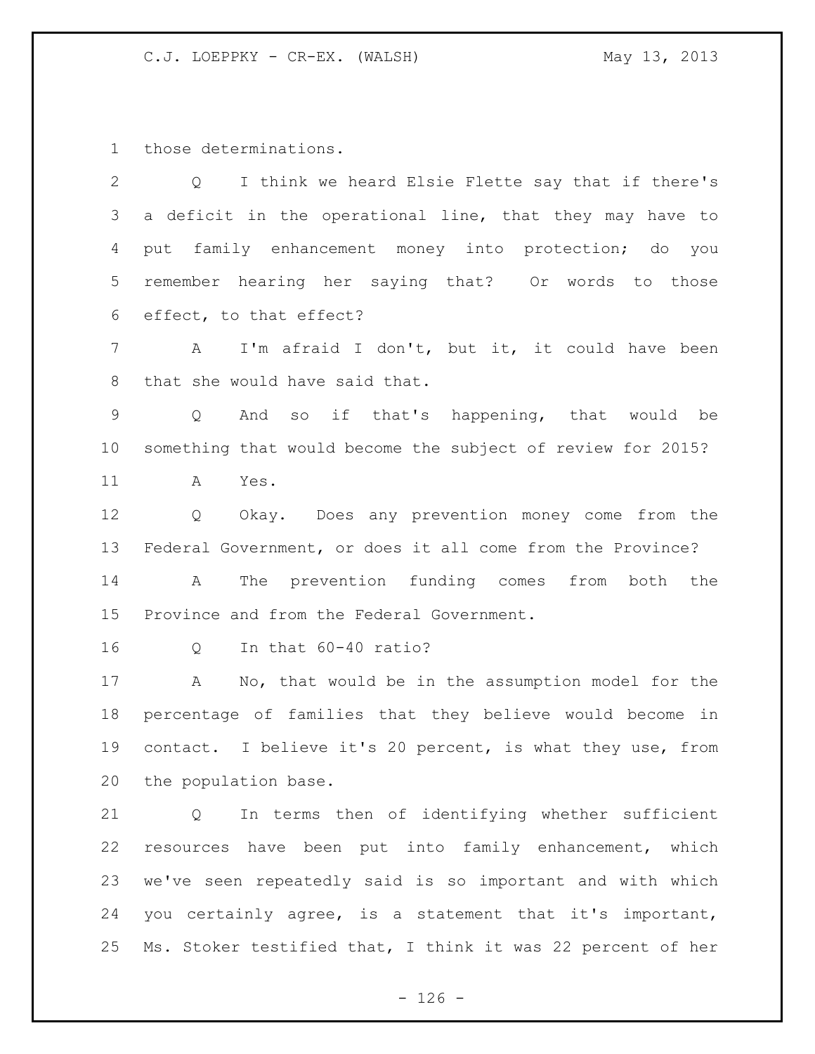those determinations.

Q I think we heard Elsie Flette say that if there's a deficit in the operational line, that they may have to put family enhancement money into protection; do you remember hearing her saying that? Or words to those effect, to that effect?

A I'm afraid I don't, but it, it could have been that she would have said that.

Q And so if that's happening, that would be something that would become the subject of review for 2015?

A Yes.

Q Okay. Does any prevention money come from the Federal Government, or does it all come from the Province?

A The prevention funding comes from both the Province and from the Federal Government.

Q In that 60-40 ratio?

A No, that would be in the assumption model for the percentage of families that they believe would become in contact. I believe it's 20 percent, is what they use, from the population base.

Q In terms then of identifying whether sufficient resources have been put into family enhancement, which we've seen repeatedly said is so important and with which you certainly agree, is a statement that it's important, Ms. Stoker testified that, I think it was 22 percent of her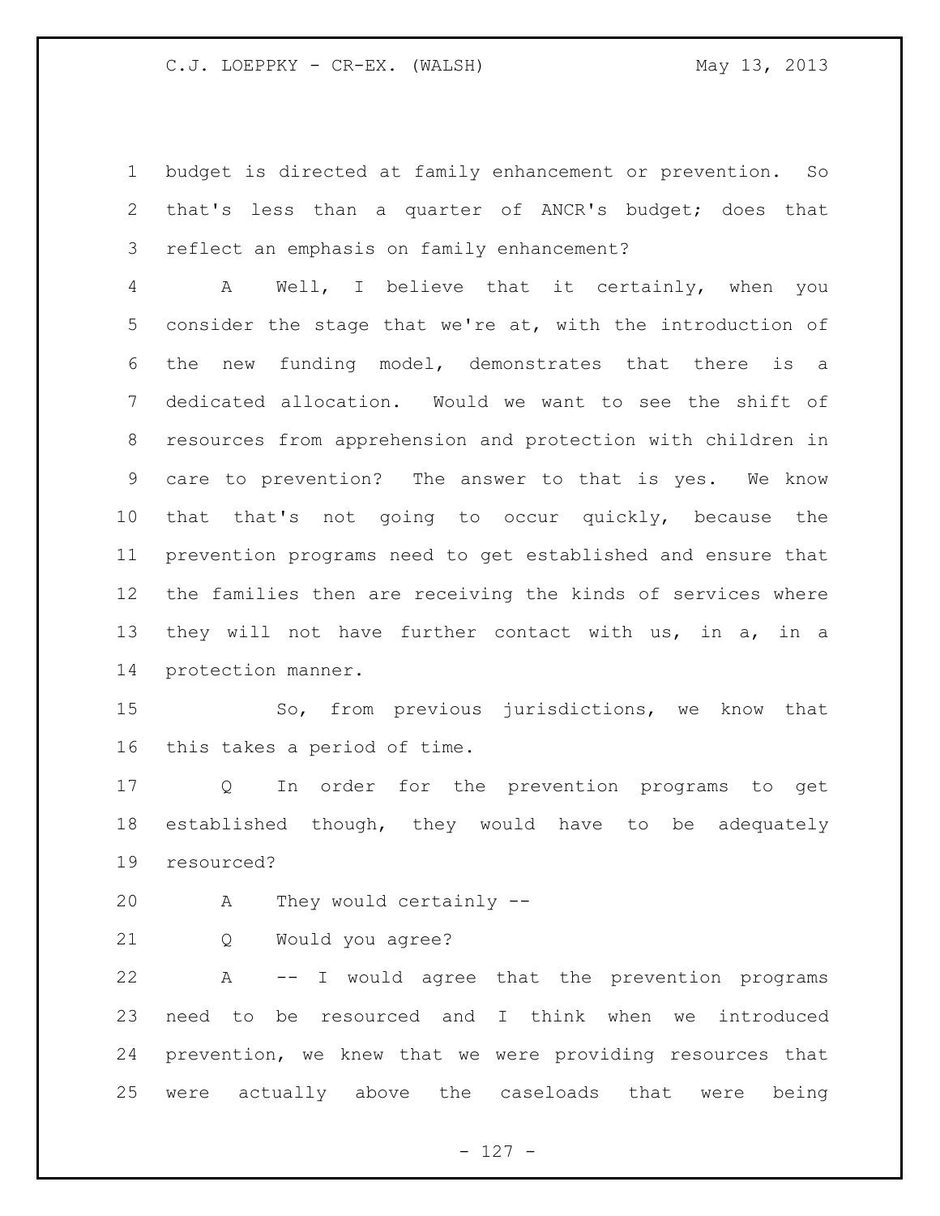budget is directed at family enhancement or prevention. So that's less than a quarter of ANCR's budget; does that reflect an emphasis on family enhancement?

A Well, I believe that it certainly, when you consider the stage that we're at, with the introduction of the new funding model, demonstrates that there is a dedicated allocation. Would we want to see the shift of resources from apprehension and protection with children in care to prevention? The answer to that is yes. We know that that's not going to occur quickly, because the prevention programs need to get established and ensure that the families then are receiving the kinds of services where they will not have further contact with us, in a, in a protection manner.

So, from previous jurisdictions, we know that this takes a period of time.

Q In order for the prevention programs to get established though, they would have to be adequately resourced?

A They would certainly --

Q Would you agree?

A -- I would agree that the prevention programs need to be resourced and I think when we introduced prevention, we knew that we were providing resources that were actually above the caseloads that were being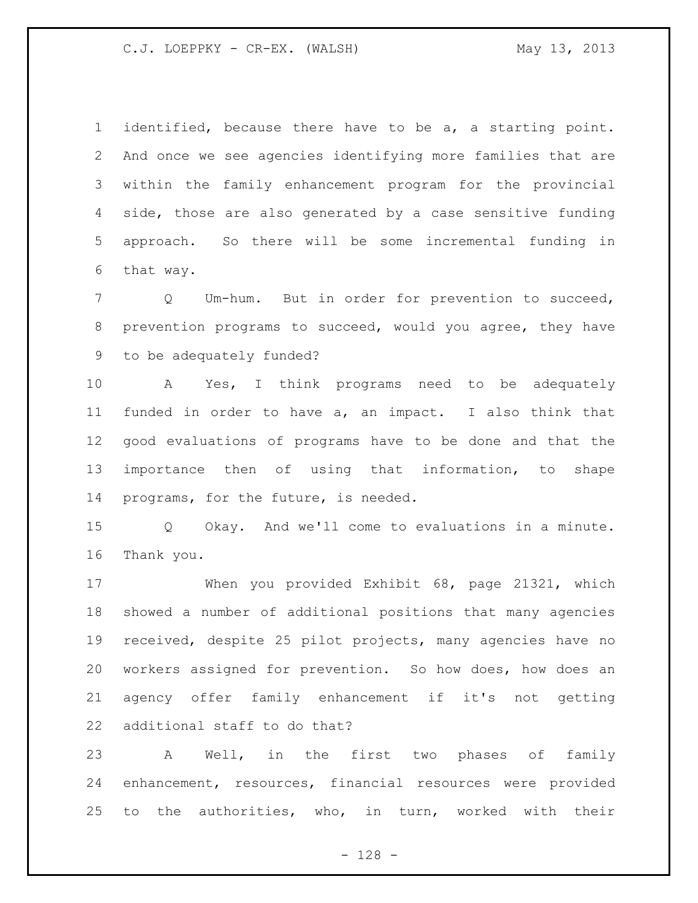identified, because there have to be a, a starting point. And once we see agencies identifying more families that are within the family enhancement program for the provincial side, those are also generated by a case sensitive funding approach. So there will be some incremental funding in that way.

Q Um-hum. But in order for prevention to succeed, prevention programs to succeed, would you agree, they have to be adequately funded?

A Yes, I think programs need to be adequately funded in order to have a, an impact. I also think that good evaluations of programs have to be done and that the importance then of using that information, to shape programs, for the future, is needed.

Q Okay. And we'll come to evaluations in a minute. Thank you.

When you provided Exhibit 68, page 21321, which showed a number of additional positions that many agencies received, despite 25 pilot projects, many agencies have no workers assigned for prevention. So how does, how does an agency offer family enhancement if it's not getting additional staff to do that?

A Well, in the first two phases of family enhancement, resources, financial resources were provided to the authorities, who, in turn, worked with their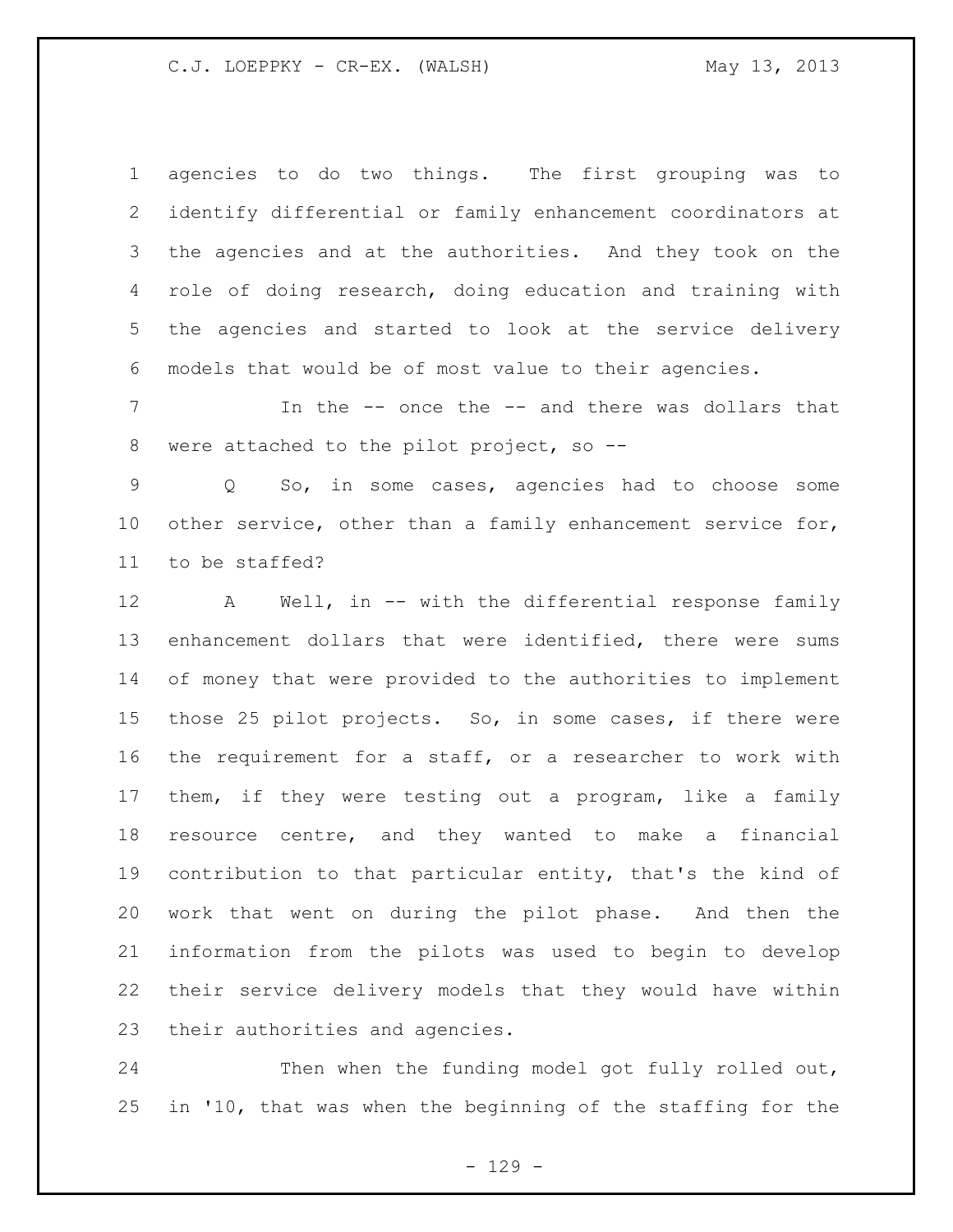agencies to do two things. The first grouping was to identify differential or family enhancement coordinators at the agencies and at the authorities. And they took on the role of doing research, doing education and training with the agencies and started to look at the service delivery models that would be of most value to their agencies.

In the -- once the -- and there was dollars that were attached to the pilot project, so --

Q So, in some cases, agencies had to choose some other service, other than a family enhancement service for, to be staffed?

A Well, in -- with the differential response family enhancement dollars that were identified, there were sums of money that were provided to the authorities to implement those 25 pilot projects. So, in some cases, if there were the requirement for a staff, or a researcher to work with them, if they were testing out a program, like a family resource centre, and they wanted to make a financial contribution to that particular entity, that's the kind of work that went on during the pilot phase. And then the information from the pilots was used to begin to develop their service delivery models that they would have within their authorities and agencies.

Then when the funding model got fully rolled out, in '10, that was when the beginning of the staffing for the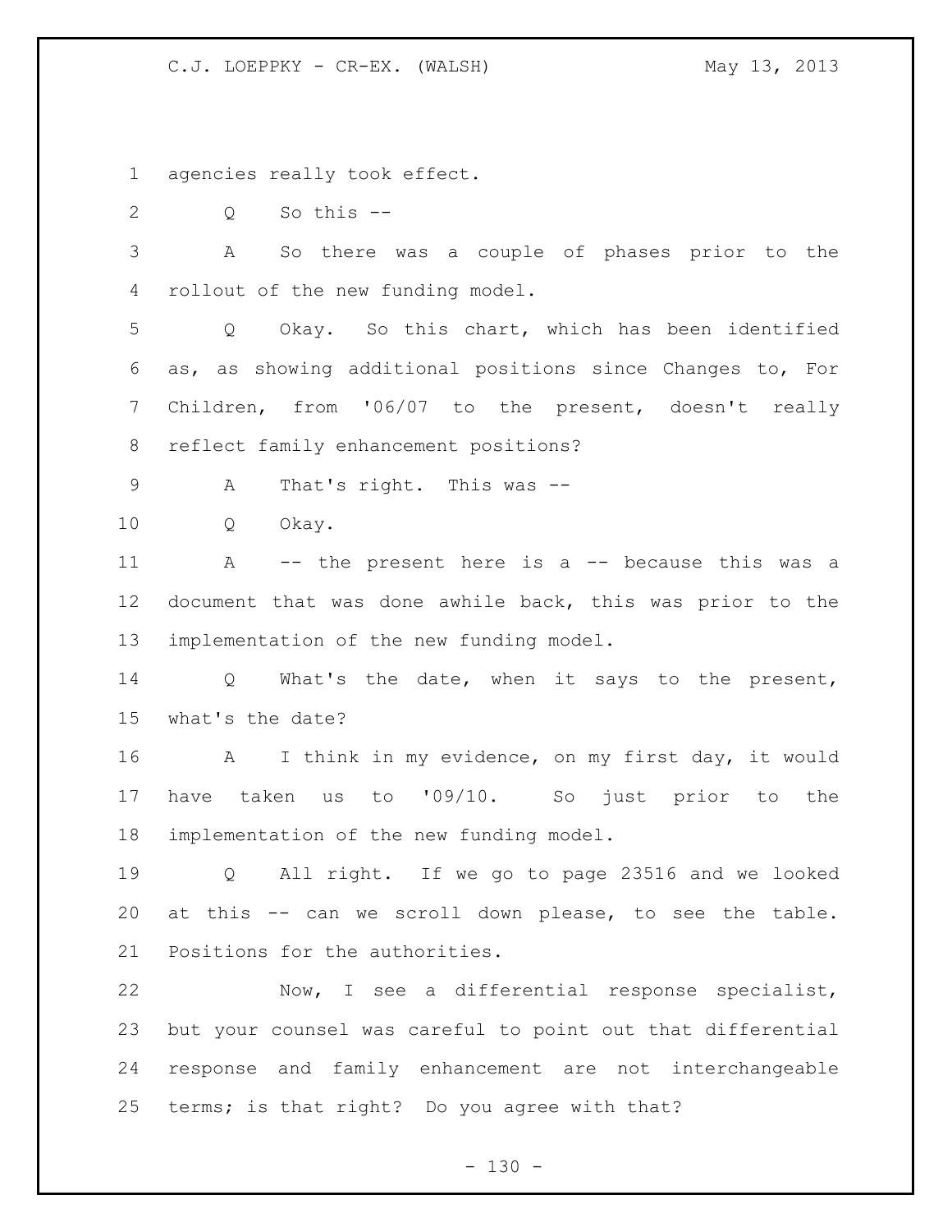agencies really took effect.

Q So this --

A So there was a couple of phases prior to the rollout of the new funding model.

Q Okay. So this chart, which has been identified as, as showing additional positions since Changes to, For Children, from '06/07 to the present, doesn't really reflect family enhancement positions?

A That's right. This was --

Q Okay.

A -- the present here is a -- because this was a document that was done awhile back, this was prior to the implementation of the new funding model.

Q What's the date, when it says to the present, what's the date?

A I think in my evidence, on my first day, it would have taken us to '09/10. So just prior to the implementation of the new funding model.

Q All right. If we go to page 23516 and we looked at this -- can we scroll down please, to see the table. Positions for the authorities.

Now, I see a differential response specialist, but your counsel was careful to point out that differential response and family enhancement are not interchangeable terms; is that right? Do you agree with that?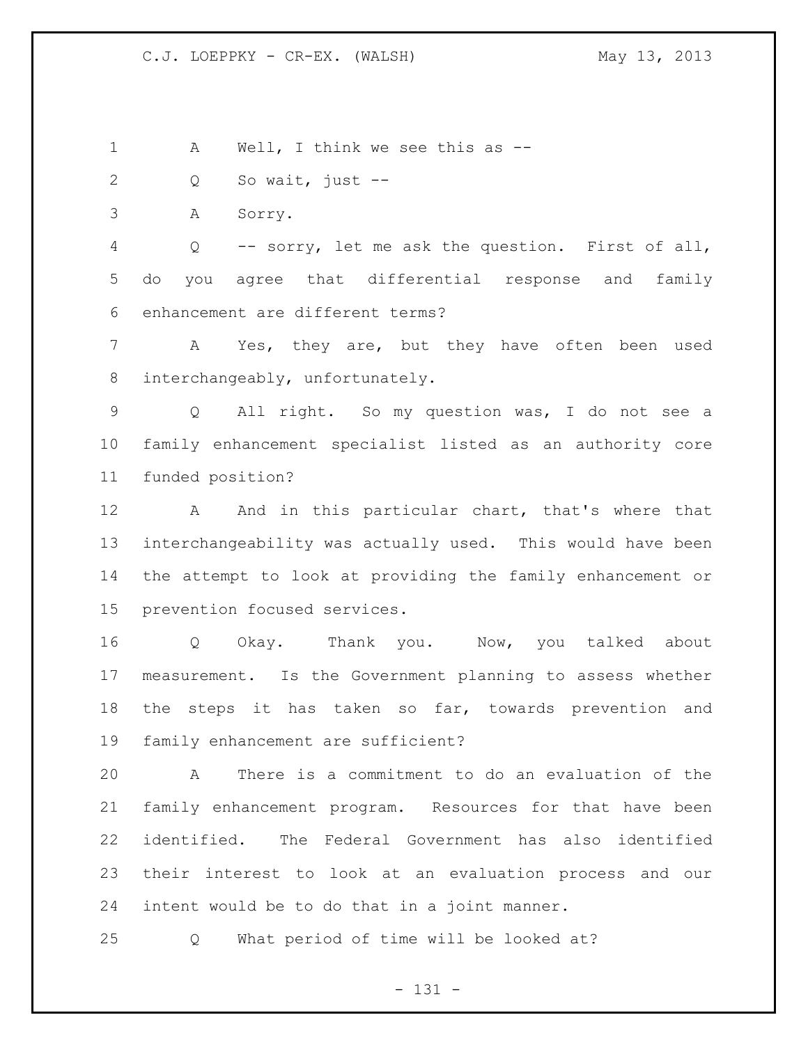A Well, I think we see this as --

Q So wait, just --

A Sorry.

Q -- sorry, let me ask the question. First of all, do you agree that differential response and family enhancement are different terms?

A Yes, they are, but they have often been used interchangeably, unfortunately.

Q All right. So my question was, I do not see a family enhancement specialist listed as an authority core funded position?

A And in this particular chart, that's where that interchangeability was actually used. This would have been the attempt to look at providing the family enhancement or prevention focused services.

Q Okay. Thank you. Now, you talked about measurement. Is the Government planning to assess whether the steps it has taken so far, towards prevention and family enhancement are sufficient?

A There is a commitment to do an evaluation of the family enhancement program. Resources for that have been identified. The Federal Government has also identified their interest to look at an evaluation process and our intent would be to do that in a joint manner.

Q What period of time will be looked at?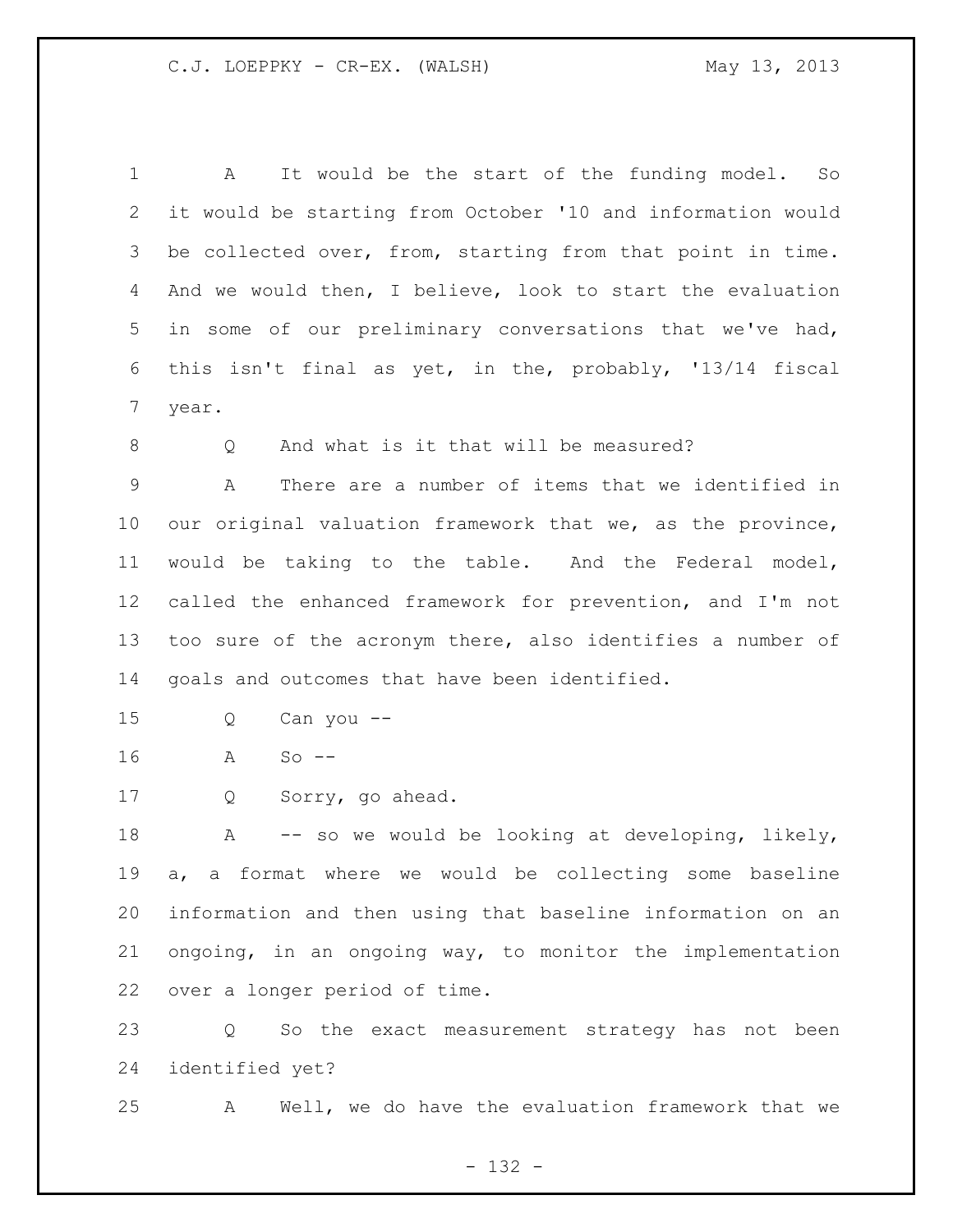A It would be the start of the funding model. So it would be starting from October '10 and information would be collected over, from, starting from that point in time. And we would then, I believe, look to start the evaluation in some of our preliminary conversations that we've had, this isn't final as yet, in the, probably, '13/14 fiscal year.

Q And what is it that will be measured?

A There are a number of items that we identified in our original valuation framework that we, as the province, would be taking to the table. And the Federal model, called the enhanced framework for prevention, and I'm not too sure of the acronym there, also identifies a number of goals and outcomes that have been identified.

Q Can you --

A So --

Q Sorry, go ahead.

A -- so we would be looking at developing, likely, a, a format where we would be collecting some baseline information and then using that baseline information on an ongoing, in an ongoing way, to monitor the implementation over a longer period of time.

Q So the exact measurement strategy has not been identified yet?

A Well, we do have the evaluation framework that we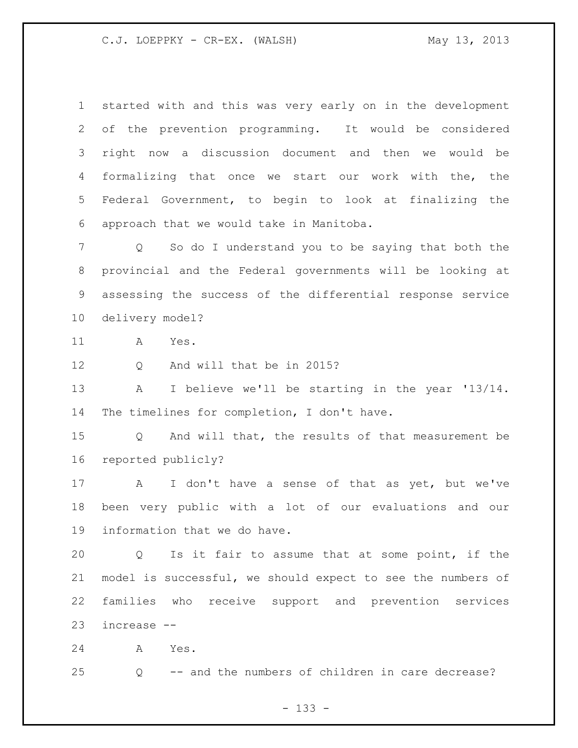started with and this was very early on in the development of the prevention programming. It would be considered right now a discussion document and then we would be formalizing that once we start our work with the, the Federal Government, to begin to look at finalizing the approach that we would take in Manitoba.

Q So do I understand you to be saying that both the provincial and the Federal governments will be looking at assessing the success of the differential response service delivery model?

A Yes.

Q And will that be in 2015?

A I believe we'll be starting in the year '13/14. The timelines for completion, I don't have.

Q And will that, the results of that measurement be reported publicly?

A I don't have a sense of that as yet, but we've been very public with a lot of our evaluations and our information that we do have.

Q Is it fair to assume that at some point, if the model is successful, we should expect to see the numbers of families who receive support and prevention services increase --

A Yes.

Q -- and the numbers of children in care decrease?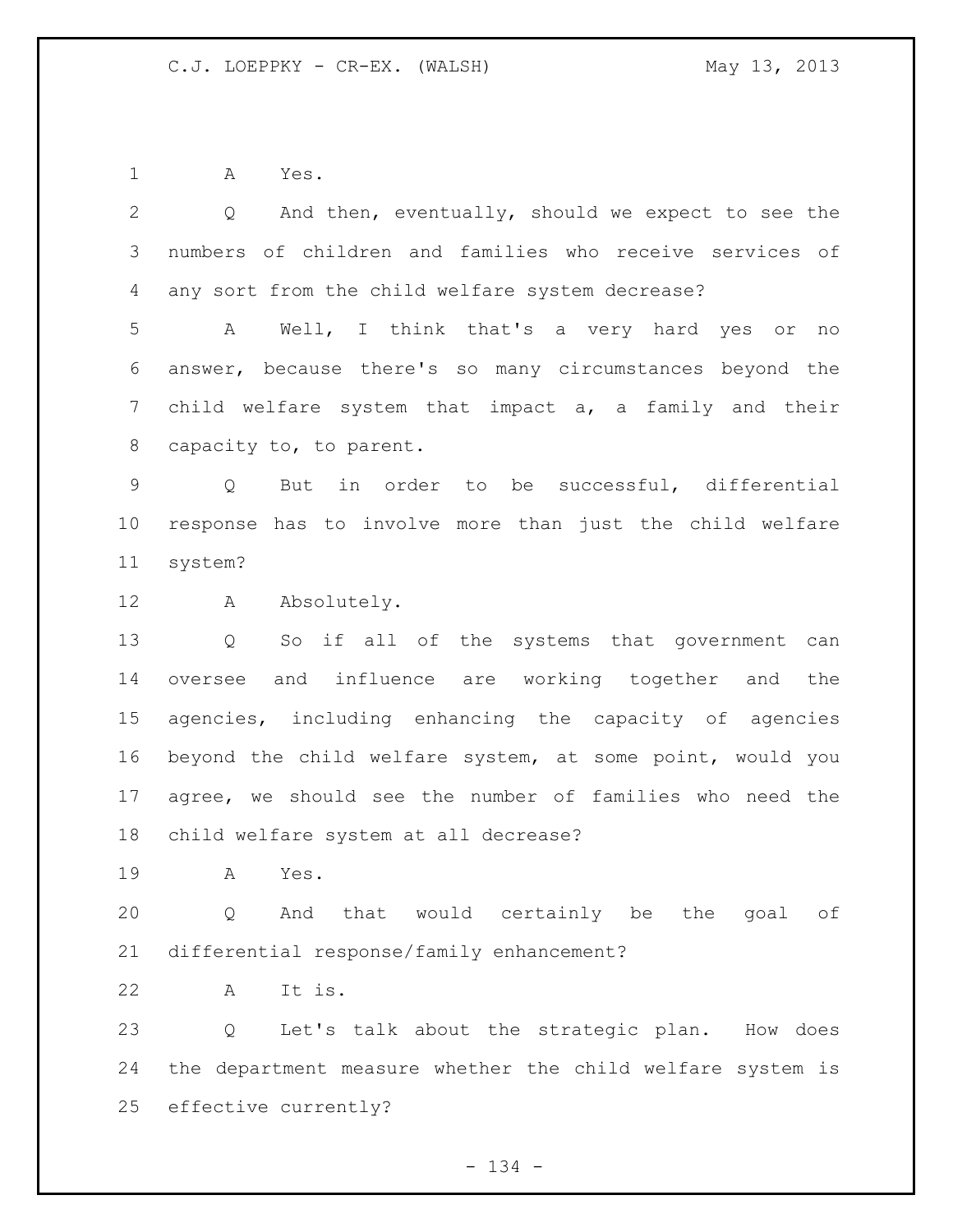A Yes.

Q And then, eventually, should we expect to see the numbers of children and families who receive services of any sort from the child welfare system decrease?

A Well, I think that's a very hard yes or no answer, because there's so many circumstances beyond the child welfare system that impact a, a family and their capacity to, to parent.

Q But in order to be successful, differential response has to involve more than just the child welfare system?

A Absolutely.

Q So if all of the systems that government can oversee and influence are working together and the agencies, including enhancing the capacity of agencies beyond the child welfare system, at some point, would you agree, we should see the number of families who need the child welfare system at all decrease?

A Yes.

Q And that would certainly be the goal of differential response/family enhancement?

A It is.

Q Let's talk about the strategic plan. How does the department measure whether the child welfare system is effective currently?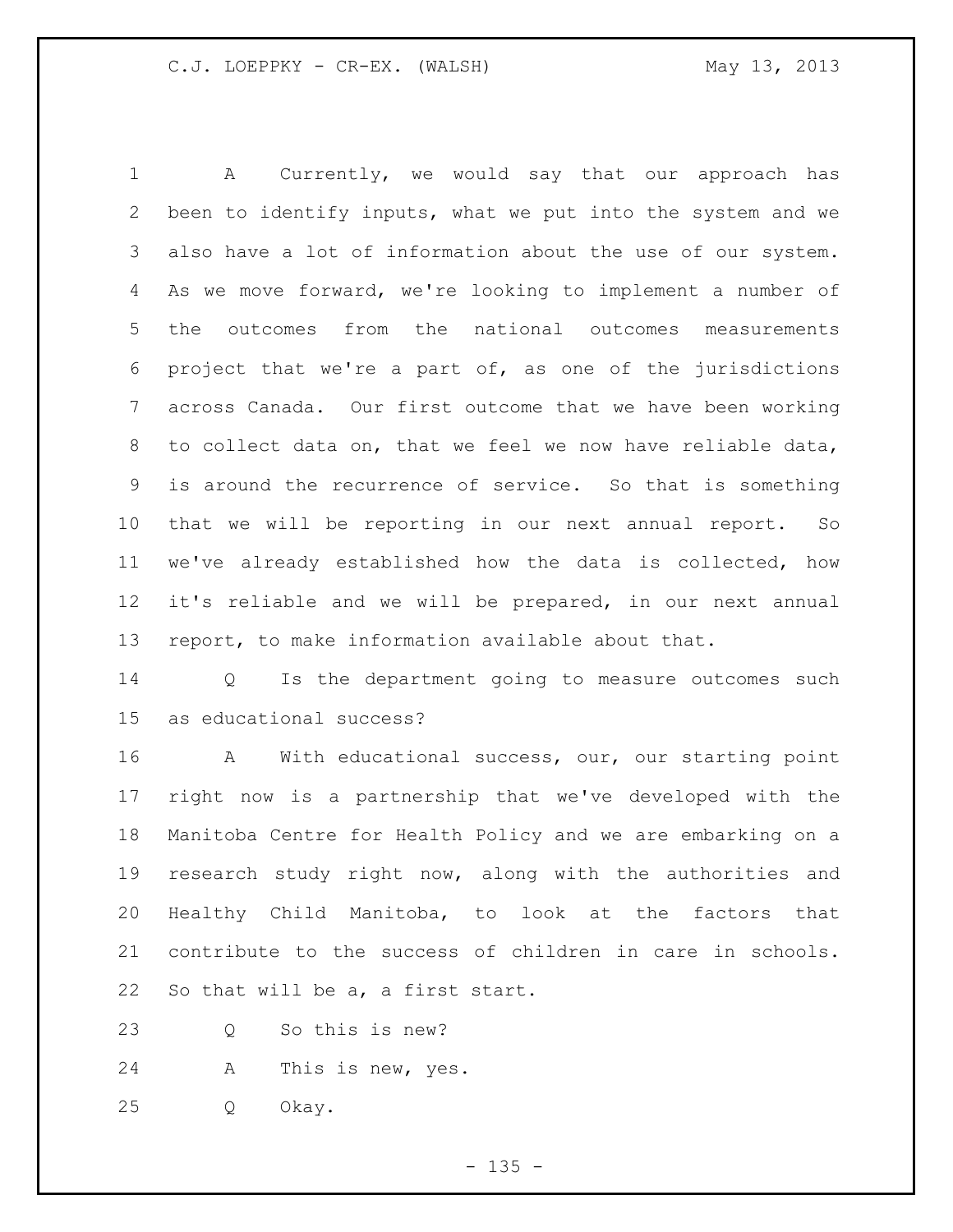A Currently, we would say that our approach has been to identify inputs, what we put into the system and we also have a lot of information about the use of our system. As we move forward, we're looking to implement a number of the outcomes from the national outcomes measurements project that we're a part of, as one of the jurisdictions across Canada. Our first outcome that we have been working to collect data on, that we feel we now have reliable data, is around the recurrence of service. So that is something that we will be reporting in our next annual report. So we've already established how the data is collected, how it's reliable and we will be prepared, in our next annual report, to make information available about that.

Q Is the department going to measure outcomes such as educational success?

A With educational success, our, our starting point right now is a partnership that we've developed with the Manitoba Centre for Health Policy and we are embarking on a research study right now, along with the authorities and Healthy Child Manitoba, to look at the factors that contribute to the success of children in care in schools. So that will be a, a first start.

Q So this is new?

A This is new, yes.

Q Okay.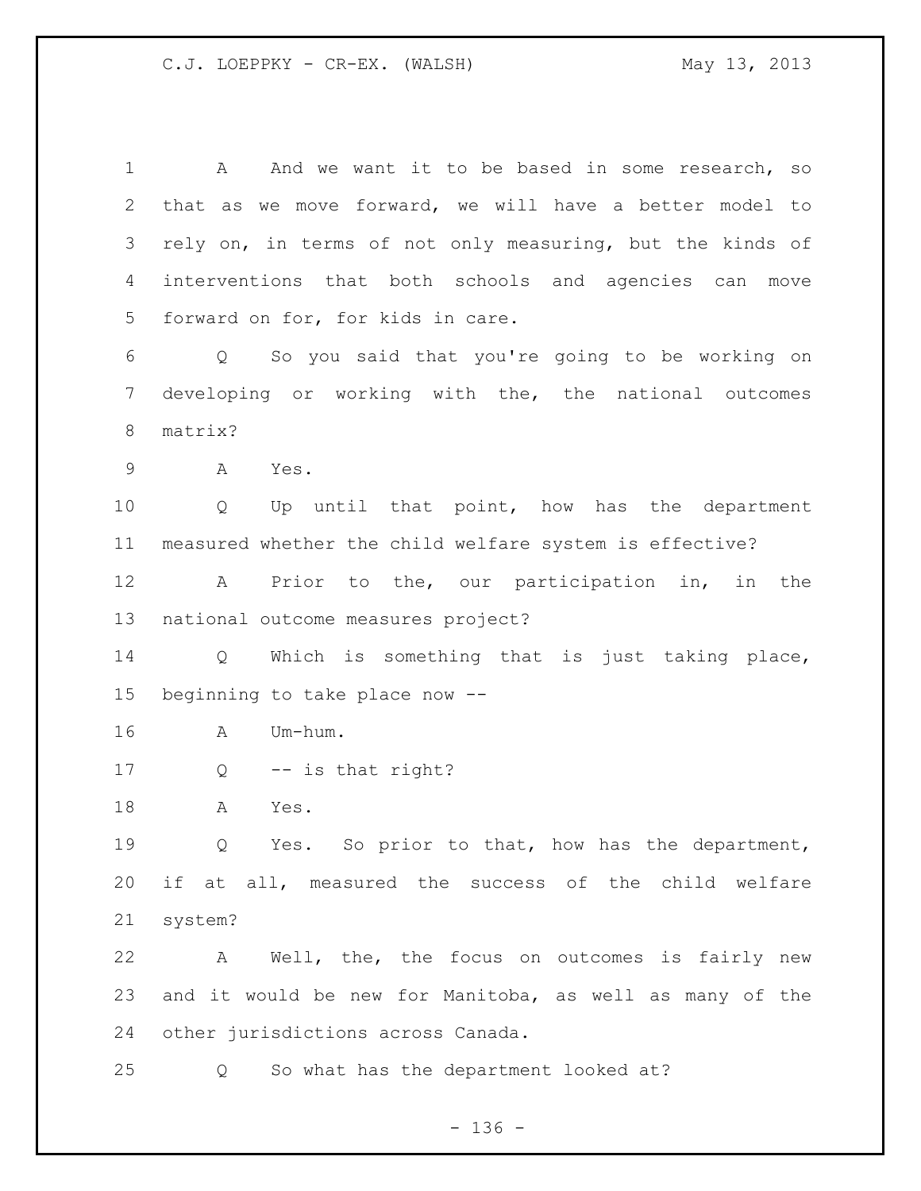A And we want it to be based in some research, so that as we move forward, we will have a better model to rely on, in terms of not only measuring, but the kinds of interventions that both schools and agencies can move forward on for, for kids in care.

Q So you said that you're going to be working on developing or working with the, the national outcomes matrix?

A Yes.

Q Up until that point, how has the department measured whether the child welfare system is effective?

A Prior to the, our participation in, in the national outcome measures project?

Q Which is something that is just taking place, beginning to take place now --

A Um-hum.

Q -- is that right?

A Yes.

Q Yes. So prior to that, how has the department, if at all, measured the success of the child welfare system?

A Well, the, the focus on outcomes is fairly new and it would be new for Manitoba, as well as many of the other jurisdictions across Canada.

Q So what has the department looked at?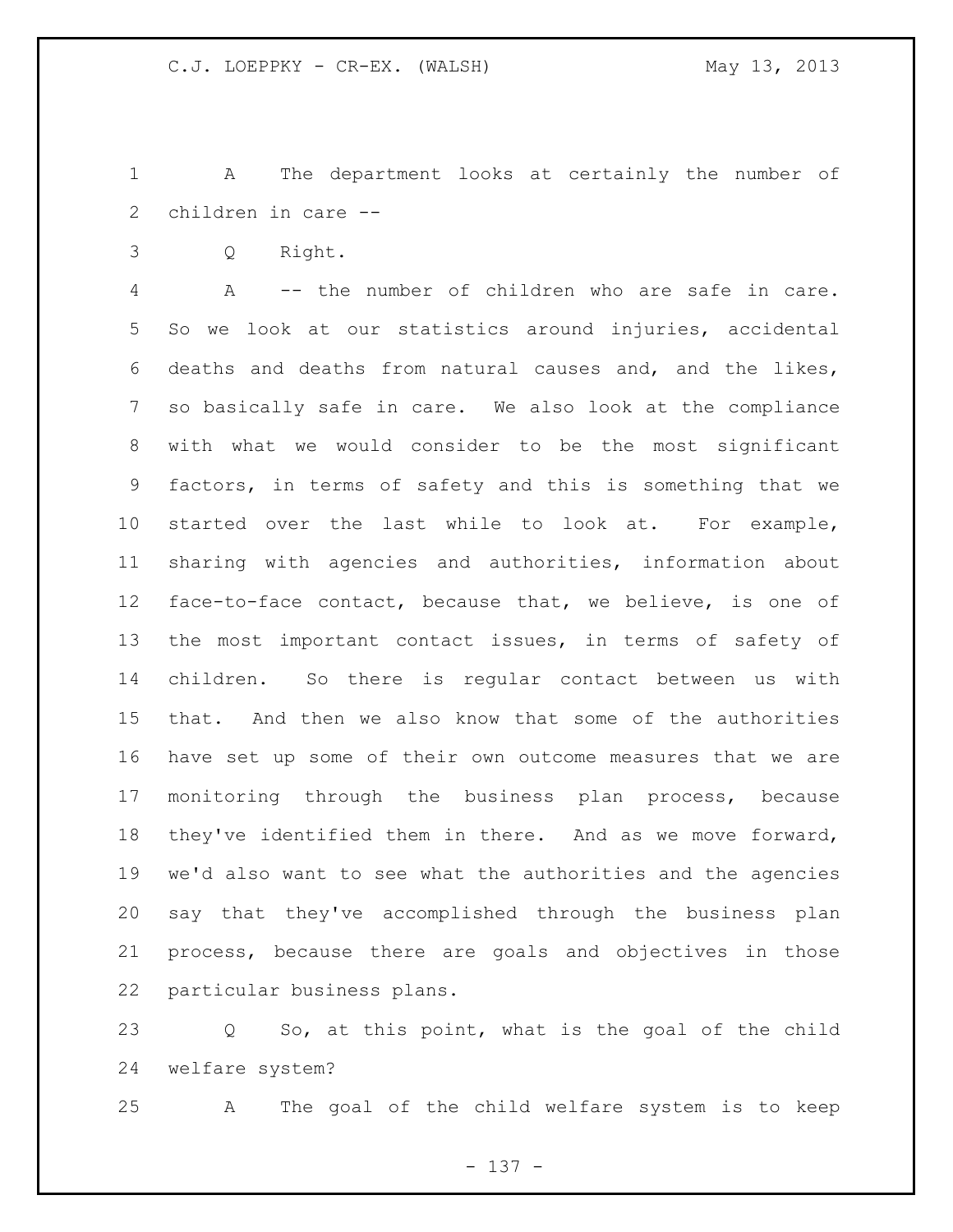A The department looks at certainly the number of children in care --

Q Right.

A -- the number of children who are safe in care. So we look at our statistics around injuries, accidental deaths and deaths from natural causes and, and the likes, so basically safe in care. We also look at the compliance with what we would consider to be the most significant factors, in terms of safety and this is something that we started over the last while to look at. For example, sharing with agencies and authorities, information about face-to-face contact, because that, we believe, is one of the most important contact issues, in terms of safety of children. So there is regular contact between us with that. And then we also know that some of the authorities have set up some of their own outcome measures that we are monitoring through the business plan process, because they've identified them in there. And as we move forward, we'd also want to see what the authorities and the agencies say that they've accomplished through the business plan process, because there are goals and objectives in those particular business plans.

Q So, at this point, what is the goal of the child welfare system?

A The goal of the child welfare system is to keep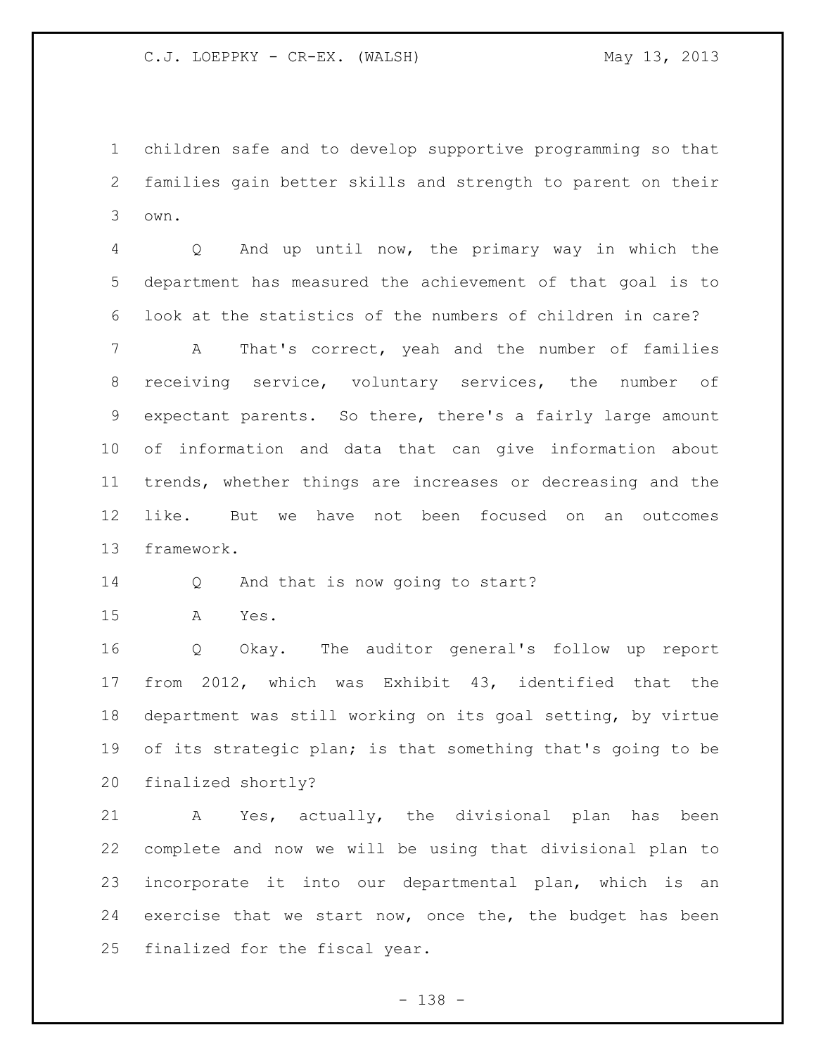children safe and to develop supportive programming so that families gain better skills and strength to parent on their own.

Q And up until now, the primary way in which the department has measured the achievement of that goal is to look at the statistics of the numbers of children in care?

A That's correct, yeah and the number of families receiving service, voluntary services, the number of expectant parents. So there, there's a fairly large amount of information and data that can give information about trends, whether things are increases or decreasing and the like. But we have not been focused on an outcomes framework.

Q And that is now going to start?

A Yes.

Q Okay. The auditor general's follow up report from 2012, which was Exhibit 43, identified that the department was still working on its goal setting, by virtue of its strategic plan; is that something that's going to be finalized shortly?

A Yes, actually, the divisional plan has been complete and now we will be using that divisional plan to incorporate it into our departmental plan, which is an exercise that we start now, once the, the budget has been finalized for the fiscal year.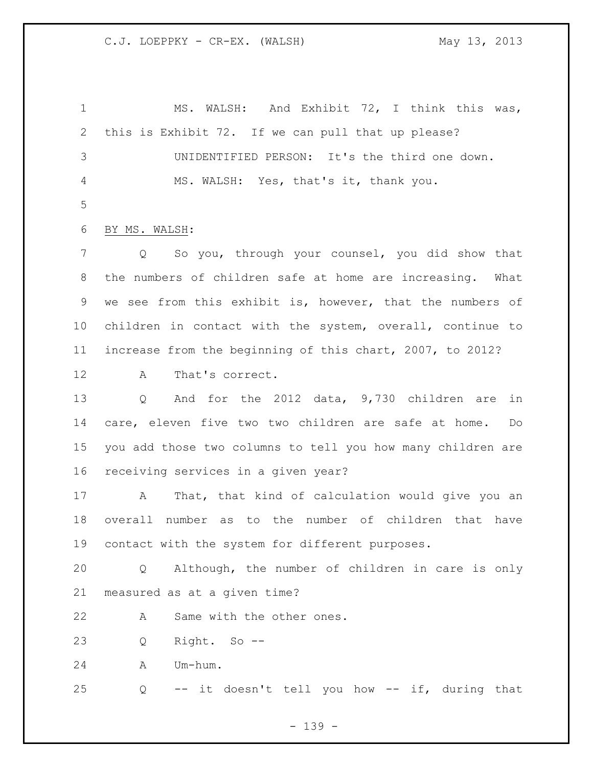MS. WALSH: And Exhibit 72, I think this was, this is Exhibit 72. If we can pull that up please?

UNIDENTIFIED PERSON: It's the third one down.

MS. WALSH: Yes, that's it, thank you.

BY MS. WALSH:

Q So you, through your counsel, you did show that the numbers of children safe at home are increasing. What we see from this exhibit is, however, that the numbers of children in contact with the system, overall, continue to increase from the beginning of this chart, 2007, to 2012?

A That's correct.

Q And for the 2012 data, 9,730 children are in care, eleven five two two children are safe at home. Do you add those two columns to tell you how many children are receiving services in a given year?

A That, that kind of calculation would give you an overall number as to the number of children that have contact with the system for different purposes.

Q Although, the number of children in care is only measured as at a given time?

A Same with the other ones.

Q Right. So --

A Um-hum.

Q -- it doesn't tell you how -- if, during that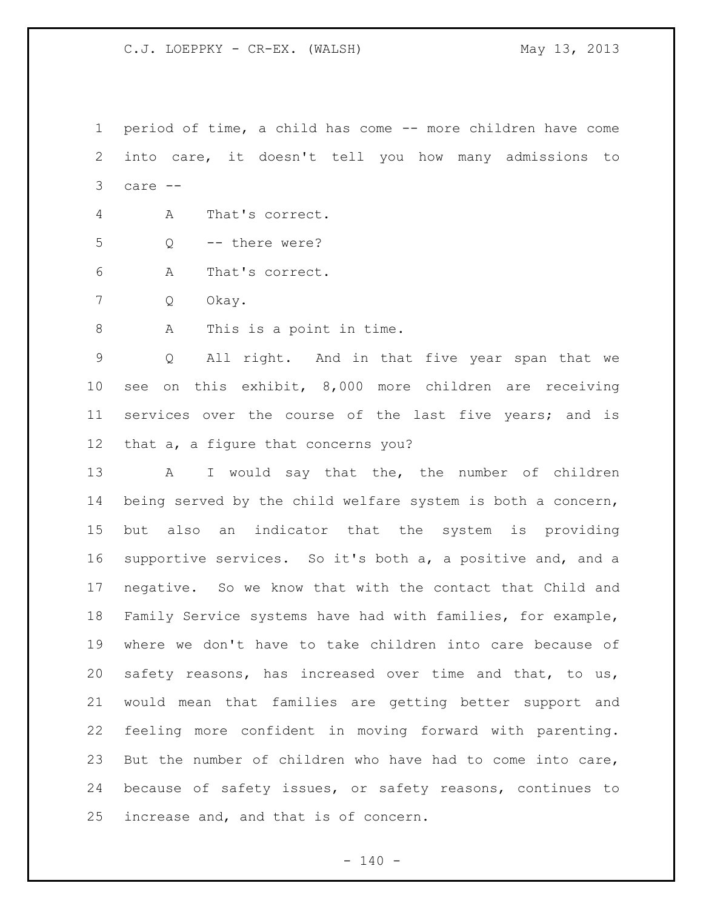period of time, a child has come -- more children have come into care, it doesn't tell you how many admissions to care --

A That's correct.

Q -- there were?

A That's correct.

Q Okay.

A This is a point in time.

Q All right. And in that five year span that we see on this exhibit, 8,000 more children are receiving services over the course of the last five years; and is that a, a figure that concerns you?

A I would say that the, the number of children being served by the child welfare system is both a concern, but also an indicator that the system is providing supportive services. So it's both a, a positive and, and a negative. So we know that with the contact that Child and Family Service systems have had with families, for example, where we don't have to take children into care because of safety reasons, has increased over time and that, to us, would mean that families are getting better support and feeling more confident in moving forward with parenting. But the number of children who have had to come into care, because of safety issues, or safety reasons, continues to increase and, and that is of concern.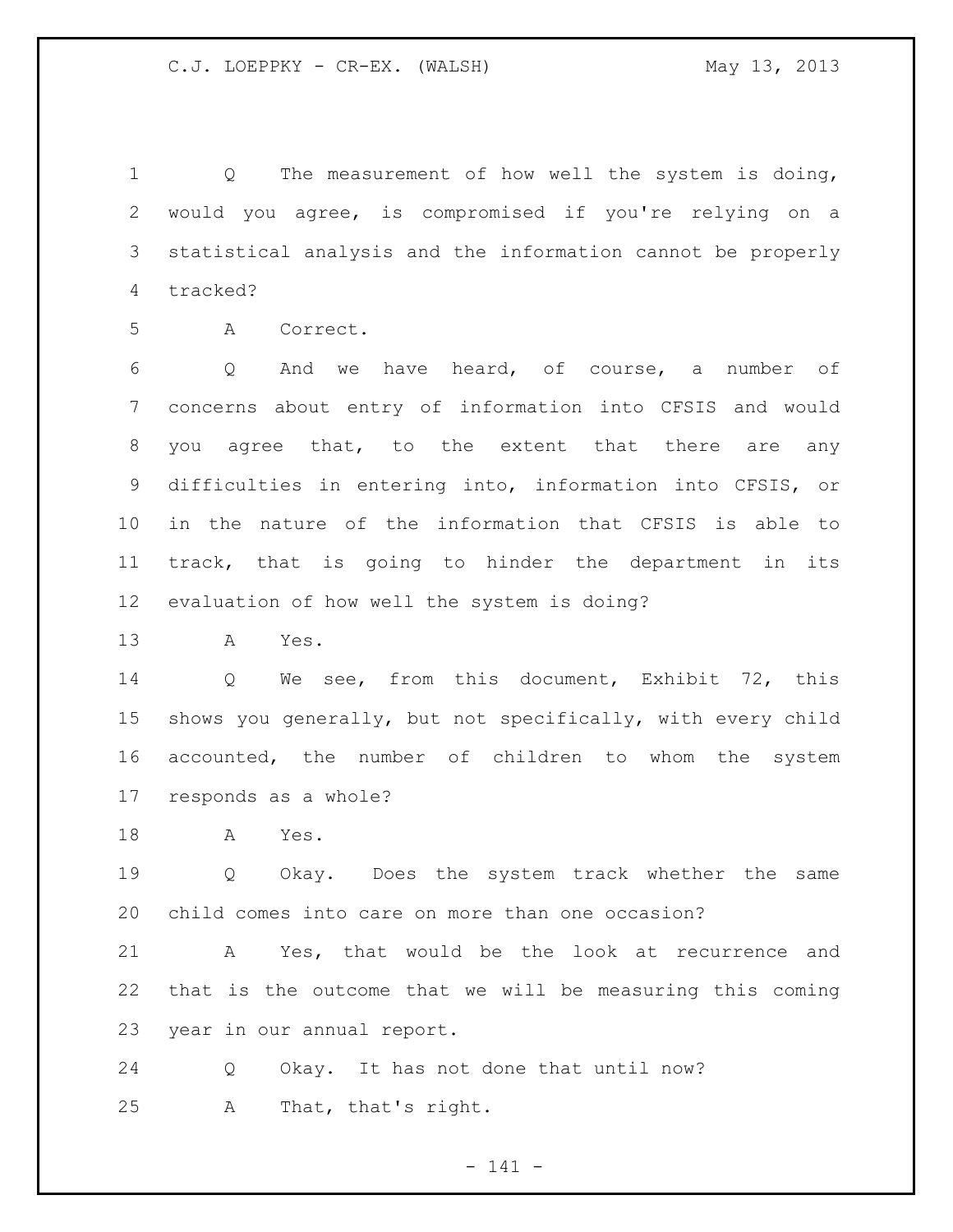Q The measurement of how well the system is doing, would you agree, is compromised if you're relying on a statistical analysis and the information cannot be properly tracked?

A Correct.

Q And we have heard, of course, a number of concerns about entry of information into CFSIS and would you agree that, to the extent that there are any difficulties in entering into, information into CFSIS, or in the nature of the information that CFSIS is able to track, that is going to hinder the department in its evaluation of how well the system is doing?

A Yes.

Q We see, from this document, Exhibit 72, this shows you generally, but not specifically, with every child accounted, the number of children to whom the system responds as a whole?

A Yes.

Q Okay. Does the system track whether the same child comes into care on more than one occasion?

A Yes, that would be the look at recurrence and that is the outcome that we will be measuring this coming year in our annual report.

Q Okay. It has not done that until now?

A That, that's right.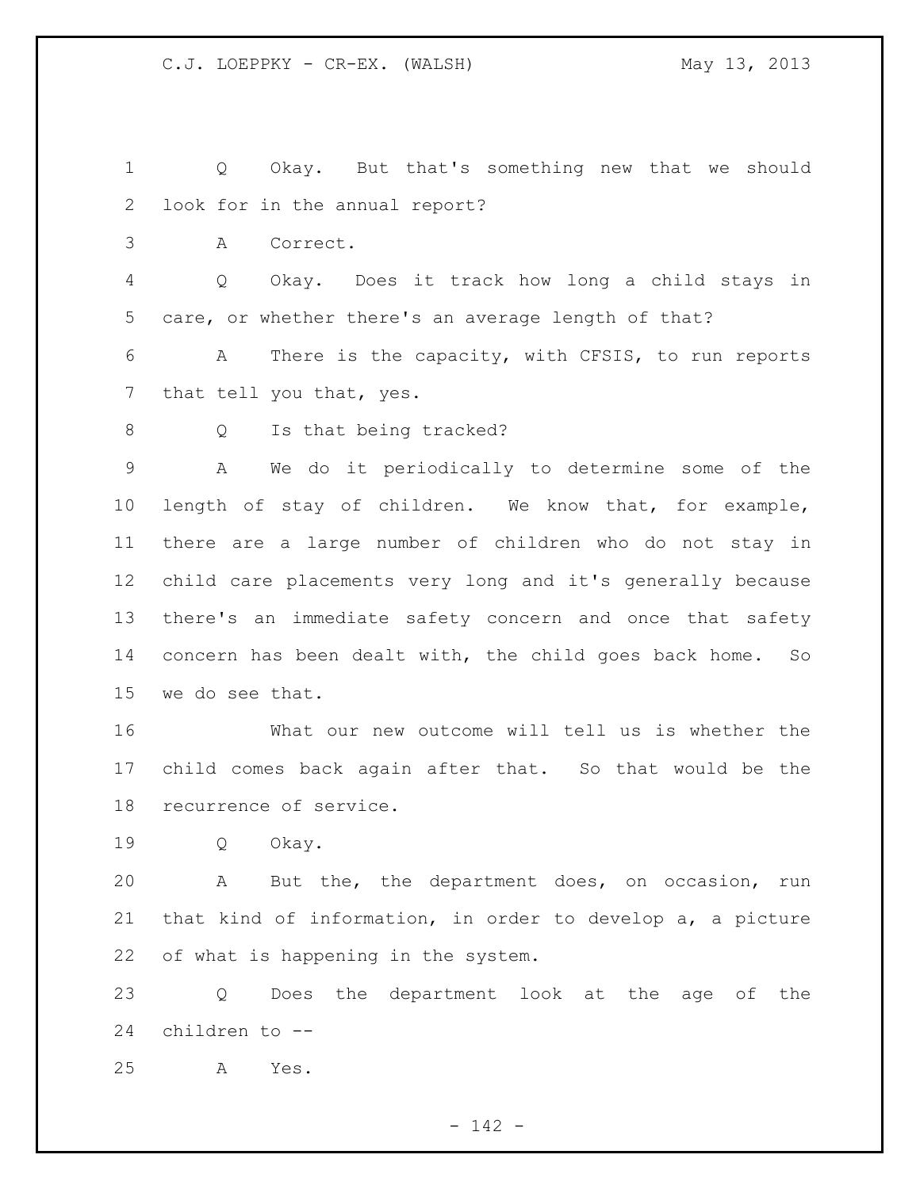Q Okay. But that's something new that we should look for in the annual report?

A Correct.

Q Okay. Does it track how long a child stays in care, or whether there's an average length of that?

A There is the capacity, with CFSIS, to run reports that tell you that, yes.

Q Is that being tracked?

A We do it periodically to determine some of the length of stay of children. We know that, for example, there are a large number of children who do not stay in child care placements very long and it's generally because there's an immediate safety concern and once that safety concern has been dealt with, the child goes back home. So we do see that.

What our new outcome will tell us is whether the child comes back again after that. So that would be the recurrence of service.

Q Okay.

A But the, the department does, on occasion, run that kind of information, in order to develop a, a picture of what is happening in the system.

Q Does the department look at the age of the children to --

A Yes.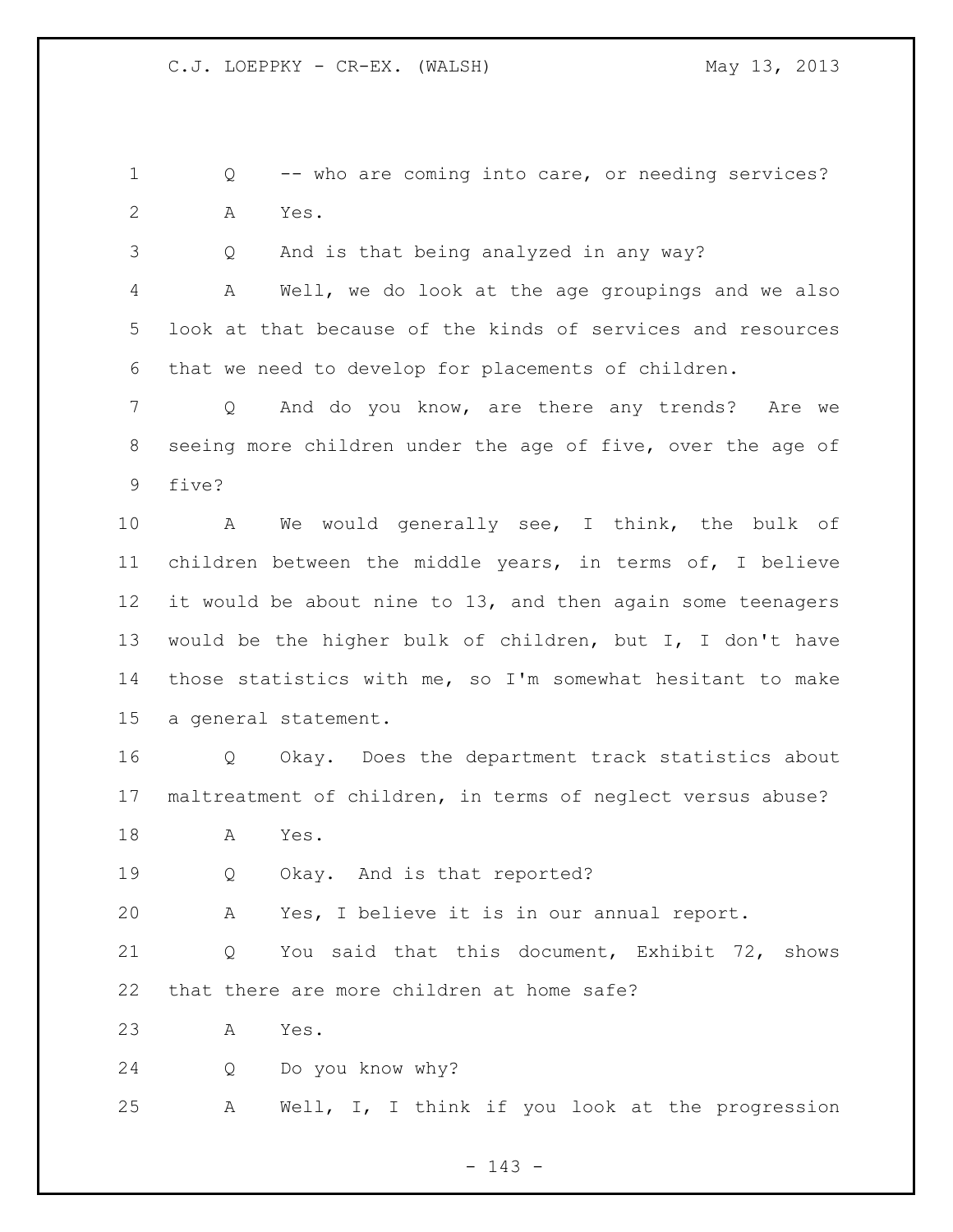1 Q -- who are coming into care, or needing services?

2 A Yes.

3 Q And is that being analyzed in any way?

4 A Well, we do look at the age groupings and we also
5 look at that because of the kinds of services and resources
6 that we need to develop for placements of children.

7 Q And do you know, are there any trends? Are we
8 seeing more children under the age of five, over the age of
9 five?

10 A We would generally see, I think, the bulk of
11 children between the middle years, in terms of, I believe
12 it would be about nine to 13, and then again some teenagers
13 would be the higher bulk of children, but I, I don't have
14 those statistics with me, so I'm somewhat hesitant to make
15 a general statement.

16 Q Okay. Does the department track statistics about
17 maltreatment of children, in terms of neglect versus abuse?

18 A Yes.

19 Q Okay. And is that reported?

20 A Yes, I believe it is in our annual report.

21 Q You said that this document, Exhibit 72, shows
22 that there are more children at home safe?

23 A Yes.

24 Q Do you know why?

25 A Well, I, I think if you look at the progression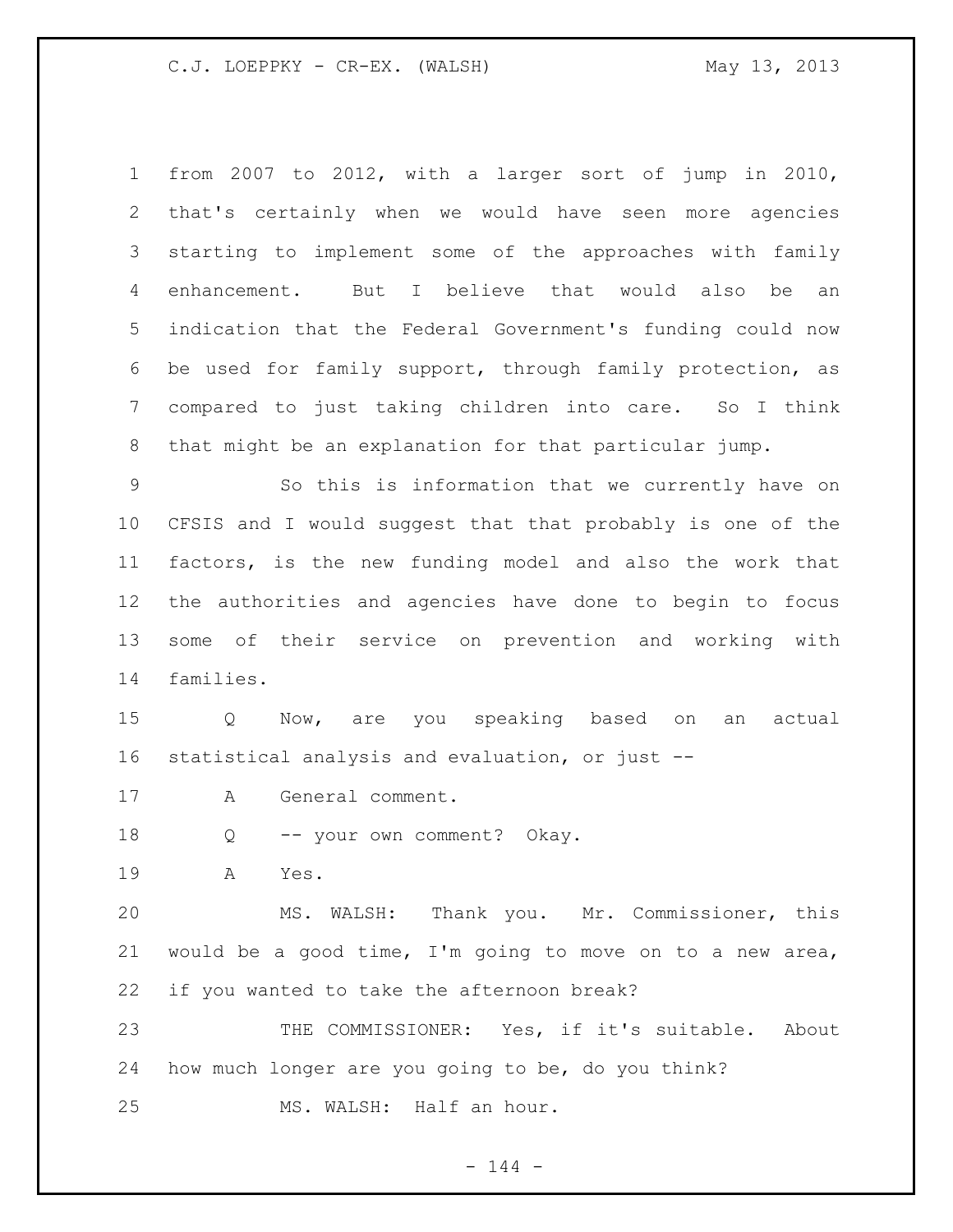from 2007 to 2012, with a larger sort of jump in 2010, that's certainly when we would have seen more agencies starting to implement some of the approaches with family enhancement. But I believe that would also be an indication that the Federal Government's funding could now be used for family support, through family protection, as compared to just taking children into care. So I think that might be an explanation for that particular jump.

So this is information that we currently have on CFSIS and I would suggest that that probably is one of the factors, is the new funding model and also the work that the authorities and agencies have done to begin to focus some of their service on prevention and working with families.

Q Now, are you speaking based on an actual statistical analysis and evaluation, or just --

A General comment.

Q -- your own comment? Okay.

A Yes.

MS. WALSH: Thank you. Mr. Commissioner, this would be a good time, I'm going to move on to a new area, if you wanted to take the afternoon break?

THE COMMISSIONER: Yes, if it's suitable. About how much longer are you going to be, do you think?

MS. WALSH: Half an hour.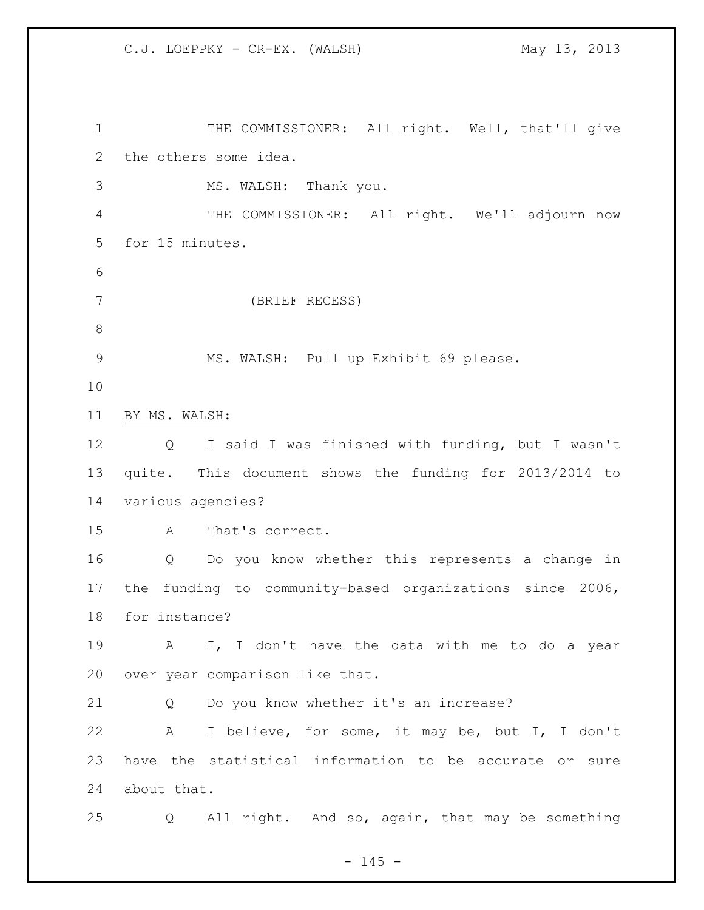THE COMMISSIONER: All right. Well, that'll give the others some idea.

MS. WALSH: Thank you.

THE COMMISSIONER: All right. We'll adjourn now for 15 minutes.

(BRIEF RECESS)

MS. WALSH: Pull up Exhibit 69 please.

BY MS. WALSH:

Q I said I was finished with funding, but I wasn't quite. This document shows the funding for 2013/2014 to various agencies?

A That's correct.

Q Do you know whether this represents a change in the funding to community-based organizations since 2006, for instance?

A I, I don't have the data with me to do a year over year comparison like that.

Q Do you know whether it's an increase?

A I believe, for some, it may be, but I, I don't have the statistical information to be accurate or sure about that.

Q All right. And so, again, that may be something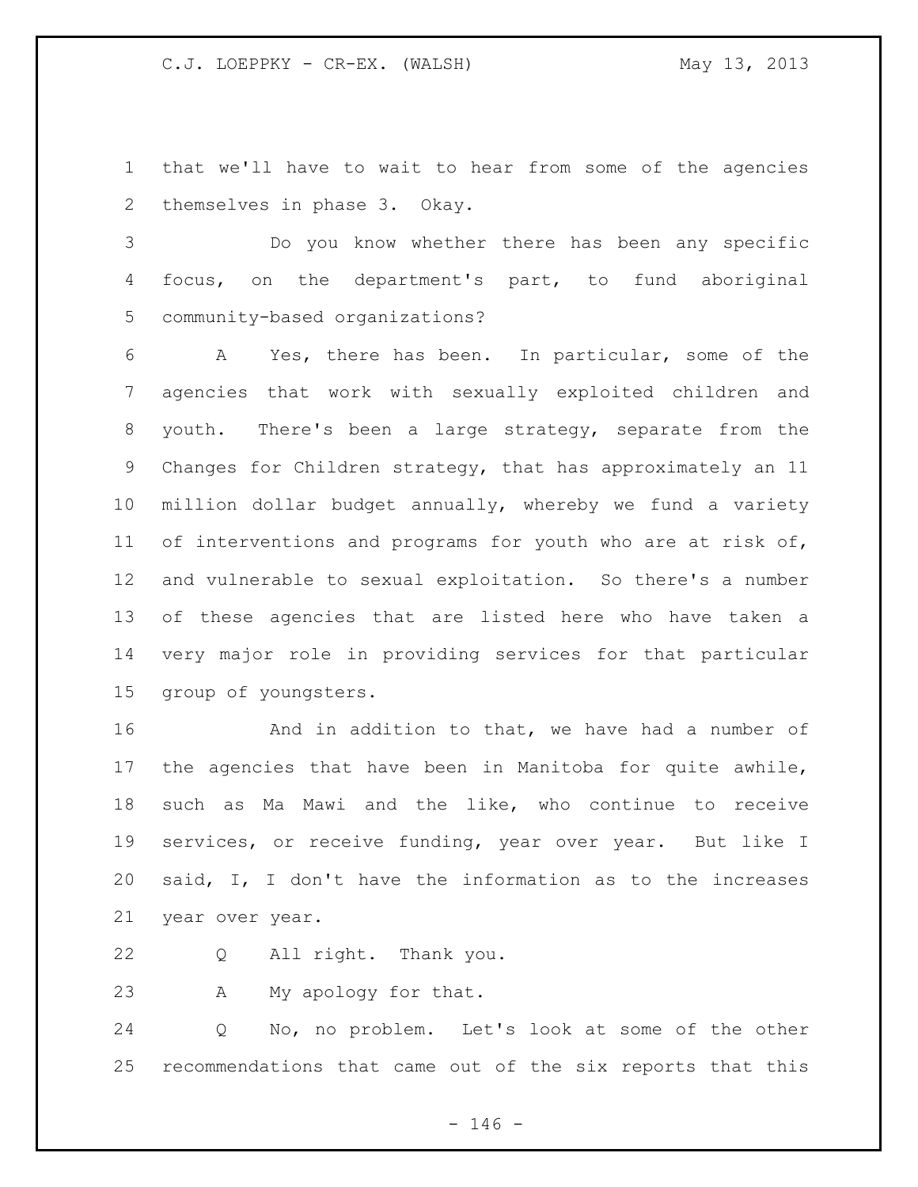that we'll have to wait to hear from some of the agencies themselves in phase 3. Okay.

Do you know whether there has been any specific focus, on the department's part, to fund aboriginal community-based organizations?

A Yes, there has been. In particular, some of the agencies that work with sexually exploited children and youth. There's been a large strategy, separate from the Changes for Children strategy, that has approximately an 11 million dollar budget annually, whereby we fund a variety of interventions and programs for youth who are at risk of, and vulnerable to sexual exploitation. So there's a number of these agencies that are listed here who have taken a very major role in providing services for that particular group of youngsters.

And in addition to that, we have had a number of the agencies that have been in Manitoba for quite awhile, such as Ma Mawi and the like, who continue to receive services, or receive funding, year over year. But like I said, I, I don't have the information as to the increases year over year.

Q All right. Thank you.

A My apology for that.

Q No, no problem. Let's look at some of the other recommendations that came out of the six reports that this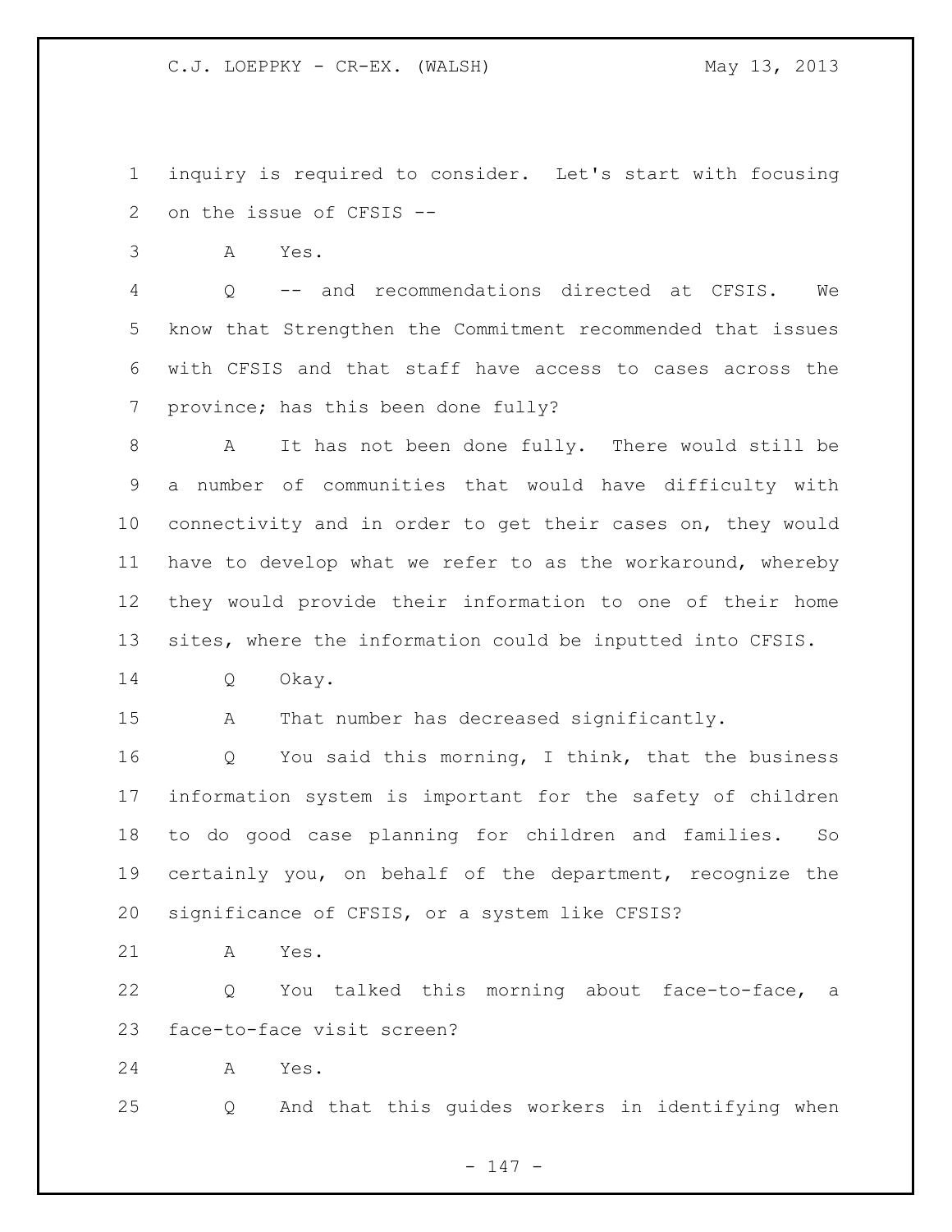inquiry is required to consider. Let's start with focusing on the issue of CFSIS --

A Yes.

Q -- and recommendations directed at CFSIS. We know that Strengthen the Commitment recommended that issues with CFSIS and that staff have access to cases across the province; has this been done fully?

A It has not been done fully. There would still be a number of communities that would have difficulty with connectivity and in order to get their cases on, they would have to develop what we refer to as the workaround, whereby they would provide their information to one of their home sites, where the information could be inputted into CFSIS.

Q Okay.

A That number has decreased significantly.

Q You said this morning, I think, that the business information system is important for the safety of children to do good case planning for children and families. So certainly you, on behalf of the department, recognize the significance of CFSIS, or a system like CFSIS?

A Yes.

Q You talked this morning about face-to-face, a face-to-face visit screen?

A Yes.

Q And that this guides workers in identifying when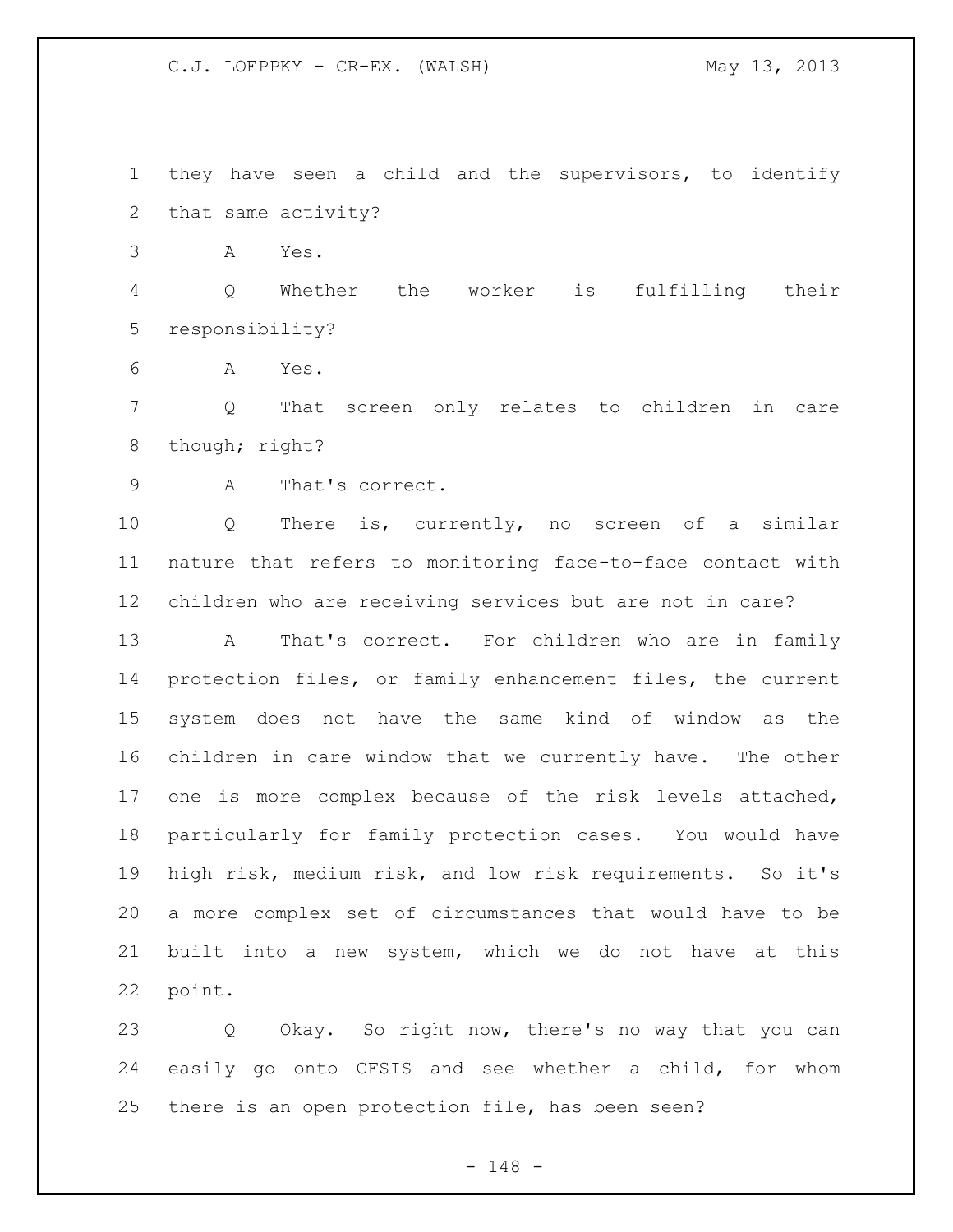they have seen a child and the supervisors, to identify that same activity?

A Yes.

Q Whether the worker is fulfilling their responsibility?

A Yes.

Q That screen only relates to children in care though; right?

A That's correct.

Q There is, currently, no screen of a similar nature that refers to monitoring face-to-face contact with children who are receiving services but are not in care?

A That's correct. For children who are in family protection files, or family enhancement files, the current system does not have the same kind of window as the children in care window that we currently have. The other one is more complex because of the risk levels attached, particularly for family protection cases. You would have high risk, medium risk, and low risk requirements. So it's a more complex set of circumstances that would have to be built into a new system, which we do not have at this point.

Q Okay. So right now, there's no way that you can easily go onto CFSIS and see whether a child, for whom there is an open protection file, has been seen?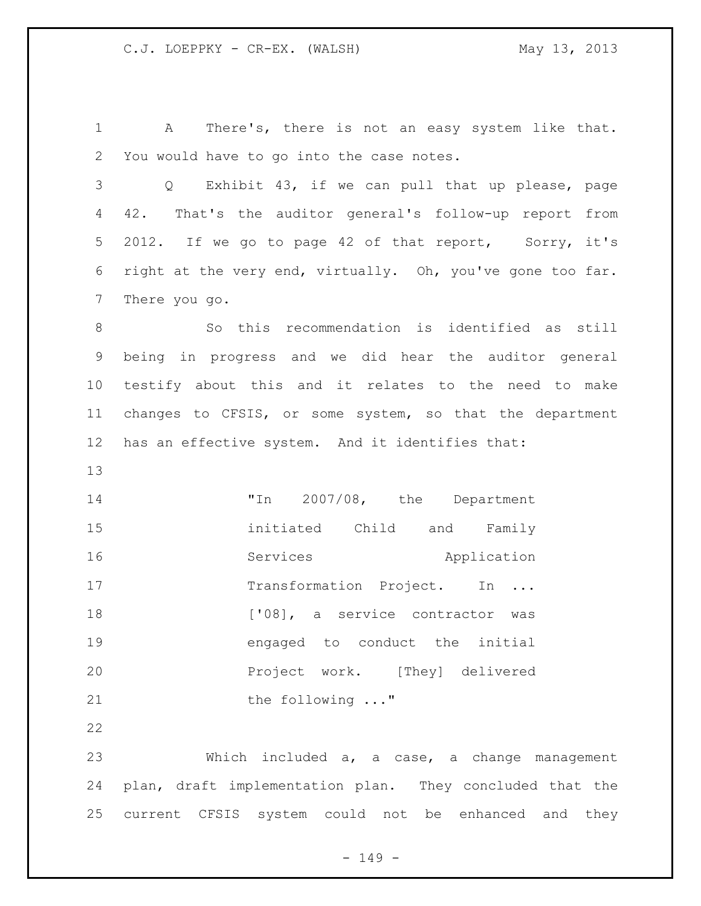A There's, there is not an easy system like that. You would have to go into the case notes.

Q Exhibit 43, if we can pull that up please, page 42. That's the auditor general's follow-up report from 2012. If we go to page 42 of that report, Sorry, it's right at the very end, virtually. Oh, you've gone too far. There you go.

So this recommendation is identified as still being in progress and we did hear the auditor general testify about this and it relates to the need to make changes to CFSIS, or some system, so that the department has an effective system. And it identifies that:

> "In 2007/08, the Department initiated Child and Family Services Application Transformation Project. In ... ['08], a service contractor was engaged to conduct the initial Project work. [They] delivered the following ..."

Which included a, a case, a change management plan, draft implementation plan. They concluded that the current CFSIS system could not be enhanced and they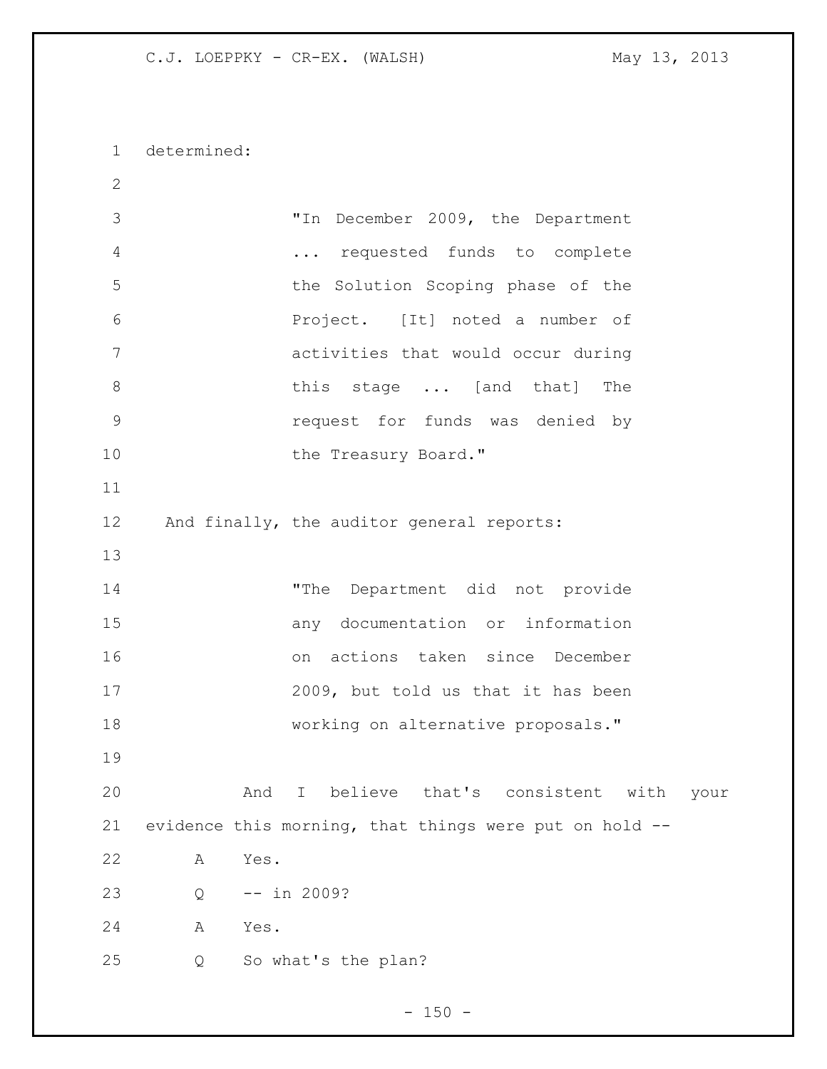determined:

> "In December 2009, the Department ... requested funds to complete the Solution Scoping phase of the Project. [It] noted a number of activities that would occur during this stage ... [and that] The request for funds was denied by the Treasury Board."

And finally, the auditor general reports:

> "The Department did not provide any documentation or information on actions taken since December 2009, but told us that it has been working on alternative proposals."

And I believe that's consistent with your evidence this morning, that things were put on hold --

A Yes.

Q -- in 2009?

A Yes.

Q So what's the plan?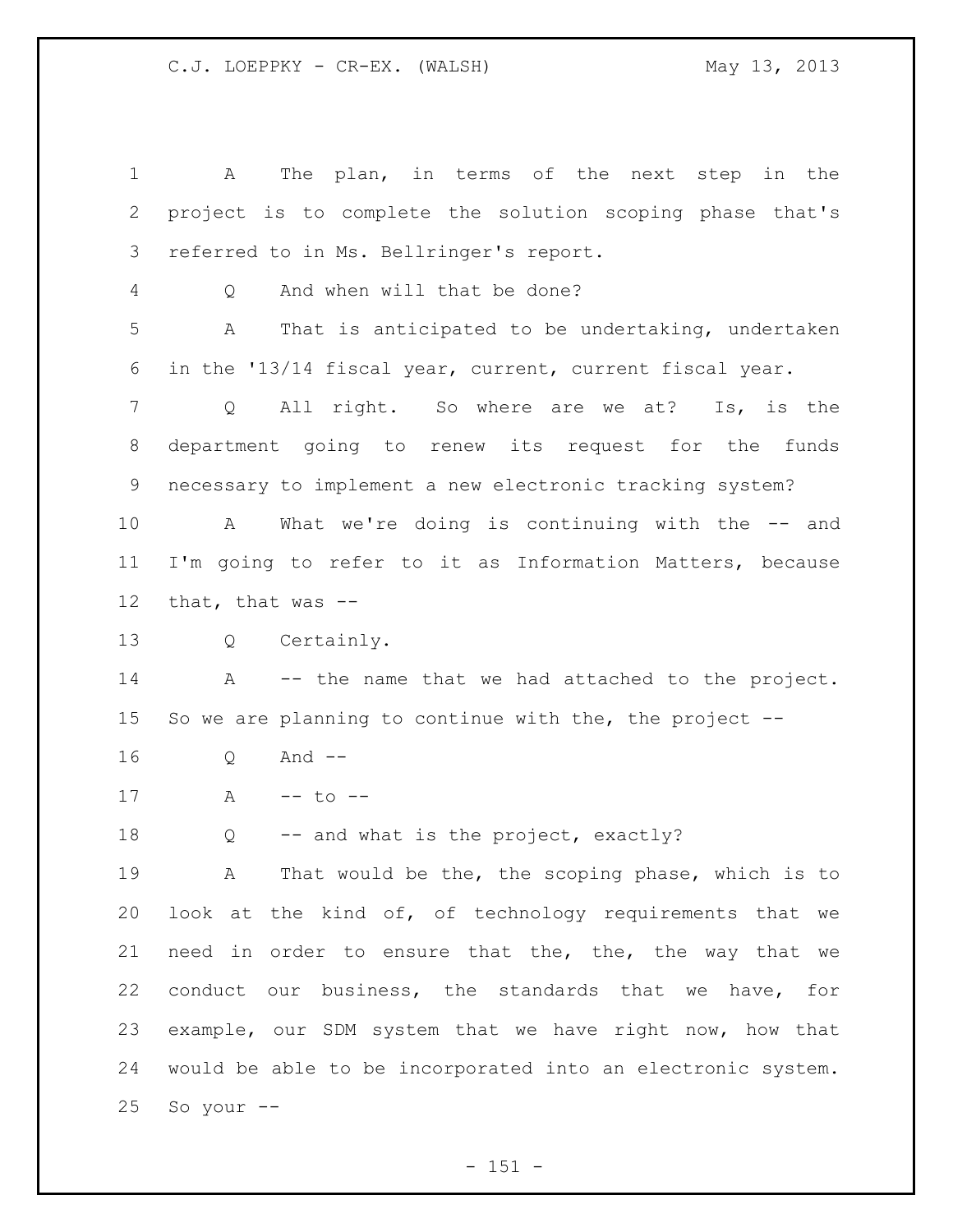A The plan, in terms of the next step in the project is to complete the solution scoping phase that's referred to in Ms. Bellringer's report.

Q And when will that be done?

A That is anticipated to be undertaking, undertaken in the '13/14 fiscal year, current, current fiscal year.

Q All right. So where are we at? Is, is the department going to renew its request for the funds necessary to implement a new electronic tracking system?

A What we're doing is continuing with the -- and I'm going to refer to it as Information Matters, because that, that was --

Q Certainly.

A -- the name that we had attached to the project. So we are planning to continue with the, the project --

Q And --

A -- to --

Q -- and what is the project, exactly?

A That would be the, the scoping phase, which is to look at the kind of, of technology requirements that we need in order to ensure that the, the, the way that we conduct our business, the standards that we have, for example, our SDM system that we have right now, how that would be able to be incorporated into an electronic system. So your --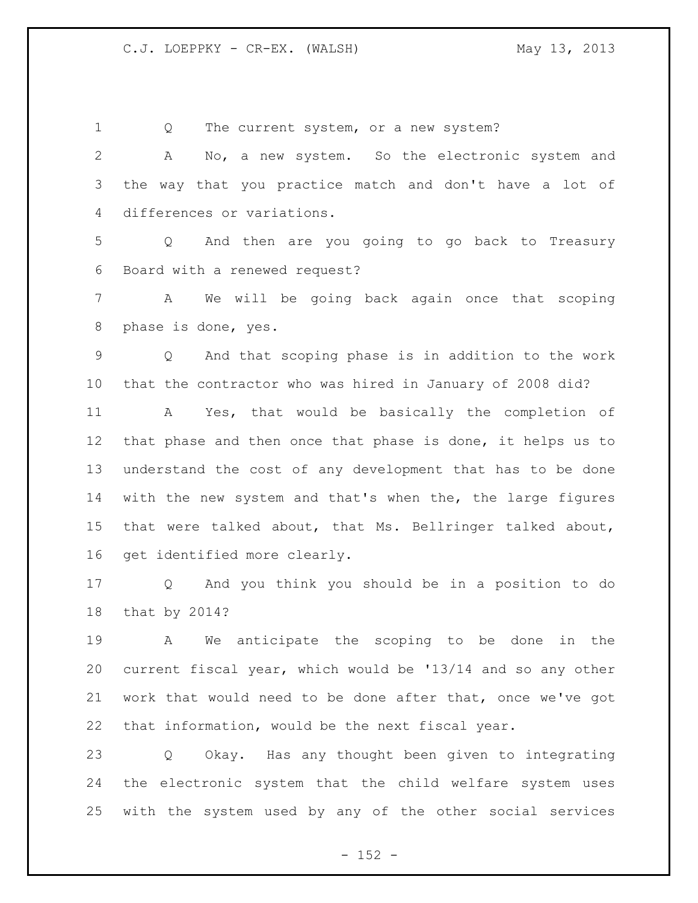Q The current system, or a new system?

A No, a new system. So the electronic system and the way that you practice match and don't have a lot of differences or variations.

Q And then are you going to go back to Treasury Board with a renewed request?

A We will be going back again once that scoping phase is done, yes.

Q And that scoping phase is in addition to the work that the contractor who was hired in January of 2008 did?

A Yes, that would be basically the completion of that phase and then once that phase is done, it helps us to understand the cost of any development that has to be done with the new system and that's when the, the large figures that were talked about, that Ms. Bellringer talked about, get identified more clearly.

Q And you think you should be in a position to do that by 2014?

A We anticipate the scoping to be done in the current fiscal year, which would be '13/14 and so any other work that would need to be done after that, once we've got that information, would be the next fiscal year.

Q Okay. Has any thought been given to integrating the electronic system that the child welfare system uses with the system used by any of the other social services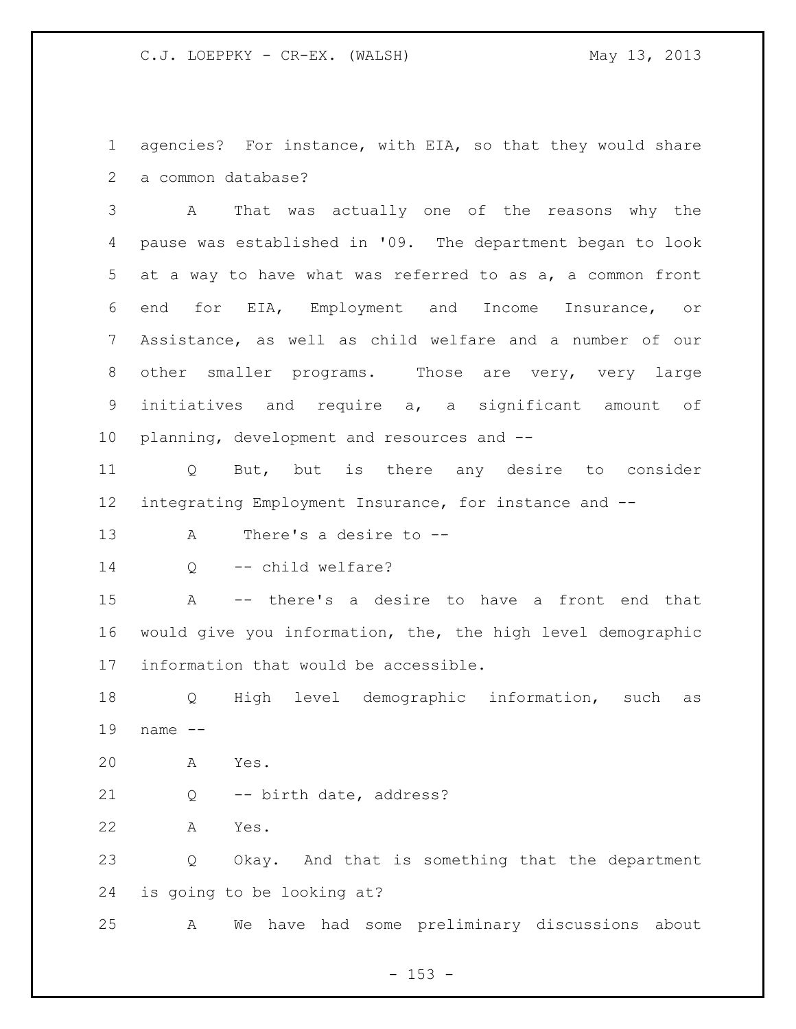agencies? For instance, with EIA, so that they would share a common database?

A That was actually one of the reasons why the pause was established in '09. The department began to look at a way to have what was referred to as a, a common front end for EIA, Employment and Income Insurance, or Assistance, as well as child welfare and a number of our other smaller programs. Those are very, very large initiatives and require a, a significant amount of planning, development and resources and --

Q But, but is there any desire to consider integrating Employment Insurance, for instance and --

A There's a desire to --

Q -- child welfare?

A -- there's a desire to have a front end that would give you information, the, the high level demographic information that would be accessible.

Q High level demographic information, such as name --

A Yes.

Q -- birth date, address?

A Yes.

Q Okay. And that is something that the department is going to be looking at?

A We have had some preliminary discussions about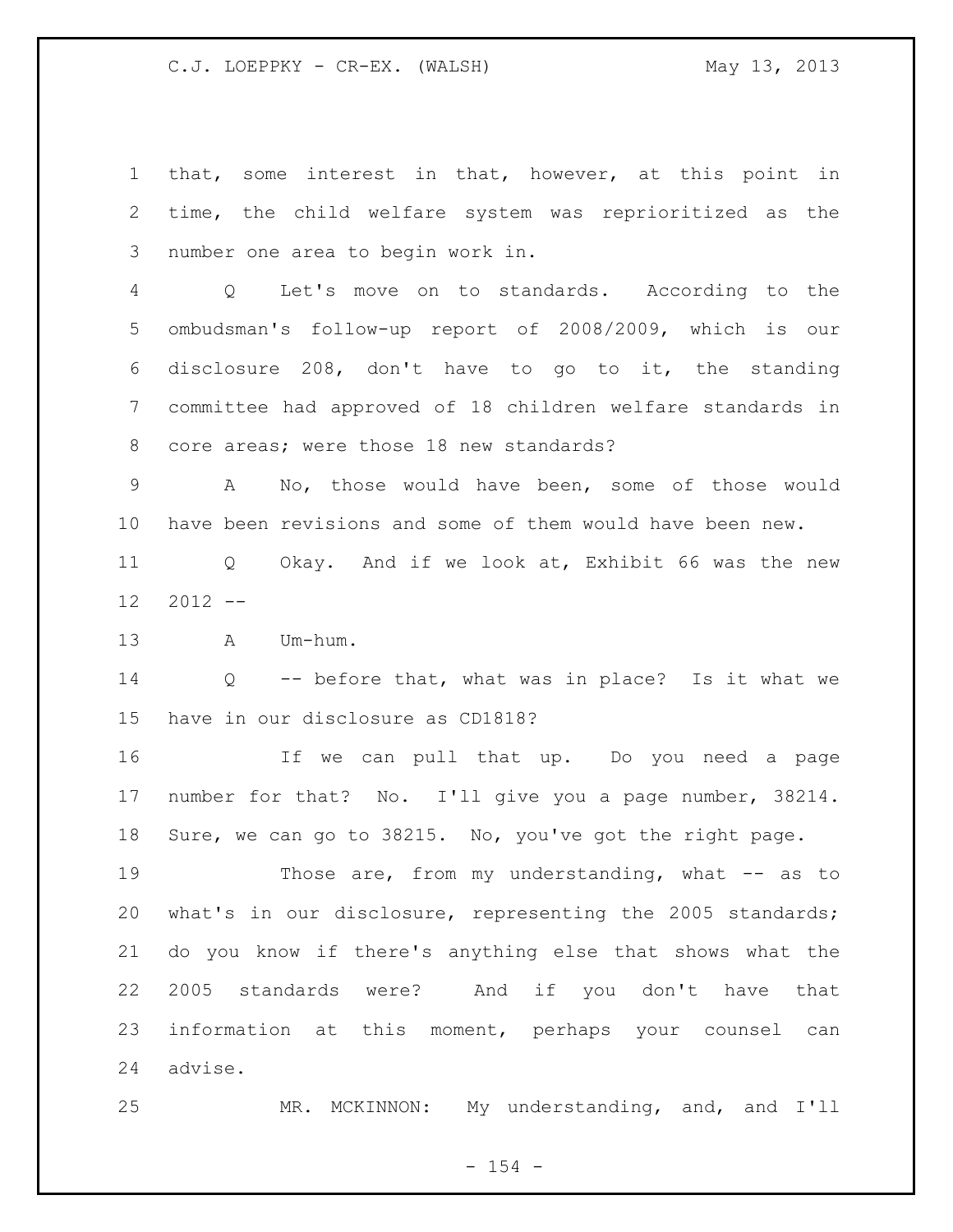that, some interest in that, however, at this point in time, the child welfare system was reprioritized as the number one area to begin work in.

Q Let's move on to standards. According to the ombudsman's follow-up report of 2008/2009, which is our disclosure 208, don't have to go to it, the standing committee had approved of 18 children welfare standards in core areas; were those 18 new standards?

A No, those would have been, some of those would have been revisions and some of them would have been new.

Q Okay. And if we look at, Exhibit 66 was the new 2012 --

A Um-hum.

Q -- before that, what was in place? Is it what we have in our disclosure as CD1818?

If we can pull that up. Do you need a page number for that? No. I'll give you a page number, 38214. Sure, we can go to 38215. No, you've got the right page.

Those are, from my understanding, what -- as to what's in our disclosure, representing the 2005 standards; do you know if there's anything else that shows what the 2005 standards were? And if you don't have that information at this moment, perhaps your counsel can advise.

MR. MCKINNON: My understanding, and, and I'll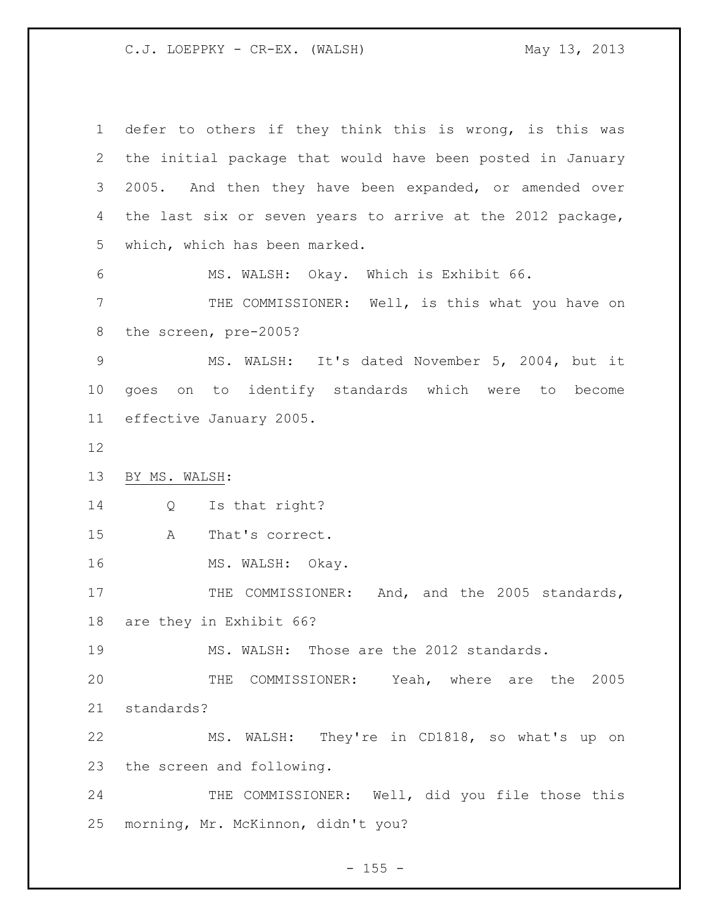defer to others if they think this is wrong, is this was the initial package that would have been posted in January 2005. And then they have been expanded, or amended over the last six or seven years to arrive at the 2012 package, which, which has been marked.

MS. WALSH: Okay. Which is Exhibit 66.

THE COMMISSIONER: Well, is this what you have on the screen, pre-2005?

MS. WALSH: It's dated November 5, 2004, but it goes on to identify standards which were to become effective January 2005.

BY MS. WALSH:

Q Is that right?

A That's correct.

MS. WALSH: Okay.

THE COMMISSIONER: And, and the 2005 standards, are they in Exhibit 66?

MS. WALSH: Those are the 2012 standards.

THE COMMISSIONER: Yeah, where are the 2005 standards?

MS. WALSH: They're in CD1818, so what's up on the screen and following.

THE COMMISSIONER: Well, did you file those this morning, Mr. McKinnon, didn't you?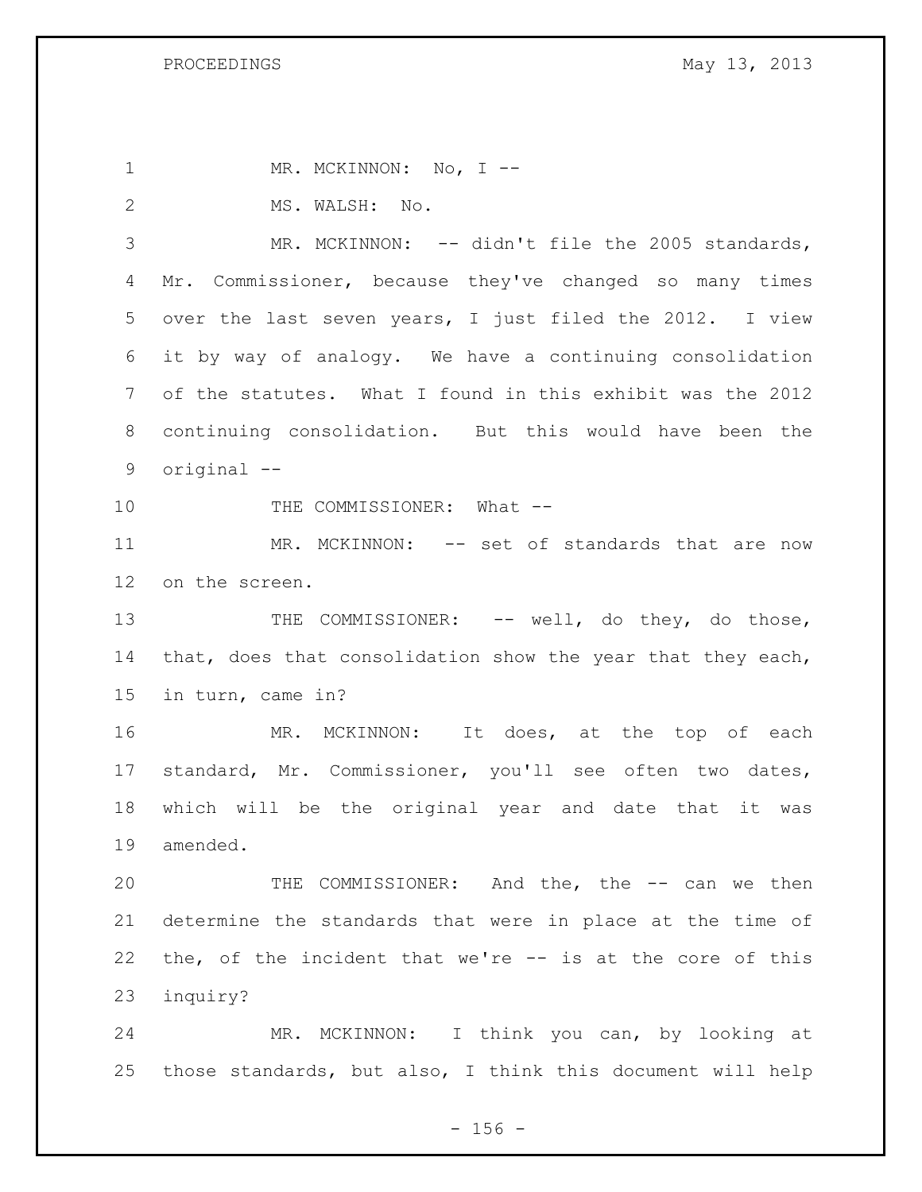1 MR. MCKINNON: No, I --

2 MS. WALSH: No.

3 MR. MCKINNON: -- didn't file the 2005 standards,
4 Mr. Commissioner, because they've changed so many times
5 over the last seven years, I just filed the 2012. I view
6 it by way of analogy. We have a continuing consolidation
7 of the statutes. What I found in this exhibit was the 2012
8 continuing consolidation. But this would have been the
9 original --

10 THE COMMISSIONER: What --

11 MR. MCKINNON: -- set of standards that are now
12 on the screen.

13 THE COMMISSIONER: -- well, do they, do those,
14 that, does that consolidation show the year that they each,
15 in turn, came in?

16 MR. MCKINNON: It does, at the top of each
17 standard, Mr. Commissioner, you'll see often two dates,
18 which will be the original year and date that it was
19 amended.

20 THE COMMISSIONER: And the, the -- can we then
21 determine the standards that were in place at the time of
22 the, of the incident that we're -- is at the core of this
23 inquiry?

24 MR. MCKINNON: I think you can, by looking at
25 those standards, but also, I think this document will help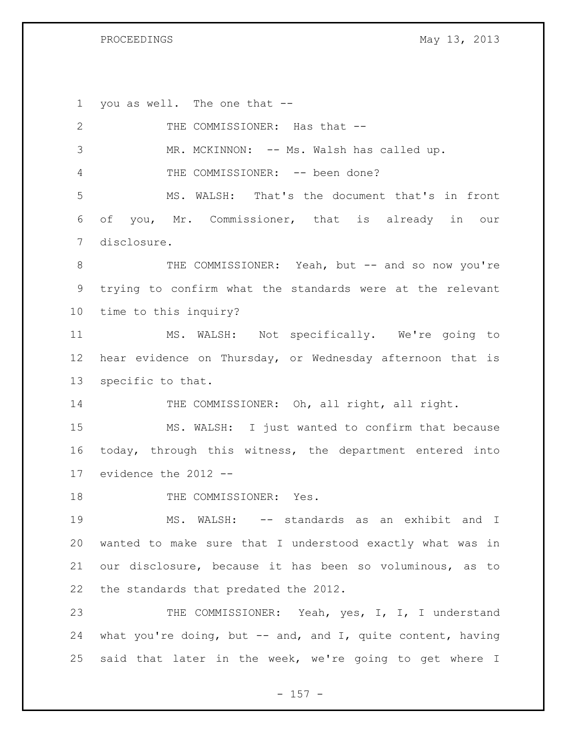you as well. The one that --

THE COMMISSIONER: Has that --

MR. MCKINNON: -- Ms. Walsh has called up.

THE COMMISSIONER: -- been done?

MS. WALSH: That's the document that's in front of you, Mr. Commissioner, that is already in our disclosure.

THE COMMISSIONER: Yeah, but -- and so now you're trying to confirm what the standards were at the relevant time to this inquiry?

MS. WALSH: Not specifically. We're going to hear evidence on Thursday, or Wednesday afternoon that is specific to that.

THE COMMISSIONER: Oh, all right, all right.

MS. WALSH: I just wanted to confirm that because today, through this witness, the department entered into evidence the 2012 --

THE COMMISSIONER: Yes.

MS. WALSH: -- standards as an exhibit and I wanted to make sure that I understood exactly what was in our disclosure, because it has been so voluminous, as to the standards that predated the 2012.

THE COMMISSIONER: Yeah, yes, I, I, I understand what you're doing, but -- and, and I, quite content, having said that later in the week, we're going to get where I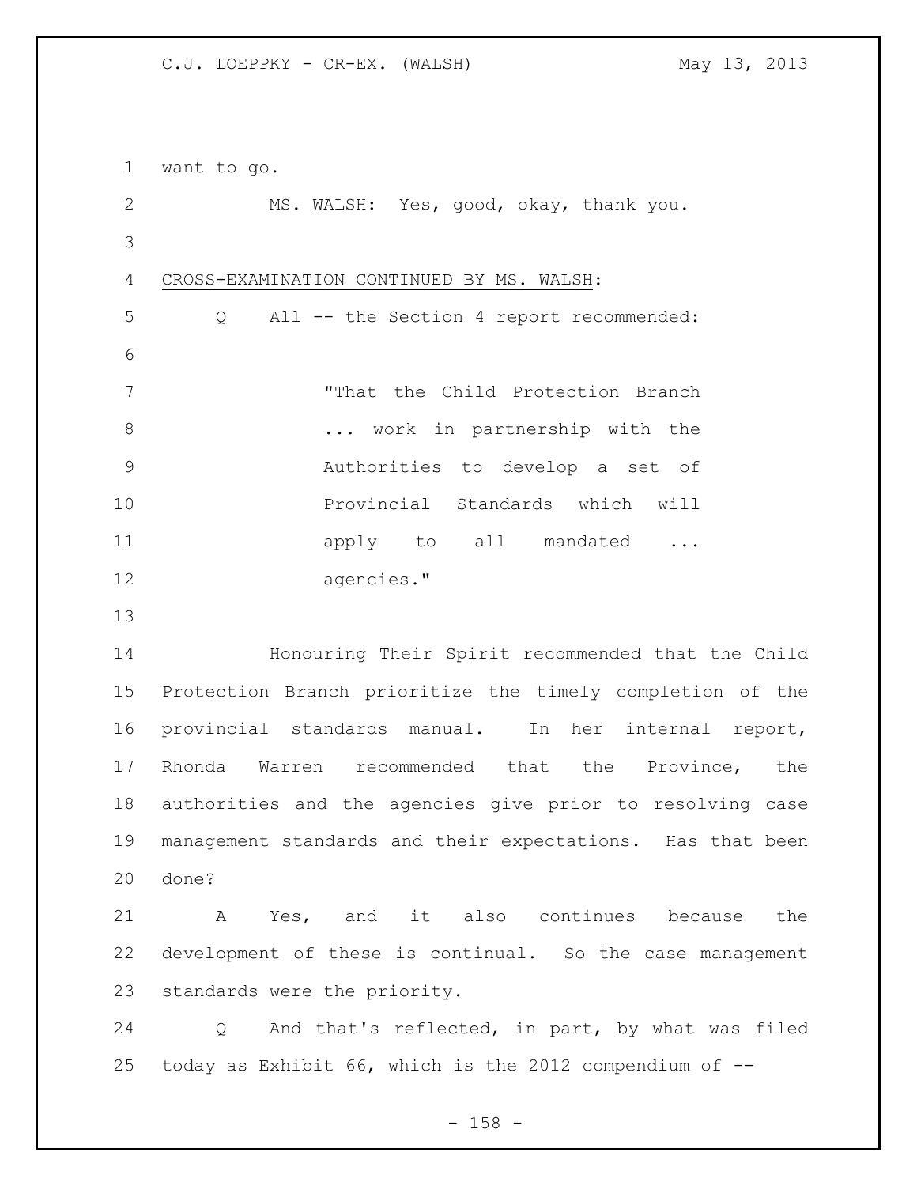want to go.

MS. WALSH: Yes, good, okay, thank you.

CROSS-EXAMINATION CONTINUED BY MS. WALSH:

Q All -- the Section 4 report recommended:

> "That the Child Protection Branch ... work in partnership with the Authorities to develop a set of Provincial Standards which will apply to all mandated ... agencies."

Honouring Their Spirit recommended that the Child Protection Branch prioritize the timely completion of the provincial standards manual. In her internal report, Rhonda Warren recommended that the Province, the authorities and the agencies give prior to resolving case management standards and their expectations. Has that been done?

A Yes, and it also continues because the development of these is continual. So the case management standards were the priority.

Q And that's reflected, in part, by what was filed today as Exhibit 66, which is the 2012 compendium of --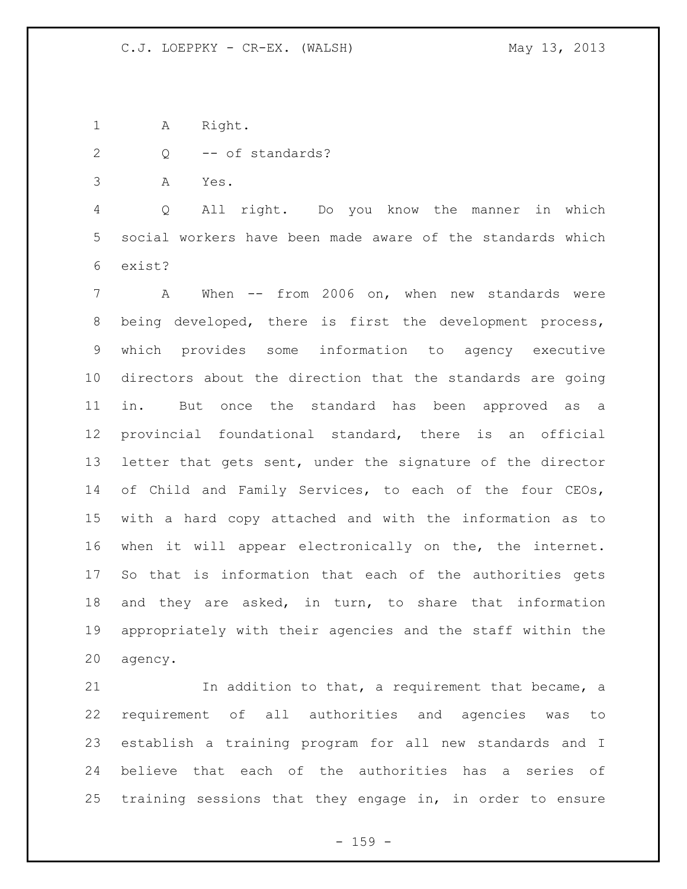A Right.

Q -- of standards?

A Yes.

Q All right. Do you know the manner in which social workers have been made aware of the standards which exist?

A When -- from 2006 on, when new standards were being developed, there is first the development process, which provides some information to agency executive directors about the direction that the standards are going in. But once the standard has been approved as a provincial foundational standard, there is an official letter that gets sent, under the signature of the director of Child and Family Services, to each of the four CEOs, with a hard copy attached and with the information as to when it will appear electronically on the, the internet. So that is information that each of the authorities gets and they are asked, in turn, to share that information appropriately with their agencies and the staff within the agency.

In addition to that, a requirement that became, a requirement of all authorities and agencies was to establish a training program for all new standards and I believe that each of the authorities has a series of training sessions that they engage in, in order to ensure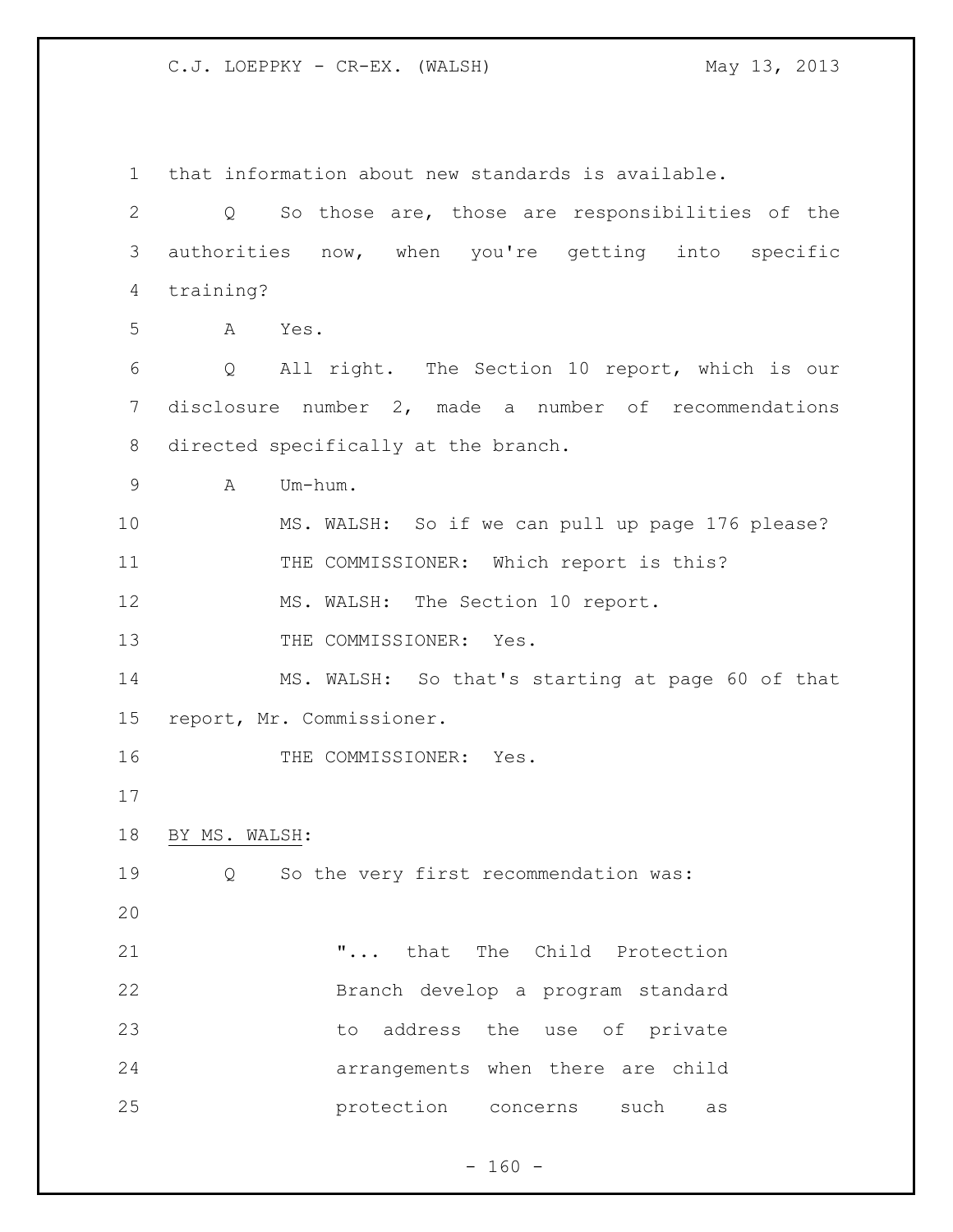that information about new standards is available.

Q So those are, those are responsibilities of the authorities now, when you're getting into specific training?

A Yes.

Q All right. The Section 10 report, which is our disclosure number 2, made a number of recommendations directed specifically at the branch.

A Um-hum.

MS. WALSH: So if we can pull up page 176 please?

THE COMMISSIONER: Which report is this?

MS. WALSH: The Section 10 report.

THE COMMISSIONER: Yes.

MS. WALSH: So that's starting at page 60 of that report, Mr. Commissioner.

THE COMMISSIONER: Yes.

BY MS. WALSH:

Q So the very first recommendation was:

> "... that The Child Protection Branch develop a program standard to address the use of private arrangements when there are child protection concerns such as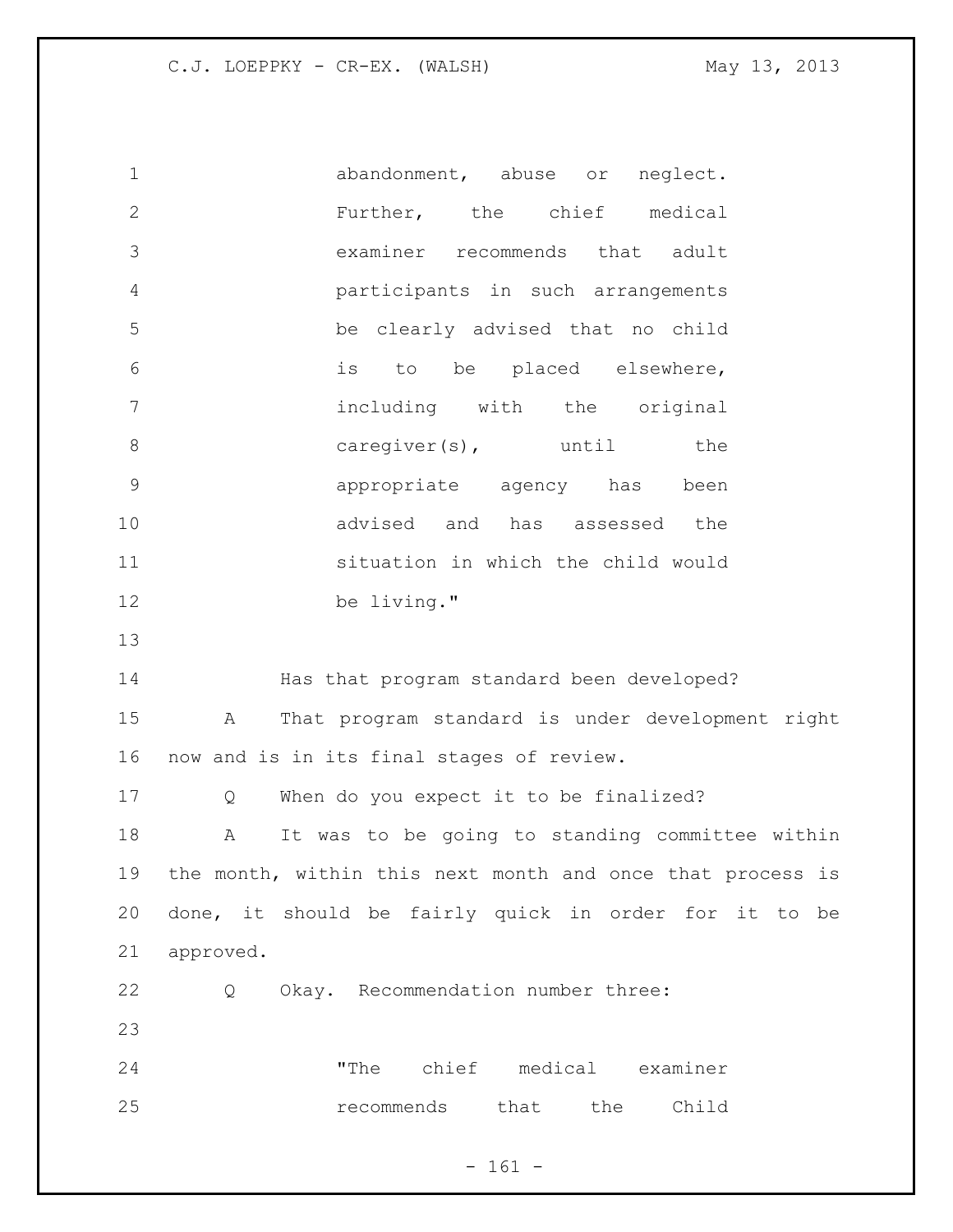abandonment, abuse or neglect. Further, the chief medical examiner recommends that adult participants in such arrangements be clearly advised that no child is to be placed elsewhere, including with the original caregiver(s), until the appropriate agency has been advised and has assessed the situation in which the child would be living."

Has that program standard been developed?

A That program standard is under development right now and is in its final stages of review.

Q When do you expect it to be finalized?

A It was to be going to standing committee within the month, within this next month and once that process is done, it should be fairly quick in order for it to be approved.

Q Okay. Recommendation number three:

"The chief medical examiner recommends that the Child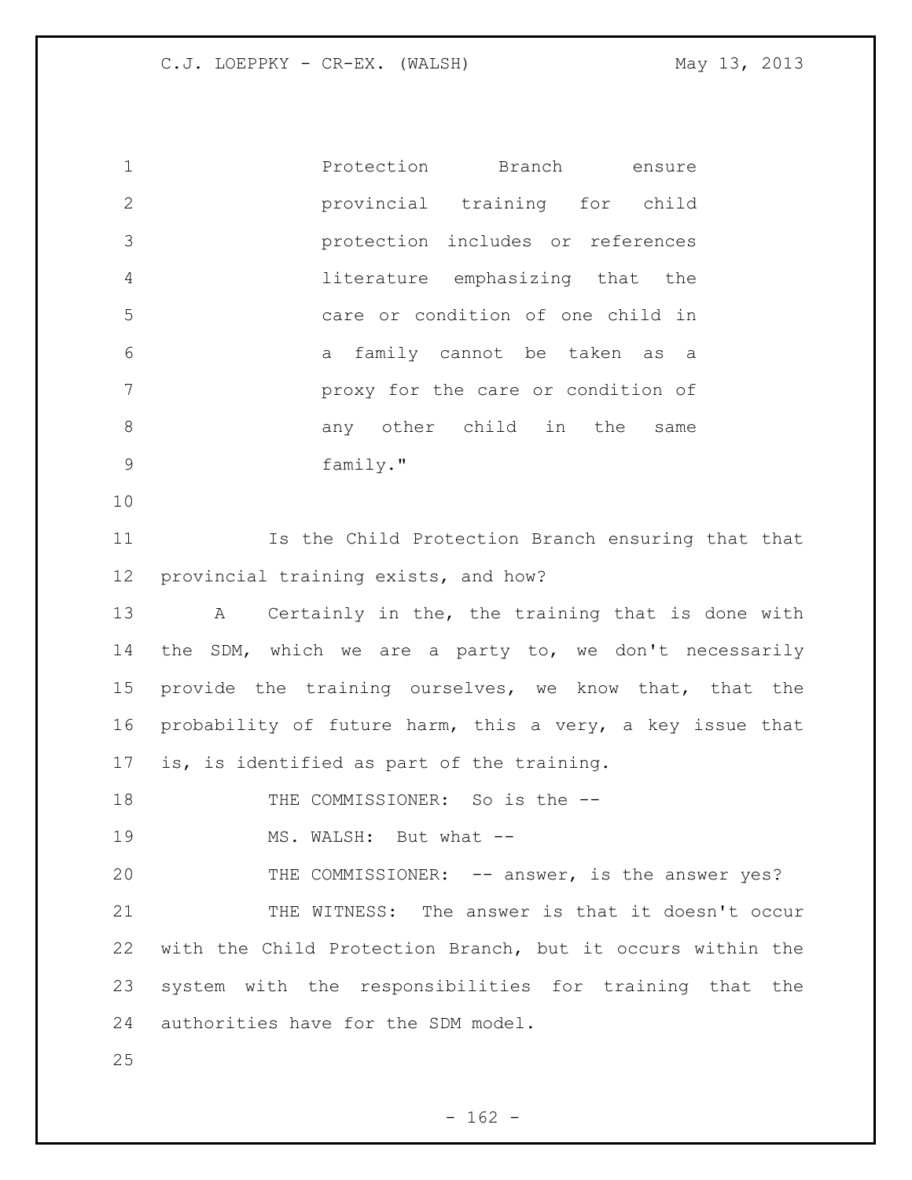> Protection Branch ensure provincial training for child protection includes or references literature emphasizing that the care or condition of one child in a family cannot be taken as a proxy for the care or condition of any other child in the same family."

Is the Child Protection Branch ensuring that that provincial training exists, and how?

A Certainly in the, the training that is done with the SDM, which we are a party to, we don't necessarily provide the training ourselves, we know that, that the probability of future harm, this a very, a key issue that is, is identified as part of the training.

THE COMMISSIONER: So is the --

MS. WALSH: But what --

THE COMMISSIONER: -- answer, is the answer yes?

THE WITNESS: The answer is that it doesn't occur with the Child Protection Branch, but it occurs within the system with the responsibilities for training that the authorities have for the SDM model.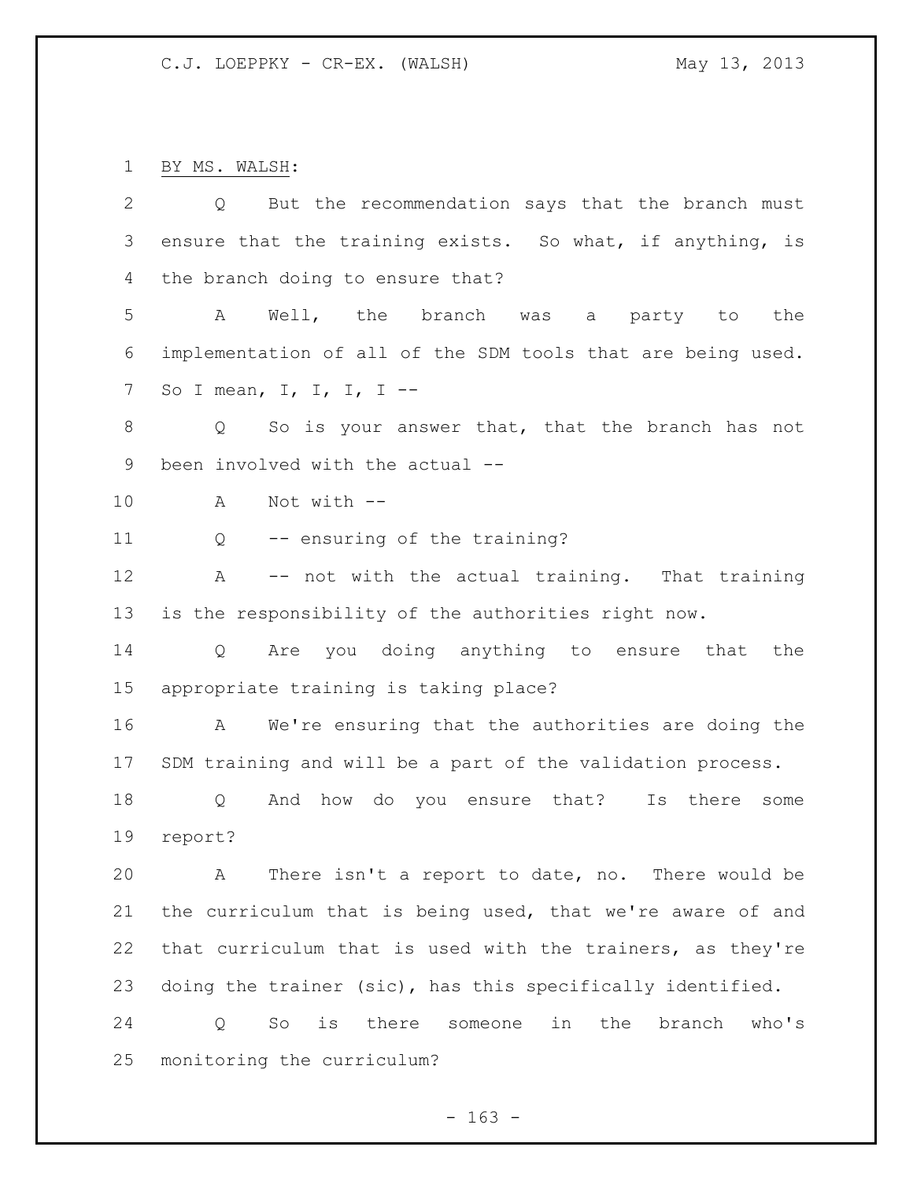BY MS. WALSH:

Q But the recommendation says that the branch must ensure that the training exists. So what, if anything, is the branch doing to ensure that?

A Well, the branch was a party to the implementation of all of the SDM tools that are being used. So I mean, I, I, I, I --

Q So is your answer that, that the branch has not been involved with the actual --

A Not with --

Q -- ensuring of the training?

A -- not with the actual training. That training is the responsibility of the authorities right now.

Q Are you doing anything to ensure that the appropriate training is taking place?

A We're ensuring that the authorities are doing the SDM training and will be a part of the validation process.

Q And how do you ensure that? Is there some report?

A There isn't a report to date, no. There would be the curriculum that is being used, that we're aware of and that curriculum that is used with the trainers, as they're doing the trainer (sic), has this specifically identified.

Q So is there someone in the branch who's monitoring the curriculum?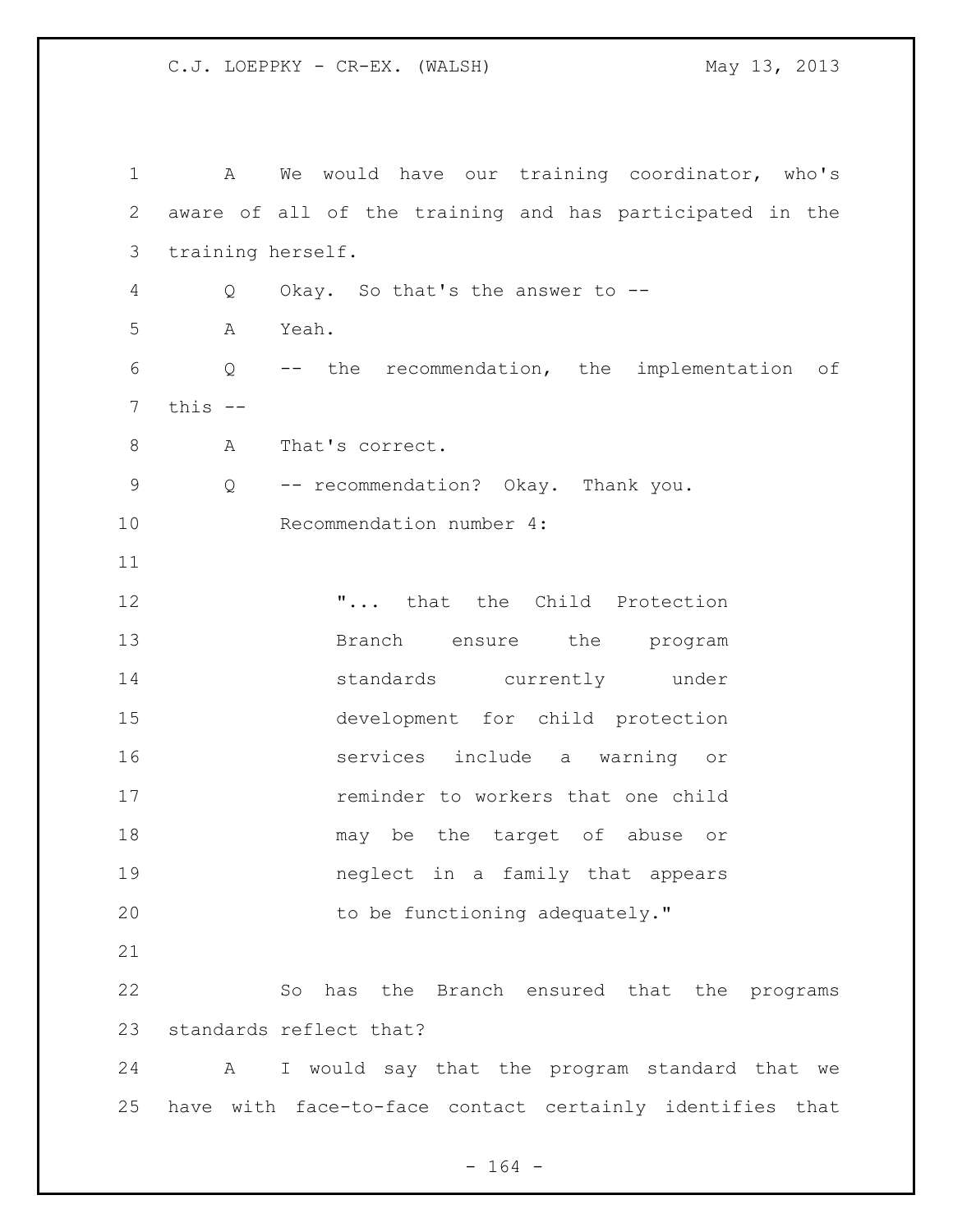A We would have our training coordinator, who's aware of all of the training and has participated in the training herself.

Q Okay. So that's the answer to --

A Yeah.

Q -- the recommendation, the implementation of this --

A That's correct.

Q -- recommendation? Okay. Thank you.

Recommendation number 4:

> "... that the Child Protection Branch ensure the program standards currently under development for child protection services include a warning or reminder to workers that one child may be the target of abuse or neglect in a family that appears to be functioning adequately."

So has the Branch ensured that the programs standards reflect that?

A I would say that the program standard that we have with face-to-face contact certainly identifies that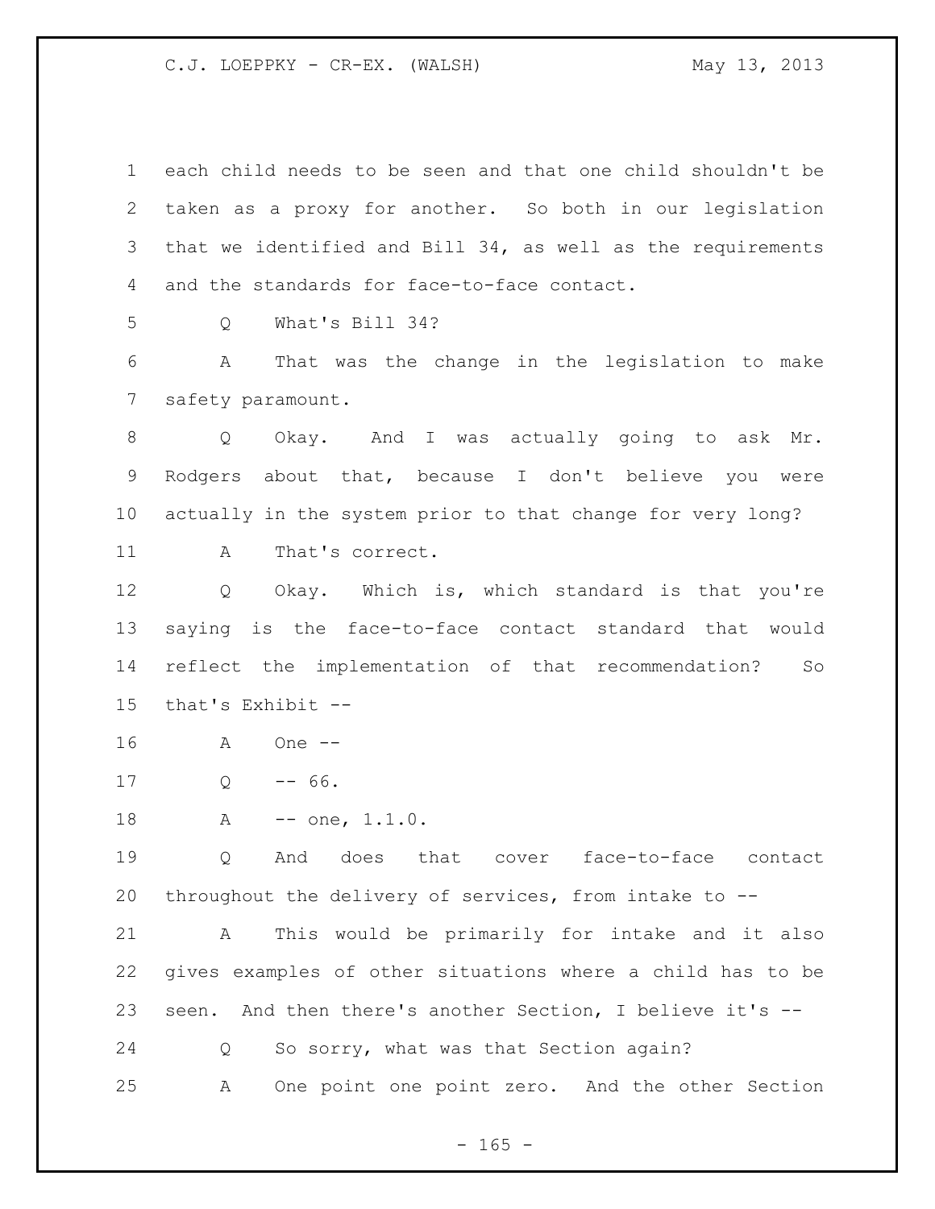each child needs to be seen and that one child shouldn't be taken as a proxy for another. So both in our legislation that we identified and Bill 34, as well as the requirements and the standards for face-to-face contact.

Q What's Bill 34?

A That was the change in the legislation to make safety paramount.

Q Okay. And I was actually going to ask Mr. Rodgers about that, because I don't believe you were actually in the system prior to that change for very long?

A That's correct.

Q Okay. Which is, which standard is that you're saying is the face-to-face contact standard that would reflect the implementation of that recommendation? So that's Exhibit --

A One --

Q -- 66.

A -- one, 1.1.0.

Q And does that cover face-to-face contact throughout the delivery of services, from intake to --

A This would be primarily for intake and it also gives examples of other situations where a child has to be seen. And then there's another Section, I believe it's --

Q So sorry, what was that Section again?

A One point one point zero. And the other Section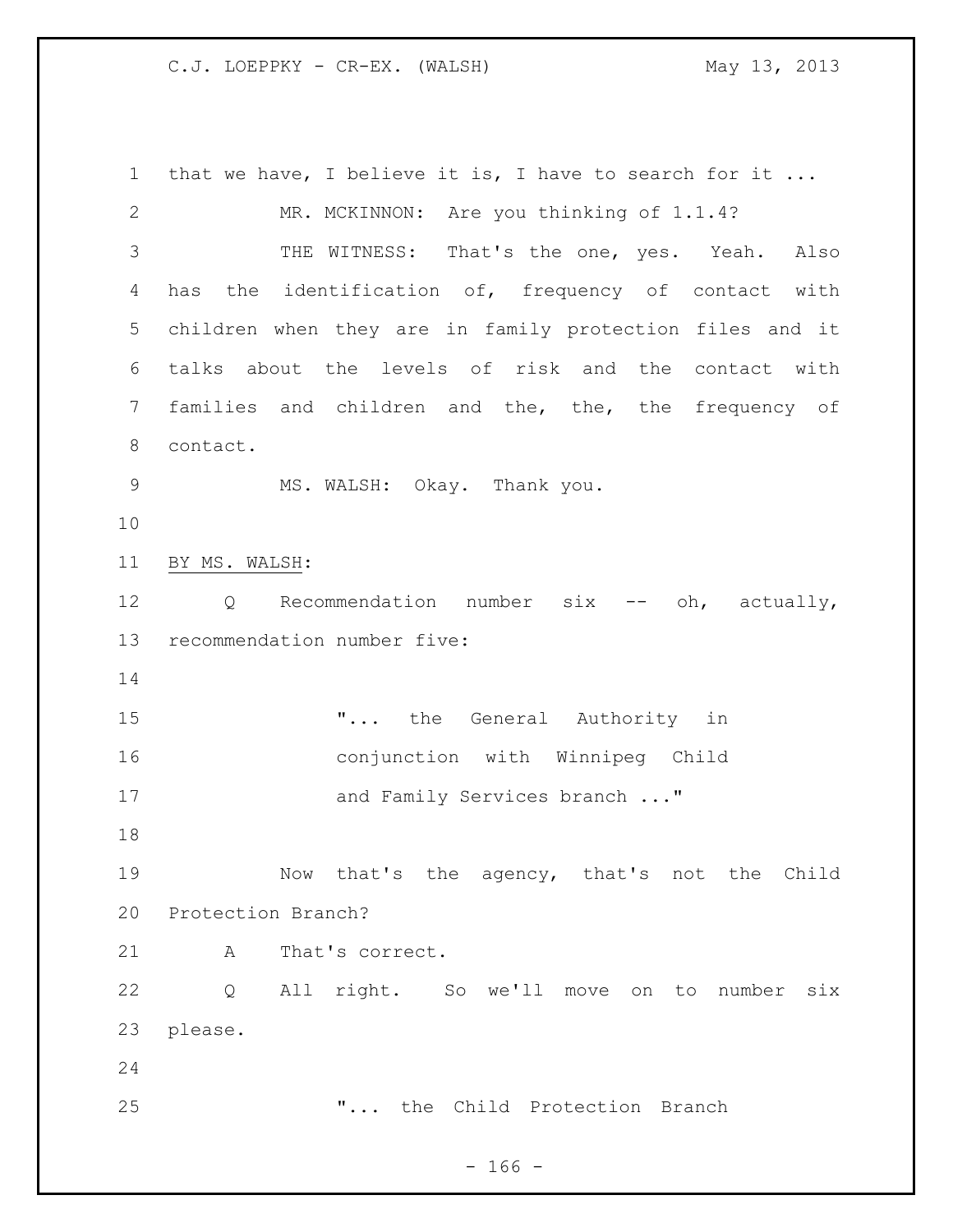that we have, I believe it is, I have to search for it ...

MR. MCKINNON: Are you thinking of 1.1.4?

THE WITNESS: That's the one, yes. Yeah. Also has the identification of, frequency of contact with children when they are in family protection files and it talks about the levels of risk and the contact with families and children and the, the, the frequency of contact.

MS. WALSH: Okay. Thank you.

BY MS. WALSH:

Q Recommendation number six -- oh, actually, recommendation number five:

> "... the General Authority in conjunction with Winnipeg Child and Family Services branch ..."

Now that's the agency, that's not the Child Protection Branch?

A That's correct.

Q All right. So we'll move on to number six please.

> "... the Child Protection Branch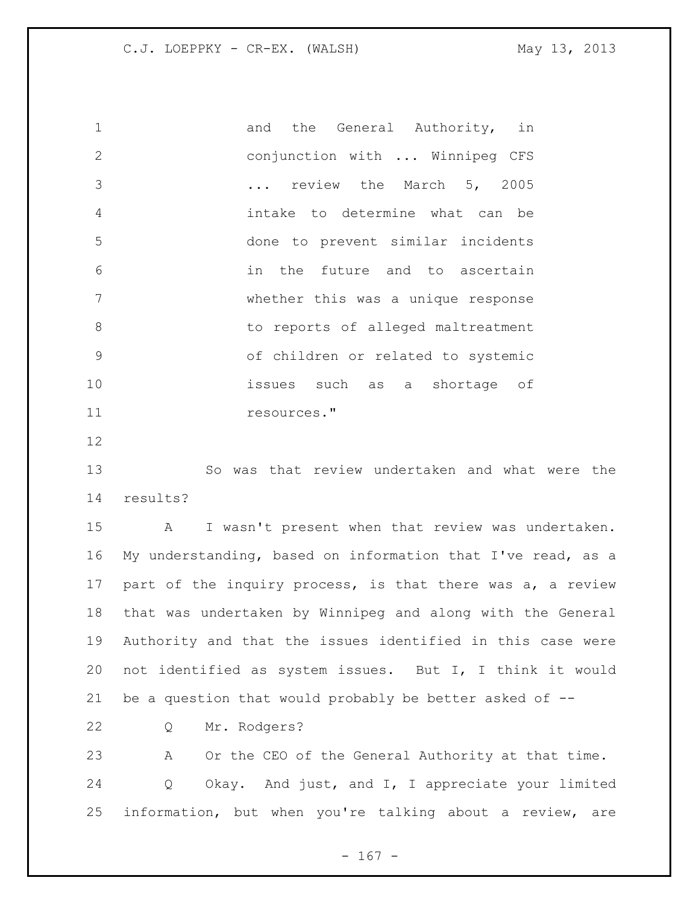and the General Authority, in conjunction with ... Winnipeg CFS ... review the March 5, 2005 intake to determine what can be done to prevent similar incidents in the future and to ascertain whether this was a unique response to reports of alleged maltreatment of children or related to systemic issues such as a shortage of resources."

So was that review undertaken and what were the results?

A I wasn't present when that review was undertaken. My understanding, based on information that I've read, as a part of the inquiry process, is that there was a, a review that was undertaken by Winnipeg and along with the General Authority and that the issues identified in this case were not identified as system issues. But I, I think it would be a question that would probably be better asked of --

Q Mr. Rodgers?

A Or the CEO of the General Authority at that time.

Q Okay. And just, and I, I appreciate your limited information, but when you're talking about a review, are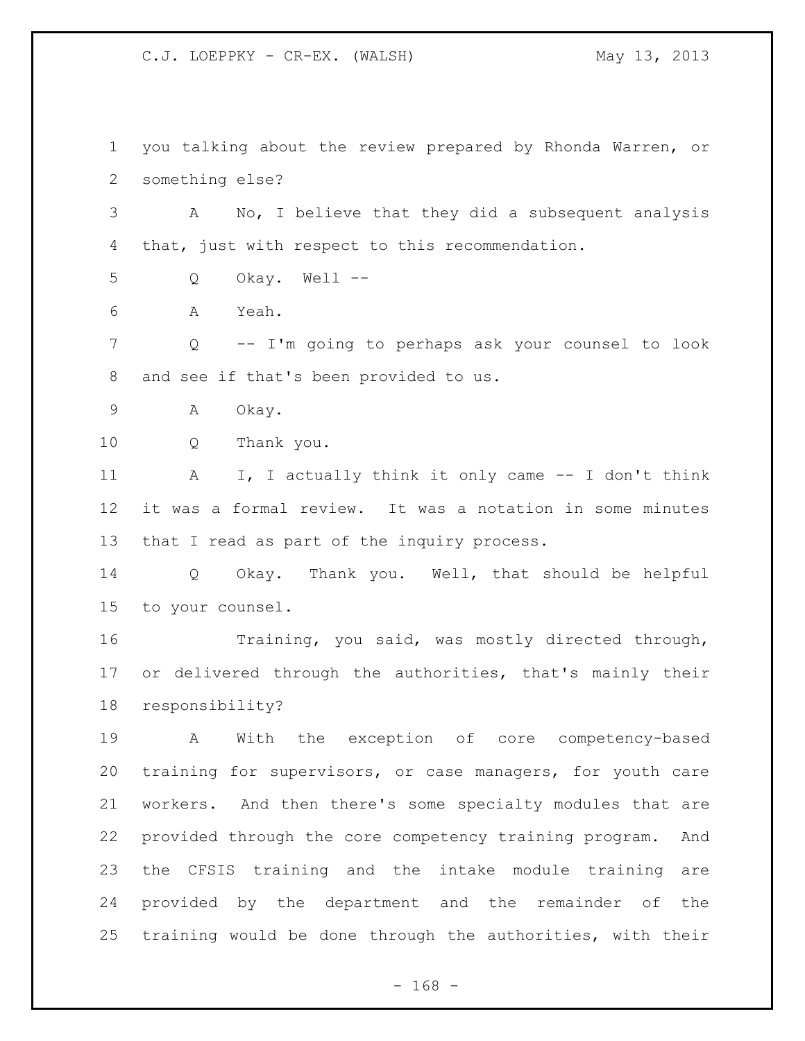you talking about the review prepared by Rhonda Warren, or something else?

A No, I believe that they did a subsequent analysis that, just with respect to this recommendation.

Q Okay. Well --

A Yeah.

Q -- I'm going to perhaps ask your counsel to look and see if that's been provided to us.

A Okay.

Q Thank you.

A I, I actually think it only came -- I don't think it was a formal review. It was a notation in some minutes that I read as part of the inquiry process.

Q Okay. Thank you. Well, that should be helpful to your counsel.

Training, you said, was mostly directed through, or delivered through the authorities, that's mainly their responsibility?

A With the exception of core competency-based training for supervisors, or case managers, for youth care workers. And then there's some specialty modules that are provided through the core competency training program. And the CFSIS training and the intake module training are provided by the department and the remainder of the training would be done through the authorities, with their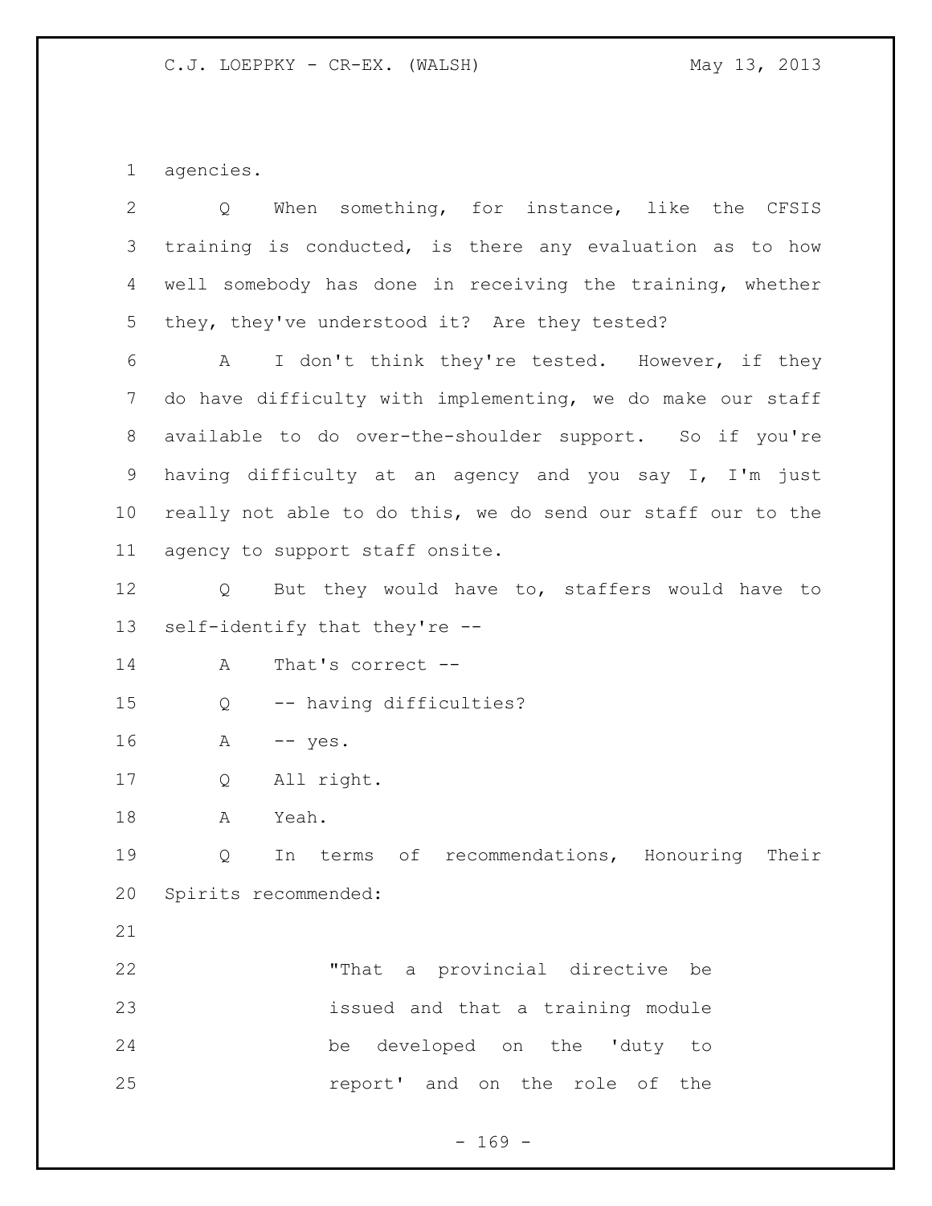agencies.

Q When something, for instance, like the CFSIS training is conducted, is there any evaluation as to how well somebody has done in receiving the training, whether they, they've understood it? Are they tested?

A I don't think they're tested. However, if they do have difficulty with implementing, we do make our staff available to do over-the-shoulder support. So if you're having difficulty at an agency and you say I, I'm just really not able to do this, we do send our staff our to the agency to support staff onsite.

Q But they would have to, staffers would have to self-identify that they're --

A That's correct --

Q -- having difficulties?

A -- yes.

Q All right.

A Yeah.

Q In terms of recommendations, Honouring Their Spirits recommended:

> "That a provincial directive be issued and that a training module be developed on the 'duty to report' and on the role of the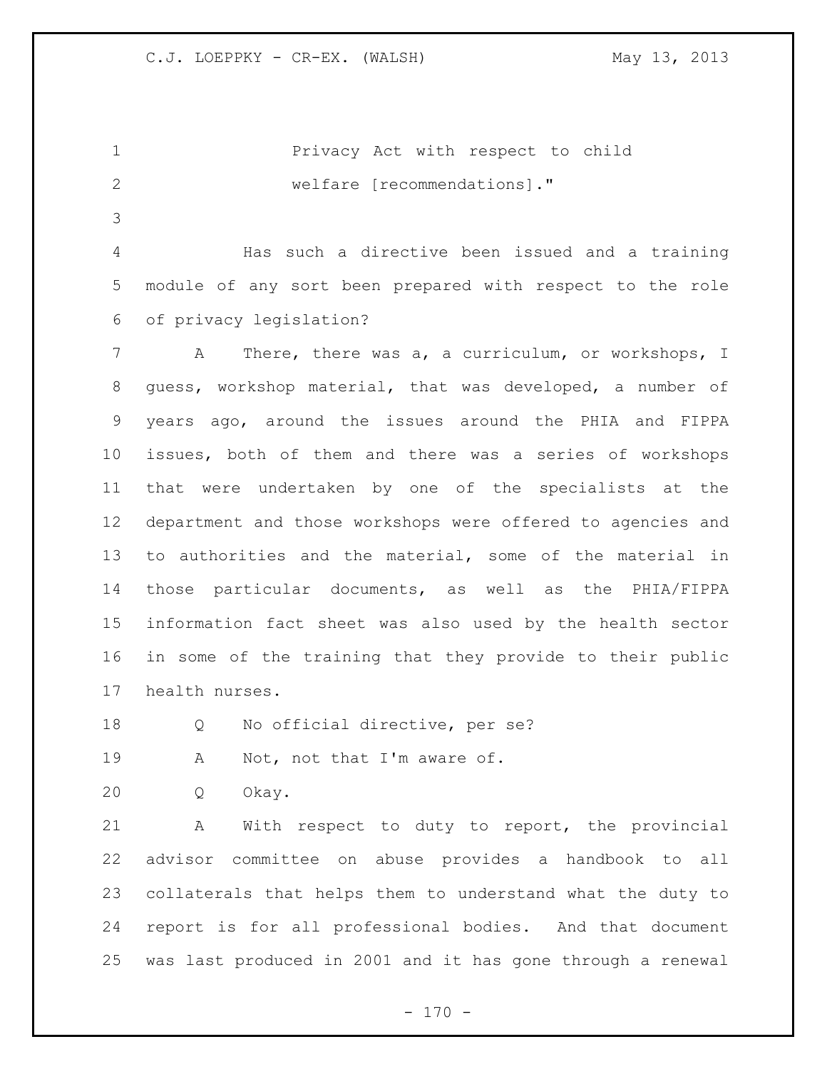Privacy Act with respect to child welfare [recommendations]."

Has such a directive been issued and a training module of any sort been prepared with respect to the role of privacy legislation?

A There, there was a, a curriculum, or workshops, I guess, workshop material, that was developed, a number of years ago, around the issues around the PHIA and FIPPA issues, both of them and there was a series of workshops that were undertaken by one of the specialists at the department and those workshops were offered to agencies and to authorities and the material, some of the material in those particular documents, as well as the PHIA/FIPPA information fact sheet was also used by the health sector in some of the training that they provide to their public health nurses.

Q No official directive, per se?

A Not, not that I'm aware of.

Q Okay.

A With respect to duty to report, the provincial advisor committee on abuse provides a handbook to all collaterals that helps them to understand what the duty to report is for all professional bodies. And that document was last produced in 2001 and it has gone through a renewal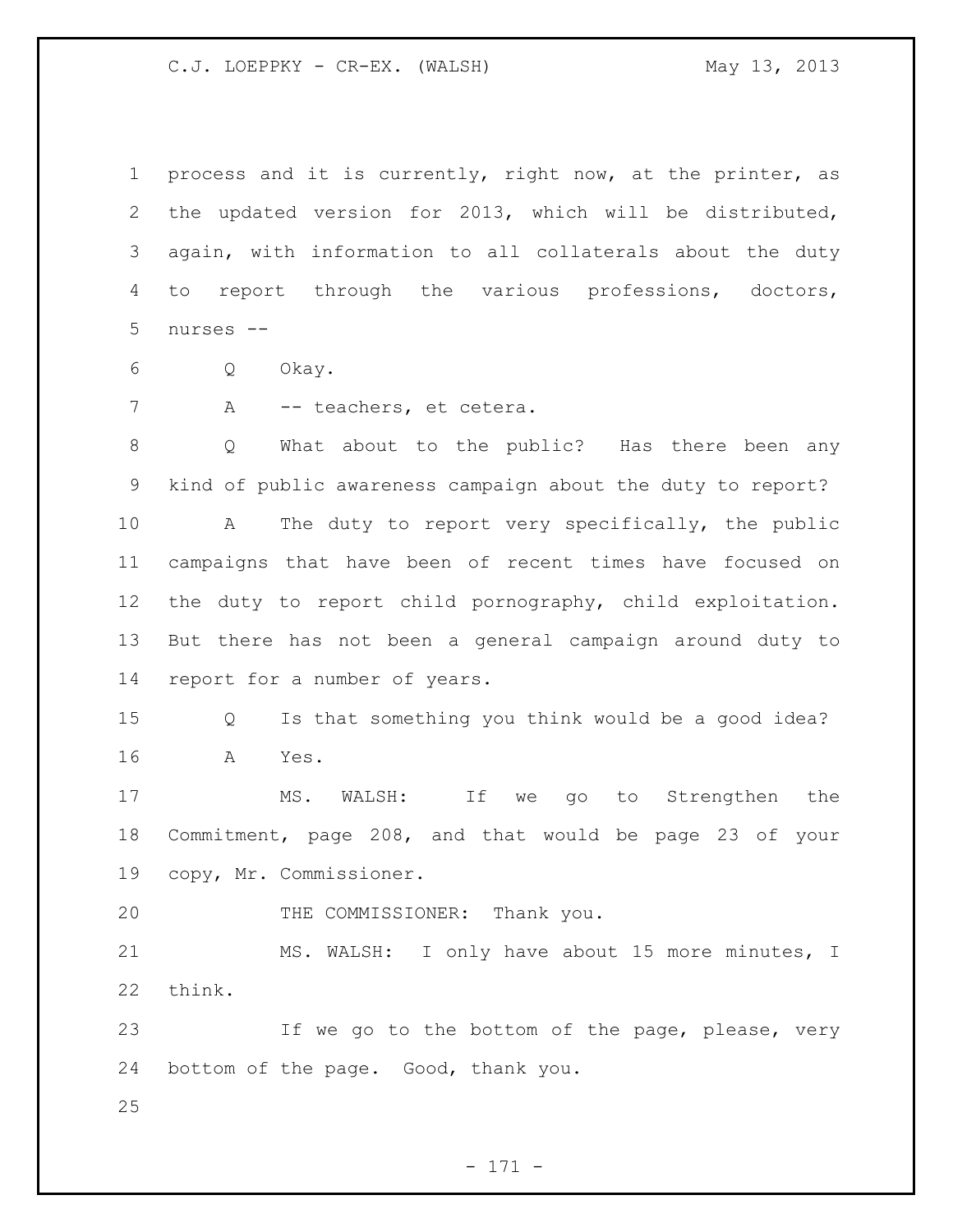process and it is currently, right now, at the printer, as the updated version for 2013, which will be distributed, again, with information to all collaterals about the duty to report through the various professions, doctors, nurses --

Q Okay.

A -- teachers, et cetera.

Q What about to the public? Has there been any kind of public awareness campaign about the duty to report?

A The duty to report very specifically, the public campaigns that have been of recent times have focused on the duty to report child pornography, child exploitation. But there has not been a general campaign around duty to report for a number of years.

Q Is that something you think would be a good idea?

A Yes.

MS. WALSH: If we go to Strengthen the Commitment, page 208, and that would be page 23 of your copy, Mr. Commissioner.

THE COMMISSIONER: Thank you.

MS. WALSH: I only have about 15 more minutes, I think.

If we go to the bottom of the page, please, very bottom of the page. Good, thank you.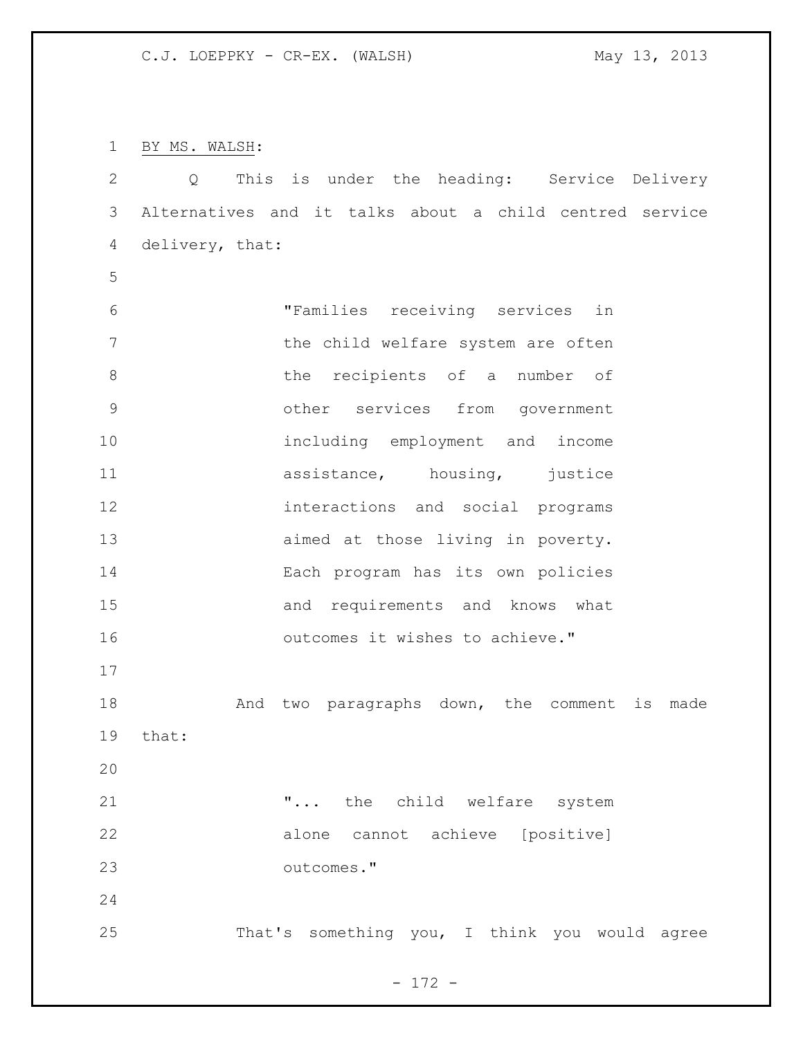BY MS. WALSH:

Q This is under the heading: Service Delivery Alternatives and it talks about a child centred service delivery, that:

> "Families receiving services in the child welfare system are often the recipients of a number of other services from government including employment and income assistance, housing, justice interactions and social programs aimed at those living in poverty. Each program has its own policies and requirements and knows what outcomes it wishes to achieve."

And two paragraphs down, the comment is made that:

> "... the child welfare system alone cannot achieve [positive] outcomes."

That's something you, I think you would agree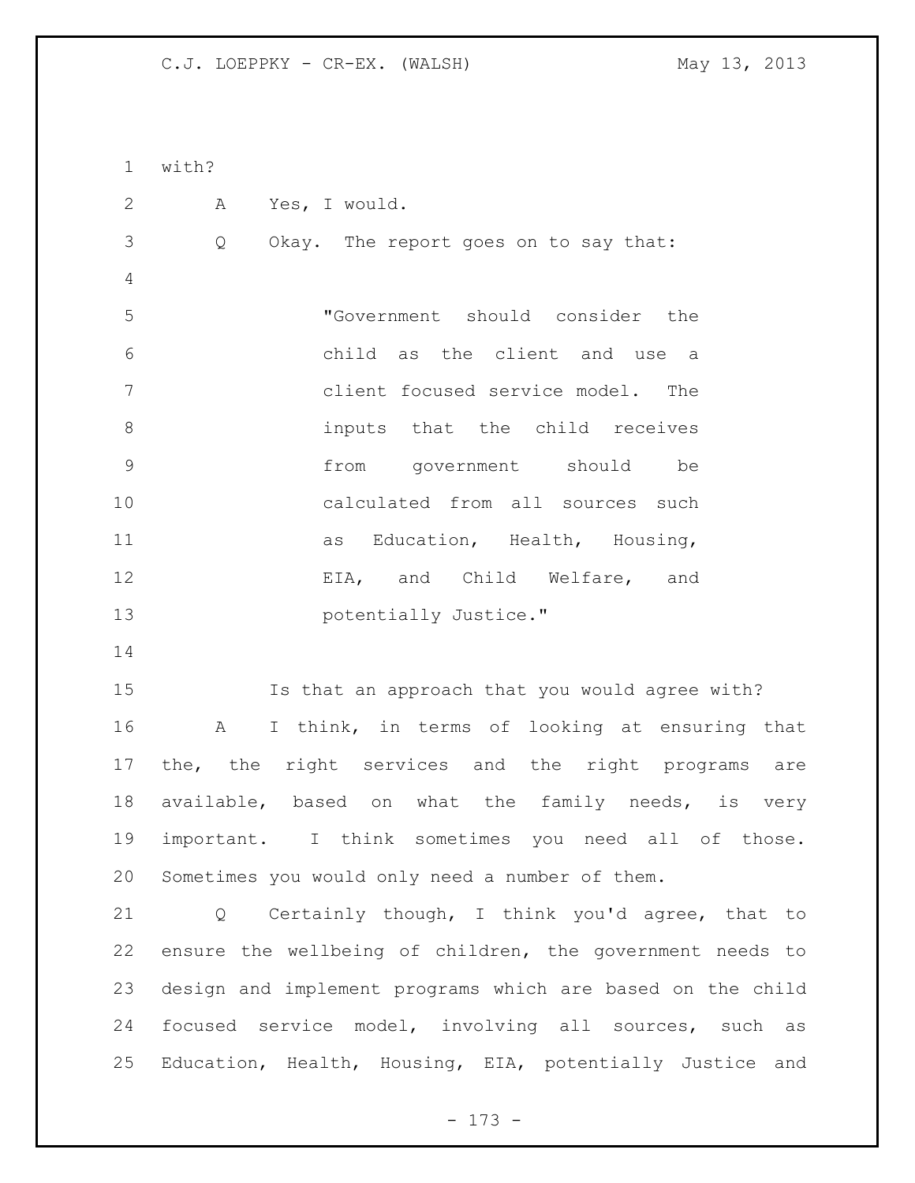with?

A Yes, I would.

Q Okay. The report goes on to say that:

> "Government should consider the child as the client and use a client focused service model. The inputs that the child receives from government should be calculated from all sources such as Education, Health, Housing, EIA, and Child Welfare, and potentially Justice."

Is that an approach that you would agree with?

A I think, in terms of looking at ensuring that the, the right services and the right programs are available, based on what the family needs, is very important. I think sometimes you need all of those. Sometimes you would only need a number of them.

Q Certainly though, I think you'd agree, that to ensure the wellbeing of children, the government needs to design and implement programs which are based on the child focused service model, involving all sources, such as Education, Health, Housing, EIA, potentially Justice and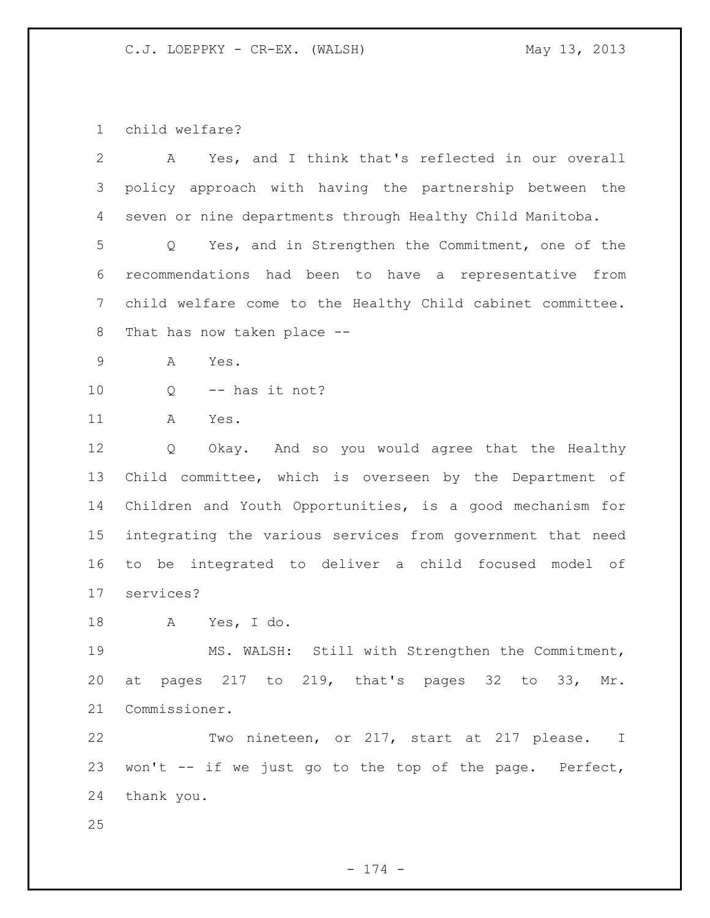child welfare?

A Yes, and I think that's reflected in our overall policy approach with having the partnership between the seven or nine departments through Healthy Child Manitoba.

Q Yes, and in Strengthen the Commitment, one of the recommendations had been to have a representative from child welfare come to the Healthy Child cabinet committee. That has now taken place --

A Yes.

Q -- has it not?

A Yes.

Q Okay. And so you would agree that the Healthy Child committee, which is overseen by the Department of Children and Youth Opportunities, is a good mechanism for integrating the various services from government that need to be integrated to deliver a child focused model of services?

A Yes, I do.

MS. WALSH: Still with Strengthen the Commitment, at pages 217 to 219, that's pages 32 to 33, Mr. Commissioner.

Two nineteen, or 217, start at 217 please. I won't -- if we just go to the top of the page. Perfect, thank you.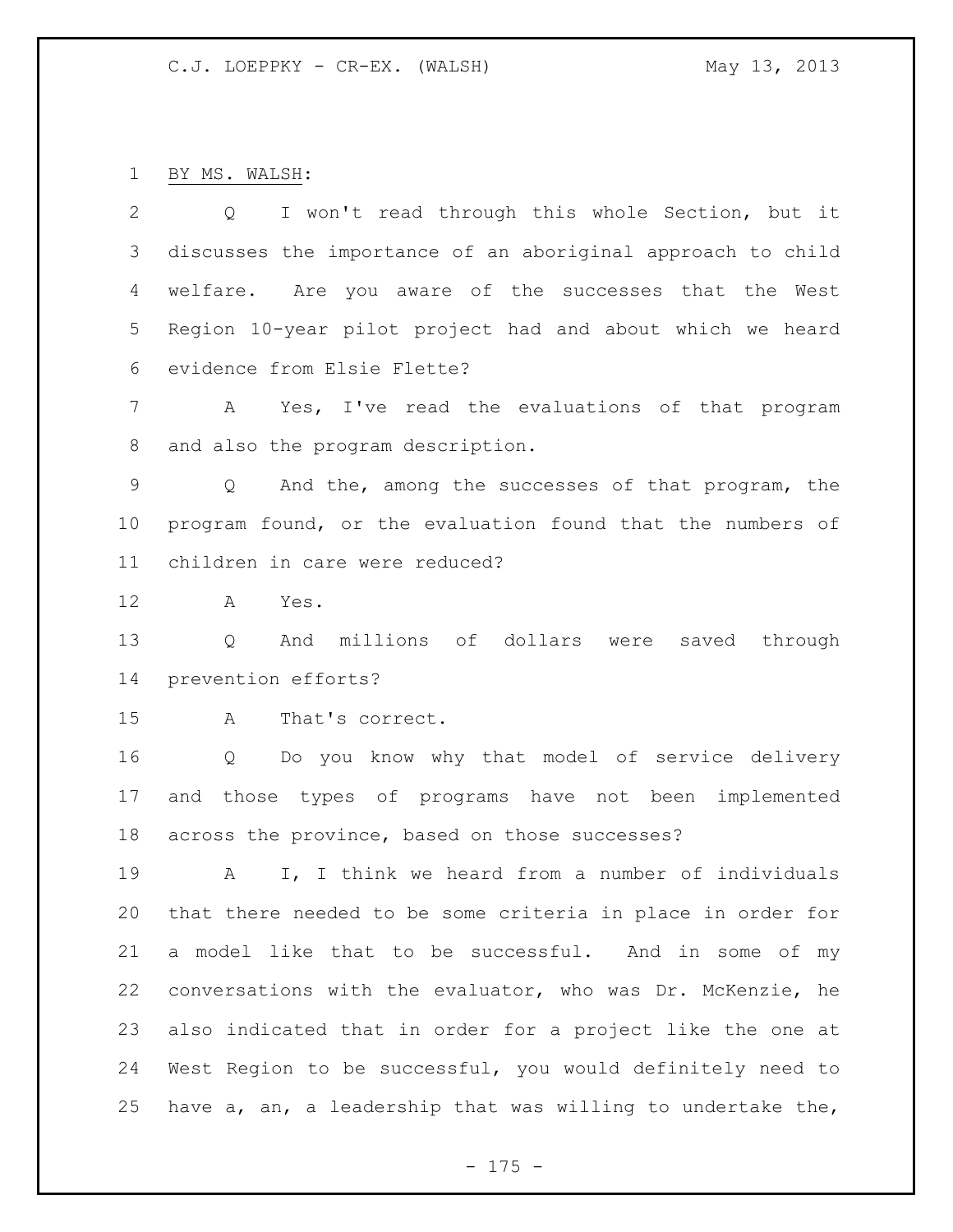BY MS. WALSH:

Q I won't read through this whole Section, but it discusses the importance of an aboriginal approach to child welfare. Are you aware of the successes that the West Region 10-year pilot project had and about which we heard evidence from Elsie Flette?

A Yes, I've read the evaluations of that program and also the program description.

Q And the, among the successes of that program, the program found, or the evaluation found that the numbers of children in care were reduced?

A Yes.

Q And millions of dollars were saved through prevention efforts?

A That's correct.

Q Do you know why that model of service delivery and those types of programs have not been implemented across the province, based on those successes?

A I, I think we heard from a number of individuals that there needed to be some criteria in place in order for a model like that to be successful. And in some of my conversations with the evaluator, who was Dr. McKenzie, he also indicated that in order for a project like the one at West Region to be successful, you would definitely need to have a, an, a leadership that was willing to undertake the,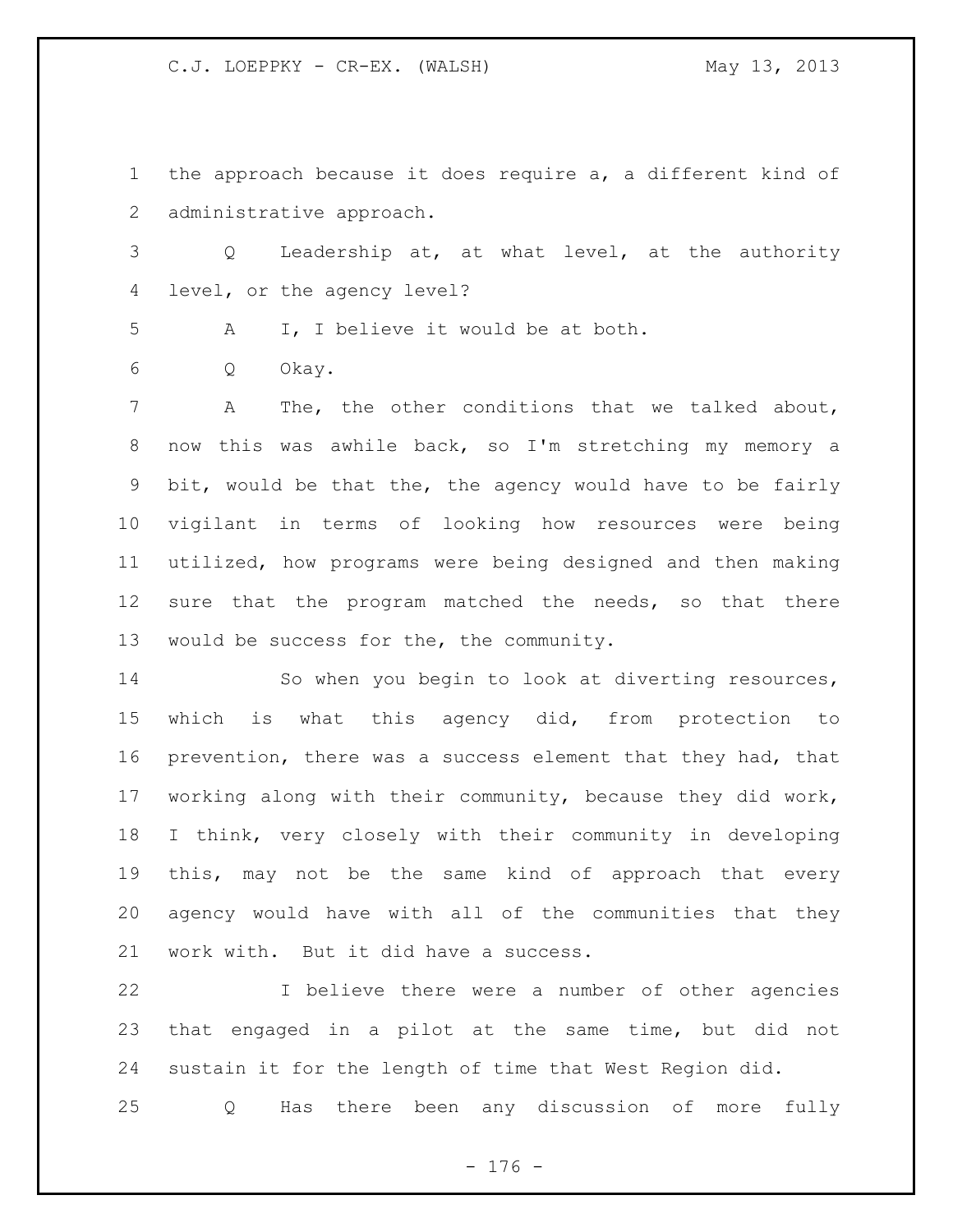the approach because it does require a, a different kind of administrative approach.

Q Leadership at, at what level, at the authority level, or the agency level?

A I, I believe it would be at both.

Q Okay.

A The, the other conditions that we talked about, now this was awhile back, so I'm stretching my memory a bit, would be that the, the agency would have to be fairly vigilant in terms of looking how resources were being utilized, how programs were being designed and then making sure that the program matched the needs, so that there would be success for the, the community.

So when you begin to look at diverting resources, which is what this agency did, from protection to prevention, there was a success element that they had, that working along with their community, because they did work, I think, very closely with their community in developing this, may not be the same kind of approach that every agency would have with all of the communities that they work with. But it did have a success.

I believe there were a number of other agencies that engaged in a pilot at the same time, but did not sustain it for the length of time that West Region did.

Q Has there been any discussion of more fully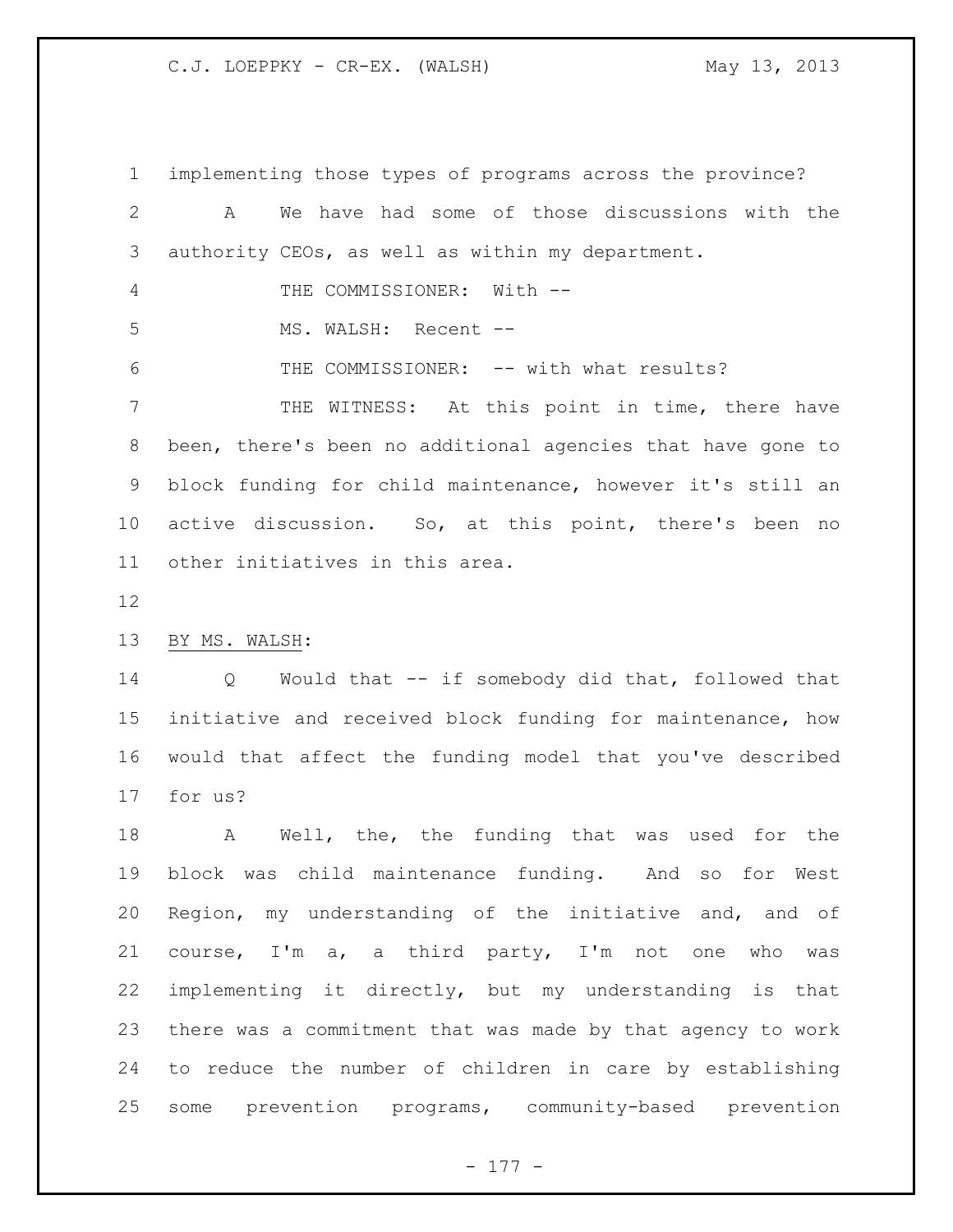implementing those types of programs across the province?

A We have had some of those discussions with the authority CEOs, as well as within my department.

THE COMMISSIONER: With --

MS. WALSH: Recent --

THE COMMISSIONER: -- with what results?

THE WITNESS: At this point in time, there have been, there's been no additional agencies that have gone to block funding for child maintenance, however it's still an active discussion. So, at this point, there's been no other initiatives in this area.

BY MS. WALSH:

Q Would that -- if somebody did that, followed that initiative and received block funding for maintenance, how would that affect the funding model that you've described for us?

A Well, the, the funding that was used for the block was child maintenance funding. And so for West Region, my understanding of the initiative and, and of course, I'm a, a third party, I'm not one who was implementing it directly, but my understanding is that there was a commitment that was made by that agency to work to reduce the number of children in care by establishing some prevention programs, community-based prevention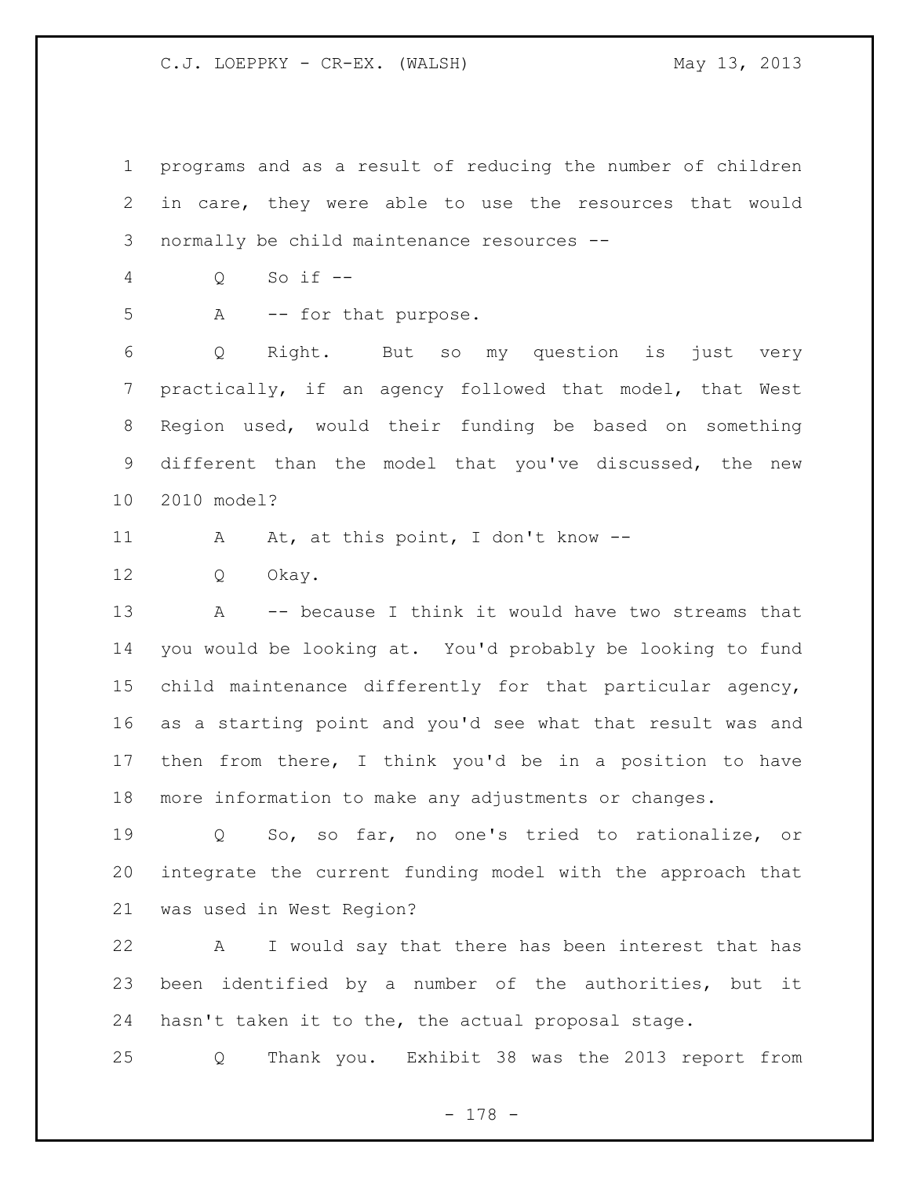programs and as a result of reducing the number of children in care, they were able to use the resources that would normally be child maintenance resources --

Q So if --

A -- for that purpose.

Q Right. But so my question is just very practically, if an agency followed that model, that West Region used, would their funding be based on something different than the model that you've discussed, the new 2010 model?

A At, at this point, I don't know --

Q Okay.

A -- because I think it would have two streams that you would be looking at. You'd probably be looking to fund child maintenance differently for that particular agency, as a starting point and you'd see what that result was and then from there, I think you'd be in a position to have more information to make any adjustments or changes.

Q So, so far, no one's tried to rationalize, or integrate the current funding model with the approach that was used in West Region?

A I would say that there has been interest that has been identified by a number of the authorities, but it hasn't taken it to the, the actual proposal stage.

Q Thank you. Exhibit 38 was the 2013 report from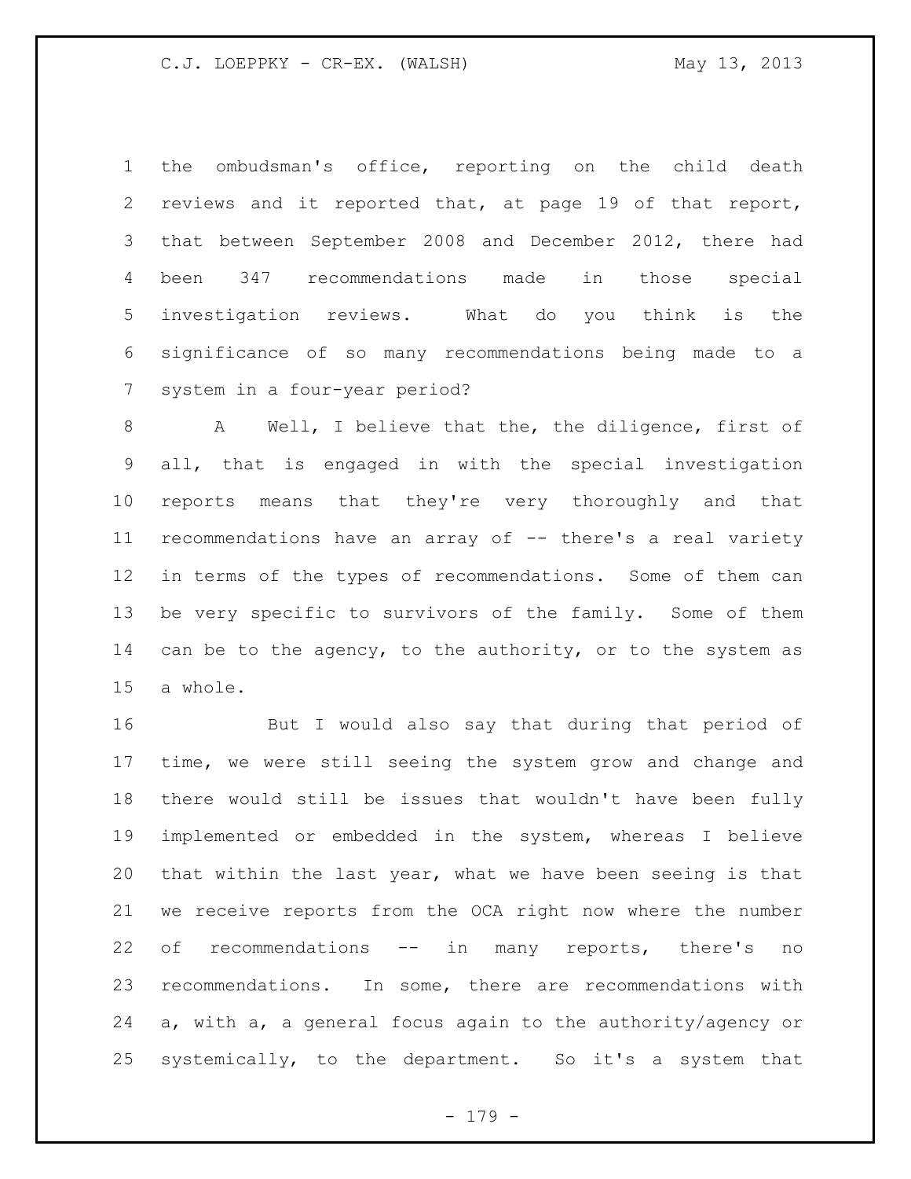the ombudsman's office, reporting on the child death reviews and it reported that, at page 19 of that report, that between September 2008 and December 2012, there had been 347 recommendations made in those special investigation reviews. What do you think is the significance of so many recommendations being made to a system in a four-year period?

A Well, I believe that the, the diligence, first of all, that is engaged in with the special investigation reports means that they're very thoroughly and that recommendations have an array of -- there's a real variety in terms of the types of recommendations. Some of them can be very specific to survivors of the family. Some of them can be to the agency, to the authority, or to the system as a whole.

But I would also say that during that period of time, we were still seeing the system grow and change and there would still be issues that wouldn't have been fully implemented or embedded in the system, whereas I believe that within the last year, what we have been seeing is that we receive reports from the OCA right now where the number of recommendations -- in many reports, there's no recommendations. In some, there are recommendations with a, with a, a general focus again to the authority/agency or systemically, to the department. So it's a system that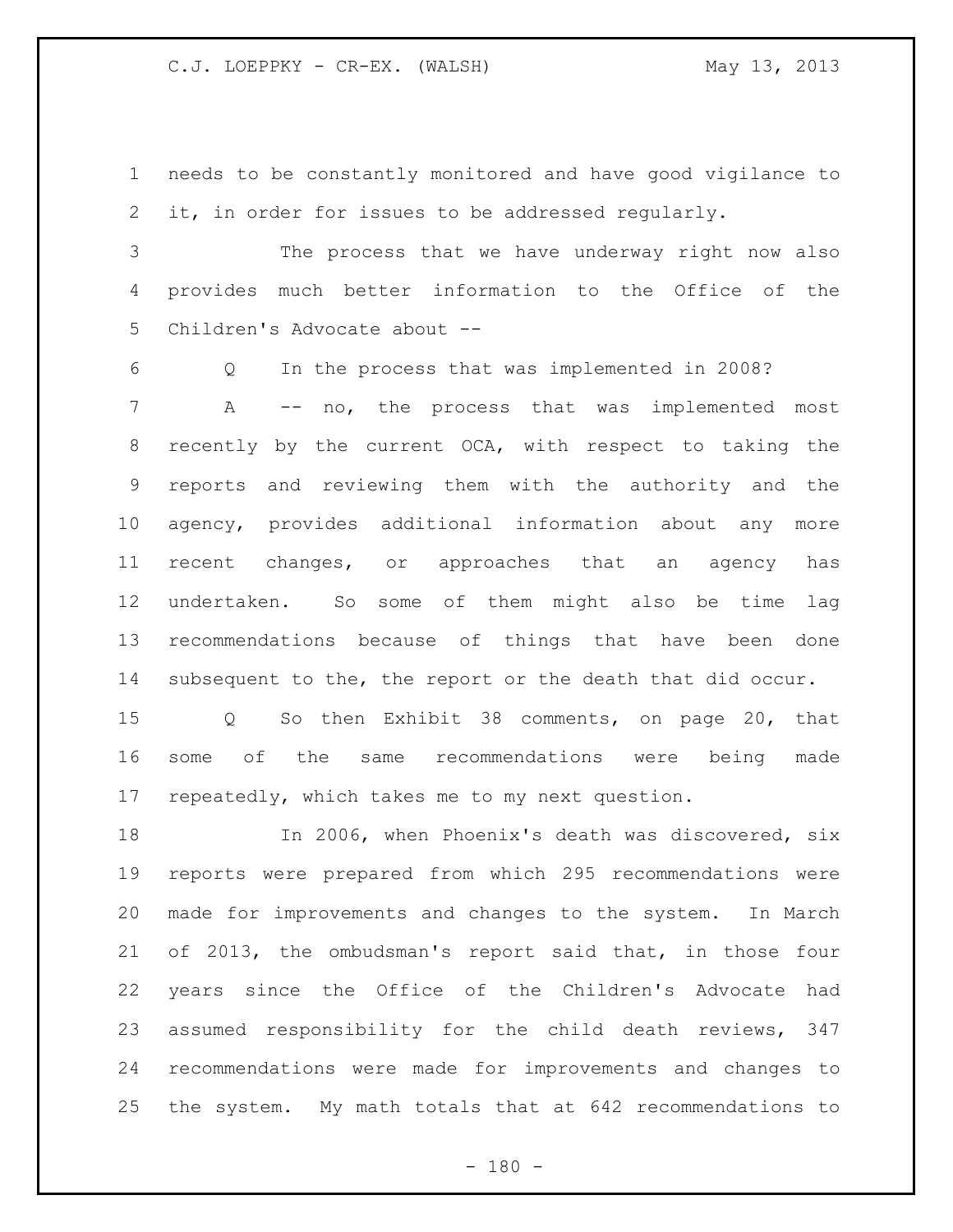needs to be constantly monitored and have good vigilance to it, in order for issues to be addressed regularly.

The process that we have underway right now also provides much better information to the Office of the Children's Advocate about --

Q In the process that was implemented in 2008?

A -- no, the process that was implemented most recently by the current OCA, with respect to taking the reports and reviewing them with the authority and the agency, provides additional information about any more recent changes, or approaches that an agency has undertaken. So some of them might also be time lag recommendations because of things that have been done subsequent to the, the report or the death that did occur.

Q So then Exhibit 38 comments, on page 20, that some of the same recommendations were being made repeatedly, which takes me to my next question.

In 2006, when Phoenix's death was discovered, six reports were prepared from which 295 recommendations were made for improvements and changes to the system. In March of 2013, the ombudsman's report said that, in those four years since the Office of the Children's Advocate had assumed responsibility for the child death reviews, 347 recommendations were made for improvements and changes to the system. My math totals that at 642 recommendations to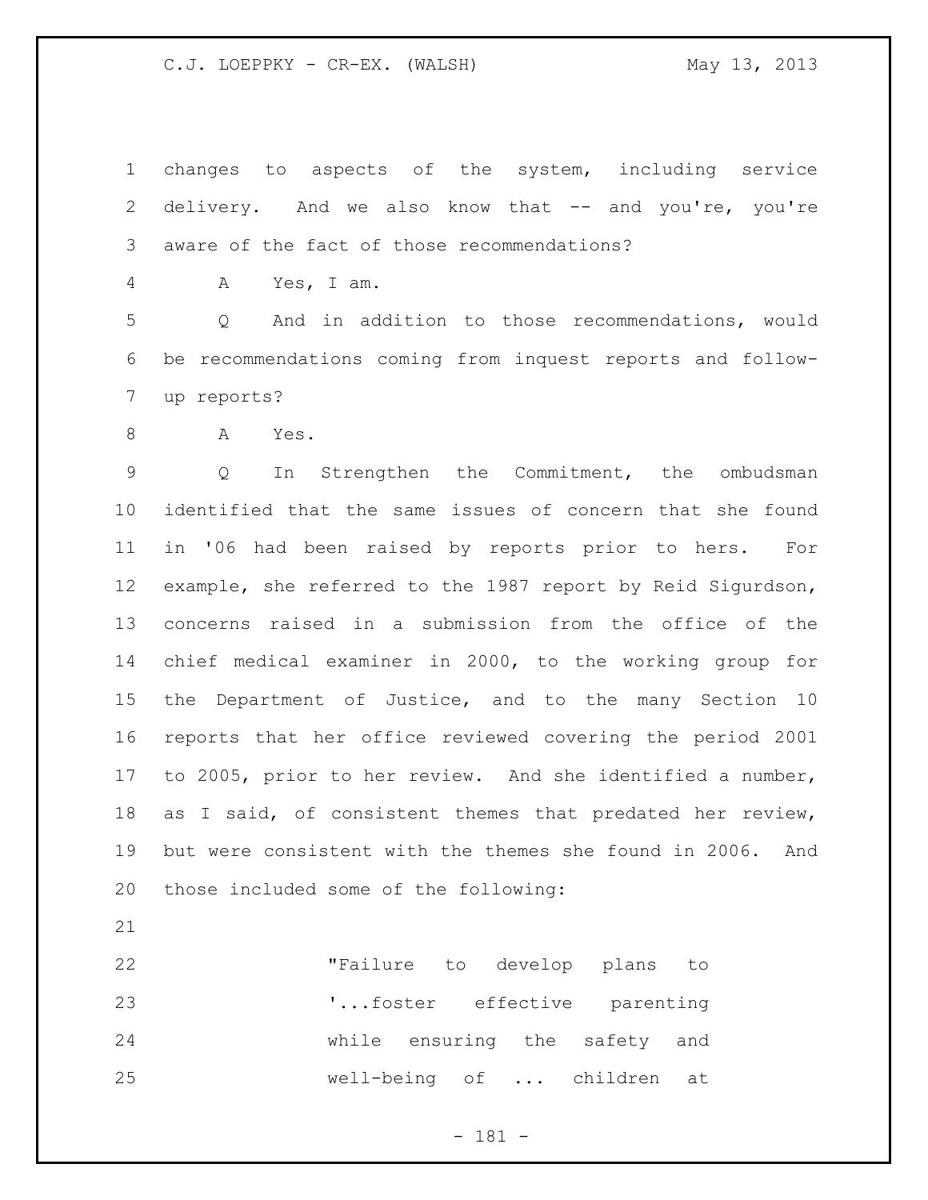changes to aspects of the system, including service delivery. And we also know that -- and you're, you're aware of the fact of those recommendations?

A Yes, I am.

Q And in addition to those recommendations, would be recommendations coming from inquest reports and follow-up reports?

A Yes.

Q In Strengthen the Commitment, the ombudsman identified that the same issues of concern that she found in '06 had been raised by reports prior to hers. For example, she referred to the 1987 report by Reid Sigurdson, concerns raised in a submission from the office of the chief medical examiner in 2000, to the working group for the Department of Justice, and to the many Section 10 reports that her office reviewed covering the period 2001 to 2005, prior to her review. And she identified a number, as I said, of consistent themes that predated her review, but were consistent with the themes she found in 2006. And those included some of the following:

> "Failure to develop plans to '...foster effective parenting while ensuring the safety and well-being of ... children at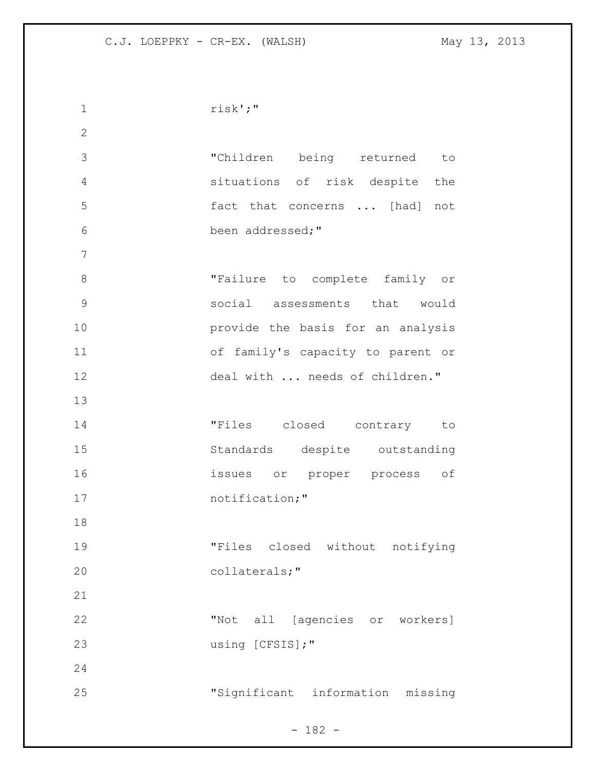risk';"

"Children being returned to situations of risk despite the fact that concerns ... [had] not been addressed;"

"Failure to complete family or social assessments that would provide the basis for an analysis of family's capacity to parent or deal with ... needs of children."

"Files closed contrary to Standards despite outstanding issues or proper process of notification;"

"Files closed without notifying collaterals;"

"Not all [agencies or workers] using [CFSIS];"

"Significant information missing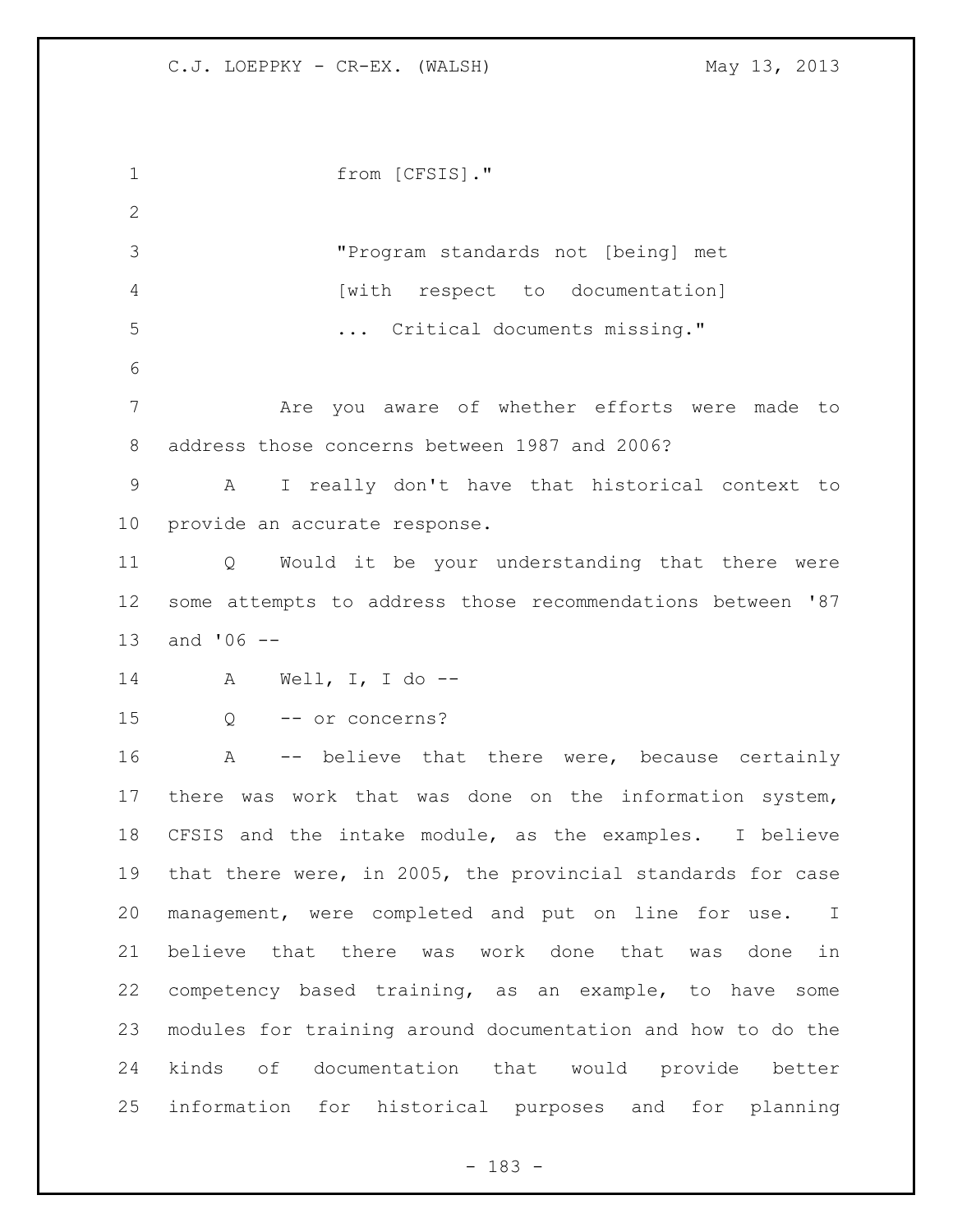from [CFSIS]."

"Program standards not [being] met [with respect to documentation] ... Critical documents missing."

Are you aware of whether efforts were made to address those concerns between 1987 and 2006?

A I really don't have that historical context to provide an accurate response.

Q Would it be your understanding that there were some attempts to address those recommendations between '87 and '06 --

A Well, I, I do --

Q -- or concerns?

A -- believe that there were, because certainly there was work that was done on the information system, CFSIS and the intake module, as the examples. I believe that there were, in 2005, the provincial standards for case management, were completed and put on line for use. I believe that there was work done that was done in competency based training, as an example, to have some modules for training around documentation and how to do the kinds of documentation that would provide better information for historical purposes and for planning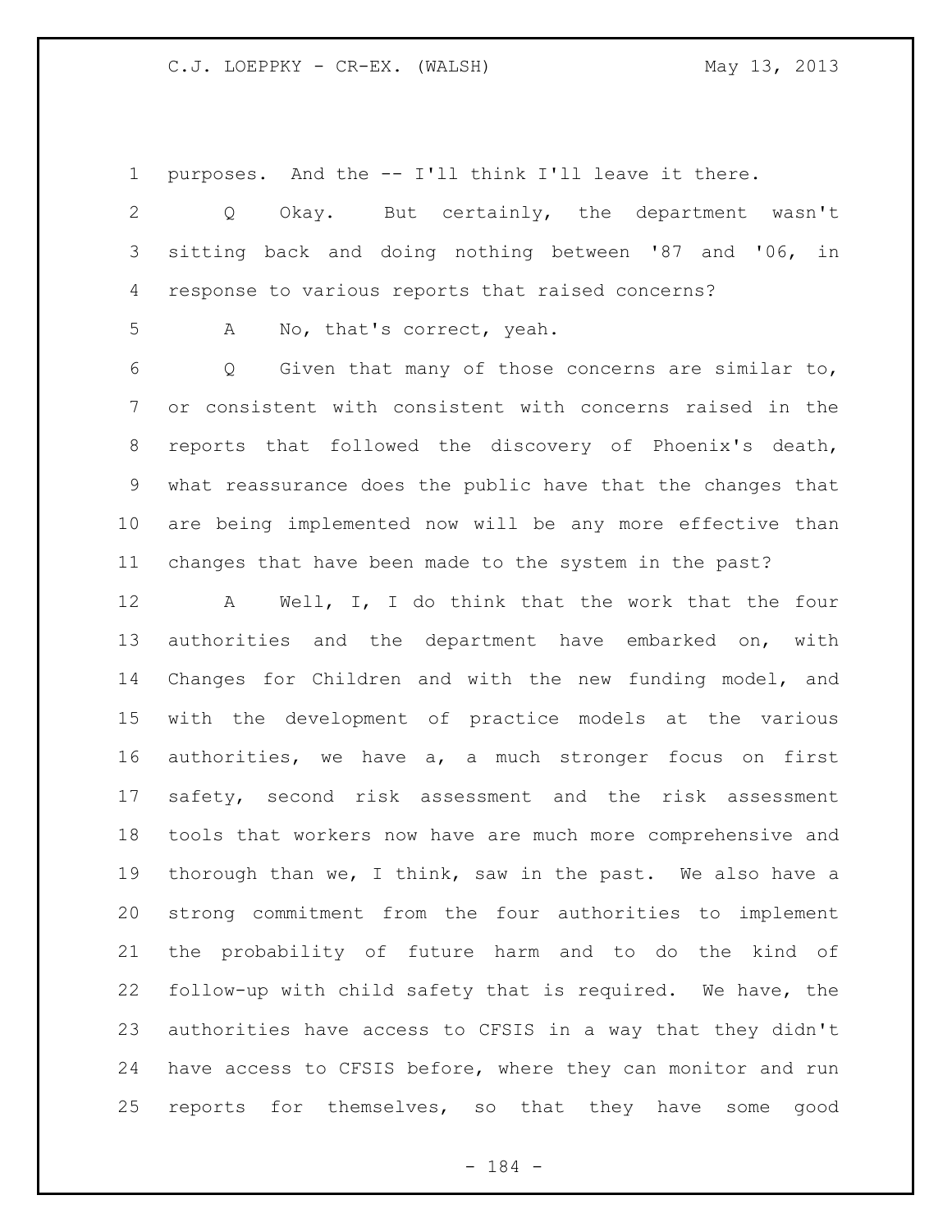purposes. And the -- I'll think I'll leave it there.

Q Okay. But certainly, the department wasn't sitting back and doing nothing between '87 and '06, in response to various reports that raised concerns?

A No, that's correct, yeah.

Q Given that many of those concerns are similar to, or consistent with consistent with concerns raised in the reports that followed the discovery of Phoenix's death, what reassurance does the public have that the changes that are being implemented now will be any more effective than changes that have been made to the system in the past?

A Well, I, I do think that the work that the four authorities and the department have embarked on, with Changes for Children and with the new funding model, and with the development of practice models at the various authorities, we have a, a much stronger focus on first safety, second risk assessment and the risk assessment tools that workers now have are much more comprehensive and thorough than we, I think, saw in the past. We also have a strong commitment from the four authorities to implement the probability of future harm and to do the kind of follow-up with child safety that is required. We have, the authorities have access to CFSIS in a way that they didn't have access to CFSIS before, where they can monitor and run reports for themselves, so that they have some good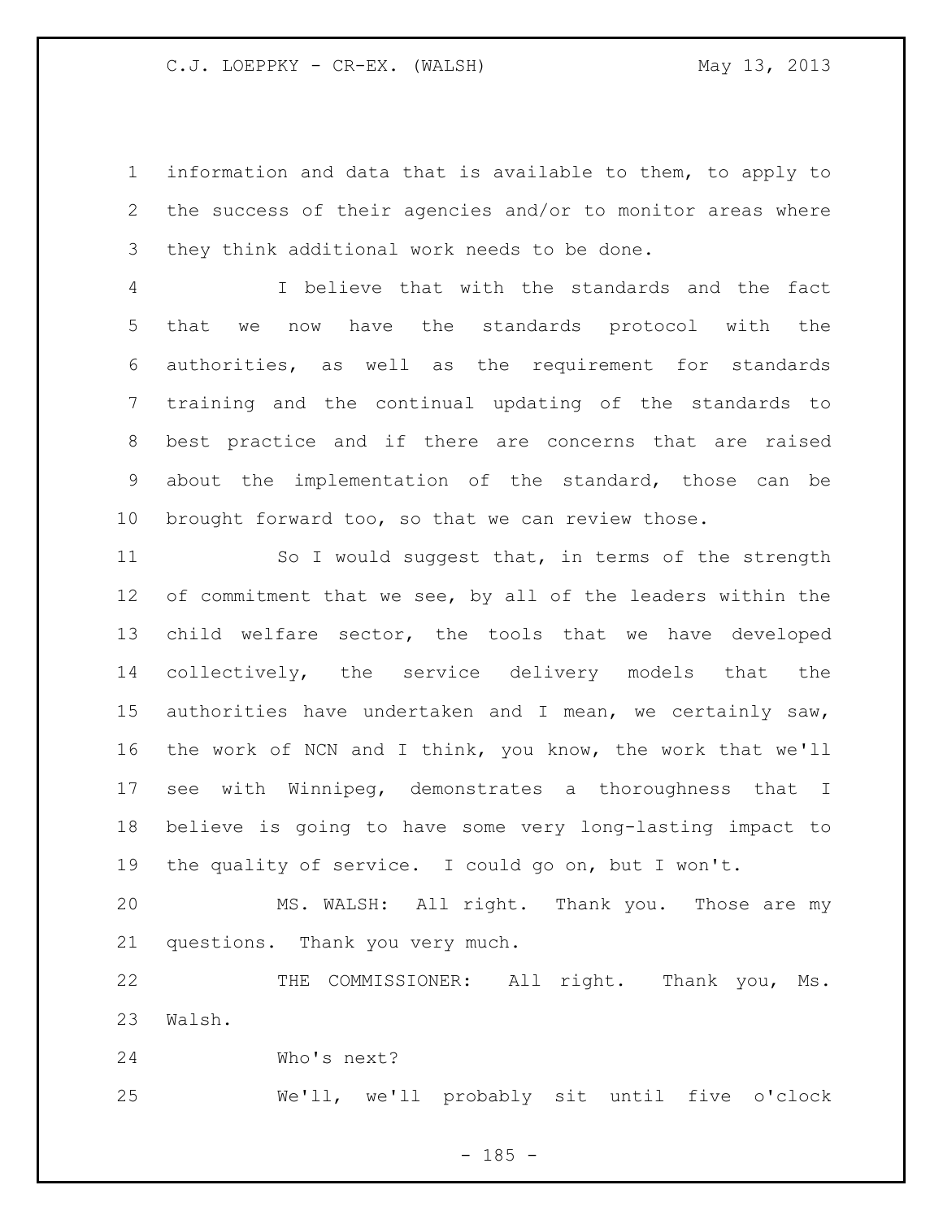information and data that is available to them, to apply to the success of their agencies and/or to monitor areas where they think additional work needs to be done.

I believe that with the standards and the fact that we now have the standards protocol with the authorities, as well as the requirement for standards training and the continual updating of the standards to best practice and if there are concerns that are raised about the implementation of the standard, those can be brought forward too, so that we can review those.

So I would suggest that, in terms of the strength of commitment that we see, by all of the leaders within the child welfare sector, the tools that we have developed collectively, the service delivery models that the authorities have undertaken and I mean, we certainly saw, the work of NCN and I think, you know, the work that we'll see with Winnipeg, demonstrates a thoroughness that I believe is going to have some very long-lasting impact to the quality of service. I could go on, but I won't.

MS. WALSH: All right. Thank you. Those are my questions. Thank you very much.

THE COMMISSIONER: All right. Thank you, Ms. Walsh.

Who's next?

We'll, we'll probably sit until five o'clock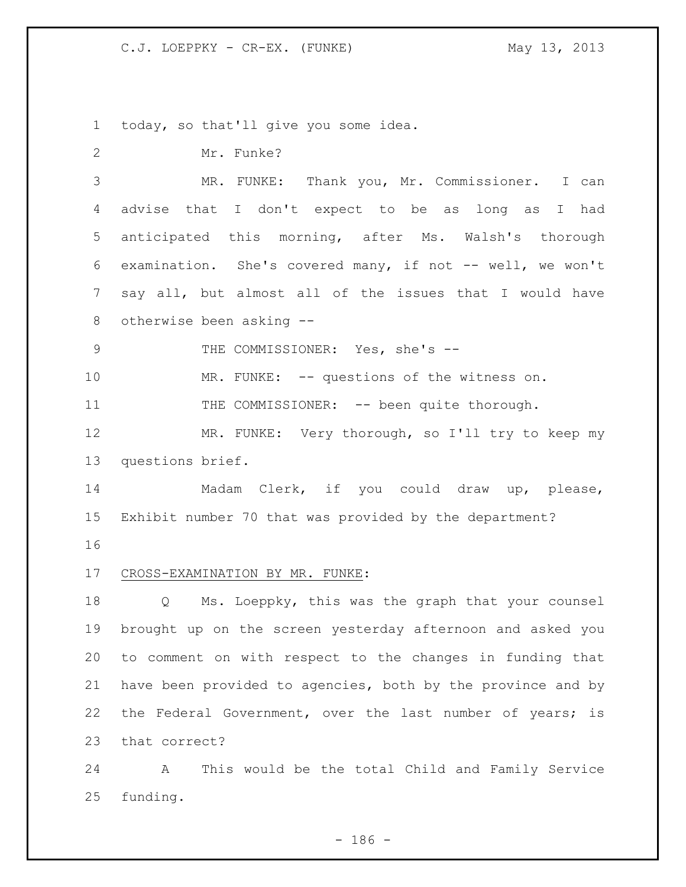today, so that'll give you some idea.

Mr. Funke?

MR. FUNKE: Thank you, Mr. Commissioner. I can advise that I don't expect to be as long as I had anticipated this morning, after Ms. Walsh's thorough examination. She's covered many, if not -- well, we won't say all, but almost all of the issues that I would have otherwise been asking --

THE COMMISSIONER: Yes, she's --

MR. FUNKE: -- questions of the witness on.

THE COMMISSIONER: -- been quite thorough.

MR. FUNKE: Very thorough, so I'll try to keep my questions brief.

Madam Clerk, if you could draw up, please, Exhibit number 70 that was provided by the department?

CROSS-EXAMINATION BY MR. FUNKE:

Q Ms. Loeppky, this was the graph that your counsel brought up on the screen yesterday afternoon and asked you to comment on with respect to the changes in funding that have been provided to agencies, both by the province and by the Federal Government, over the last number of years; is that correct?

A This would be the total Child and Family Service funding.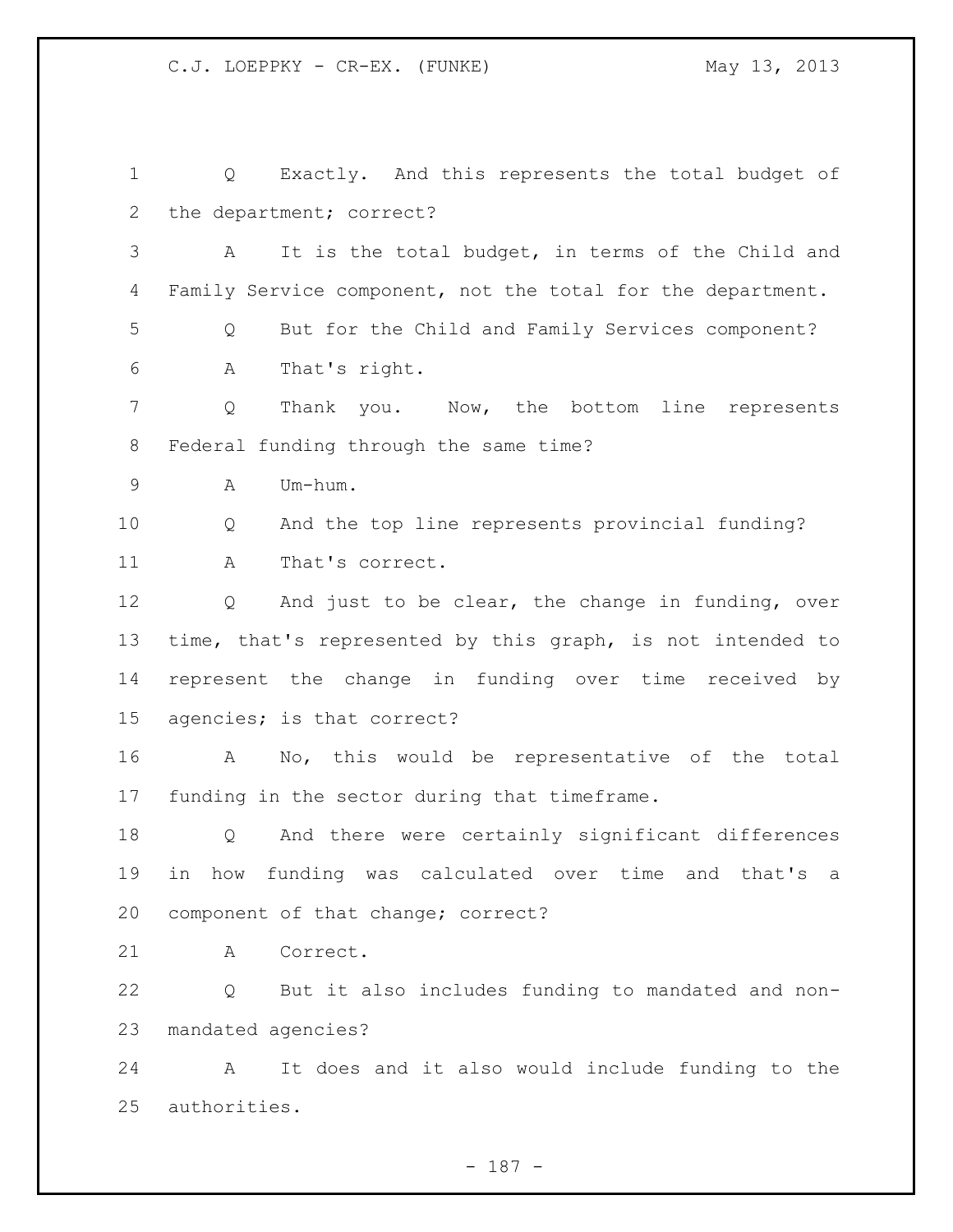Q Exactly. And this represents the total budget of the department; correct?

A It is the total budget, in terms of the Child and Family Service component, not the total for the department.

Q But for the Child and Family Services component?

A That's right.

Q Thank you. Now, the bottom line represents Federal funding through the same time?

A Um-hum.

Q And the top line represents provincial funding?

A That's correct.

Q And just to be clear, the change in funding, over time, that's represented by this graph, is not intended to represent the change in funding over time received by agencies; is that correct?

A No, this would be representative of the total funding in the sector during that timeframe.

Q And there were certainly significant differences in how funding was calculated over time and that's a component of that change; correct?

A Correct.

Q But it also includes funding to mandated and non-mandated agencies?

A It does and it also would include funding to the authorities.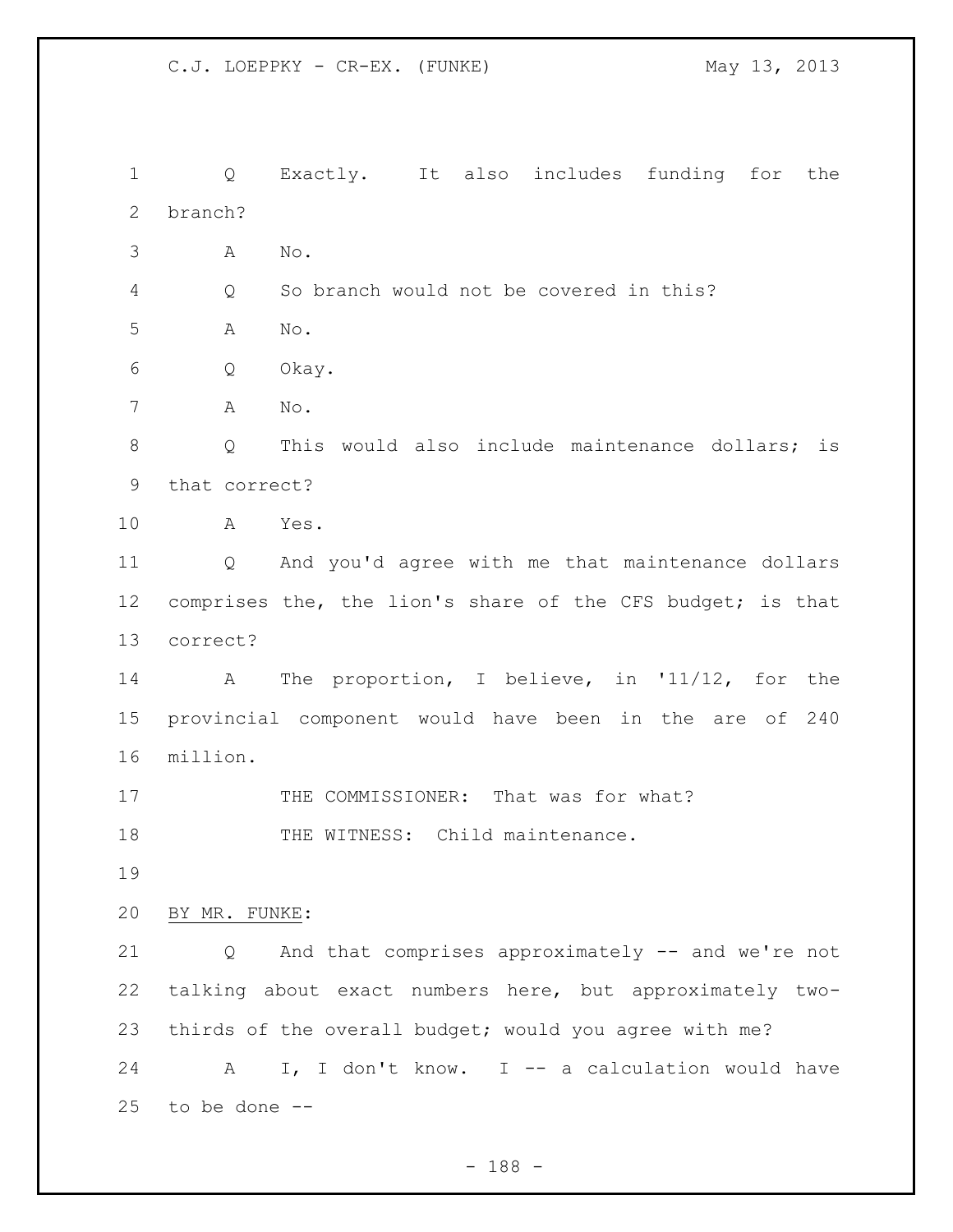Q Exactly. It also includes funding for the branch?

A No.

Q So branch would not be covered in this?

A No.

Q Okay.

A No.

Q This would also include maintenance dollars; is that correct?

A Yes.

Q And you'd agree with me that maintenance dollars comprises the, the lion's share of the CFS budget; is that correct?

A The proportion, I believe, in '11/12, for the provincial component would have been in the are of 240 million.

THE COMMISSIONER: That was for what?

THE WITNESS: Child maintenance.

BY MR. FUNKE:

Q And that comprises approximately -- and we're not talking about exact numbers here, but approximately two-thirds of the overall budget; would you agree with me?

A I, I don't know. I -- a calculation would have to be done --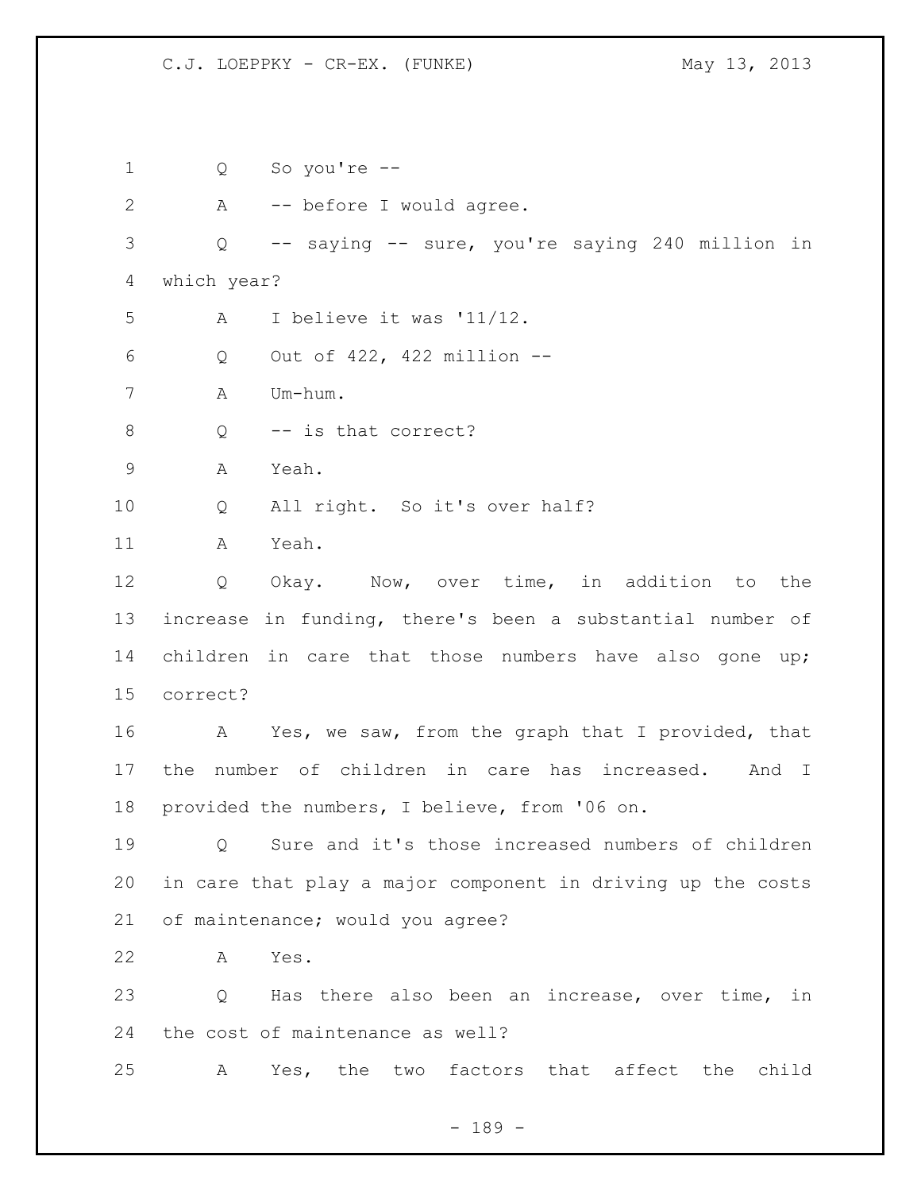Q So you're --

A -- before I would agree.

Q -- saying -- sure, you're saying 240 million in which year?

A I believe it was '11/12.

Q Out of 422, 422 million --

A Um-hum.

Q -- is that correct?

A Yeah.

Q All right. So it's over half?

A Yeah.

Q Okay. Now, over time, in addition to the increase in funding, there's been a substantial number of children in care that those numbers have also gone up; correct?

A Yes, we saw, from the graph that I provided, that the number of children in care has increased. And I provided the numbers, I believe, from '06 on.

Q Sure and it's those increased numbers of children in care that play a major component in driving up the costs of maintenance; would you agree?

A Yes.

Q Has there also been an increase, over time, in the cost of maintenance as well?

A Yes, the two factors that affect the child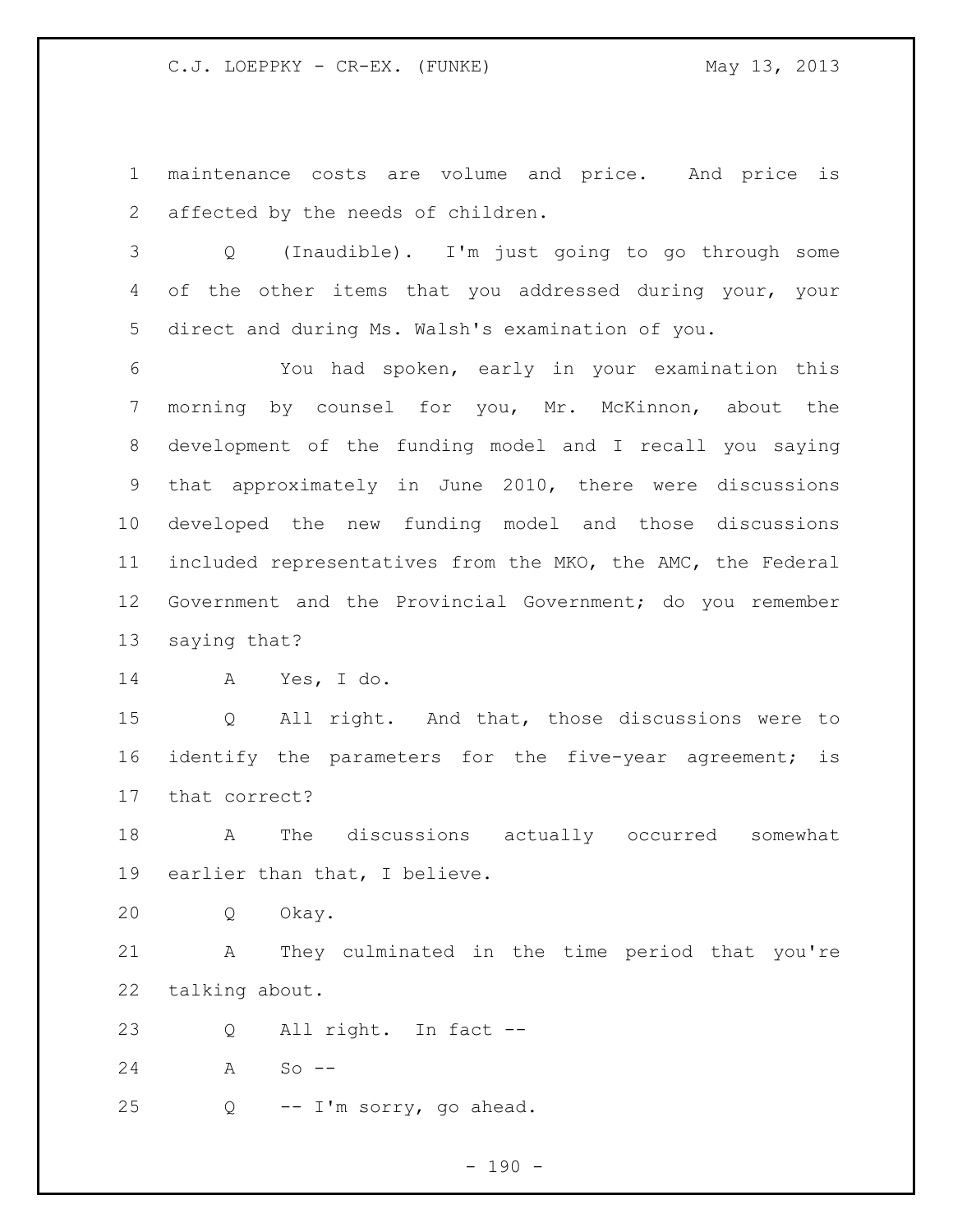maintenance costs are volume and price. And price is affected by the needs of children.

Q (Inaudible). I'm just going to go through some of the other items that you addressed during your, your direct and during Ms. Walsh's examination of you.

You had spoken, early in your examination this morning by counsel for you, Mr. McKinnon, about the development of the funding model and I recall you saying that approximately in June 2010, there were discussions developed the new funding model and those discussions included representatives from the MKO, the AMC, the Federal Government and the Provincial Government; do you remember saying that?

A Yes, I do.

Q All right. And that, those discussions were to identify the parameters for the five-year agreement; is that correct?

A The discussions actually occurred somewhat earlier than that, I believe.

Q Okay.

A They culminated in the time period that you're talking about.

Q All right. In fact --

A So --

Q -- I'm sorry, go ahead.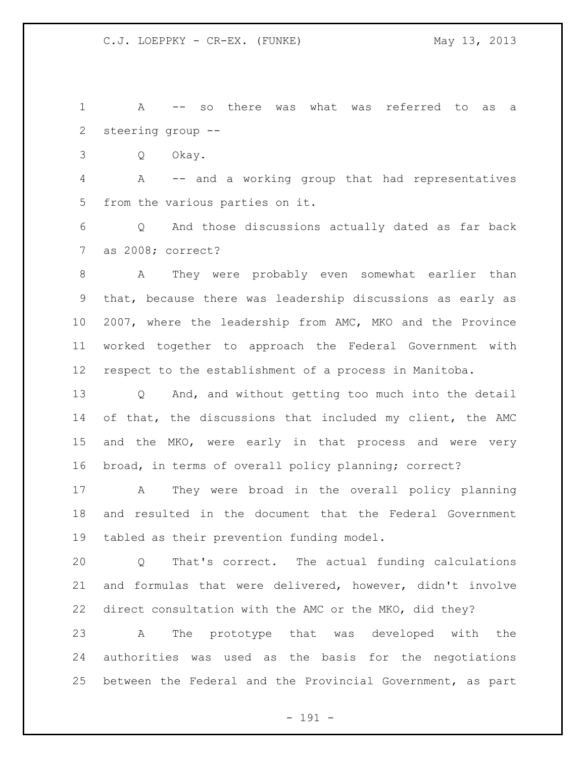A -- so there was what was referred to as a steering group --

Q Okay.

A -- and a working group that had representatives from the various parties on it.

Q And those discussions actually dated as far back as 2008; correct?

A They were probably even somewhat earlier than that, because there was leadership discussions as early as 2007, where the leadership from AMC, MKO and the Province worked together to approach the Federal Government with respect to the establishment of a process in Manitoba.

Q And, and without getting too much into the detail of that, the discussions that included my client, the AMC and the MKO, were early in that process and were very broad, in terms of overall policy planning; correct?

A They were broad in the overall policy planning and resulted in the document that the Federal Government tabled as their prevention funding model.

Q That's correct. The actual funding calculations and formulas that were delivered, however, didn't involve direct consultation with the AMC or the MKO, did they?

A The prototype that was developed with the authorities was used as the basis for the negotiations between the Federal and the Provincial Government, as part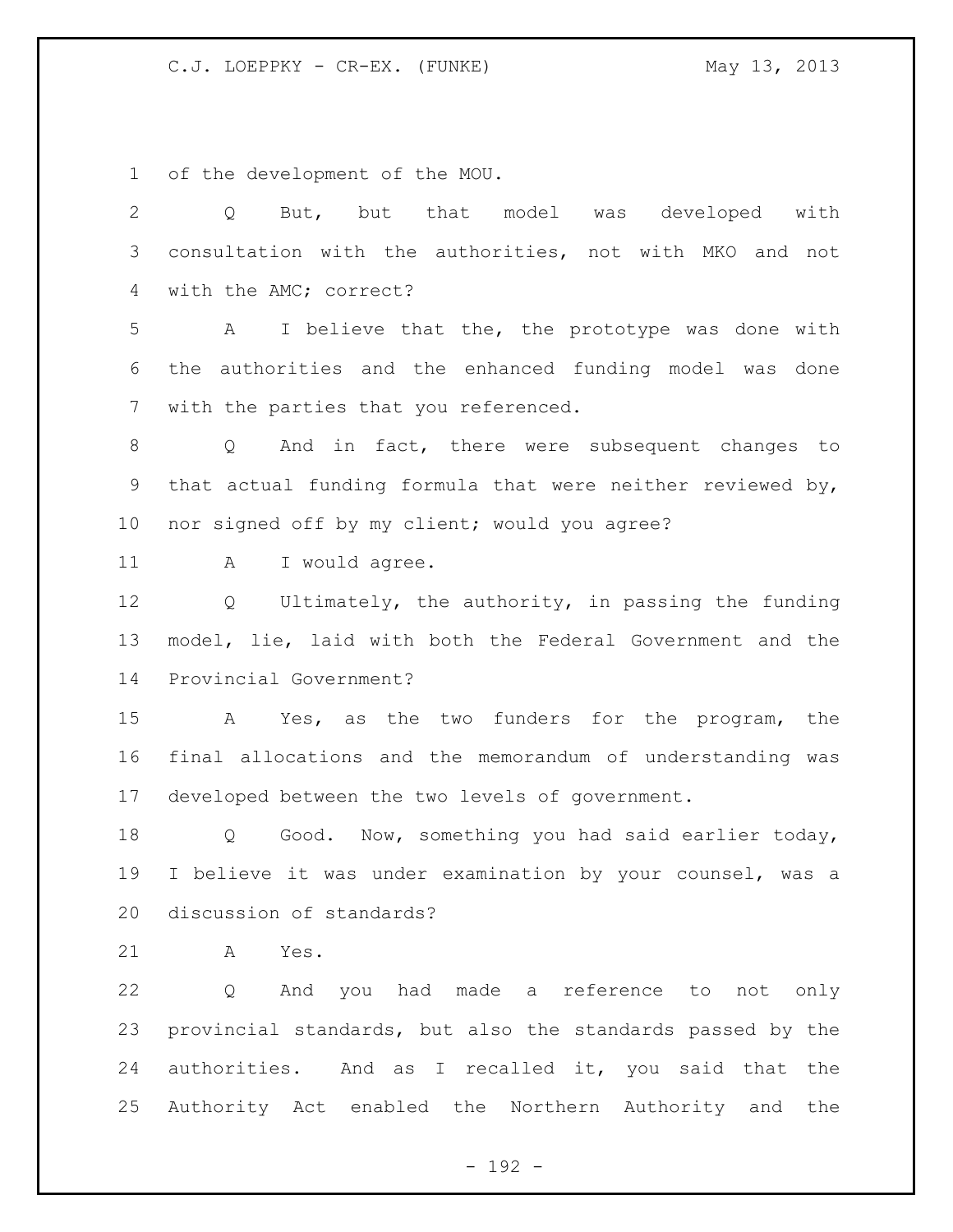of the development of the MOU.

Q But, but that model was developed with consultation with the authorities, not with MKO and not with the AMC; correct?

A I believe that the, the prototype was done with the authorities and the enhanced funding model was done with the parties that you referenced.

Q And in fact, there were subsequent changes to that actual funding formula that were neither reviewed by, nor signed off by my client; would you agree?

A I would agree.

Q Ultimately, the authority, in passing the funding model, lie, laid with both the Federal Government and the Provincial Government?

A Yes, as the two funders for the program, the final allocations and the memorandum of understanding was developed between the two levels of government.

Q Good. Now, something you had said earlier today, I believe it was under examination by your counsel, was a discussion of standards?

A Yes.

Q And you had made a reference to not only provincial standards, but also the standards passed by the authorities. And as I recalled it, you said that the Authority Act enabled the Northern Authority and the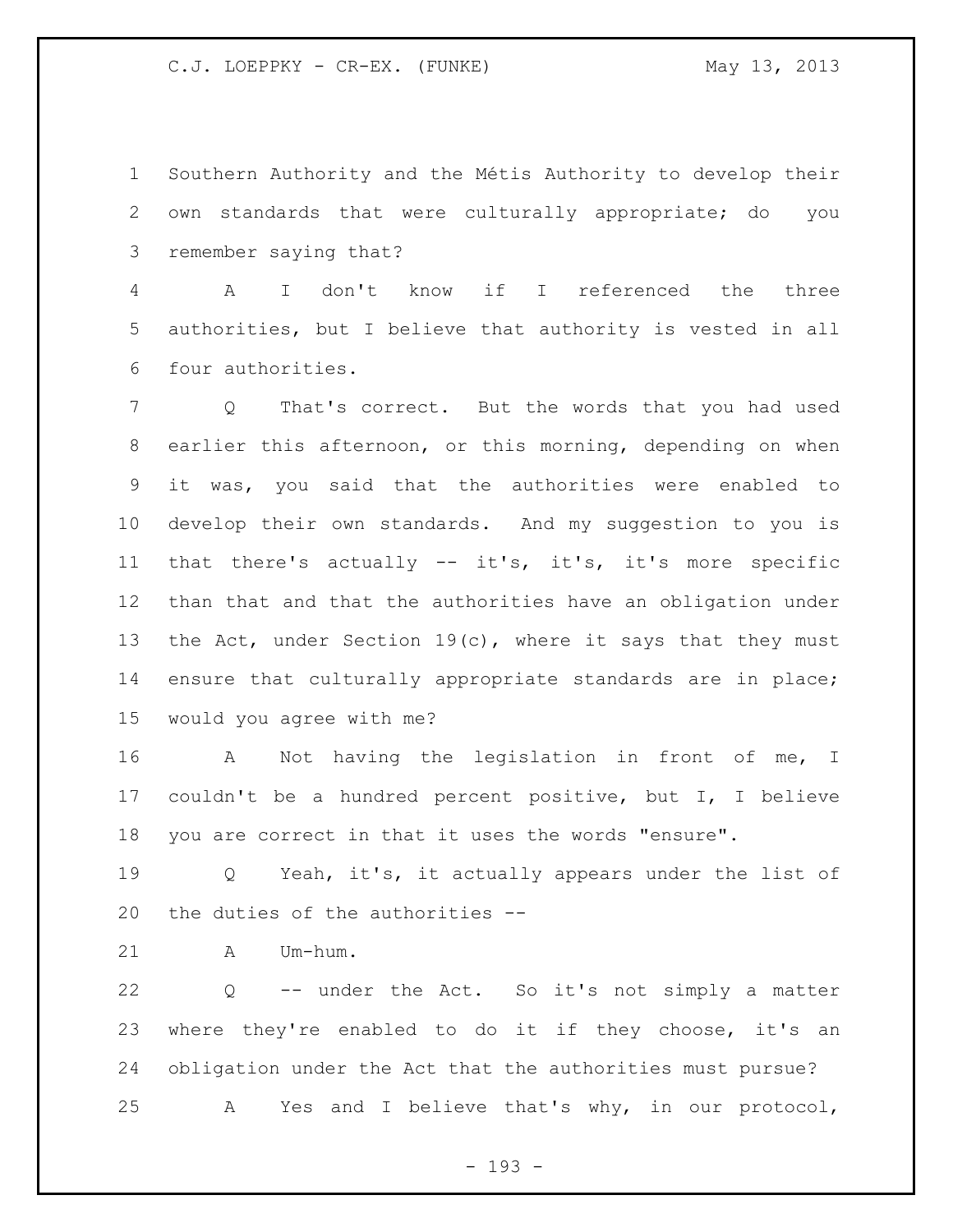Southern Authority and the Métis Authority to develop their own standards that were culturally appropriate; do you remember saying that?

A I don't know if I referenced the three authorities, but I believe that authority is vested in all four authorities.

Q That's correct. But the words that you had used earlier this afternoon, or this morning, depending on when it was, you said that the authorities were enabled to develop their own standards. And my suggestion to you is that there's actually -- it's, it's, it's more specific than that and that the authorities have an obligation under the Act, under Section 19(c), where it says that they must ensure that culturally appropriate standards are in place; would you agree with me?

A Not having the legislation in front of me, I couldn't be a hundred percent positive, but I, I believe you are correct in that it uses the words "ensure".

Q Yeah, it's, it actually appears under the list of the duties of the authorities --

A Um-hum.

Q -- under the Act. So it's not simply a matter where they're enabled to do it if they choose, it's an obligation under the Act that the authorities must pursue?

A Yes and I believe that's why, in our protocol,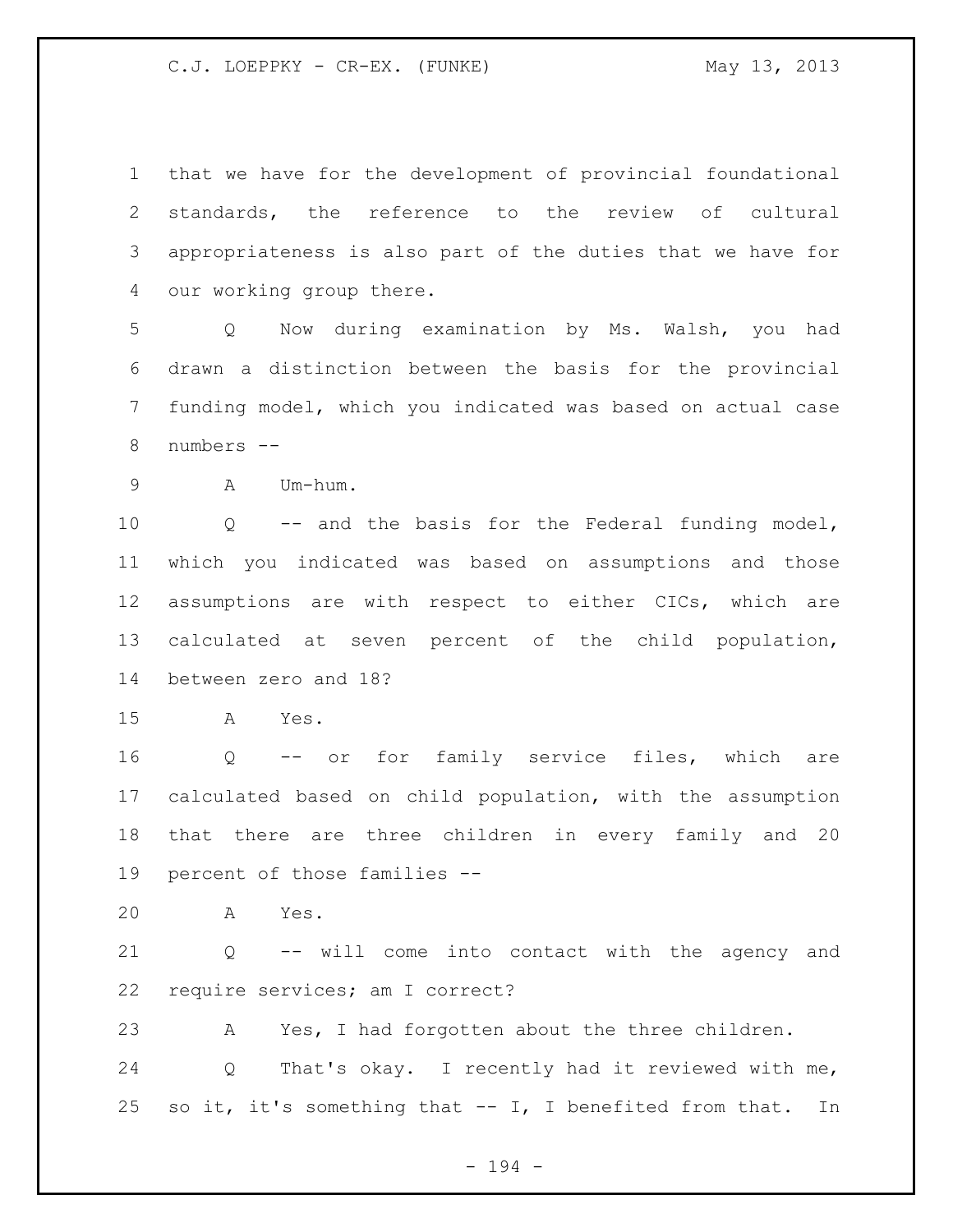that we have for the development of provincial foundational standards, the reference to the review of cultural appropriateness is also part of the duties that we have for our working group there.

Q Now during examination by Ms. Walsh, you had drawn a distinction between the basis for the provincial funding model, which you indicated was based on actual case numbers --

A Um-hum.

Q -- and the basis for the Federal funding model, which you indicated was based on assumptions and those assumptions are with respect to either CICs, which are calculated at seven percent of the child population, between zero and 18?

A Yes.

Q -- or for family service files, which are calculated based on child population, with the assumption that there are three children in every family and 20 percent of those families --

A Yes.

Q -- will come into contact with the agency and require services; am I correct?

A Yes, I had forgotten about the three children.

Q That's okay. I recently had it reviewed with me, so it, it's something that -- I, I benefited from that. In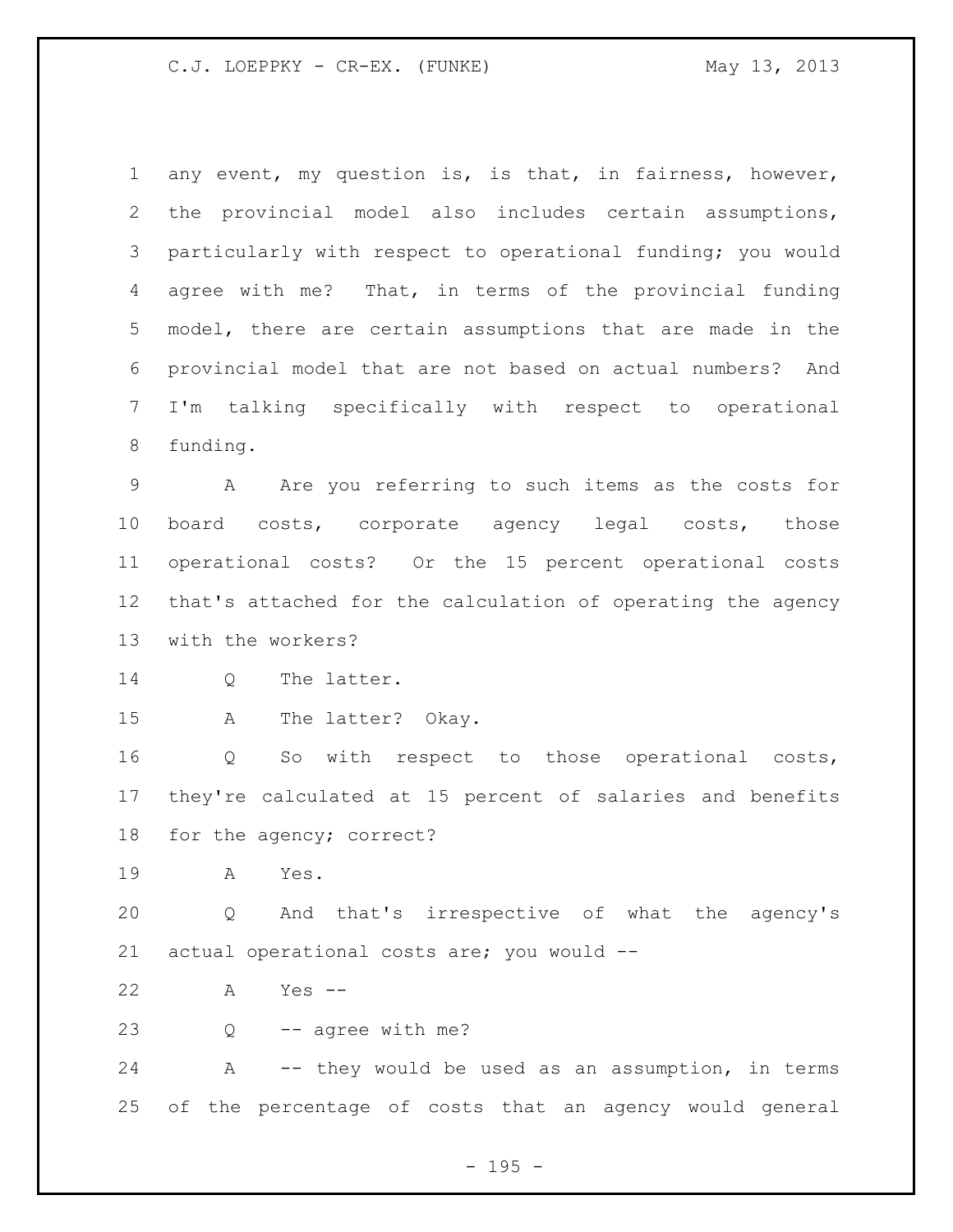any event, my question is, is that, in fairness, however, the provincial model also includes certain assumptions, particularly with respect to operational funding; you would agree with me? That, in terms of the provincial funding model, there are certain assumptions that are made in the provincial model that are not based on actual numbers? And I'm talking specifically with respect to operational funding.

A Are you referring to such items as the costs for board costs, corporate agency legal costs, those operational costs? Or the 15 percent operational costs that's attached for the calculation of operating the agency with the workers?

Q The latter.

A The latter? Okay.

Q So with respect to those operational costs, they're calculated at 15 percent of salaries and benefits for the agency; correct?

A Yes.

Q And that's irrespective of what the agency's actual operational costs are; you would --

A Yes --

Q -- agree with me?

A -- they would be used as an assumption, in terms of the percentage of costs that an agency would general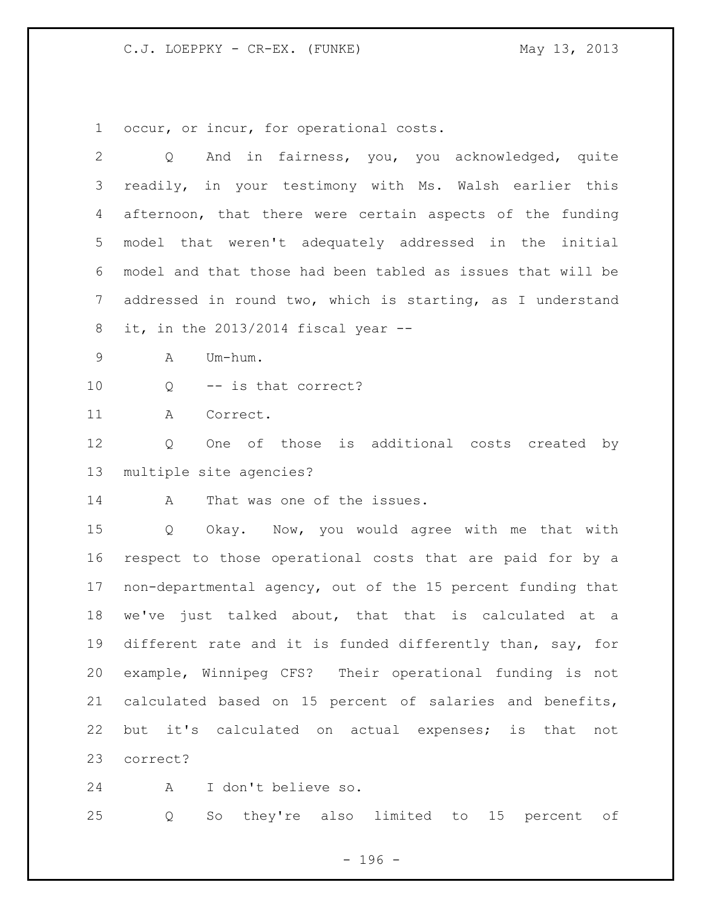1 occur, or incur, for operational costs.

2 Q And in fairness, you, you acknowledged, quite
3 readily, in your testimony with Ms. Walsh earlier this
4 afternoon, that there were certain aspects of the funding
5 model that weren't adequately addressed in the initial
6 model and that those had been tabled as issues that will be
7 addressed in round two, which is starting, as I understand
8 it, in the 2013/2014 fiscal year --

9 A Um-hum.

10 Q -- is that correct?

11 A Correct.

12 Q One of those is additional costs created by
13 multiple site agencies?

14 A That was one of the issues.

15 Q Okay. Now, you would agree with me that with
16 respect to those operational costs that are paid for by a
17 non-departmental agency, out of the 15 percent funding that
18 we've just talked about, that that is calculated at a
19 different rate and it is funded differently than, say, for
20 example, Winnipeg CFS? Their operational funding is not
21 calculated based on 15 percent of salaries and benefits,
22 but it's calculated on actual expenses; is that not
23 correct?

24 A I don't believe so.

25 Q So they're also limited to 15 percent of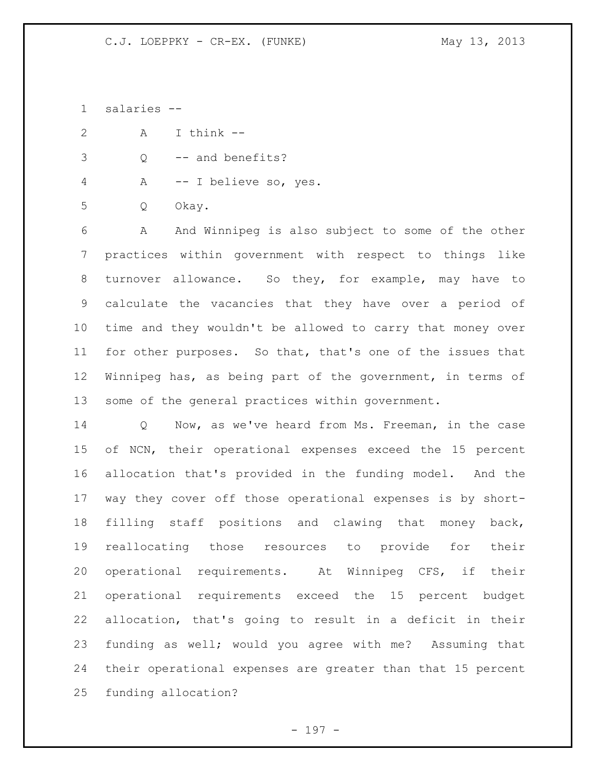salaries --

A I think --

Q -- and benefits?

A -- I believe so, yes.

Q Okay.

A And Winnipeg is also subject to some of the other practices within government with respect to things like turnover allowance. So they, for example, may have to calculate the vacancies that they have over a period of time and they wouldn't be allowed to carry that money over for other purposes. So that, that's one of the issues that Winnipeg has, as being part of the government, in terms of some of the general practices within government.

Q Now, as we've heard from Ms. Freeman, in the case of NCN, their operational expenses exceed the 15 percent allocation that's provided in the funding model. And the way they cover off those operational expenses is by short-filling staff positions and clawing that money back, reallocating those resources to provide for their operational requirements. At Winnipeg CFS, if their operational requirements exceed the 15 percent budget allocation, that's going to result in a deficit in their funding as well; would you agree with me? Assuming that their operational expenses are greater than that 15 percent funding allocation?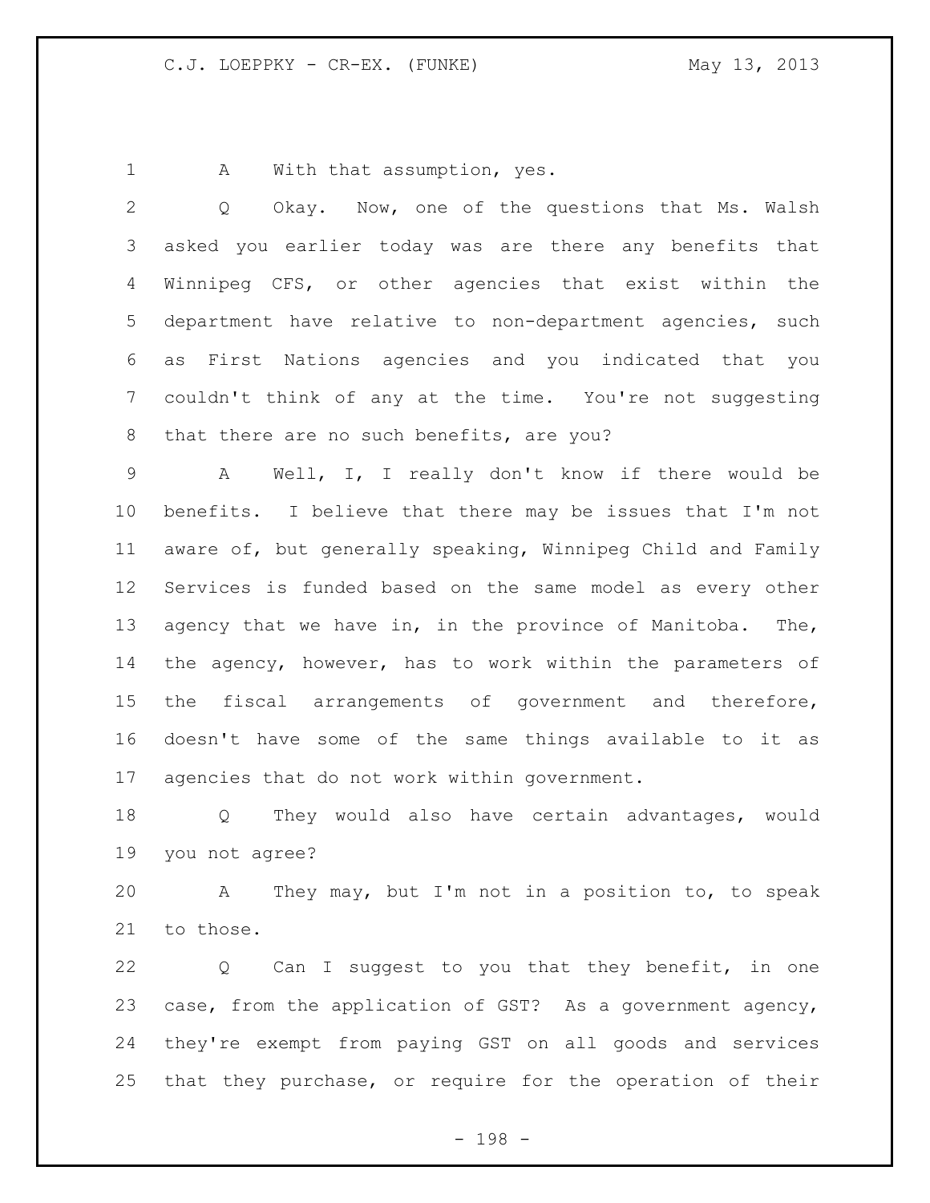A With that assumption, yes.

Q Okay. Now, one of the questions that Ms. Walsh asked you earlier today was are there any benefits that Winnipeg CFS, or other agencies that exist within the department have relative to non-department agencies, such as First Nations agencies and you indicated that you couldn't think of any at the time. You're not suggesting that there are no such benefits, are you?

A Well, I, I really don't know if there would be benefits. I believe that there may be issues that I'm not aware of, but generally speaking, Winnipeg Child and Family Services is funded based on the same model as every other agency that we have in, in the province of Manitoba. The, the agency, however, has to work within the parameters of the fiscal arrangements of government and therefore, doesn't have some of the same things available to it as agencies that do not work within government.

Q They would also have certain advantages, would you not agree?

A They may, but I'm not in a position to, to speak to those.

Q Can I suggest to you that they benefit, in one case, from the application of GST? As a government agency, they're exempt from paying GST on all goods and services that they purchase, or require for the operation of their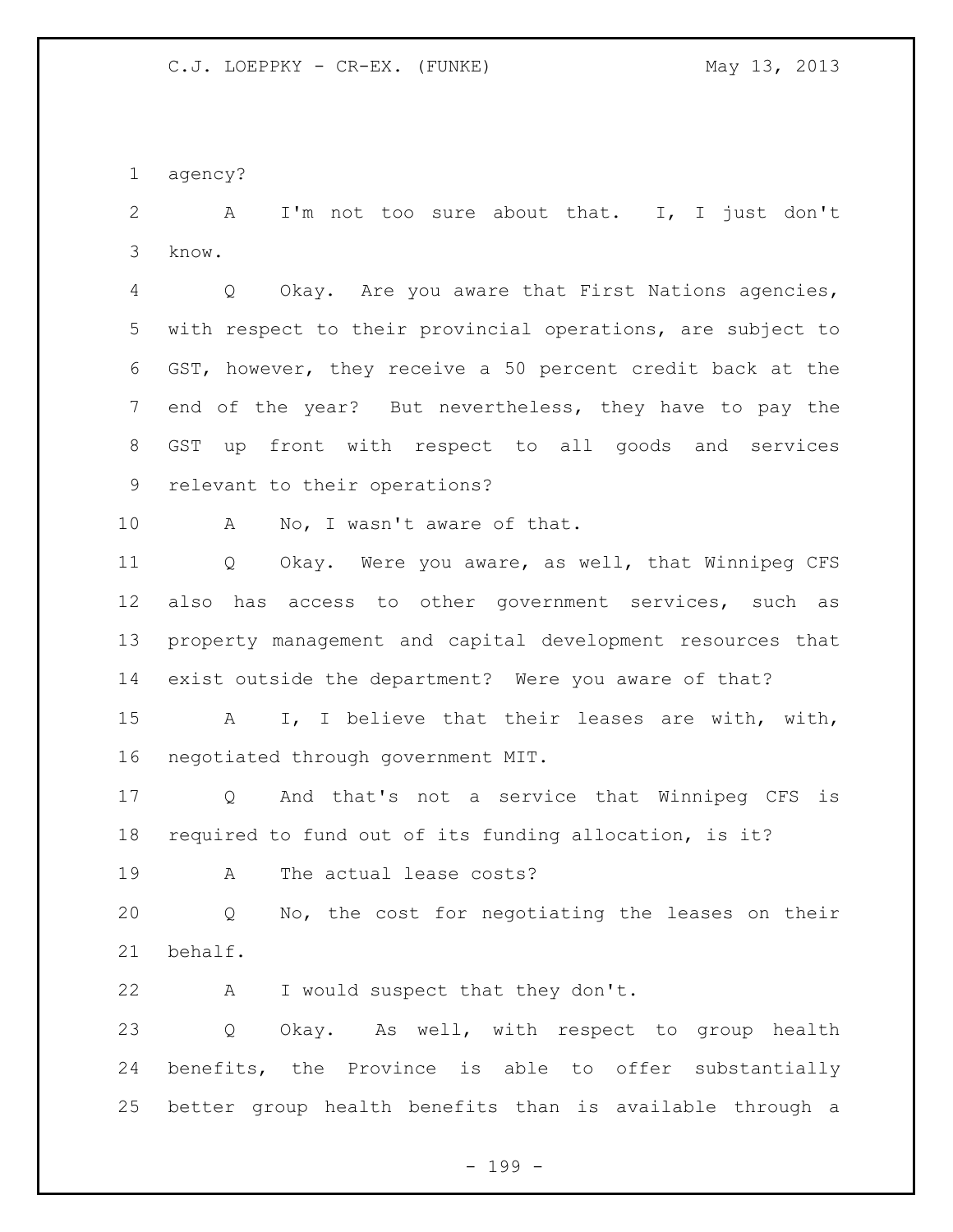agency?

A I'm not too sure about that. I, I just don't know.

Q Okay. Are you aware that First Nations agencies, with respect to their provincial operations, are subject to GST, however, they receive a 50 percent credit back at the end of the year? But nevertheless, they have to pay the GST up front with respect to all goods and services relevant to their operations?

A No, I wasn't aware of that.

Q Okay. Were you aware, as well, that Winnipeg CFS also has access to other government services, such as property management and capital development resources that exist outside the department? Were you aware of that?

A I, I believe that their leases are with, with, negotiated through government MIT.

Q And that's not a service that Winnipeg CFS is required to fund out of its funding allocation, is it?

A The actual lease costs?

Q No, the cost for negotiating the leases on their behalf.

A I would suspect that they don't.

Q Okay. As well, with respect to group health benefits, the Province is able to offer substantially better group health benefits than is available through a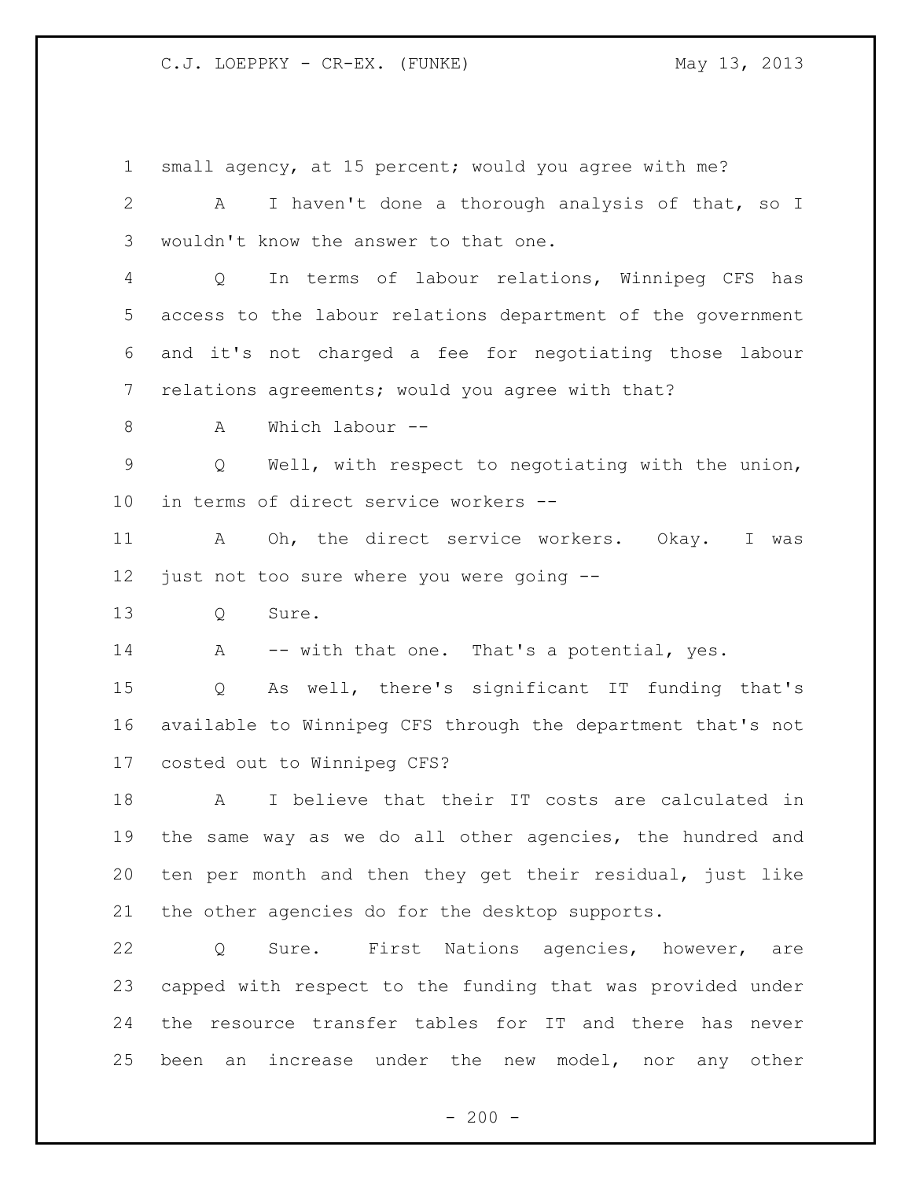small agency, at 15 percent; would you agree with me?

A I haven't done a thorough analysis of that, so I wouldn't know the answer to that one.

Q In terms of labour relations, Winnipeg CFS has access to the labour relations department of the government and it's not charged a fee for negotiating those labour relations agreements; would you agree with that?

A Which labour --

Q Well, with respect to negotiating with the union, in terms of direct service workers --

A Oh, the direct service workers. Okay. I was just not too sure where you were going --

Q Sure.

A -- with that one. That's a potential, yes.

Q As well, there's significant IT funding that's available to Winnipeg CFS through the department that's not costed out to Winnipeg CFS?

A I believe that their IT costs are calculated in the same way as we do all other agencies, the hundred and ten per month and then they get their residual, just like the other agencies do for the desktop supports.

Q Sure. First Nations agencies, however, are capped with respect to the funding that was provided under the resource transfer tables for IT and there has never been an increase under the new model, nor any other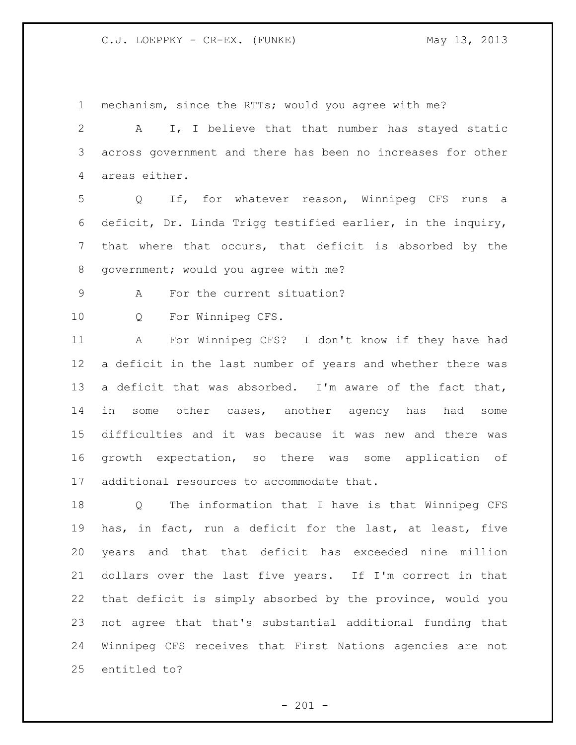mechanism, since the RTTs; would you agree with me?

A I, I believe that that number has stayed static across government and there has been no increases for other areas either.

Q If, for whatever reason, Winnipeg CFS runs a deficit, Dr. Linda Trigg testified earlier, in the inquiry, that where that occurs, that deficit is absorbed by the government; would you agree with me?

A For the current situation?

Q For Winnipeg CFS.

A For Winnipeg CFS? I don't know if they have had a deficit in the last number of years and whether there was a deficit that was absorbed. I'm aware of the fact that, in some other cases, another agency has had some difficulties and it was because it was new and there was growth expectation, so there was some application of additional resources to accommodate that.

Q The information that I have is that Winnipeg CFS has, in fact, run a deficit for the last, at least, five years and that that deficit has exceeded nine million dollars over the last five years. If I'm correct in that that deficit is simply absorbed by the province, would you not agree that that's substantial additional funding that Winnipeg CFS receives that First Nations agencies are not entitled to?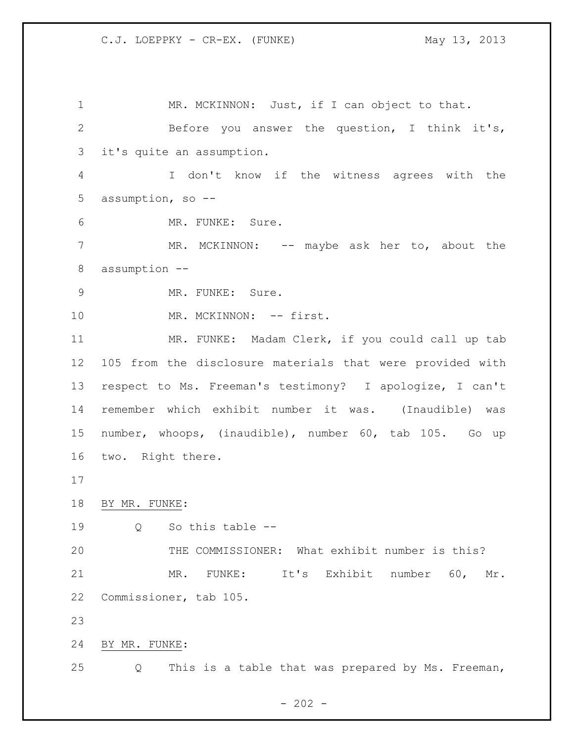MR. MCKINNON: Just, if I can object to that.

Before you answer the question, I think it's, it's quite an assumption.

I don't know if the witness agrees with the assumption, so --

MR. FUNKE: Sure.

MR. MCKINNON: -- maybe ask her to, about the assumption --

MR. FUNKE: Sure.

MR. MCKINNON: -- first.

MR. FUNKE: Madam Clerk, if you could call up tab 105 from the disclosure materials that were provided with respect to Ms. Freeman's testimony? I apologize, I can't remember which exhibit number it was. (Inaudible) was number, whoops, (inaudible), number 60, tab 105. Go up two. Right there.

BY MR. FUNKE:

Q So this table --

THE COMMISSIONER: What exhibit number is this?

MR. FUNKE: It's Exhibit number 60, Mr. Commissioner, tab 105.

BY MR. FUNKE:

Q This is a table that was prepared by Ms. Freeman,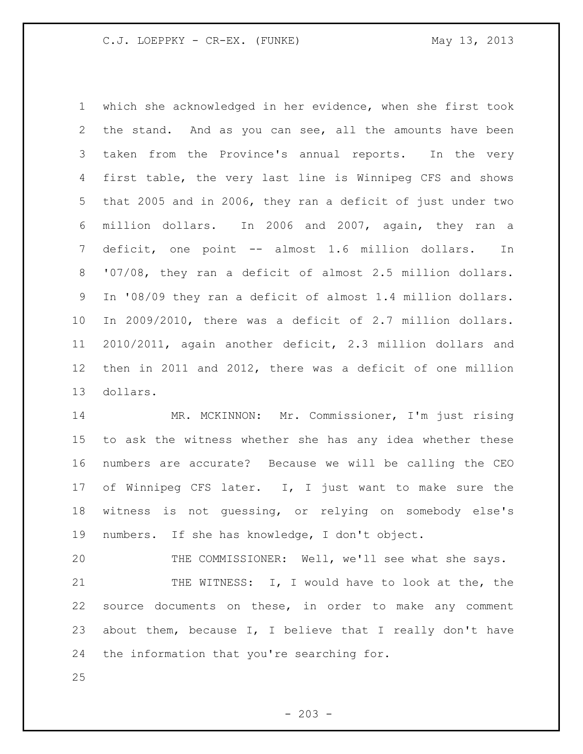which she acknowledged in her evidence, when she first took the stand. And as you can see, all the amounts have been taken from the Province's annual reports. In the very first table, the very last line is Winnipeg CFS and shows that 2005 and in 2006, they ran a deficit of just under two million dollars. In 2006 and 2007, again, they ran a deficit, one point -- almost 1.6 million dollars. In '07/08, they ran a deficit of almost 2.5 million dollars. In '08/09 they ran a deficit of almost 1.4 million dollars. In 2009/2010, there was a deficit of 2.7 million dollars. 2010/2011, again another deficit, 2.3 million dollars and then in 2011 and 2012, there was a deficit of one million dollars.

MR. MCKINNON: Mr. Commissioner, I'm just rising to ask the witness whether she has any idea whether these numbers are accurate? Because we will be calling the CEO of Winnipeg CFS later. I, I just want to make sure the witness is not guessing, or relying on somebody else's numbers. If she has knowledge, I don't object.

THE COMMISSIONER: Well, we'll see what she says.

THE WITNESS: I, I would have to look at the, the source documents on these, in order to make any comment about them, because I, I believe that I really don't have the information that you're searching for.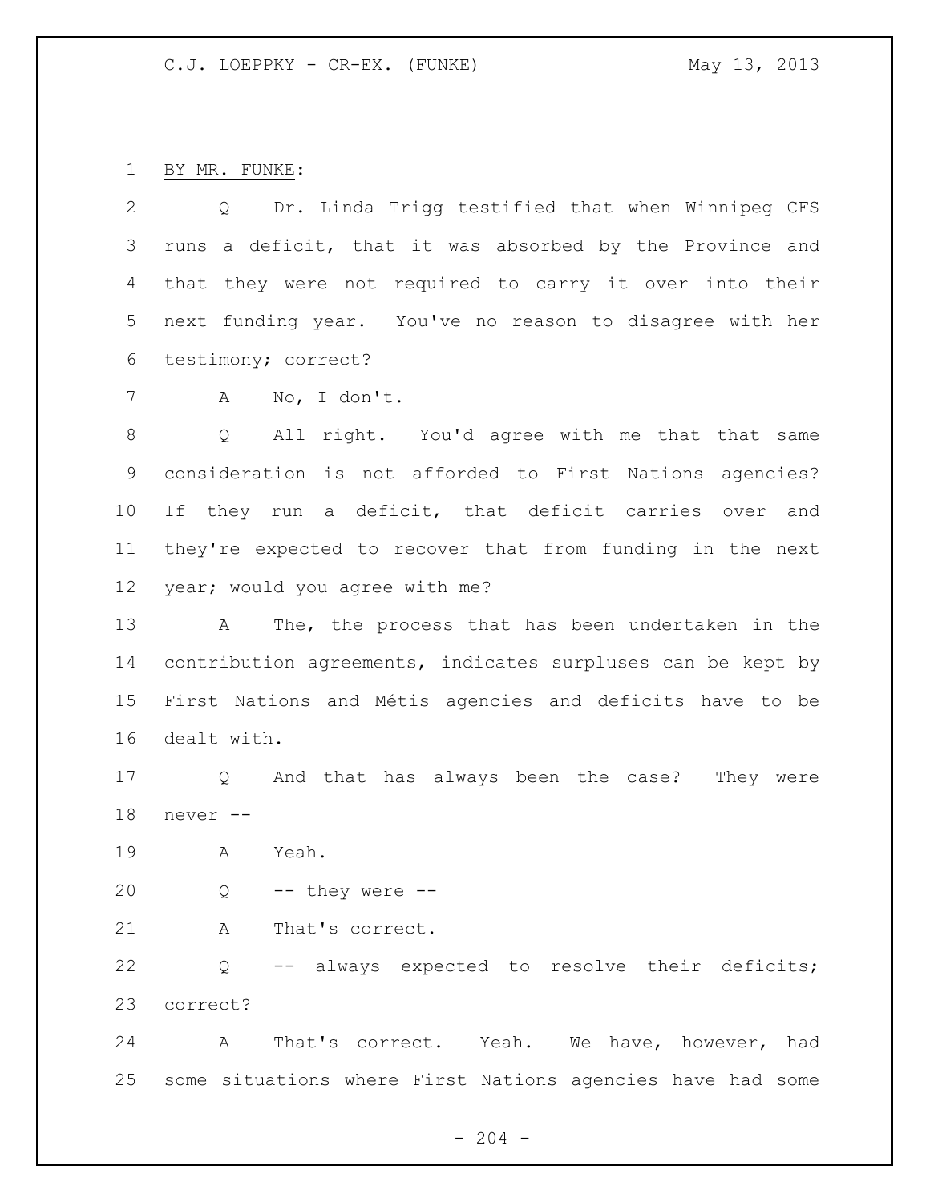BY MR. FUNKE:

Q Dr. Linda Trigg testified that when Winnipeg CFS runs a deficit, that it was absorbed by the Province and that they were not required to carry it over into their next funding year. You've no reason to disagree with her testimony; correct?

A No, I don't.

Q All right. You'd agree with me that that same consideration is not afforded to First Nations agencies? If they run a deficit, that deficit carries over and they're expected to recover that from funding in the next year; would you agree with me?

A The, the process that has been undertaken in the contribution agreements, indicates surpluses can be kept by First Nations and Métis agencies and deficits have to be dealt with.

Q And that has always been the case? They were never --

A Yeah.

Q -- they were --

A That's correct.

Q -- always expected to resolve their deficits; correct?

A That's correct. Yeah. We have, however, had some situations where First Nations agencies have had some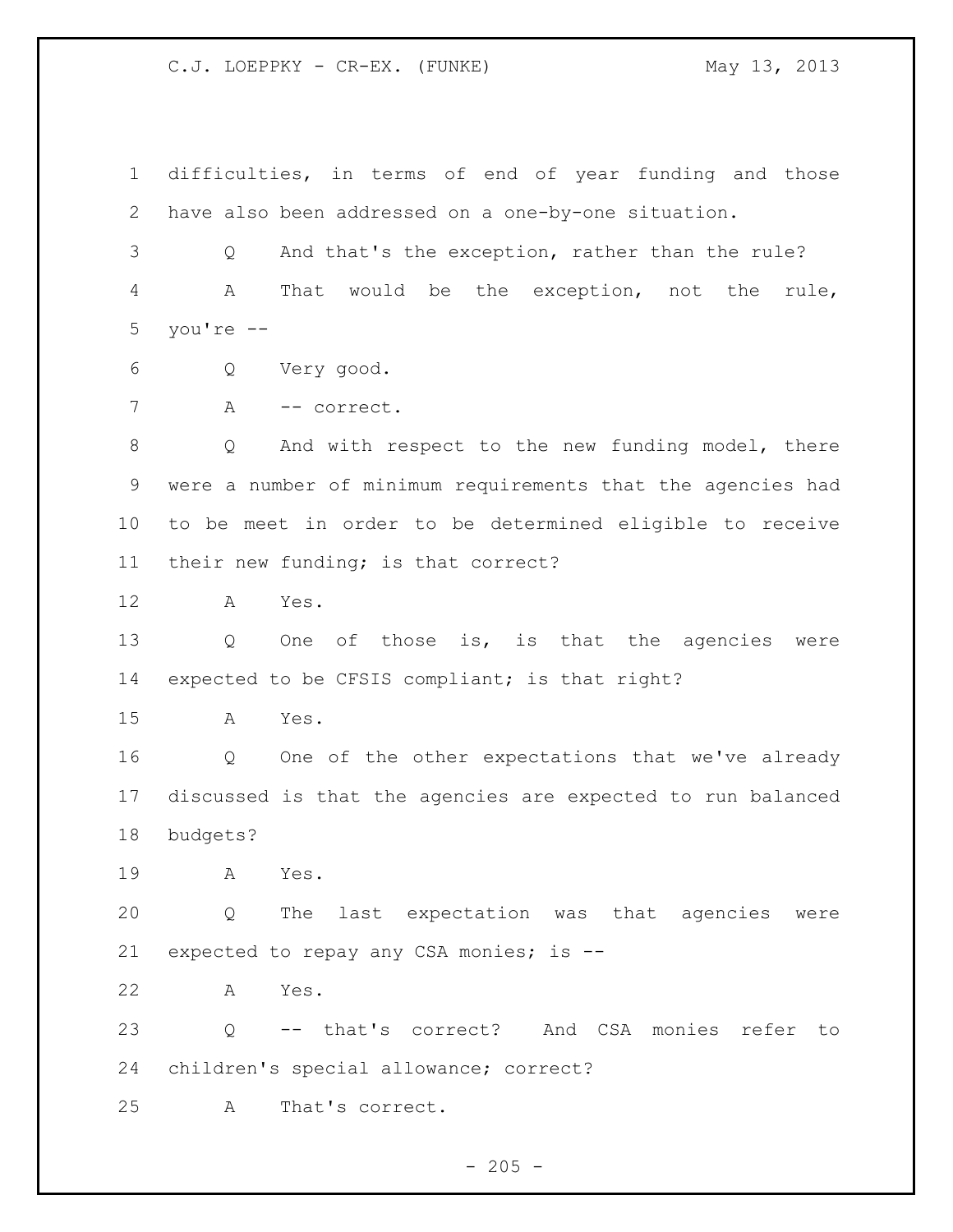difficulties, in terms of end of year funding and those have also been addressed on a one-by-one situation.

Q And that's the exception, rather than the rule?

A That would be the exception, not the rule, you're --

Q Very good.

A -- correct.

Q And with respect to the new funding model, there were a number of minimum requirements that the agencies had to be meet in order to be determined eligible to receive their new funding; is that correct?

A Yes.

Q One of those is, is that the agencies were expected to be CFSIS compliant; is that right?

A Yes.

Q One of the other expectations that we've already discussed is that the agencies are expected to run balanced budgets?

A Yes.

Q The last expectation was that agencies were expected to repay any CSA monies; is --

A Yes.

Q -- that's correct? And CSA monies refer to children's special allowance; correct?

A That's correct.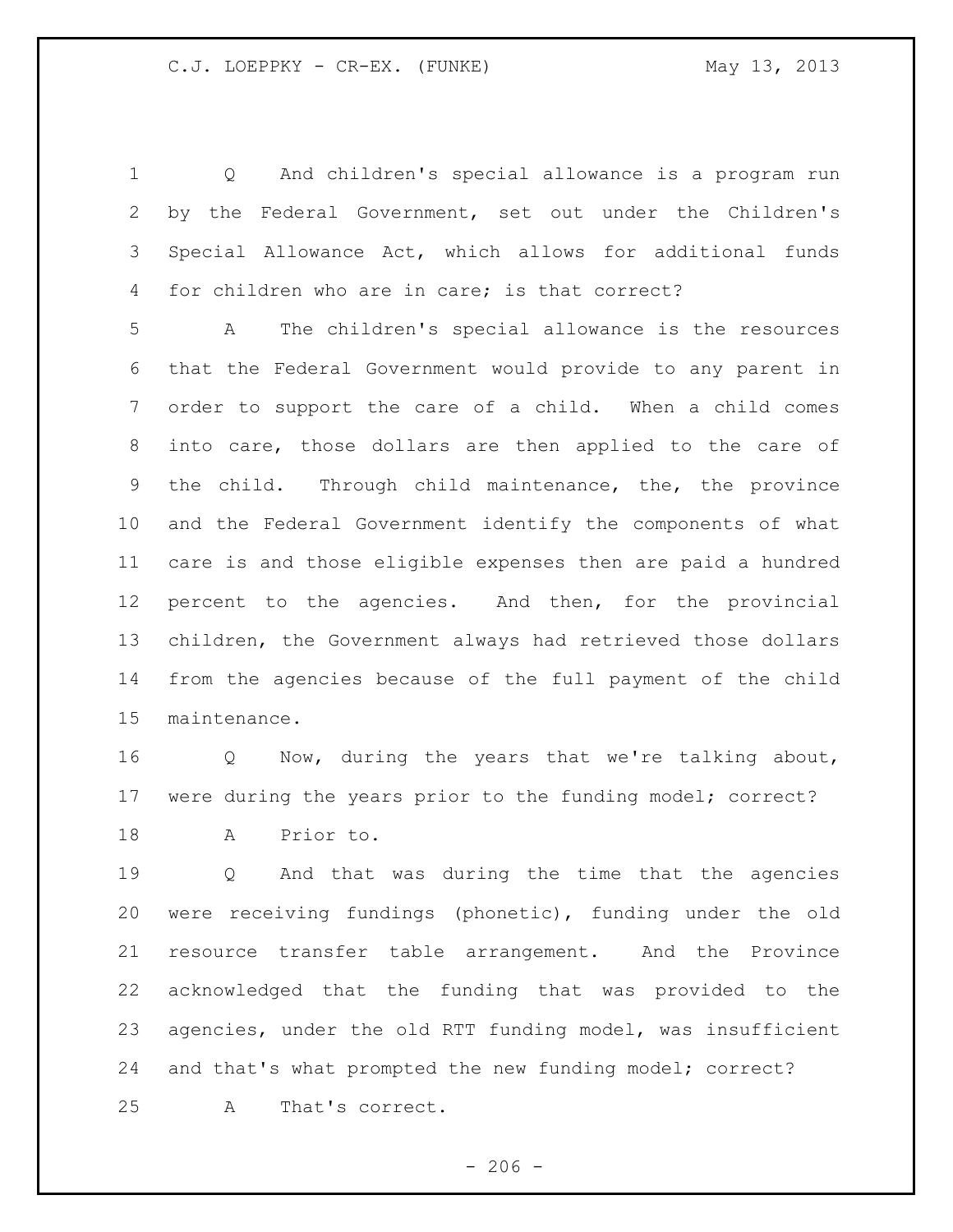Q And children's special allowance is a program run by the Federal Government, set out under the Children's Special Allowance Act, which allows for additional funds for children who are in care; is that correct?

A The children's special allowance is the resources that the Federal Government would provide to any parent in order to support the care of a child. When a child comes into care, those dollars are then applied to the care of the child. Through child maintenance, the, the province and the Federal Government identify the components of what care is and those eligible expenses then are paid a hundred percent to the agencies. And then, for the provincial children, the Government always had retrieved those dollars from the agencies because of the full payment of the child maintenance.

Q Now, during the years that we're talking about, were during the years prior to the funding model; correct?

A Prior to.

Q And that was during the time that the agencies were receiving fundings (phonetic), funding under the old resource transfer table arrangement. And the Province acknowledged that the funding that was provided to the agencies, under the old RTT funding model, was insufficient and that's what prompted the new funding model; correct?

A That's correct.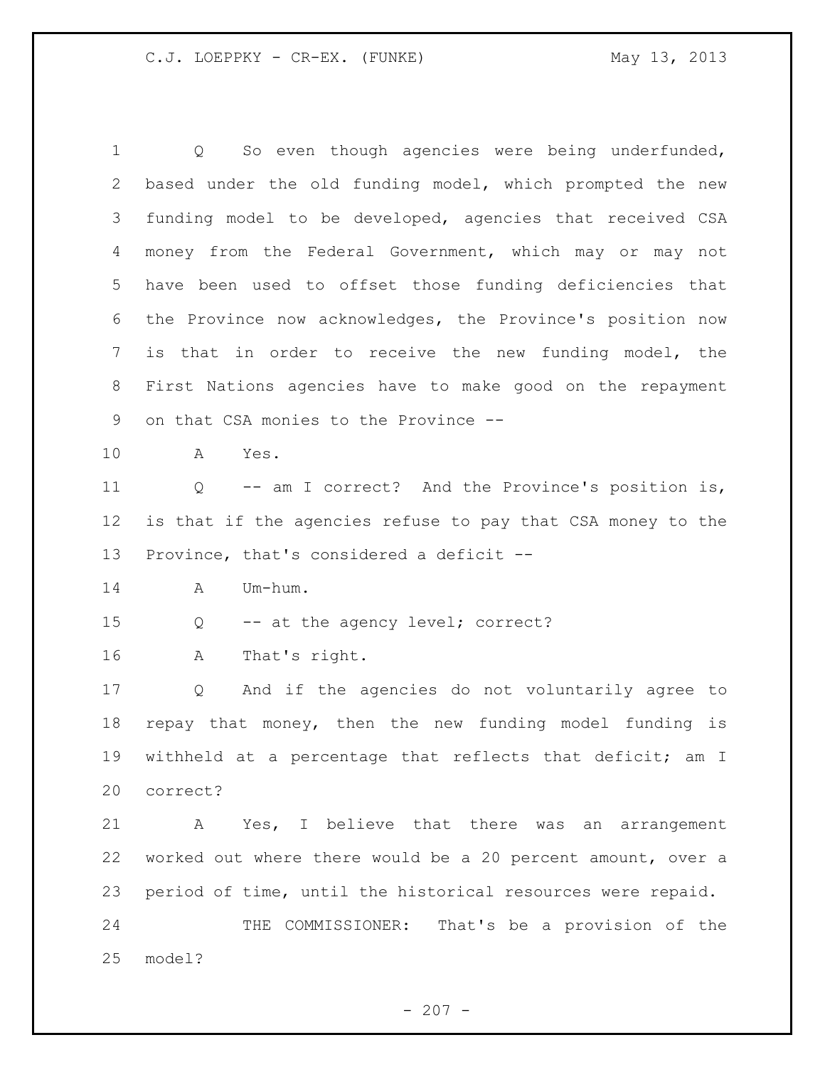Q So even though agencies were being underfunded, based under the old funding model, which prompted the new funding model to be developed, agencies that received CSA money from the Federal Government, which may or may not have been used to offset those funding deficiencies that the Province now acknowledges, the Province's position now is that in order to receive the new funding model, the First Nations agencies have to make good on the repayment on that CSA monies to the Province --

A Yes.

Q -- am I correct? And the Province's position is, is that if the agencies refuse to pay that CSA money to the Province, that's considered a deficit --

A Um-hum.

Q -- at the agency level; correct?

A That's right.

Q And if the agencies do not voluntarily agree to repay that money, then the new funding model funding is withheld at a percentage that reflects that deficit; am I correct?

A Yes, I believe that there was an arrangement worked out where there would be a 20 percent amount, over a period of time, until the historical resources were repaid.

THE COMMISSIONER: That's be a provision of the model?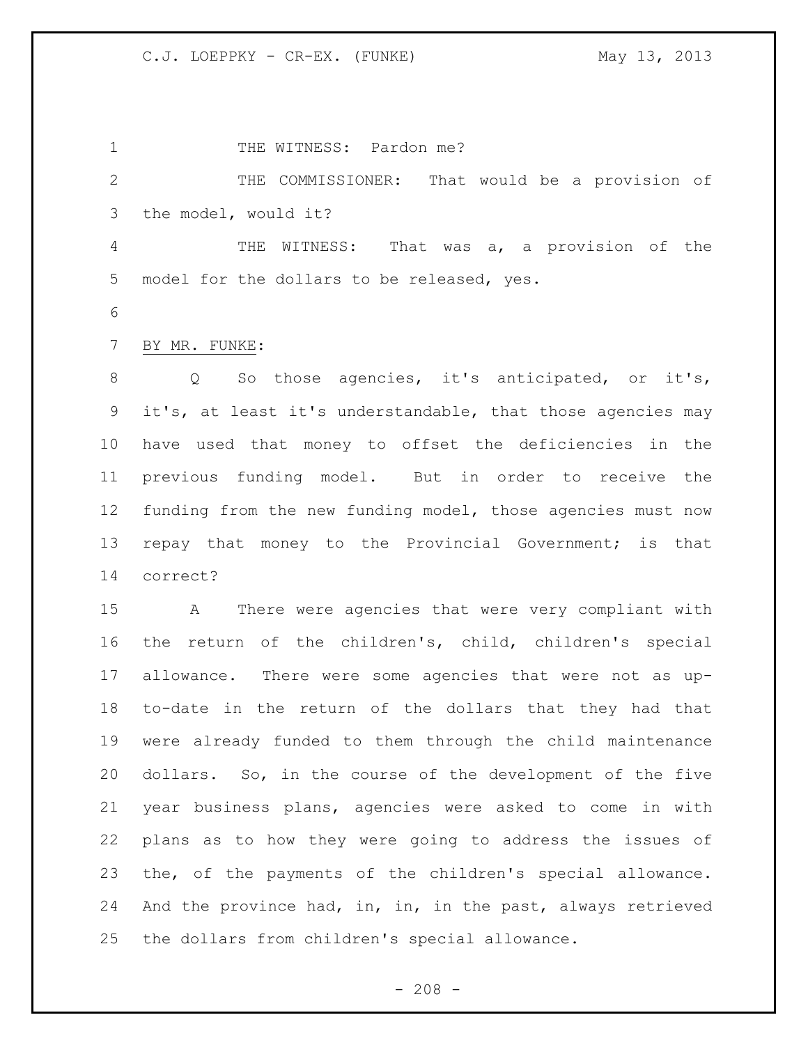THE WITNESS: Pardon me?

THE COMMISSIONER: That would be a provision of the model, would it?

THE WITNESS: That was a, a provision of the model for the dollars to be released, yes.

BY MR. FUNKE:

Q So those agencies, it's anticipated, or it's, it's, at least it's understandable, that those agencies may have used that money to offset the deficiencies in the previous funding model. But in order to receive the funding from the new funding model, those agencies must now repay that money to the Provincial Government; is that correct?

A There were agencies that were very compliant with the return of the children's, child, children's special allowance. There were some agencies that were not as up-to-date in the return of the dollars that they had that were already funded to them through the child maintenance dollars. So, in the course of the development of the five year business plans, agencies were asked to come in with plans as to how they were going to address the issues of the, of the payments of the children's special allowance. And the province had, in, in, in the past, always retrieved the dollars from children's special allowance.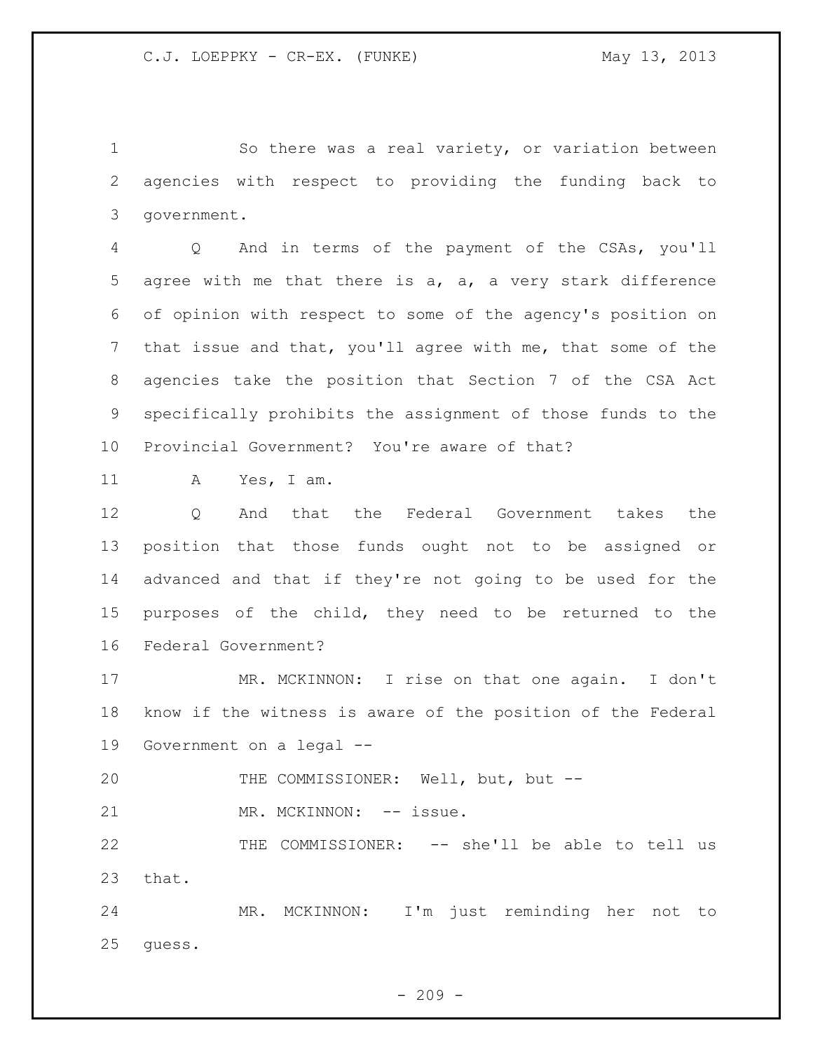So there was a real variety, or variation between agencies with respect to providing the funding back to government.

Q And in terms of the payment of the CSAs, you'll agree with me that there is a, a, a very stark difference of opinion with respect to some of the agency's position on that issue and that, you'll agree with me, that some of the agencies take the position that Section 7 of the CSA Act specifically prohibits the assignment of those funds to the Provincial Government? You're aware of that?

A Yes, I am.

Q And that the Federal Government takes the position that those funds ought not to be assigned or advanced and that if they're not going to be used for the purposes of the child, they need to be returned to the Federal Government?

MR. MCKINNON: I rise on that one again. I don't know if the witness is aware of the position of the Federal Government on a legal --

THE COMMISSIONER: Well, but, but --

MR. MCKINNON: -- issue.

THE COMMISSIONER: -- she'll be able to tell us that.

MR. MCKINNON: I'm just reminding her not to guess.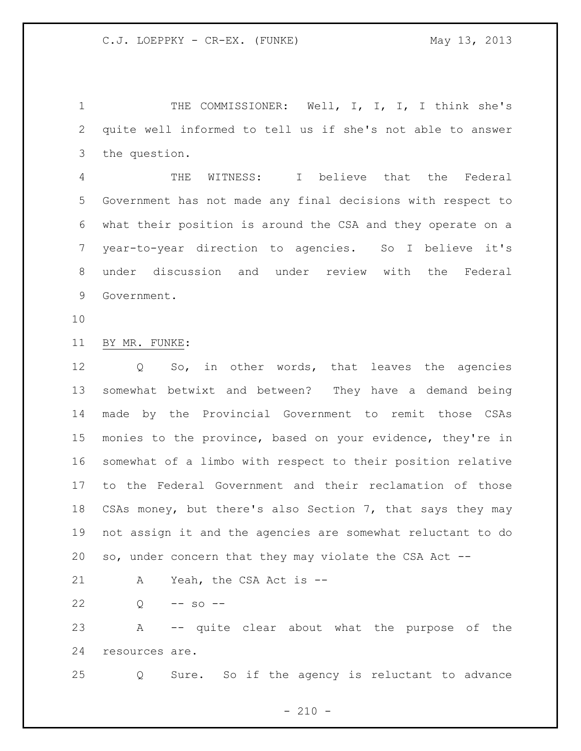THE COMMISSIONER: Well, I, I, I, I think she's quite well informed to tell us if she's not able to answer the question.

THE WITNESS: I believe that the Federal Government has not made any final decisions with respect to what their position is around the CSA and they operate on a year-to-year direction to agencies. So I believe it's under discussion and under review with the Federal Government.

BY MR. FUNKE:

Q So, in other words, that leaves the agencies somewhat betwixt and between? They have a demand being made by the Provincial Government to remit those CSAs monies to the province, based on your evidence, they're in somewhat of a limbo with respect to their position relative to the Federal Government and their reclamation of those CSAs money, but there's also Section 7, that says they may not assign it and the agencies are somewhat reluctant to do so, under concern that they may violate the CSA Act --

A Yeah, the CSA Act is --

Q -- so --

A -- quite clear about what the purpose of the resources are.

Q Sure. So if the agency is reluctant to advance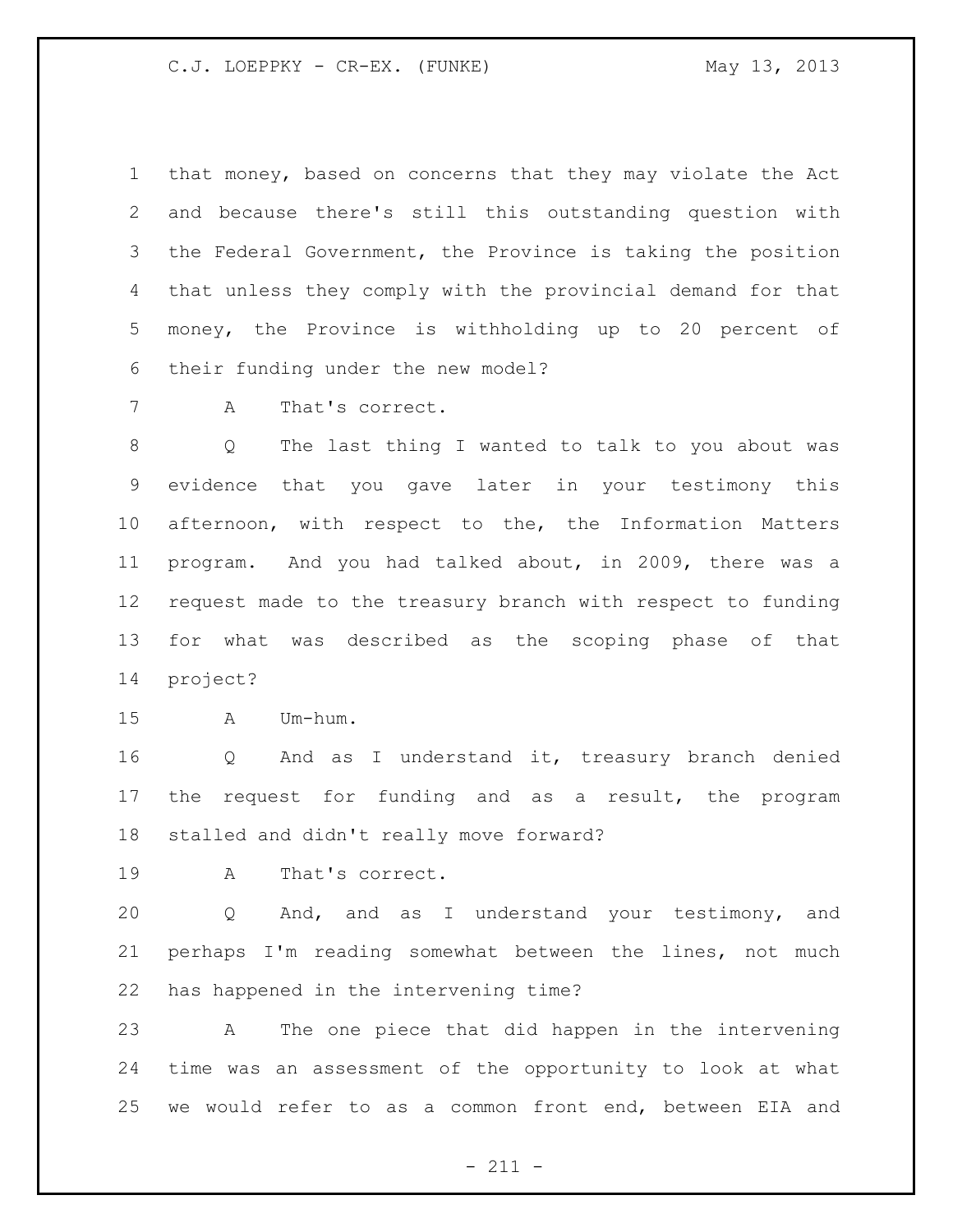that money, based on concerns that they may violate the Act and because there's still this outstanding question with the Federal Government, the Province is taking the position that unless they comply with the provincial demand for that money, the Province is withholding up to 20 percent of their funding under the new model?

A That's correct.

Q The last thing I wanted to talk to you about was evidence that you gave later in your testimony this afternoon, with respect to the, the Information Matters program. And you had talked about, in 2009, there was a request made to the treasury branch with respect to funding for what was described as the scoping phase of that project?

A Um-hum.

Q And as I understand it, treasury branch denied the request for funding and as a result, the program stalled and didn't really move forward?

A That's correct.

Q And, and as I understand your testimony, and perhaps I'm reading somewhat between the lines, not much has happened in the intervening time?

A The one piece that did happen in the intervening time was an assessment of the opportunity to look at what we would refer to as a common front end, between EIA and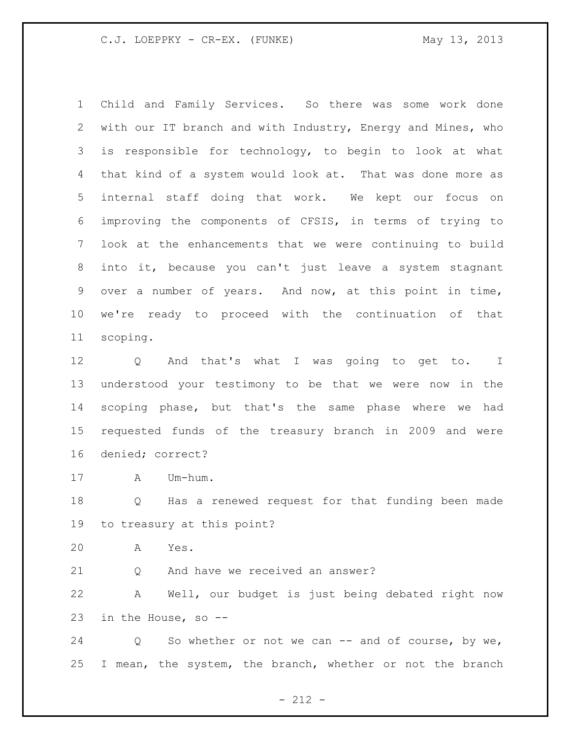Child and Family Services. So there was some work done with our IT branch and with Industry, Energy and Mines, who is responsible for technology, to begin to look at what that kind of a system would look at. That was done more as internal staff doing that work. We kept our focus on improving the components of CFSIS, in terms of trying to look at the enhancements that we were continuing to build into it, because you can't just leave a system stagnant over a number of years. And now, at this point in time, we're ready to proceed with the continuation of that scoping.

Q And that's what I was going to get to. I understood your testimony to be that we were now in the scoping phase, but that's the same phase where we had requested funds of the treasury branch in 2009 and were denied; correct?

A Um-hum.

Q Has a renewed request for that funding been made to treasury at this point?

A Yes.

Q And have we received an answer?

A Well, our budget is just being debated right now in the House, so --

Q So whether or not we can -- and of course, by we, I mean, the system, the branch, whether or not the branch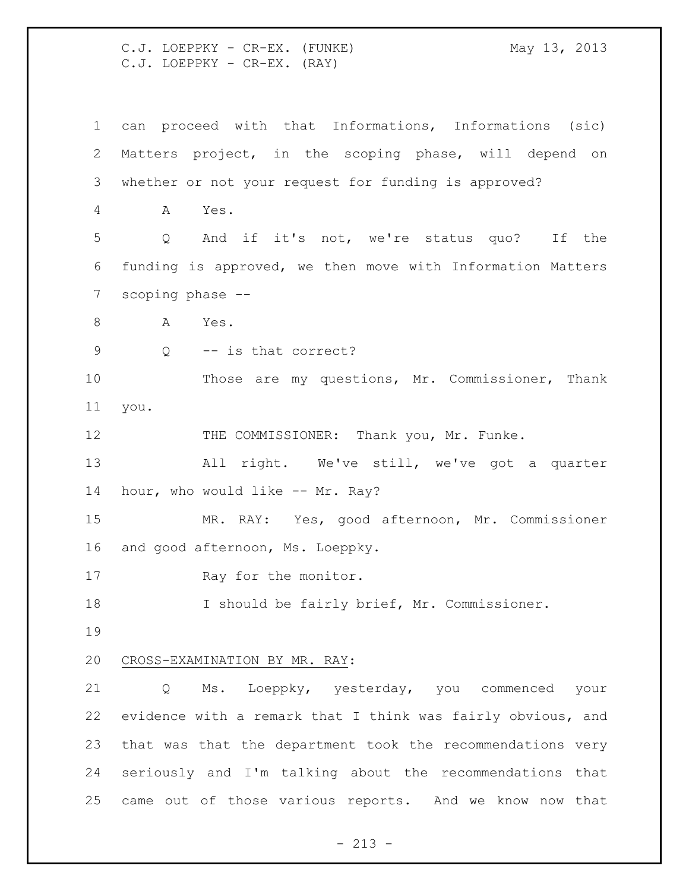can proceed with that Informations, Informations (sic) Matters project, in the scoping phase, will depend on whether or not your request for funding is approved?

A Yes.

Q And if it's not, we're status quo? If the funding is approved, we then move with Information Matters scoping phase --

A Yes.

Q -- is that correct?

Those are my questions, Mr. Commissioner, Thank you.

THE COMMISSIONER: Thank you, Mr. Funke.

All right. We've still, we've got a quarter hour, who would like -- Mr. Ray?

MR. RAY: Yes, good afternoon, Mr. Commissioner and good afternoon, Ms. Loeppky.

Ray for the monitor.

I should be fairly brief, Mr. Commissioner.

CROSS-EXAMINATION BY MR. RAY:

Q Ms. Loeppky, yesterday, you commenced your evidence with a remark that I think was fairly obvious, and that was that the department took the recommendations very seriously and I'm talking about the recommendations that came out of those various reports. And we know now that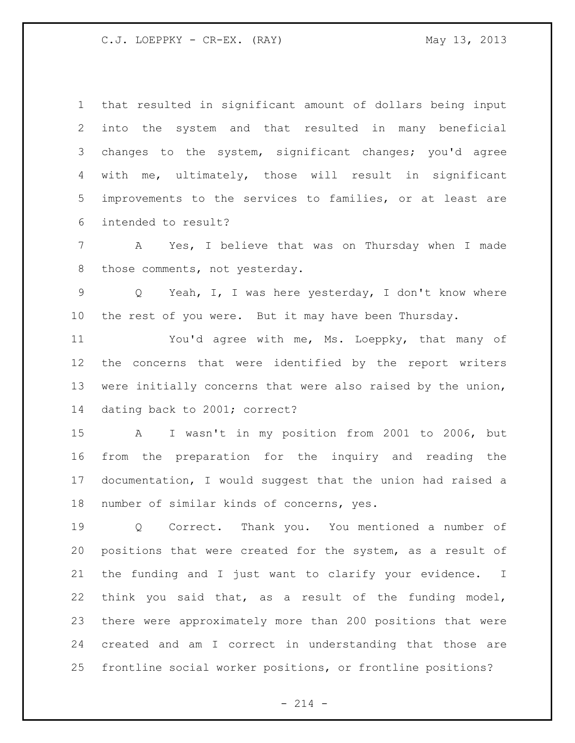that resulted in significant amount of dollars being input into the system and that resulted in many beneficial changes to the system, significant changes; you'd agree with me, ultimately, those will result in significant improvements to the services to families, or at least are intended to result?

A Yes, I believe that was on Thursday when I made those comments, not yesterday.

Q Yeah, I, I was here yesterday, I don't know where the rest of you were. But it may have been Thursday.

You'd agree with me, Ms. Loeppky, that many of the concerns that were identified by the report writers were initially concerns that were also raised by the union, dating back to 2001; correct?

A I wasn't in my position from 2001 to 2006, but from the preparation for the inquiry and reading the documentation, I would suggest that the union had raised a number of similar kinds of concerns, yes.

Q Correct. Thank you. You mentioned a number of positions that were created for the system, as a result of the funding and I just want to clarify your evidence. I think you said that, as a result of the funding model, there were approximately more than 200 positions that were created and am I correct in understanding that those are frontline social worker positions, or frontline positions?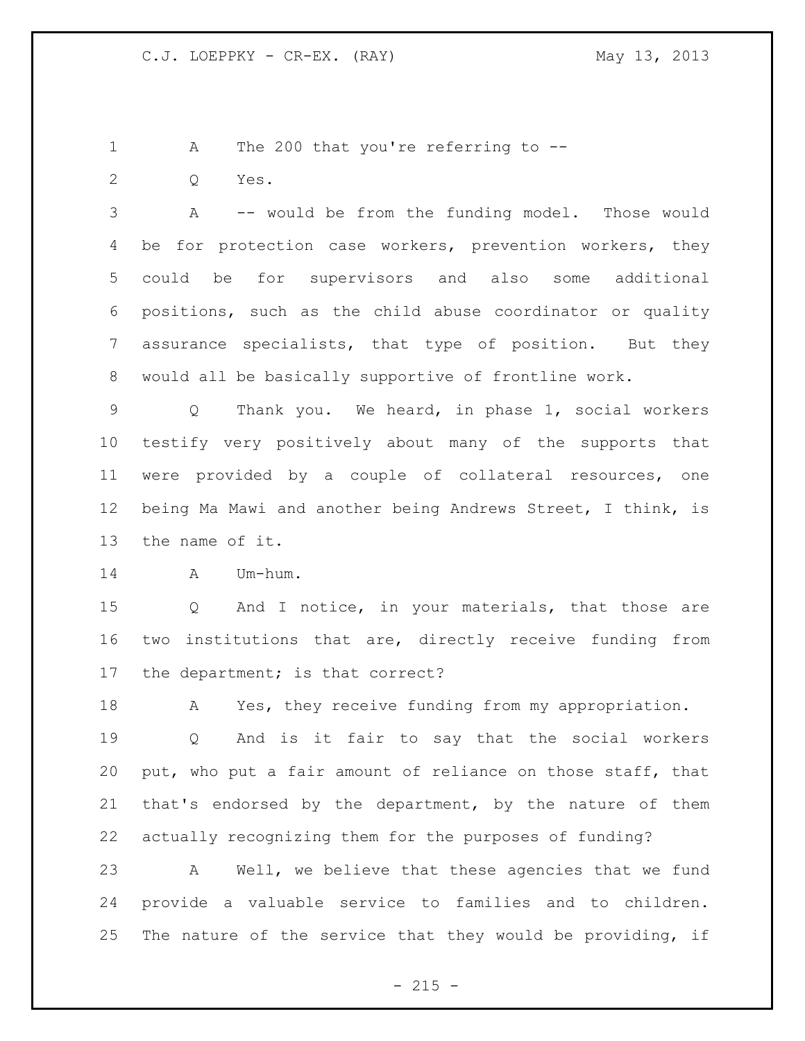A The 200 that you're referring to --

Q Yes.

A -- would be from the funding model. Those would be for protection case workers, prevention workers, they could be for supervisors and also some additional positions, such as the child abuse coordinator or quality assurance specialists, that type of position. But they would all be basically supportive of frontline work.

Q Thank you. We heard, in phase 1, social workers testify very positively about many of the supports that were provided by a couple of collateral resources, one being Ma Mawi and another being Andrews Street, I think, is the name of it.

A Um-hum.

Q And I notice, in your materials, that those are two institutions that are, directly receive funding from the department; is that correct?

A Yes, they receive funding from my appropriation.

Q And is it fair to say that the social workers put, who put a fair amount of reliance on those staff, that that's endorsed by the department, by the nature of them actually recognizing them for the purposes of funding?

A Well, we believe that these agencies that we fund provide a valuable service to families and to children. The nature of the service that they would be providing, if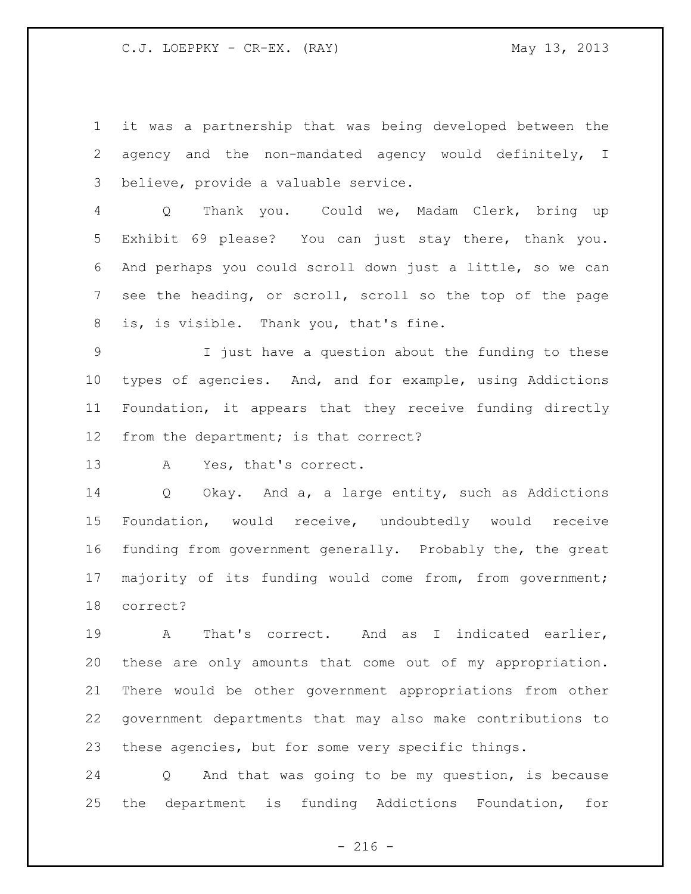it was a partnership that was being developed between the agency and the non-mandated agency would definitely, I believe, provide a valuable service.

Q Thank you. Could we, Madam Clerk, bring up Exhibit 69 please? You can just stay there, thank you. And perhaps you could scroll down just a little, so we can see the heading, or scroll, scroll so the top of the page is, is visible. Thank you, that's fine.

I just have a question about the funding to these types of agencies. And, and for example, using Addictions Foundation, it appears that they receive funding directly from the department; is that correct?

A Yes, that's correct.

Q Okay. And a, a large entity, such as Addictions Foundation, would receive, undoubtedly would receive funding from government generally. Probably the, the great majority of its funding would come from, from government; correct?

A That's correct. And as I indicated earlier, these are only amounts that come out of my appropriation. There would be other government appropriations from other government departments that may also make contributions to these agencies, but for some very specific things.

Q And that was going to be my question, is because the department is funding Addictions Foundation, for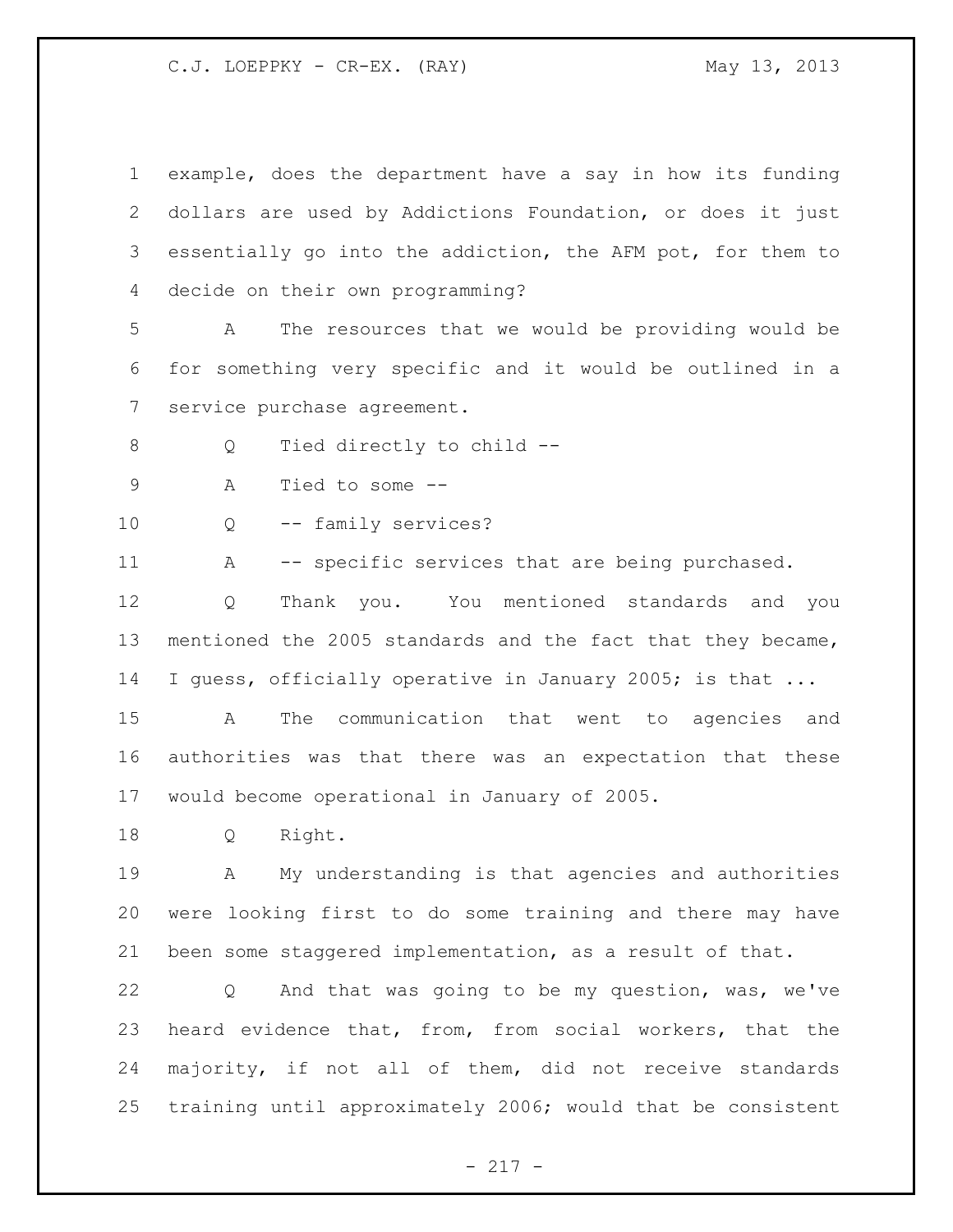example, does the department have a say in how its funding dollars are used by Addictions Foundation, or does it just essentially go into the addiction, the AFM pot, for them to decide on their own programming?

A The resources that we would be providing would be for something very specific and it would be outlined in a service purchase agreement.

Q Tied directly to child --

A Tied to some --

Q -- family services?

A -- specific services that are being purchased.

Q Thank you. You mentioned standards and you mentioned the 2005 standards and the fact that they became, I guess, officially operative in January 2005; is that ...

A The communication that went to agencies and authorities was that there was an expectation that these would become operational in January of 2005.

Q Right.

A My understanding is that agencies and authorities were looking first to do some training and there may have been some staggered implementation, as a result of that.

Q And that was going to be my question, was, we've heard evidence that, from, from social workers, that the majority, if not all of them, did not receive standards training until approximately 2006; would that be consistent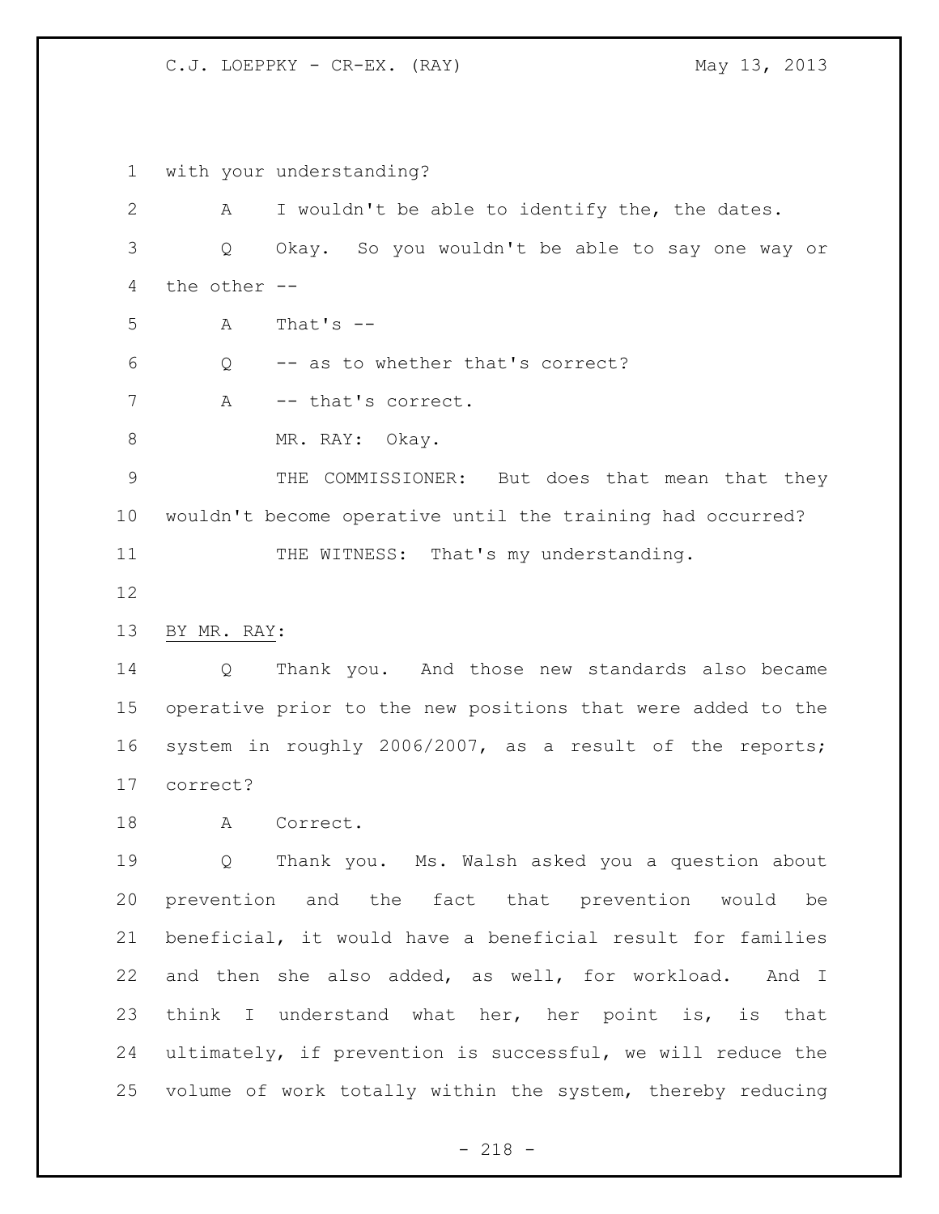with your understanding?

A I wouldn't be able to identify the, the dates.

Q Okay. So you wouldn't be able to say one way or the other --

A That's --

Q -- as to whether that's correct?

A -- that's correct.

MR. RAY: Okay.

THE COMMISSIONER: But does that mean that they wouldn't become operative until the training had occurred?

THE WITNESS: That's my understanding.

BY MR. RAY:

Q Thank you. And those new standards also became operative prior to the new positions that were added to the system in roughly 2006/2007, as a result of the reports; correct?

A Correct.

Q Thank you. Ms. Walsh asked you a question about prevention and the fact that prevention would be beneficial, it would have a beneficial result for families and then she also added, as well, for workload. And I think I understand what her, her point is, is that ultimately, if prevention is successful, we will reduce the volume of work totally within the system, thereby reducing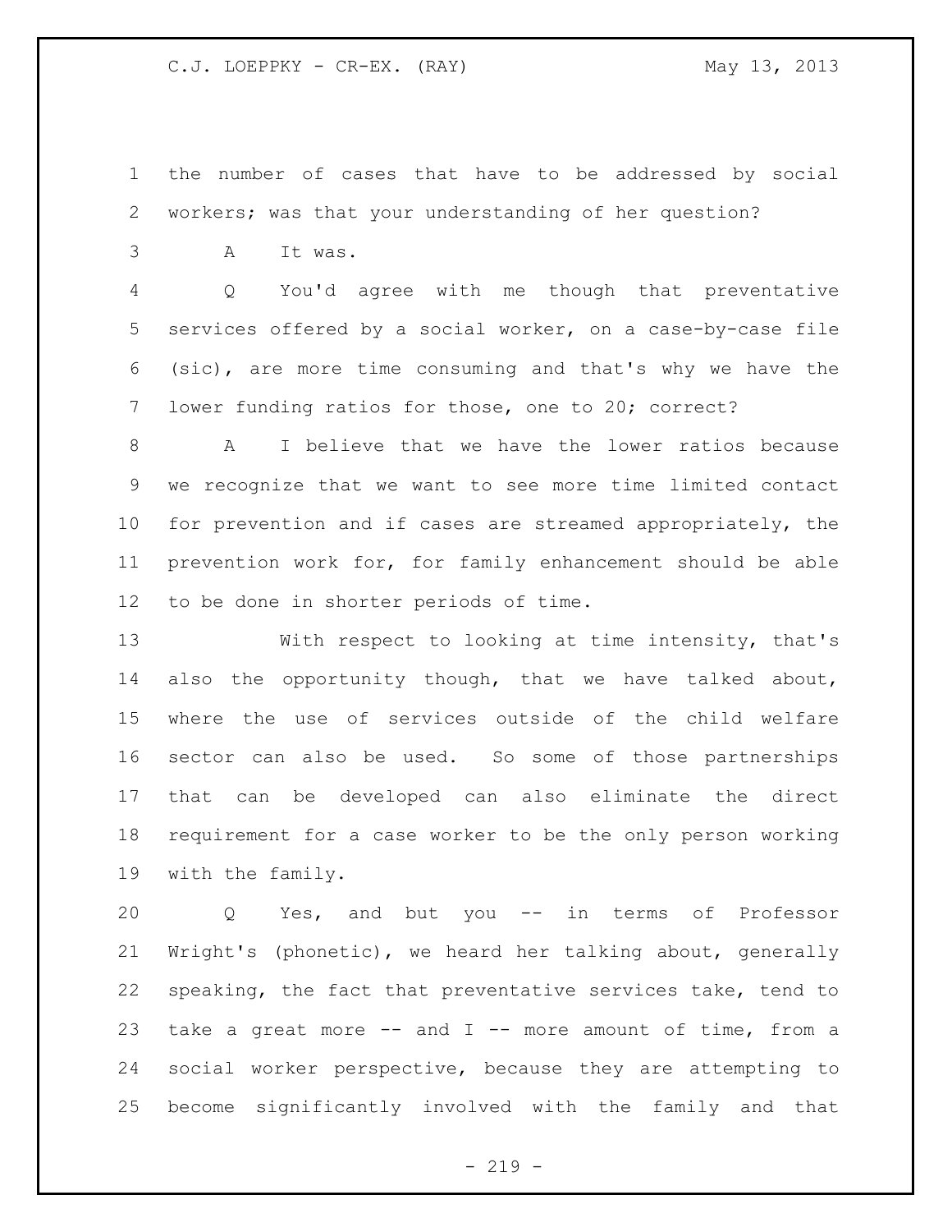the number of cases that have to be addressed by social workers; was that your understanding of her question?

A It was.

Q You'd agree with me though that preventative services offered by a social worker, on a case-by-case file (sic), are more time consuming and that's why we have the lower funding ratios for those, one to 20; correct?

A I believe that we have the lower ratios because we recognize that we want to see more time limited contact for prevention and if cases are streamed appropriately, the prevention work for, for family enhancement should be able to be done in shorter periods of time.

With respect to looking at time intensity, that's also the opportunity though, that we have talked about, where the use of services outside of the child welfare sector can also be used. So some of those partnerships that can be developed can also eliminate the direct requirement for a case worker to be the only person working with the family.

Q Yes, and but you -- in terms of Professor Wright's (phonetic), we heard her talking about, generally speaking, the fact that preventative services take, tend to take a great more -- and I -- more amount of time, from a social worker perspective, because they are attempting to become significantly involved with the family and that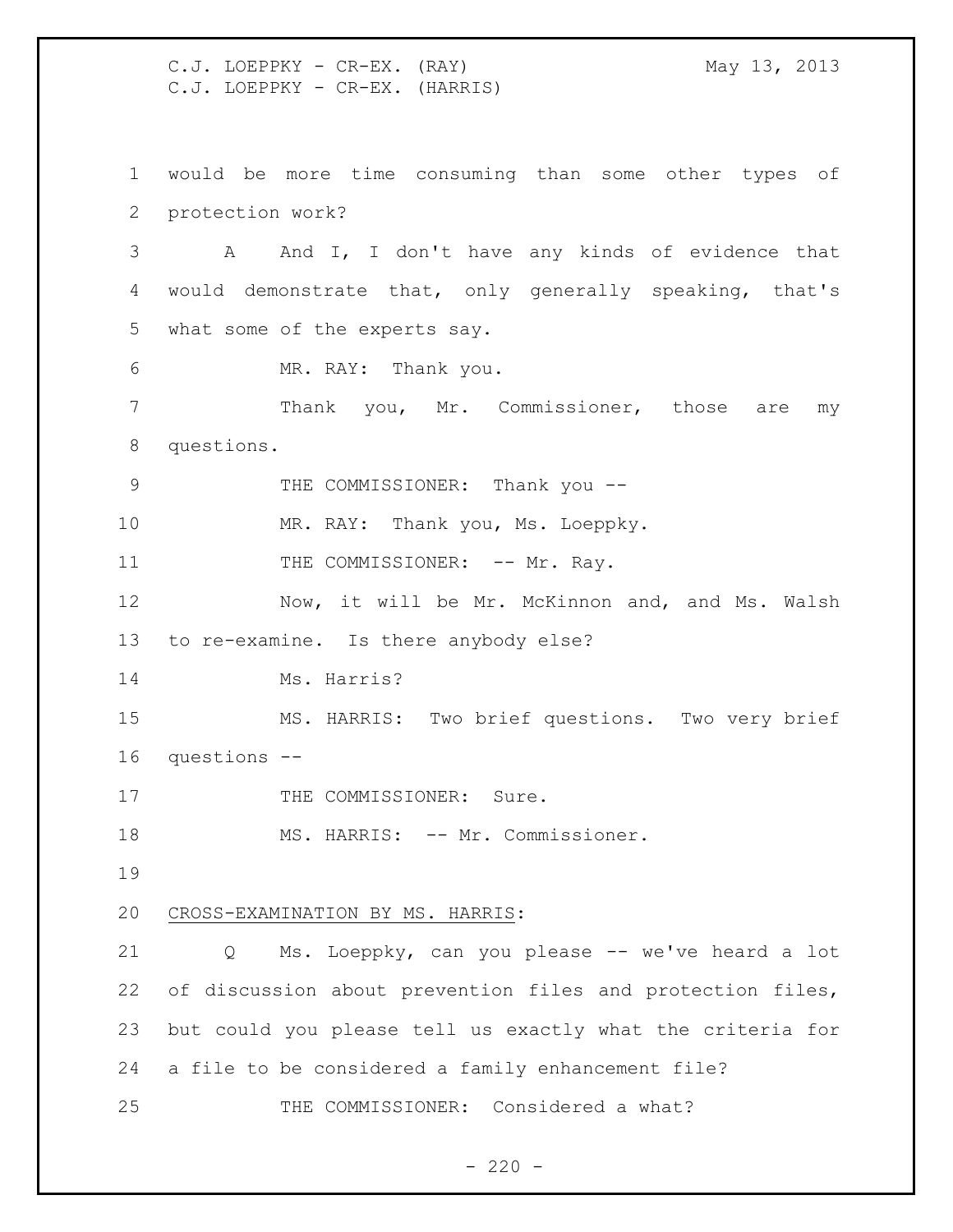would be more time consuming than some other types of protection work?

A And I, I don't have any kinds of evidence that would demonstrate that, only generally speaking, that's what some of the experts say.

MR. RAY: Thank you.

Thank you, Mr. Commissioner, those are my questions.

THE COMMISSIONER: Thank you --

MR. RAY: Thank you, Ms. Loeppky.

THE COMMISSIONER: -- Mr. Ray.

Now, it will be Mr. McKinnon and, and Ms. Walsh to re-examine. Is there anybody else?

Ms. Harris?

MS. HARRIS: Two brief questions. Two very brief questions --

THE COMMISSIONER: Sure.

MS. HARRIS: -- Mr. Commissioner.

CROSS-EXAMINATION BY MS. HARRIS:

Q Ms. Loeppky, can you please -- we've heard a lot of discussion about prevention files and protection files, but could you please tell us exactly what the criteria for a file to be considered a family enhancement file?

THE COMMISSIONER: Considered a what?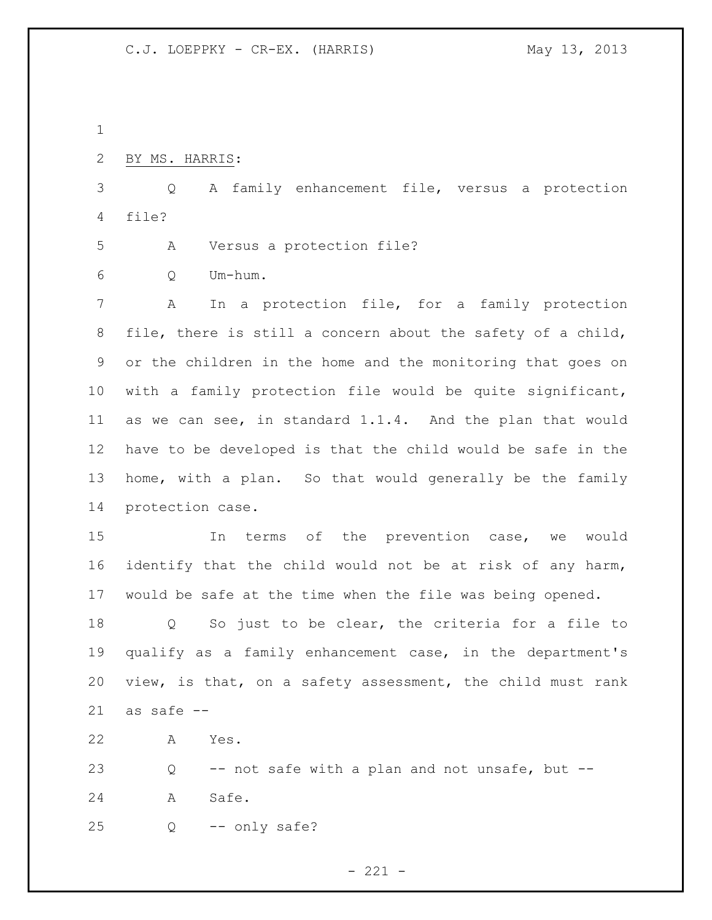BY MS. HARRIS:

Q A family enhancement file, versus a protection file?

A Versus a protection file?

Q Um-hum.

A In a protection file, for a family protection file, there is still a concern about the safety of a child, or the children in the home and the monitoring that goes on with a family protection file would be quite significant, as we can see, in standard 1.1.4. And the plan that would have to be developed is that the child would be safe in the home, with a plan. So that would generally be the family protection case.

In terms of the prevention case, we would identify that the child would not be at risk of any harm, would be safe at the time when the file was being opened.

Q So just to be clear, the criteria for a file to qualify as a family enhancement case, in the department's view, is that, on a safety assessment, the child must rank as safe --

A Yes.

Q -- not safe with a plan and not unsafe, but --

A Safe.

Q -- only safe?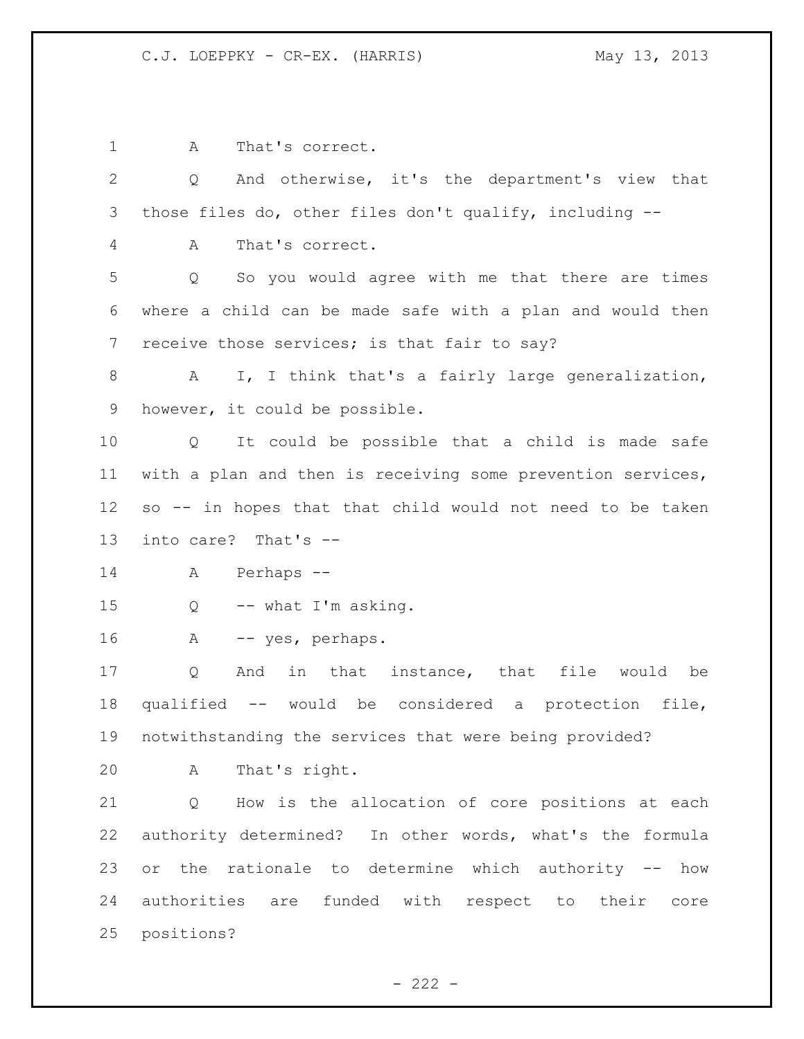A That's correct.

Q And otherwise, it's the department's view that those files do, other files don't qualify, including --

A That's correct.

Q So you would agree with me that there are times where a child can be made safe with a plan and would then receive those services; is that fair to say?

A I, I think that's a fairly large generalization, however, it could be possible.

Q It could be possible that a child is made safe with a plan and then is receiving some prevention services, so -- in hopes that that child would not need to be taken into care? That's --

A Perhaps --

Q -- what I'm asking.

A -- yes, perhaps.

Q And in that instance, that file would be qualified -- would be considered a protection file, notwithstanding the services that were being provided?

A That's right.

Q How is the allocation of core positions at each authority determined? In other words, what's the formula or the rationale to determine which authority -- how authorities are funded with respect to their core positions?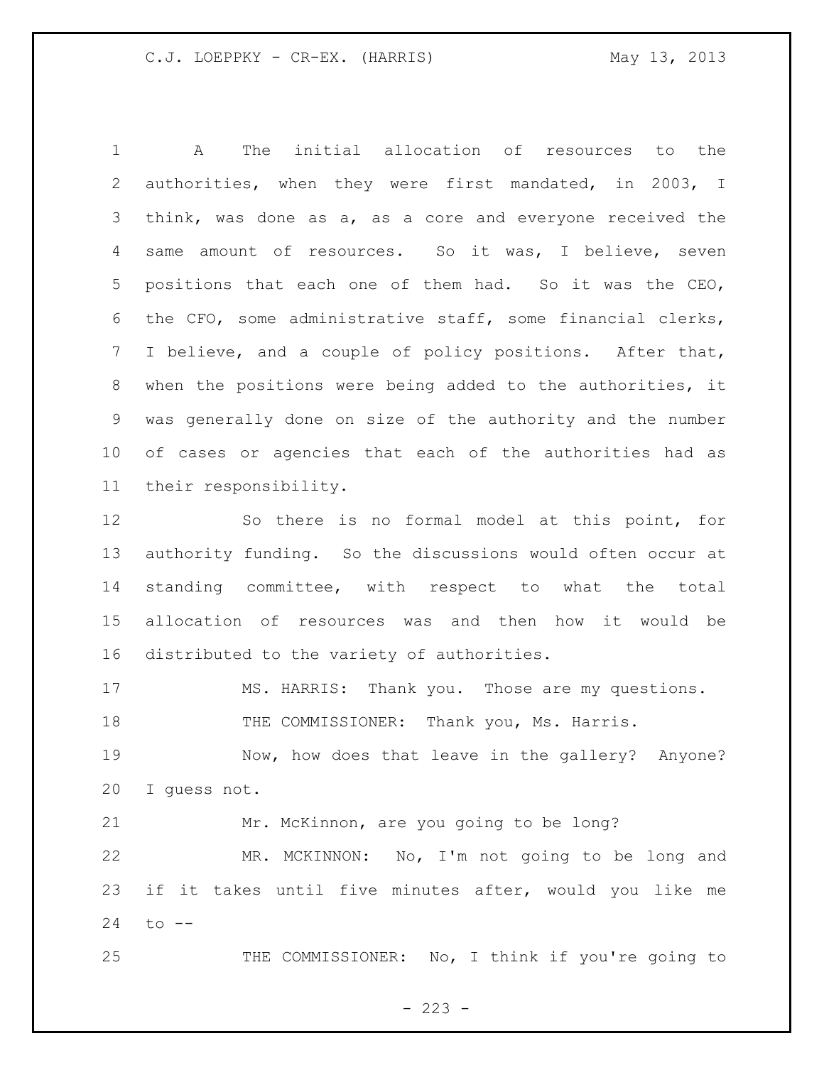A The initial allocation of resources to the authorities, when they were first mandated, in 2003, I think, was done as a, as a core and everyone received the same amount of resources. So it was, I believe, seven positions that each one of them had. So it was the CEO, the CFO, some administrative staff, some financial clerks, I believe, and a couple of policy positions. After that, when the positions were being added to the authorities, it was generally done on size of the authority and the number of cases or agencies that each of the authorities had as their responsibility.

So there is no formal model at this point, for authority funding. So the discussions would often occur at standing committee, with respect to what the total allocation of resources was and then how it would be distributed to the variety of authorities.

MS. HARRIS: Thank you. Those are my questions.

THE COMMISSIONER: Thank you, Ms. Harris.

Now, how does that leave in the gallery? Anyone? I guess not.

Mr. McKinnon, are you going to be long?

MR. MCKINNON: No, I'm not going to be long and if it takes until five minutes after, would you like me to --

THE COMMISSIONER: No, I think if you're going to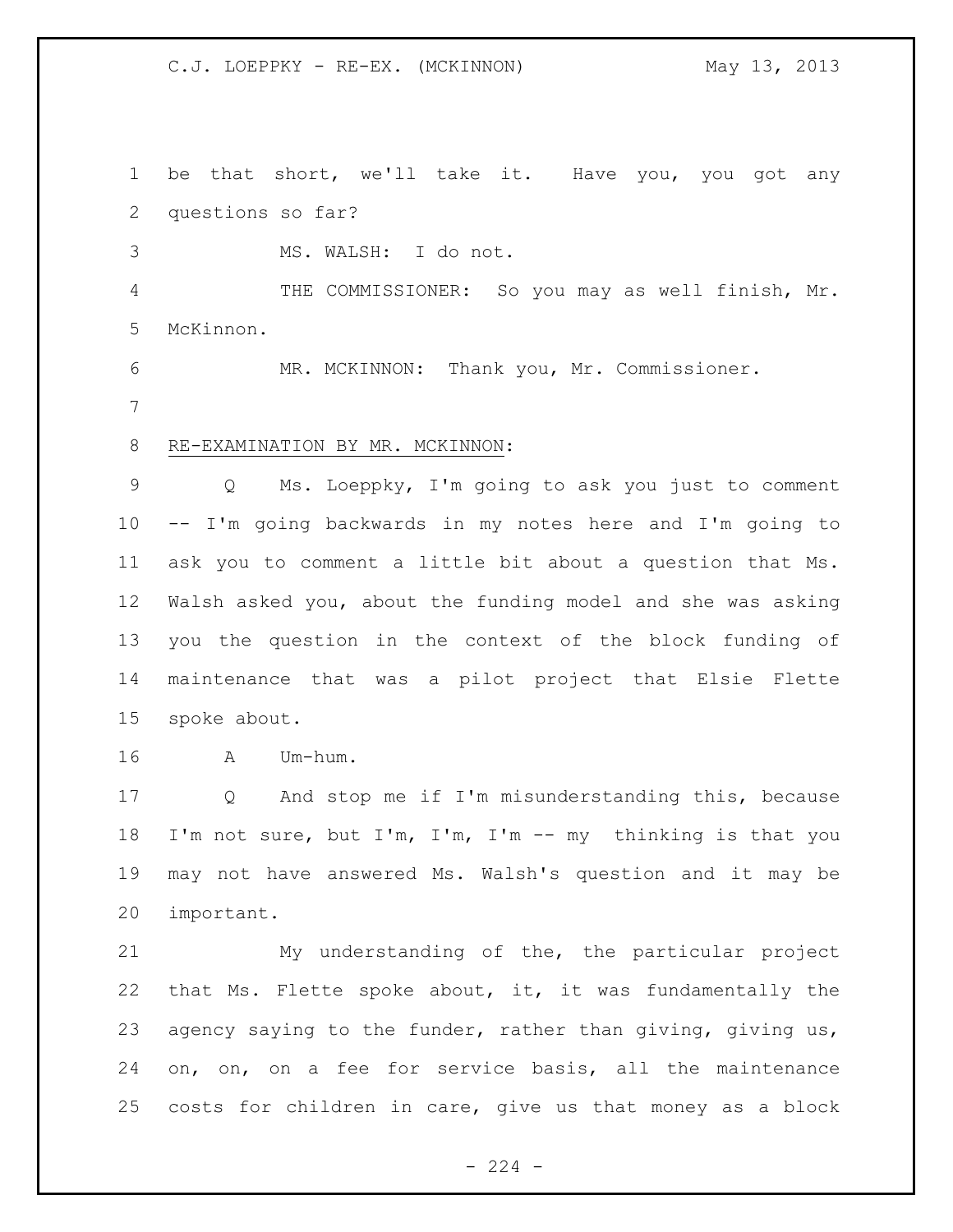be that short, we'll take it. Have you, you got any questions so far?

MS. WALSH: I do not.

THE COMMISSIONER: So you may as well finish, Mr. McKinnon.

MR. MCKINNON: Thank you, Mr. Commissioner.

RE-EXAMINATION BY MR. MCKINNON:

Q Ms. Loeppky, I'm going to ask you just to comment -- I'm going backwards in my notes here and I'm going to ask you to comment a little bit about a question that Ms. Walsh asked you, about the funding model and she was asking you the question in the context of the block funding of maintenance that was a pilot project that Elsie Flette spoke about.

A Um-hum.

Q And stop me if I'm misunderstanding this, because I'm not sure, but I'm, I'm, I'm -- my thinking is that you may not have answered Ms. Walsh's question and it may be important.

My understanding of the, the particular project that Ms. Flette spoke about, it, it was fundamentally the agency saying to the funder, rather than giving, giving us, on, on, on a fee for service basis, all the maintenance costs for children in care, give us that money as a block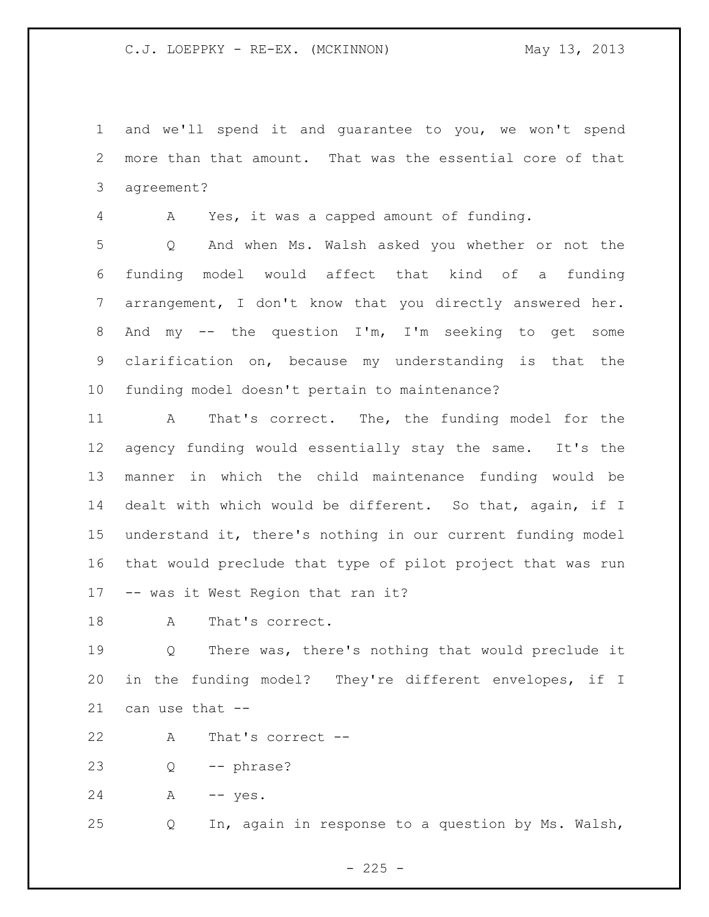and we'll spend it and guarantee to you, we won't spend more than that amount. That was the essential core of that agreement?

A Yes, it was a capped amount of funding.

Q And when Ms. Walsh asked you whether or not the funding model would affect that kind of a funding arrangement, I don't know that you directly answered her. And my -- the question I'm, I'm seeking to get some clarification on, because my understanding is that the funding model doesn't pertain to maintenance?

A That's correct. The, the funding model for the agency funding would essentially stay the same. It's the manner in which the child maintenance funding would be dealt with which would be different. So that, again, if I understand it, there's nothing in our current funding model that would preclude that type of pilot project that was run -- was it West Region that ran it?

A That's correct.

Q There was, there's nothing that would preclude it in the funding model? They're different envelopes, if I can use that --

A That's correct --

Q -- phrase?

A -- yes.

Q In, again in response to a question by Ms. Walsh,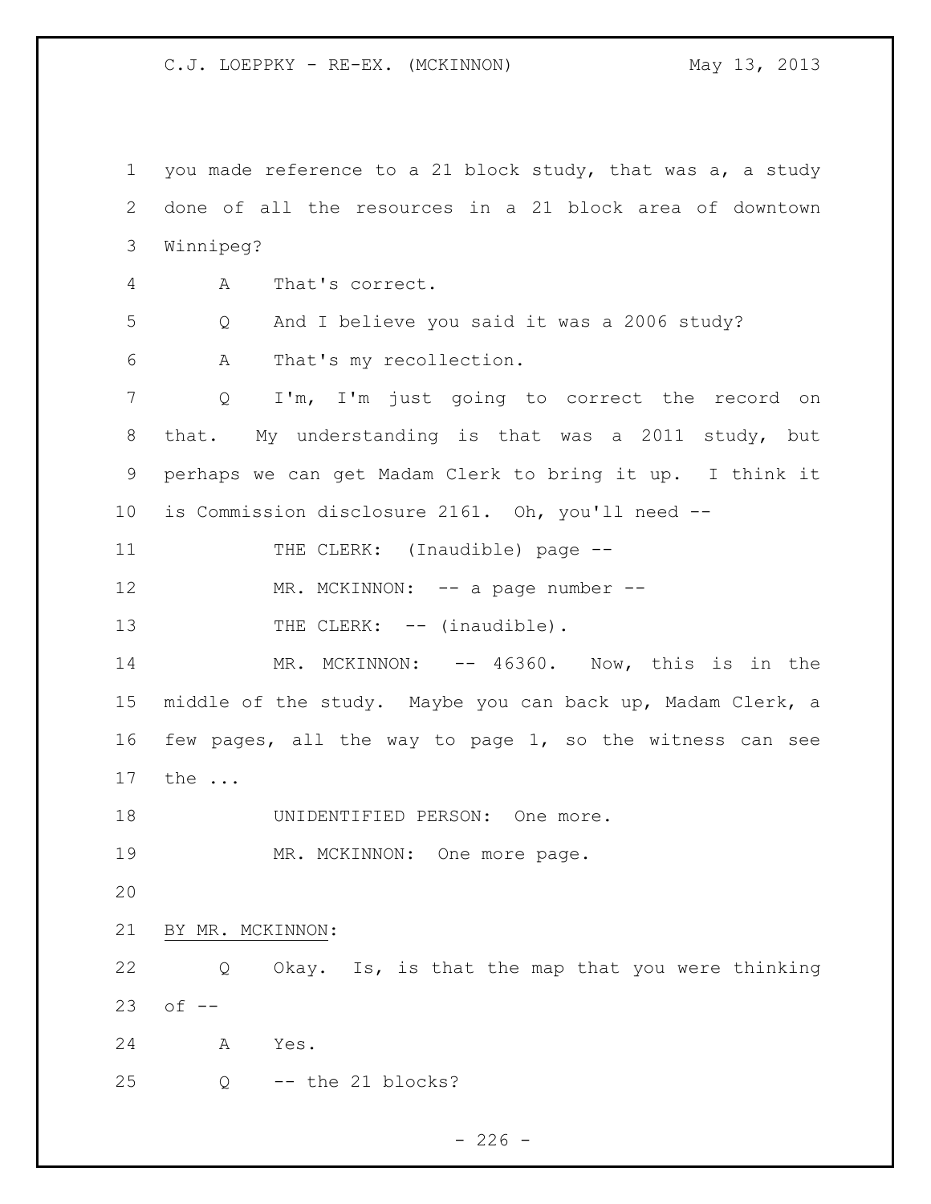1 you made reference to a 21 block study, that was a, a study
2 done of all the resources in a 21 block area of downtown
3 Winnipeg?

4 A That's correct.

5 Q And I believe you said it was a 2006 study?

6 A That's my recollection.

7 Q I'm, I'm just going to correct the record on
8 that. My understanding is that was a 2011 study, but
9 perhaps we can get Madam Clerk to bring it up. I think it
10 is Commission disclosure 2161. Oh, you'll need --

11 THE CLERK: (Inaudible) page --

12 MR. MCKINNON: -- a page number --

13 THE CLERK: -- (inaudible).

14 MR. MCKINNON: -- 46360. Now, this is in the
15 middle of the study. Maybe you can back up, Madam Clerk, a
16 few pages, all the way to page 1, so the witness can see
17 the ...

18 UNIDENTIFIED PERSON: One more.

19 MR. MCKINNON: One more page.

20

21 BY MR. MCKINNON:

22 Q Okay. Is, is that the map that you were thinking
23 of --

24 A Yes.

25 Q -- the 21 blocks?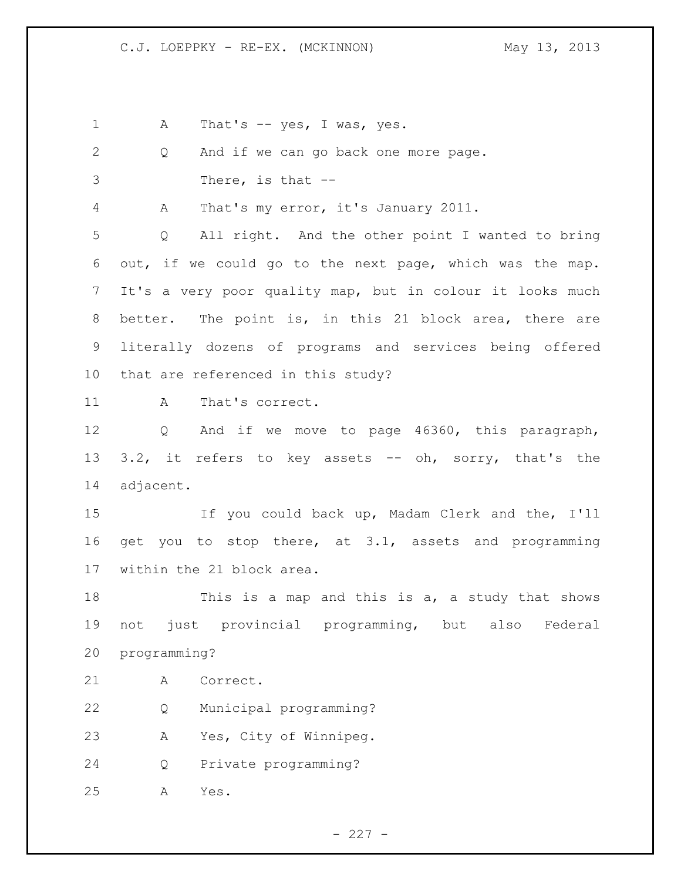A That's -- yes, I was, yes.

Q And if we can go back one more page.

There, is that --

A That's my error, it's January 2011.

Q All right. And the other point I wanted to bring out, if we could go to the next page, which was the map. It's a very poor quality map, but in colour it looks much better. The point is, in this 21 block area, there are literally dozens of programs and services being offered that are referenced in this study?

A That's correct.

Q And if we move to page 46360, this paragraph, 3.2, it refers to key assets -- oh, sorry, that's the adjacent.

If you could back up, Madam Clerk and the, I'll get you to stop there, at 3.1, assets and programming within the 21 block area.

This is a map and this is a, a study that shows not just provincial programming, but also Federal programming?

A Correct.

Q Municipal programming?

A Yes, City of Winnipeg.

Q Private programming?

A Yes.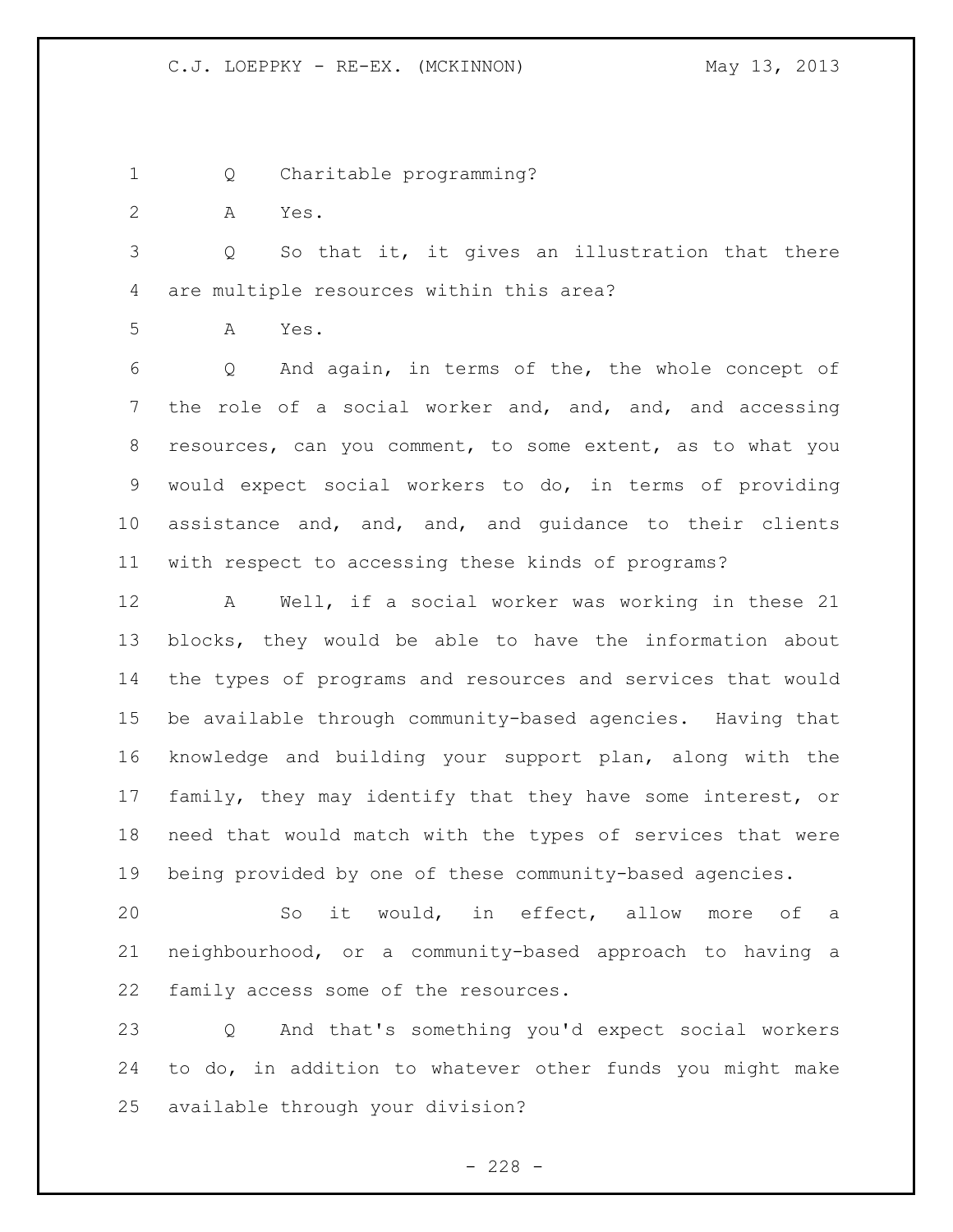Q Charitable programming?

A Yes.

Q So that it, it gives an illustration that there are multiple resources within this area?

A Yes.

Q And again, in terms of the, the whole concept of the role of a social worker and, and, and, and accessing resources, can you comment, to some extent, as to what you would expect social workers to do, in terms of providing assistance and, and, and, and guidance to their clients with respect to accessing these kinds of programs?

A Well, if a social worker was working in these 21 blocks, they would be able to have the information about the types of programs and resources and services that would be available through community-based agencies. Having that knowledge and building your support plan, along with the family, they may identify that they have some interest, or need that would match with the types of services that were being provided by one of these community-based agencies.

So it would, in effect, allow more of a neighbourhood, or a community-based approach to having a family access some of the resources.

Q And that's something you'd expect social workers to do, in addition to whatever other funds you might make available through your division?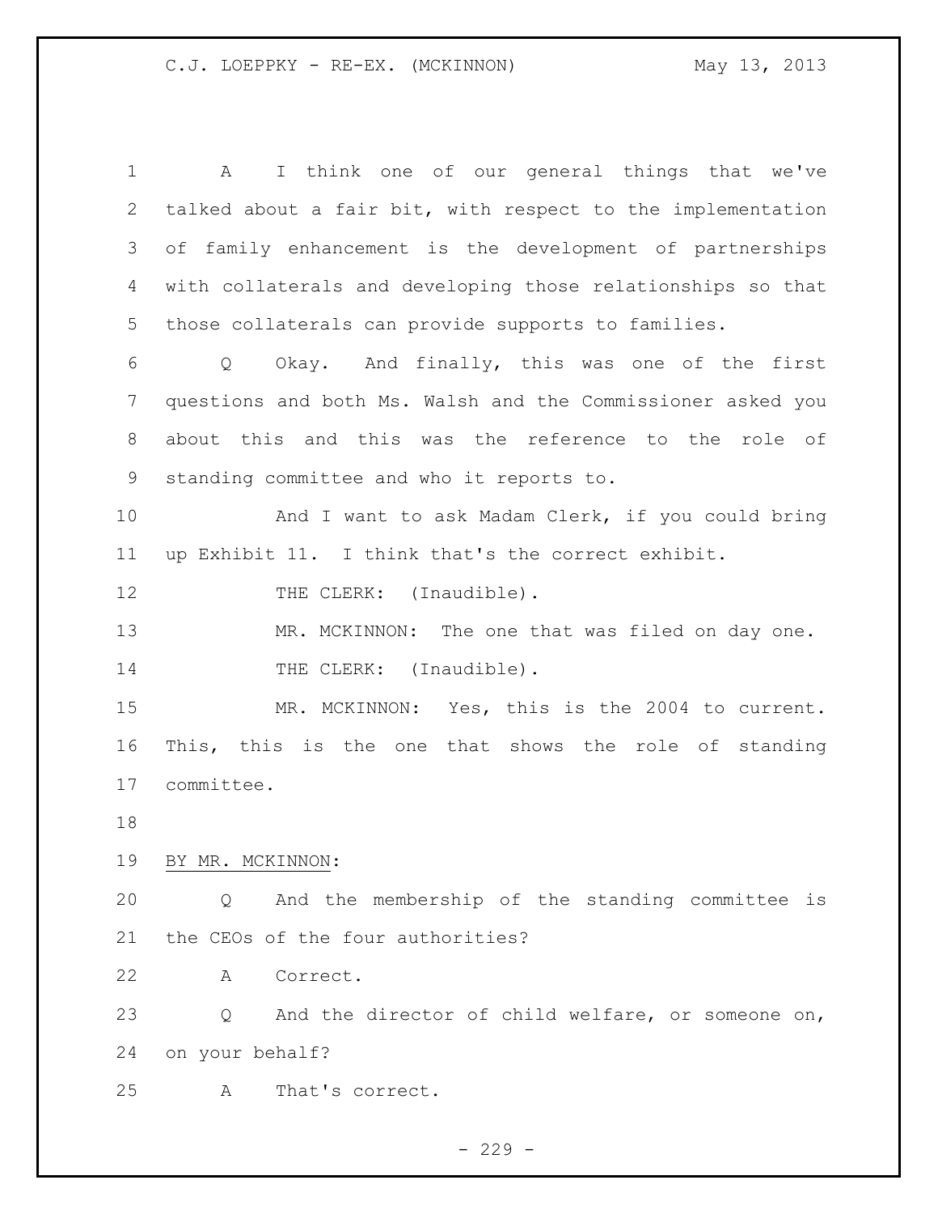A I think one of our general things that we've talked about a fair bit, with respect to the implementation of family enhancement is the development of partnerships with collaterals and developing those relationships so that those collaterals can provide supports to families.

Q Okay. And finally, this was one of the first questions and both Ms. Walsh and the Commissioner asked you about this and this was the reference to the role of standing committee and who it reports to.

And I want to ask Madam Clerk, if you could bring up Exhibit 11. I think that's the correct exhibit.

THE CLERK: (Inaudible).

MR. MCKINNON: The one that was filed on day one.

THE CLERK: (Inaudible).

MR. MCKINNON: Yes, this is the 2004 to current. This, this is the one that shows the role of standing committee.

BY MR. MCKINNON:

Q And the membership of the standing committee is the CEOs of the four authorities?

A Correct.

Q And the director of child welfare, or someone on, on your behalf?

A That's correct.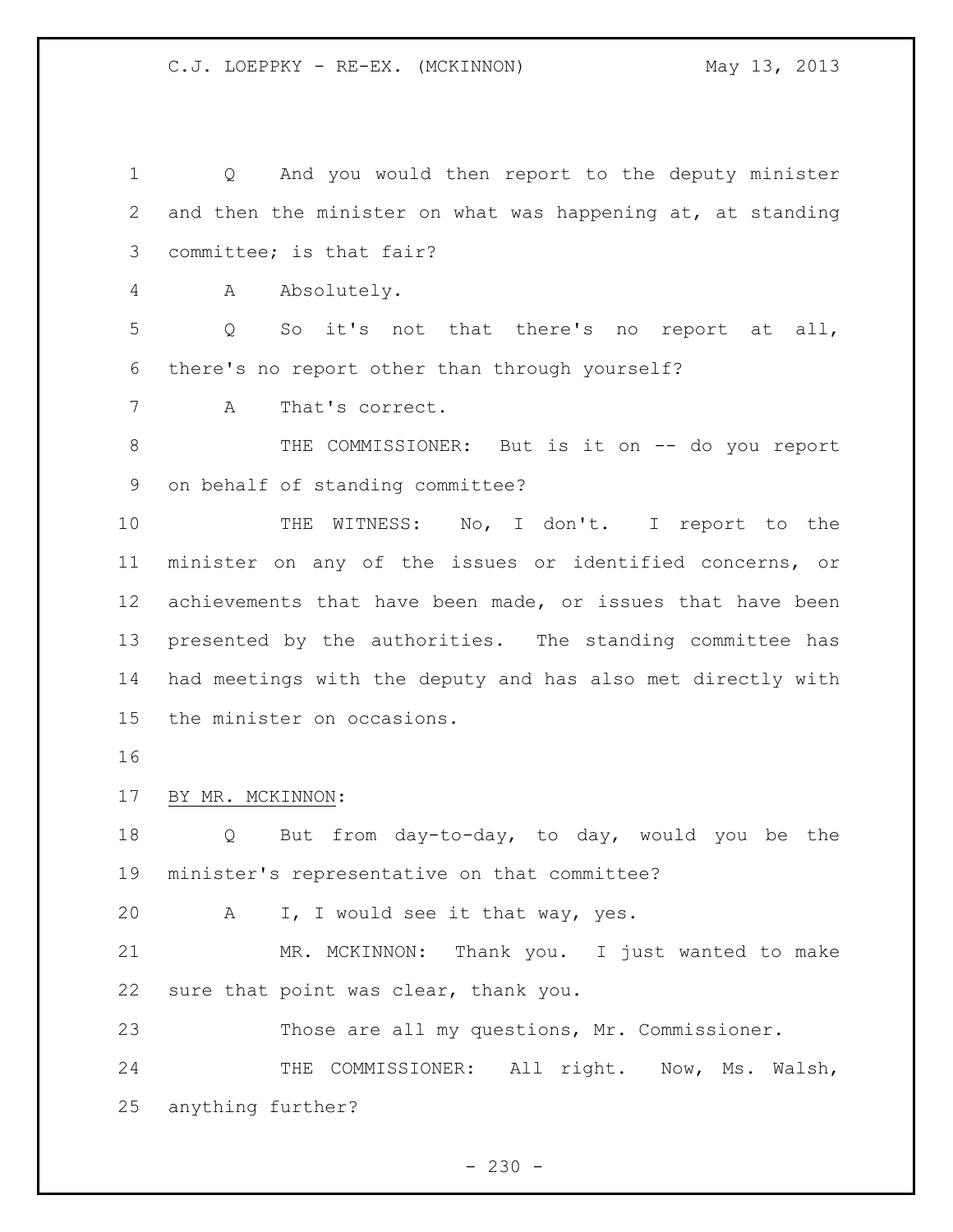Q And you would then report to the deputy minister and then the minister on what was happening at, at standing committee; is that fair?

A Absolutely.

Q So it's not that there's no report at all, there's no report other than through yourself?

A That's correct.

THE COMMISSIONER: But is it on -- do you report on behalf of standing committee?

THE WITNESS: No, I don't. I report to the minister on any of the issues or identified concerns, or achievements that have been made, or issues that have been presented by the authorities. The standing committee has had meetings with the deputy and has also met directly with the minister on occasions.

BY MR. MCKINNON:

Q But from day-to-day, to day, would you be the minister's representative on that committee?

A I, I would see it that way, yes.

MR. MCKINNON: Thank you. I just wanted to make sure that point was clear, thank you.

Those are all my questions, Mr. Commissioner.

THE COMMISSIONER: All right. Now, Ms. Walsh, anything further?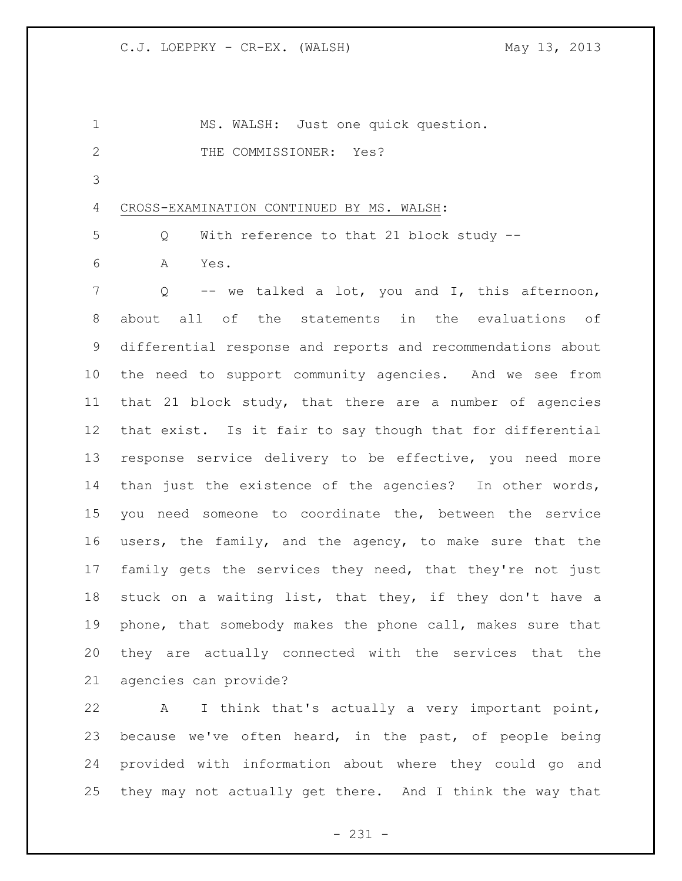MS. WALSH: Just one quick question.

THE COMMISSIONER: Yes?

CROSS-EXAMINATION CONTINUED BY MS. WALSH:

Q With reference to that 21 block study --

A Yes.

Q -- we talked a lot, you and I, this afternoon, about all of the statements in the evaluations of differential response and reports and recommendations about the need to support community agencies. And we see from that 21 block study, that there are a number of agencies that exist. Is it fair to say though that for differential response service delivery to be effective, you need more than just the existence of the agencies? In other words, you need someone to coordinate the, between the service users, the family, and the agency, to make sure that the family gets the services they need, that they're not just stuck on a waiting list, that they, if they don't have a phone, that somebody makes the phone call, makes sure that they are actually connected with the services that the agencies can provide?

A I think that's actually a very important point, because we've often heard, in the past, of people being provided with information about where they could go and they may not actually get there. And I think the way that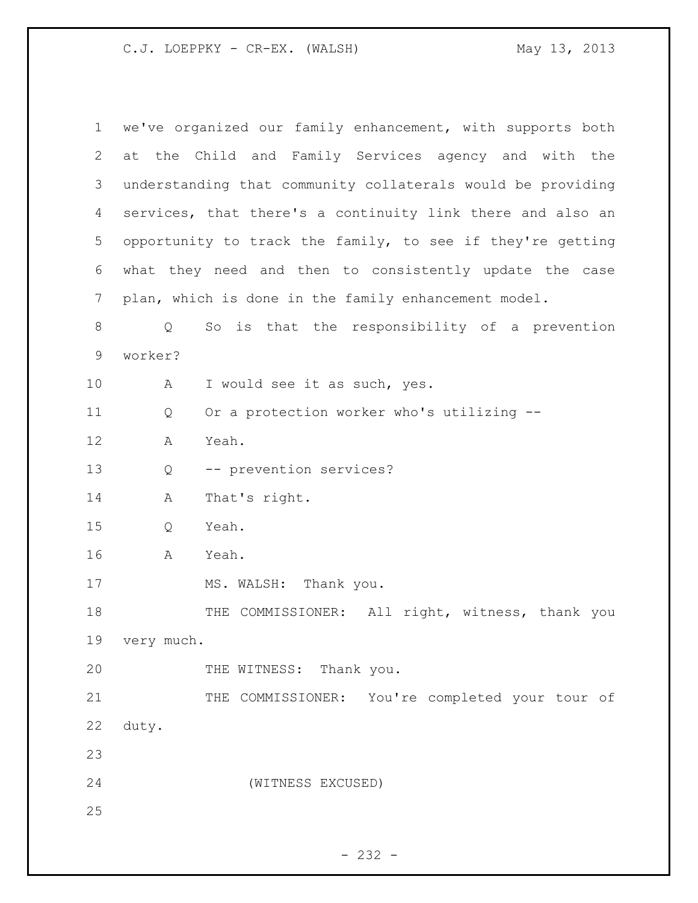we've organized our family enhancement, with supports both at the Child and Family Services agency and with the understanding that community collaterals would be providing services, that there's a continuity link there and also an opportunity to track the family, to see if they're getting what they need and then to consistently update the case plan, which is done in the family enhancement model.

Q So is that the responsibility of a prevention worker?

A I would see it as such, yes.

Q Or a protection worker who's utilizing --

A Yeah.

Q -- prevention services?

A That's right.

Q Yeah.

A Yeah.

MS. WALSH: Thank you.

THE COMMISSIONER: All right, witness, thank you very much.

THE WITNESS: Thank you.

THE COMMISSIONER: You're completed your tour of duty.

(WITNESS EXCUSED)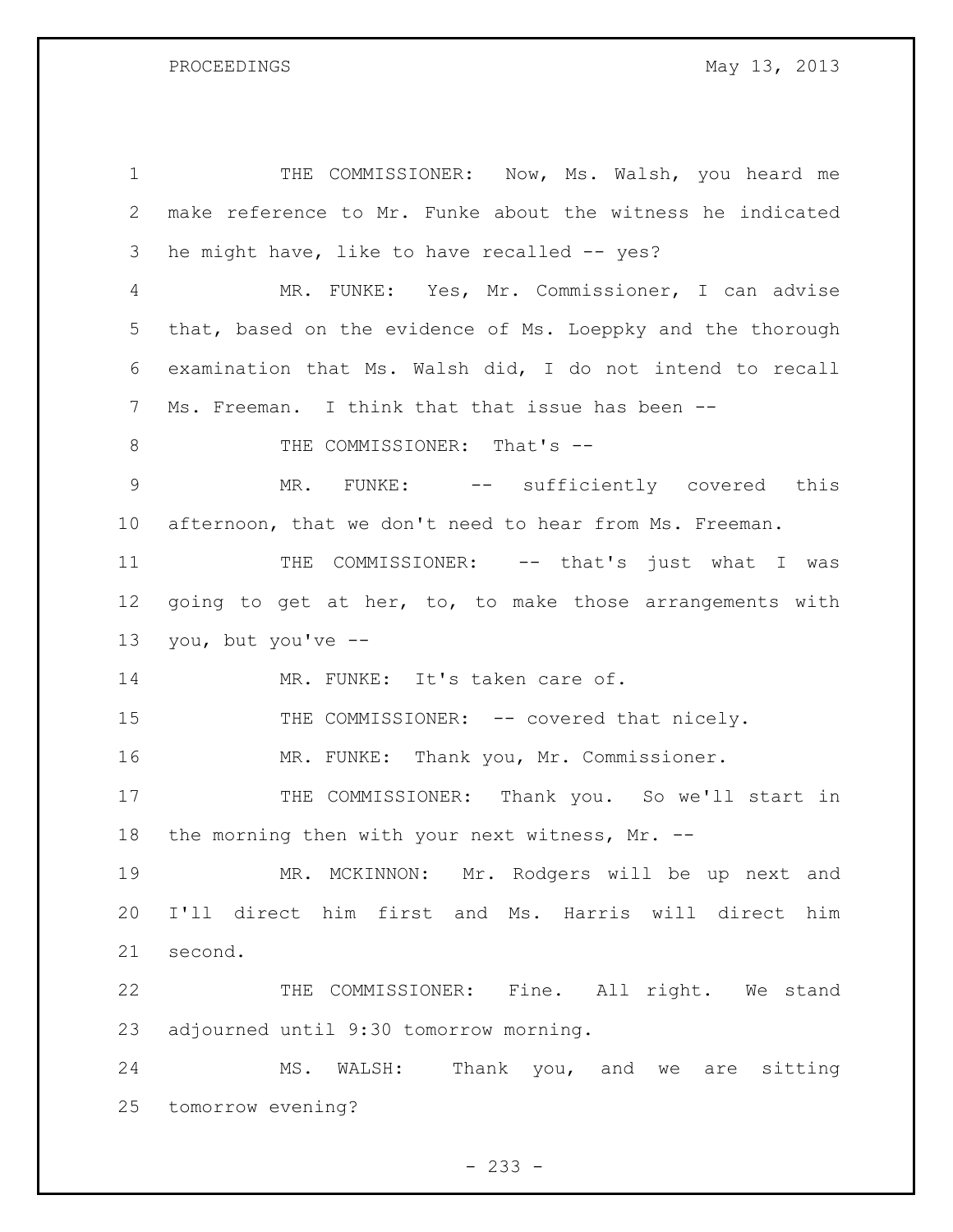THE COMMISSIONER: Now, Ms. Walsh, you heard me make reference to Mr. Funke about the witness he indicated he might have, like to have recalled -- yes?

MR. FUNKE: Yes, Mr. Commissioner, I can advise that, based on the evidence of Ms. Loeppky and the thorough examination that Ms. Walsh did, I do not intend to recall Ms. Freeman. I think that that issue has been --

THE COMMISSIONER: That's --

MR. FUNKE: -- sufficiently covered this afternoon, that we don't need to hear from Ms. Freeman.

THE COMMISSIONER: -- that's just what I was going to get at her, to, to make those arrangements with you, but you've --

MR. FUNKE: It's taken care of.

THE COMMISSIONER: -- covered that nicely.

MR. FUNKE: Thank you, Mr. Commissioner.

THE COMMISSIONER: Thank you. So we'll start in the morning then with your next witness, Mr. --

MR. MCKINNON: Mr. Rodgers will be up next and I'll direct him first and Ms. Harris will direct him second.

THE COMMISSIONER: Fine. All right. We stand adjourned until 9:30 tomorrow morning.

MS. WALSH: Thank you, and we are sitting tomorrow evening?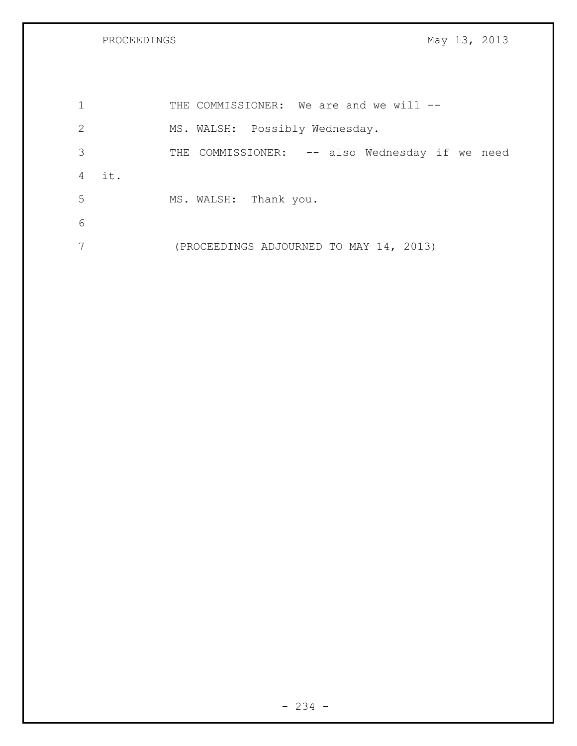THE COMMISSIONER: We are and we will --

MS. WALSH: Possibly Wednesday.

THE COMMISSIONER: -- also Wednesday if we need it.

MS. WALSH: Thank you.

(PROCEEDINGS ADJOURNED TO MAY 14, 2013)